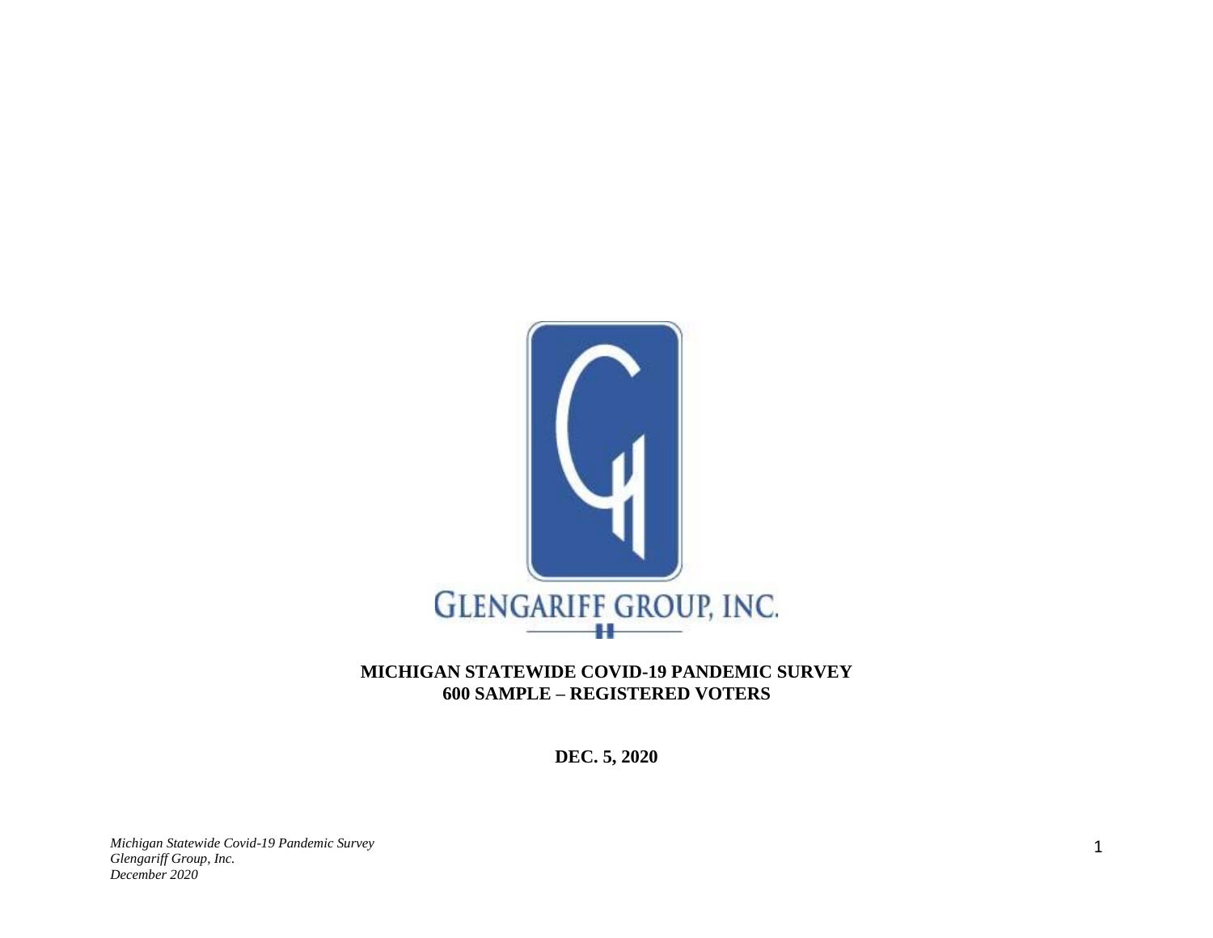GLENGARIFF GROUP, INC.

**MICHIGAN STATEWIDE COVID-19 PANDEMIC SURVEY**
**600 SAMPLE – REGISTERED VOTERS**

**DEC. 5, 2020**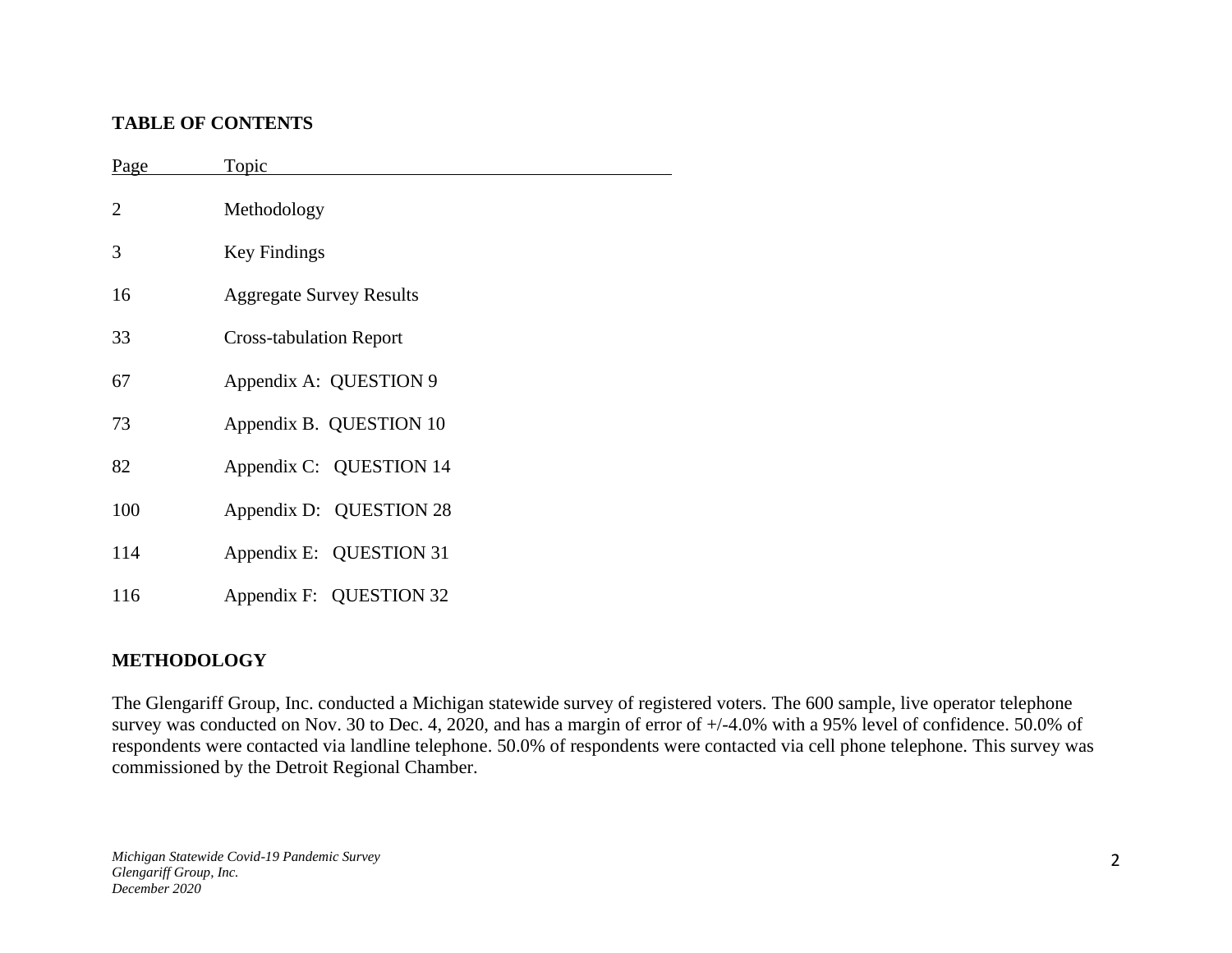## TABLE OF CONTENTS

| Page | Topic |
|---|---|
| 2 | Methodology |
| 3 | Key Findings |
| 16 | Aggregate Survey Results |
| 33 | Cross-tabulation Report |
| 67 | Appendix A: QUESTION 9 |
| 73 | Appendix B. QUESTION 10 |
| 82 | Appendix C: QUESTION 14 |
| 100 | Appendix D: QUESTION 28 |
| 114 | Appendix E: QUESTION 31 |
| 116 | Appendix F: QUESTION 32 |

## METHODOLOGY

The Glengariff Group, Inc. conducted a Michigan statewide survey of registered voters. The 600 sample, live operator telephone survey was conducted on Nov. 30 to Dec. 4, 2020, and has a margin of error of +/-4.0% with a 95% level of confidence. 50.0% of respondents were contacted via landline telephone. 50.0% of respondents were contacted via cell phone telephone. This survey was commissioned by the Detroit Regional Chamber.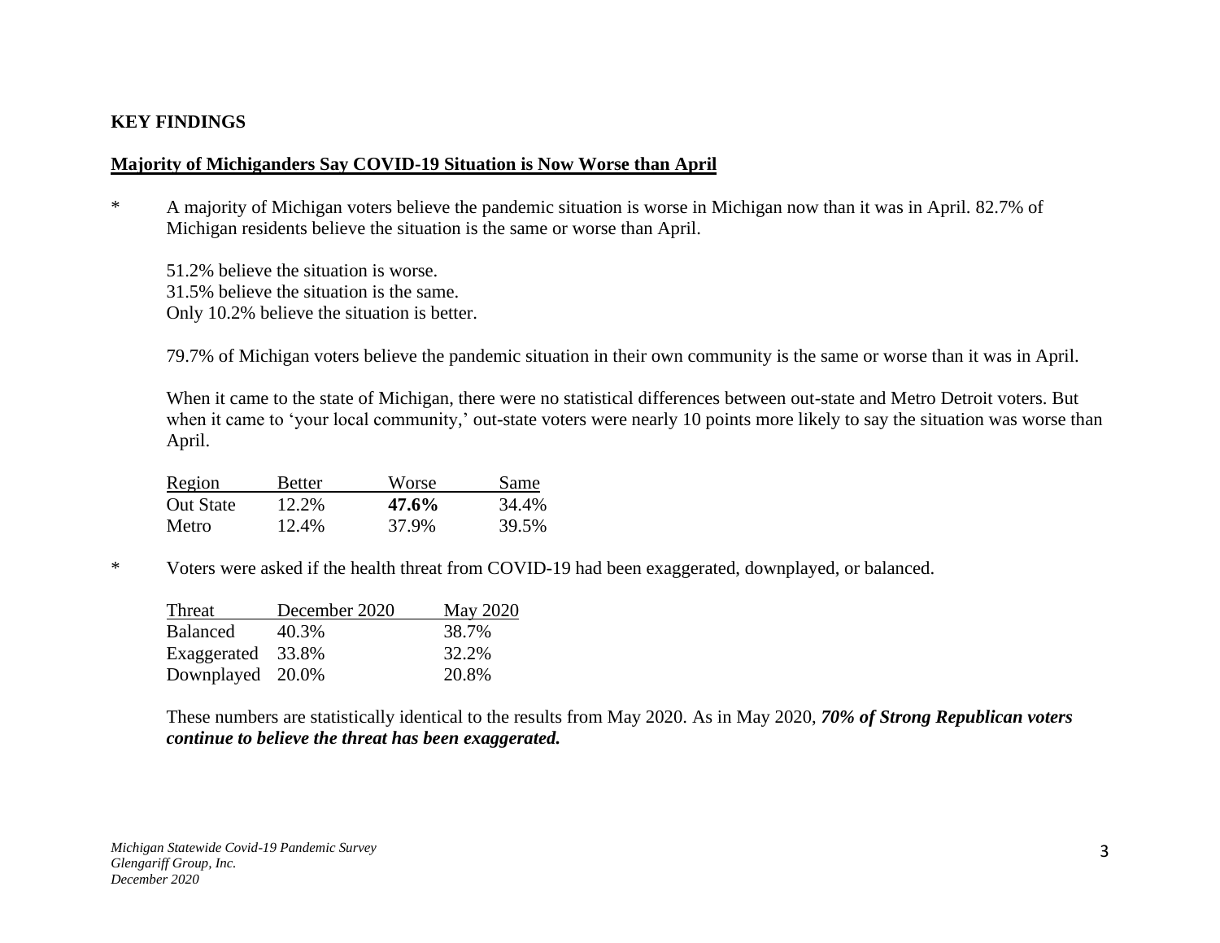## KEY FINDINGS

### Majority of Michiganders Say COVID-19 Situation is Now Worse than April

* A majority of Michigan voters believe the pandemic situation is worse in Michigan now than it was in April. 82.7% of Michigan residents believe the situation is the same or worse than April.

  51.2% believe the situation is worse.
  31.5% believe the situation is the same.
  Only 10.2% believe the situation is better.

  79.7% of Michigan voters believe the pandemic situation in their own community is the same or worse than it was in April.

  When it came to the state of Michigan, there were no statistical differences between out-state and Metro Detroit voters. But when it came to 'your local community,' out-state voters were nearly 10 points more likely to say the situation was worse than April.

| Region | Better | Worse | Same |
|---|---|---|---|
| Out State | 12.2% | **47.6%** | 34.4% |
| Metro | 12.4% | 37.9% | 39.5% |

* Voters were asked if the health threat from COVID-19 had been exaggerated, downplayed, or balanced.

| Threat | December 2020 | May 2020 |
|---|---|---|
| Balanced | 40.3% | 38.7% |
| Exaggerated | 33.8% | 32.2% |
| Downplayed | 20.0% | 20.8% |

  These numbers are statistically identical to the results from May 2020. As in May 2020, ***70% of Strong Republican voters continue to believe the threat has been exaggerated.***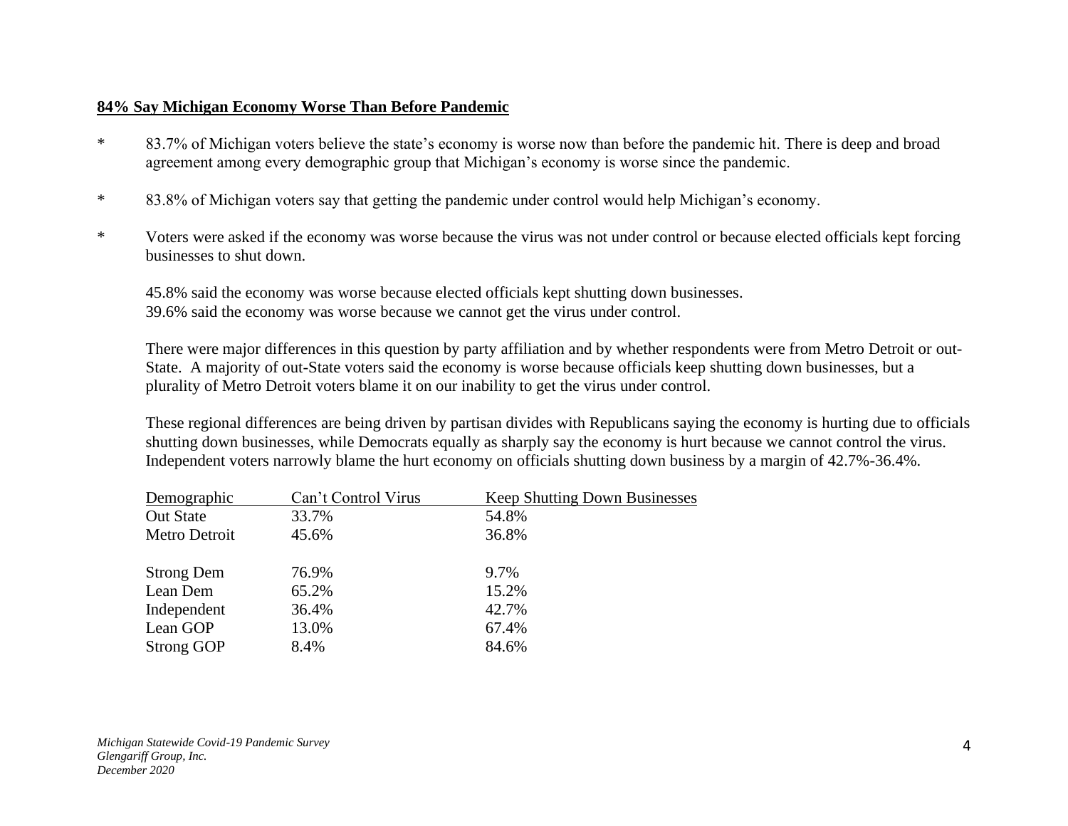**84% Say Michigan Economy Worse Than Before Pandemic**

* 83.7% of Michigan voters believe the state's economy is worse now than before the pandemic hit. There is deep and broad agreement among every demographic group that Michigan's economy is worse since the pandemic.

* 83.8% of Michigan voters say that getting the pandemic under control would help Michigan's economy.

* Voters were asked if the economy was worse because the virus was not under control or because elected officials kept forcing businesses to shut down.

  45.8% said the economy was worse because elected officials kept shutting down businesses.
  39.6% said the economy was worse because we cannot get the virus under control.

  There were major differences in this question by party affiliation and by whether respondents were from Metro Detroit or out-State. A majority of out-State voters said the economy is worse because officials keep shutting down businesses, but a plurality of Metro Detroit voters blame it on our inability to get the virus under control.

  These regional differences are being driven by partisan divides with Republicans saying the economy is hurting due to officials shutting down businesses, while Democrats equally as sharply say the economy is hurt because we cannot control the virus. Independent voters narrowly blame the hurt economy on officials shutting down business by a margin of 42.7%-36.4%.

| Demographic | Can't Control Virus | Keep Shutting Down Businesses |
|---|---|---|
| Out State | 33.7% | 54.8% |
| Metro Detroit | 45.6% | 36.8% |
| | | |
| Strong Dem | 76.9% | 9.7% |
| Lean Dem | 65.2% | 15.2% |
| Independent | 36.4% | 42.7% |
| Lean GOP | 13.0% | 67.4% |
| Strong GOP | 8.4% | 84.6% |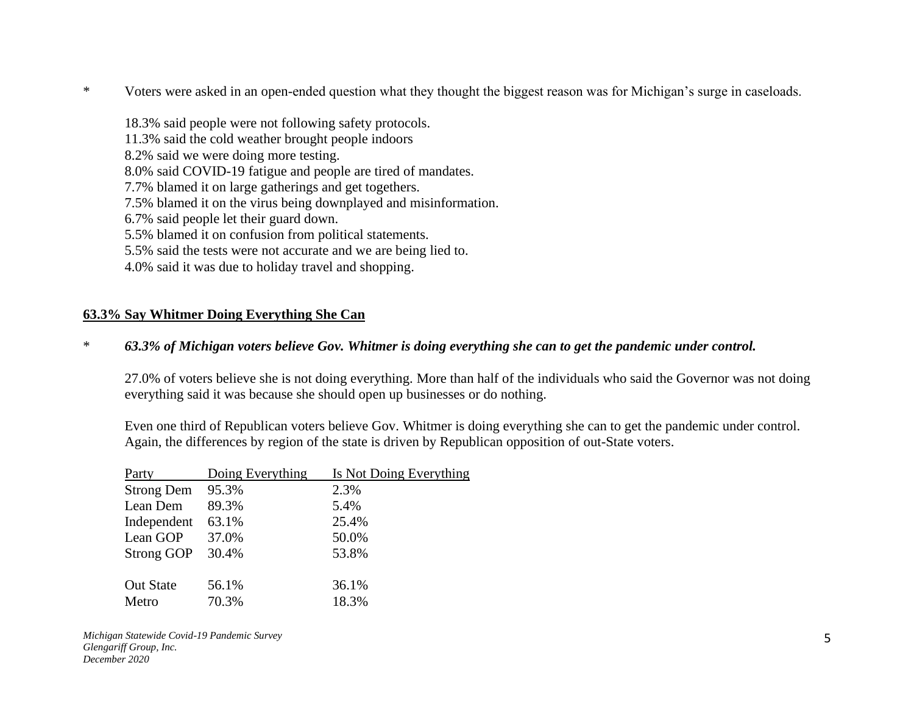* Voters were asked in an open-ended question what they thought the biggest reason was for Michigan's surge in caseloads.

18.3% said people were not following safety protocols.
11.3% said the cold weather brought people indoors
8.2% said we were doing more testing.
8.0% said COVID-19 fatigue and people are tired of mandates.
7.7% blamed it on large gatherings and get togethers.
7.5% blamed it on the virus being downplayed and misinformation.
6.7% said people let their guard down.
5.5% blamed it on confusion from political statements.
5.5% said the tests were not accurate and we are being lied to.
4.0% said it was due to holiday travel and shopping.

## 63.3% Say Whitmer Doing Everything She Can

* ***63.3% of Michigan voters believe Gov. Whitmer is doing everything she can to get the pandemic under control.***

27.0% of voters believe she is not doing everything. More than half of the individuals who said the Governor was not doing everything said it was because she should open up businesses or do nothing.

Even one third of Republican voters believe Gov. Whitmer is doing everything she can to get the pandemic under control. Again, the differences by region of the state is driven by Republican opposition of out-State voters.

| Party | Doing Everything | Is Not Doing Everything |
|---|---|---|
| Strong Dem | 95.3% | 2.3% |
| Lean Dem | 89.3% | 5.4% |
| Independent | 63.1% | 25.4% |
| Lean GOP | 37.0% | 50.0% |
| Strong GOP | 30.4% | 53.8% |
| | | |
| Out State | 56.1% | 36.1% |
| Metro | 70.3% | 18.3% |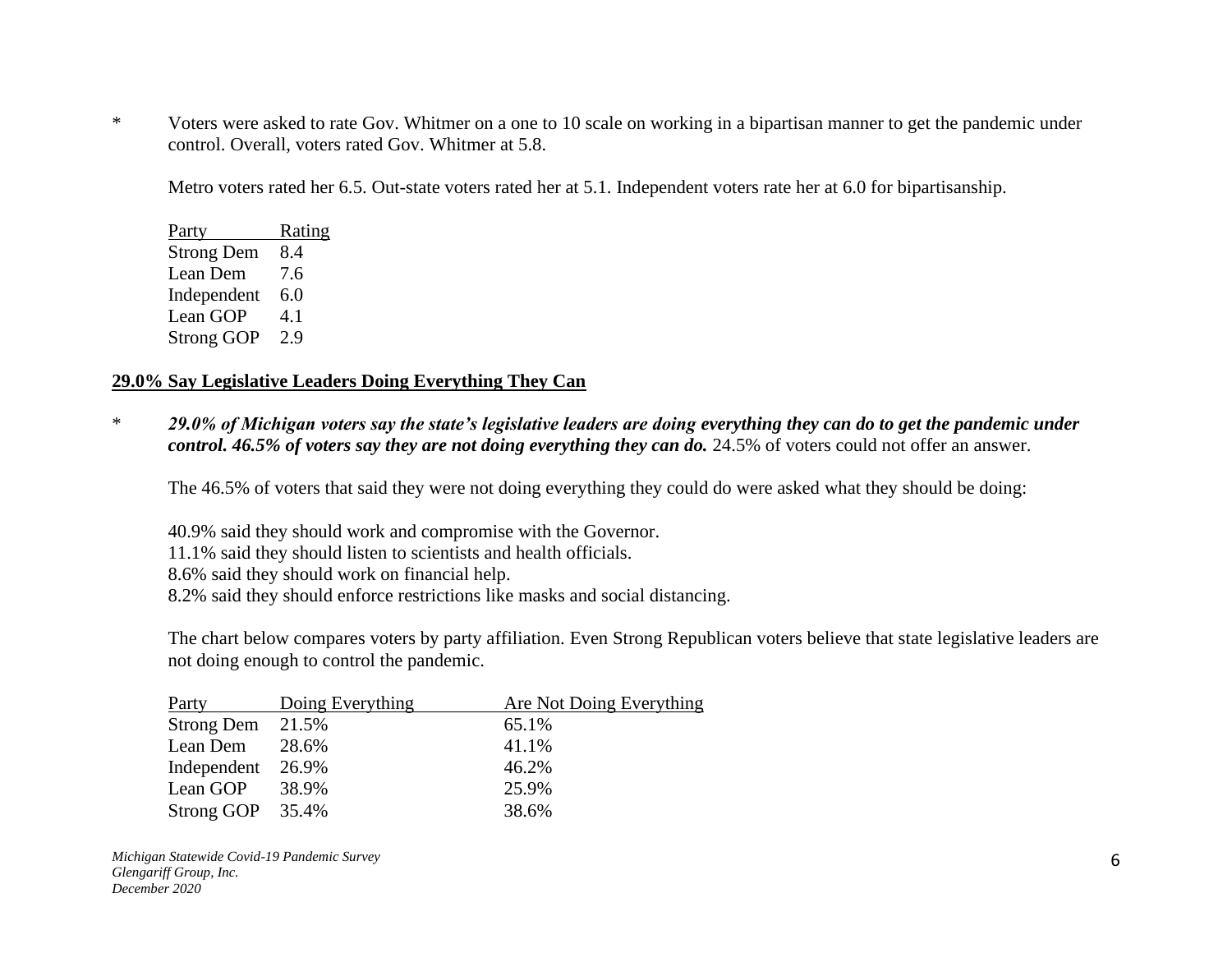* Voters were asked to rate Gov. Whitmer on a one to 10 scale on working in a bipartisan manner to get the pandemic under control. Overall, voters rated Gov. Whitmer at 5.8.

  Metro voters rated her 6.5. Out-state voters rated her at 5.1. Independent voters rate her at 6.0 for bipartisanship.

| Party | Rating |
|---|---|
| Strong Dem | 8.4 |
| Lean Dem | 7.6 |
| Independent | 6.0 |
| Lean GOP | 4.1 |
| Strong GOP | 2.9 |

## 29.0% Say Legislative Leaders Doing Everything They Can

* ***29.0% of Michigan voters say the state's legislative leaders are doing everything they can do to get the pandemic under control. 46.5% of voters say they are not doing everything they can do.*** 24.5% of voters could not offer an answer.

  The 46.5% of voters that said they were not doing everything they could do were asked what they should be doing:

  40.9% said they should work and compromise with the Governor.
  11.1% said they should listen to scientists and health officials.
  8.6% said they should work on financial help.
  8.2% said they should enforce restrictions like masks and social distancing.

  The chart below compares voters by party affiliation. Even Strong Republican voters believe that state legislative leaders are not doing enough to control the pandemic.

| Party | Doing Everything | Are Not Doing Everything |
|---|---|---|
| Strong Dem | 21.5% | 65.1% |
| Lean Dem | 28.6% | 41.1% |
| Independent | 26.9% | 46.2% |
| Lean GOP | 38.9% | 25.9% |
| Strong GOP | 35.4% | 38.6% |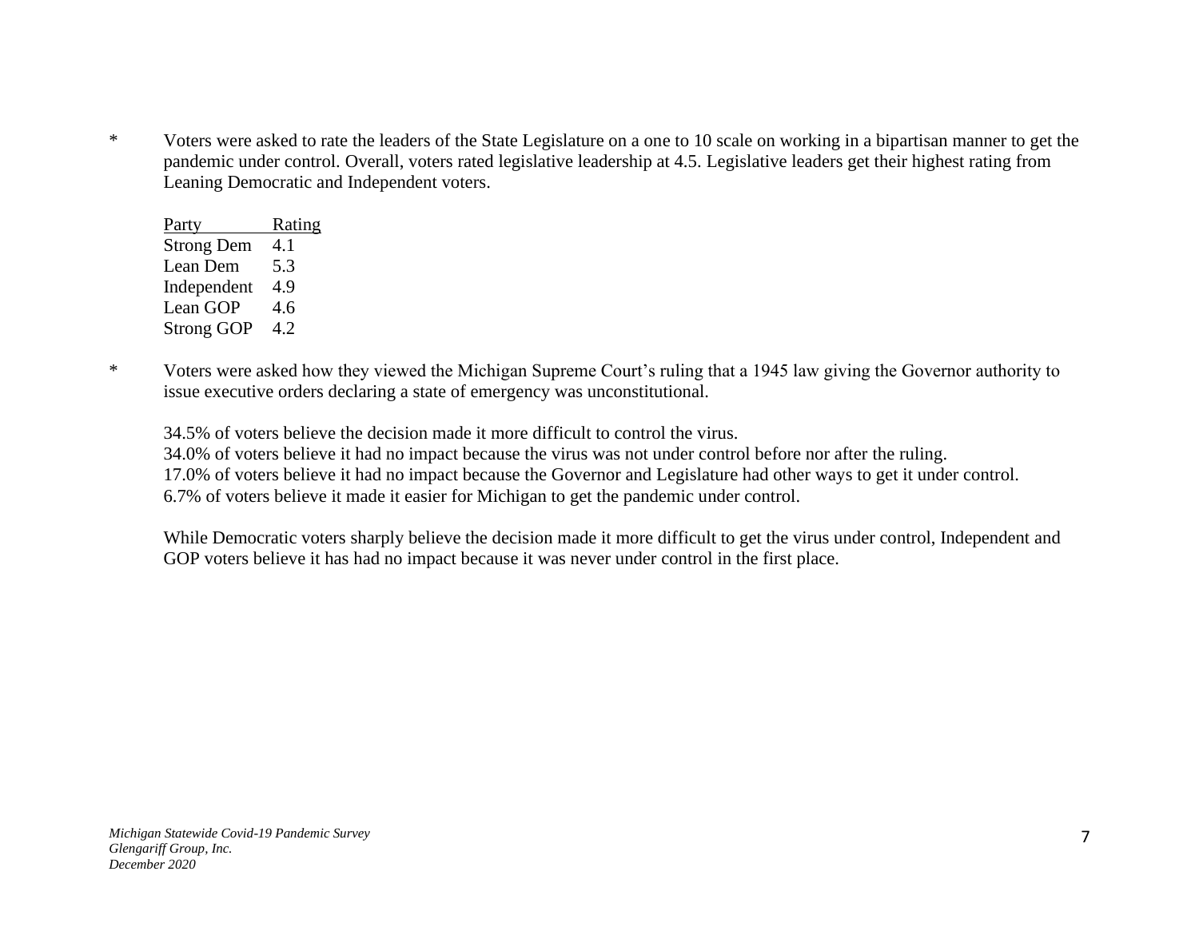* Voters were asked to rate the leaders of the State Legislature on a one to 10 scale on working in a bipartisan manner to get the pandemic under control. Overall, voters rated legislative leadership at 4.5. Legislative leaders get their highest rating from Leaning Democratic and Independent voters.

| Party | Rating |
|---|---|
| Strong Dem | 4.1 |
| Lean Dem | 5.3 |
| Independent | 4.9 |
| Lean GOP | 4.6 |
| Strong GOP | 4.2 |

* Voters were asked how they viewed the Michigan Supreme Court's ruling that a 1945 law giving the Governor authority to issue executive orders declaring a state of emergency was unconstitutional.

  34.5% of voters believe the decision made it more difficult to control the virus.
  34.0% of voters believe it had no impact because the virus was not under control before nor after the ruling.
  17.0% of voters believe it had no impact because the Governor and Legislature had other ways to get it under control.
  6.7% of voters believe it made it easier for Michigan to get the pandemic under control.

  While Democratic voters sharply believe the decision made it more difficult to get the virus under control, Independent and GOP voters believe it has had no impact because it was never under control in the first place.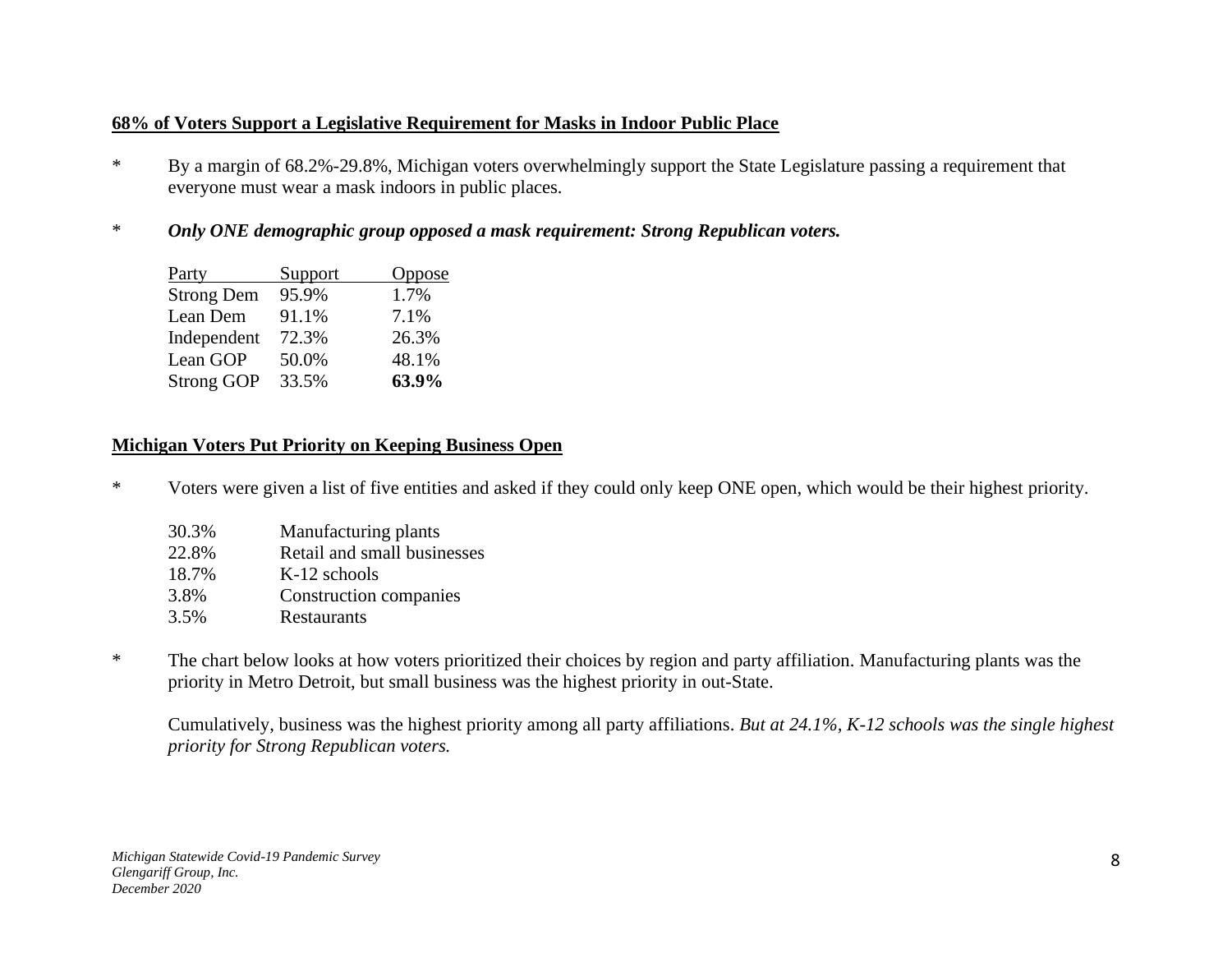## 68% of Voters Support a Legislative Requirement for Masks in Indoor Public Place

* By a margin of 68.2%-29.8%, Michigan voters overwhelmingly support the State Legislature passing a requirement that everyone must wear a mask indoors in public places.

* ***Only ONE demographic group opposed a mask requirement: Strong Republican voters.***

| Party | Support | Oppose |
|---|---|---|
| Strong Dem | 95.9% | 1.7% |
| Lean Dem | 91.1% | 7.1% |
| Independent | 72.3% | 26.3% |
| Lean GOP | 50.0% | 48.1% |
| Strong GOP | 33.5% | **63.9%** |

## Michigan Voters Put Priority on Keeping Business Open

* Voters were given a list of five entities and asked if they could only keep ONE open, which would be their highest priority.

| | |
|---|---|
| 30.3% | Manufacturing plants |
| 22.8% | Retail and small businesses |
| 18.7% | K-12 schools |
| 3.8% | Construction companies |
| 3.5% | Restaurants |

* The chart below looks at how voters prioritized their choices by region and party affiliation. Manufacturing plants was the priority in Metro Detroit, but small business was the highest priority in out-State.

  Cumulatively, business was the highest priority among all party affiliations. *But at 24.1%, K-12 schools was the single highest priority for Strong Republican voters.*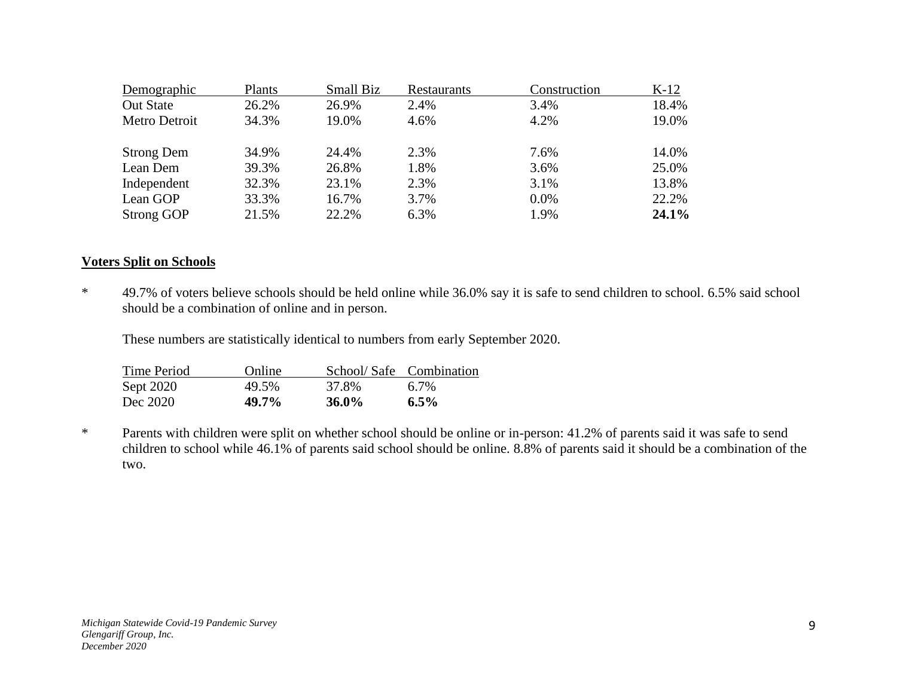| Demographic | Plants | Small Biz | Restaurants | Construction | K-12 |
|---|---|---|---|---|---|
| Out State | 26.2% | 26.9% | 2.4% | 3.4% | 18.4% |
| Metro Detroit | 34.3% | 19.0% | 4.6% | 4.2% | 19.0% |
| | | | | | |
| Strong Dem | 34.9% | 24.4% | 2.3% | 7.6% | 14.0% |
| Lean Dem | 39.3% | 26.8% | 1.8% | 3.6% | 25.0% |
| Independent | 32.3% | 23.1% | 2.3% | 3.1% | 13.8% |
| Lean GOP | 33.3% | 16.7% | 3.7% | 0.0% | 22.2% |
| Strong GOP | 21.5% | 22.2% | 6.3% | 1.9% | **24.1%** |

## Voters Split on Schools

* 49.7% of voters believe schools should be held online while 36.0% say it is safe to send children to school. 6.5% said school should be a combination of online and in person.

  These numbers are statistically identical to numbers from early September 2020.

| Time Period | Online | School/ Safe | Combination |
|---|---|---|---|
| Sept 2020 | 49.5% | 37.8% | 6.7% |
| Dec 2020 | **49.7%** | **36.0%** | **6.5%** |

* Parents with children were split on whether school should be online or in-person: 41.2% of parents said it was safe to send children to school while 46.1% of parents said school should be online. 8.8% of parents said it should be a combination of the two.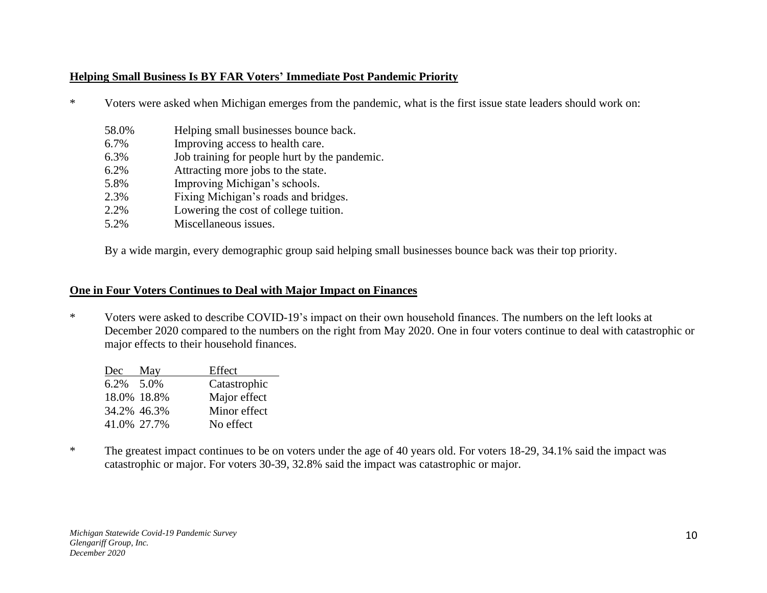## Helping Small Business Is BY FAR Voters' Immediate Post Pandemic Priority

* Voters were asked when Michigan emerges from the pandemic, what is the first issue state leaders should work on:

| | |
|---|---|
| 58.0% | Helping small businesses bounce back. |
| 6.7% | Improving access to health care. |
| 6.3% | Job training for people hurt by the pandemic. |
| 6.2% | Attracting more jobs to the state. |
| 5.8% | Improving Michigan's schools. |
| 2.3% | Fixing Michigan's roads and bridges. |
| 2.2% | Lowering the cost of college tuition. |
| 5.2% | Miscellaneous issues. |

By a wide margin, every demographic group said helping small businesses bounce back was their top priority.

## One in Four Voters Continues to Deal with Major Impact on Finances

* Voters were asked to describe COVID-19's impact on their own household finances. The numbers on the left looks at December 2020 compared to the numbers on the right from May 2020. One in four voters continue to deal with catastrophic or major effects to their household finances.

| Dec | May | Effect |
|---|---|---|
| 6.2% | 5.0% | Catastrophic |
| 18.0% | 18.8% | Major effect |
| 34.2% | 46.3% | Minor effect |
| 41.0% | 27.7% | No effect |

* The greatest impact continues to be on voters under the age of 40 years old. For voters 18-29, 34.1% said the impact was catastrophic or major. For voters 30-39, 32.8% said the impact was catastrophic or major.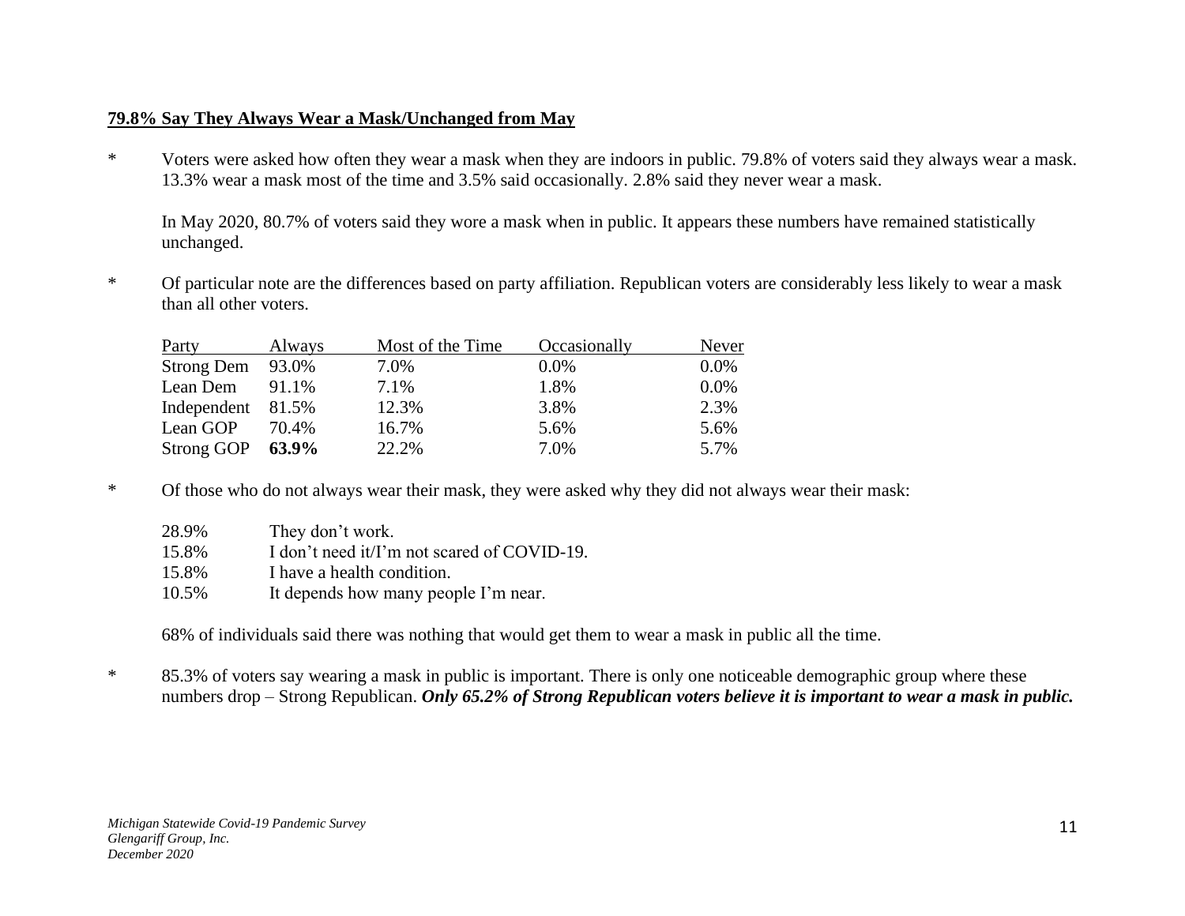**79.8% Say They Always Wear a Mask/Unchanged from May**

* Voters were asked how often they wear a mask when they are indoors in public. 79.8% of voters said they always wear a mask. 13.3% wear a mask most of the time and 3.5% said occasionally. 2.8% said they never wear a mask.

  In May 2020, 80.7% of voters said they wore a mask when in public. It appears these numbers have remained statistically unchanged.

* Of particular note are the differences based on party affiliation. Republican voters are considerably less likely to wear a mask than all other voters.

| Party | Always | Most of the Time | Occasionally | Never |
|---|---|---|---|---|
| Strong Dem | 93.0% | 7.0% | 0.0% | 0.0% |
| Lean Dem | 91.1% | 7.1% | 1.8% | 0.0% |
| Independent | 81.5% | 12.3% | 3.8% | 2.3% |
| Lean GOP | 70.4% | 16.7% | 5.6% | 5.6% |
| Strong GOP | **63.9%** | 22.2% | 7.0% | 5.7% |

* Of those who do not always wear their mask, they were asked why they did not always wear their mask:

  28.9% They don't work.
  15.8% I don't need it/I'm not scared of COVID-19.
  15.8% I have a health condition.
  10.5% It depends how many people I'm near.

  68% of individuals said there was nothing that would get them to wear a mask in public all the time.

* 85.3% of voters say wearing a mask in public is important. There is only one noticeable demographic group where these numbers drop – Strong Republican. ***Only 65.2% of Strong Republican voters believe it is important to wear a mask in public.***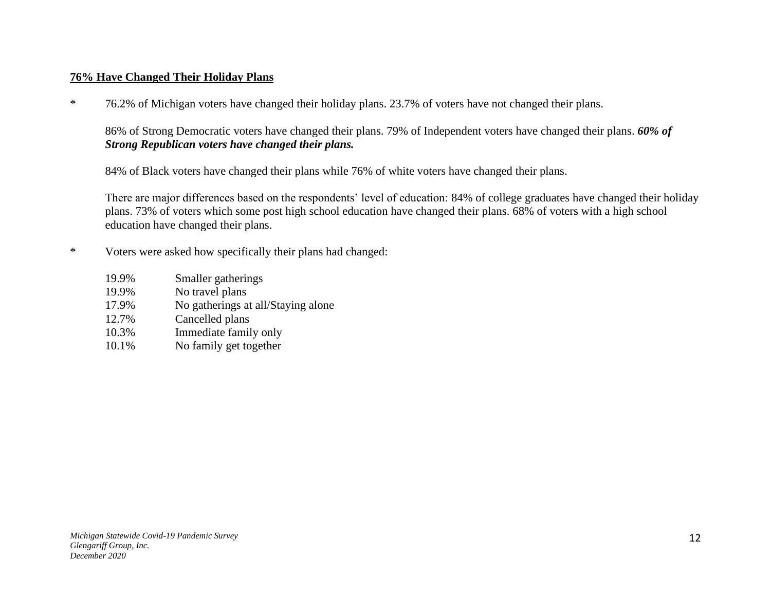**<u>76% Have Changed Their Holiday Plans</u>**

\* 76.2% of Michigan voters have changed their holiday plans. 23.7% of voters have not changed their plans.

86% of Strong Democratic voters have changed their plans. 79% of Independent voters have changed their plans. ***60% of Strong Republican voters have changed their plans.***

84% of Black voters have changed their plans while 76% of white voters have changed their plans.

There are major differences based on the respondents' level of education: 84% of college graduates have changed their holiday plans. 73% of voters which some post high school education have changed their plans. 68% of voters with a high school education have changed their plans.

\* Voters were asked how specifically their plans had changed:

| | |
|---|---|
| 19.9% | Smaller gatherings |
| 19.9% | No travel plans |
| 17.9% | No gatherings at all/Staying alone |
| 12.7% | Cancelled plans |
| 10.3% | Immediate family only |
| 10.1% | No family get together |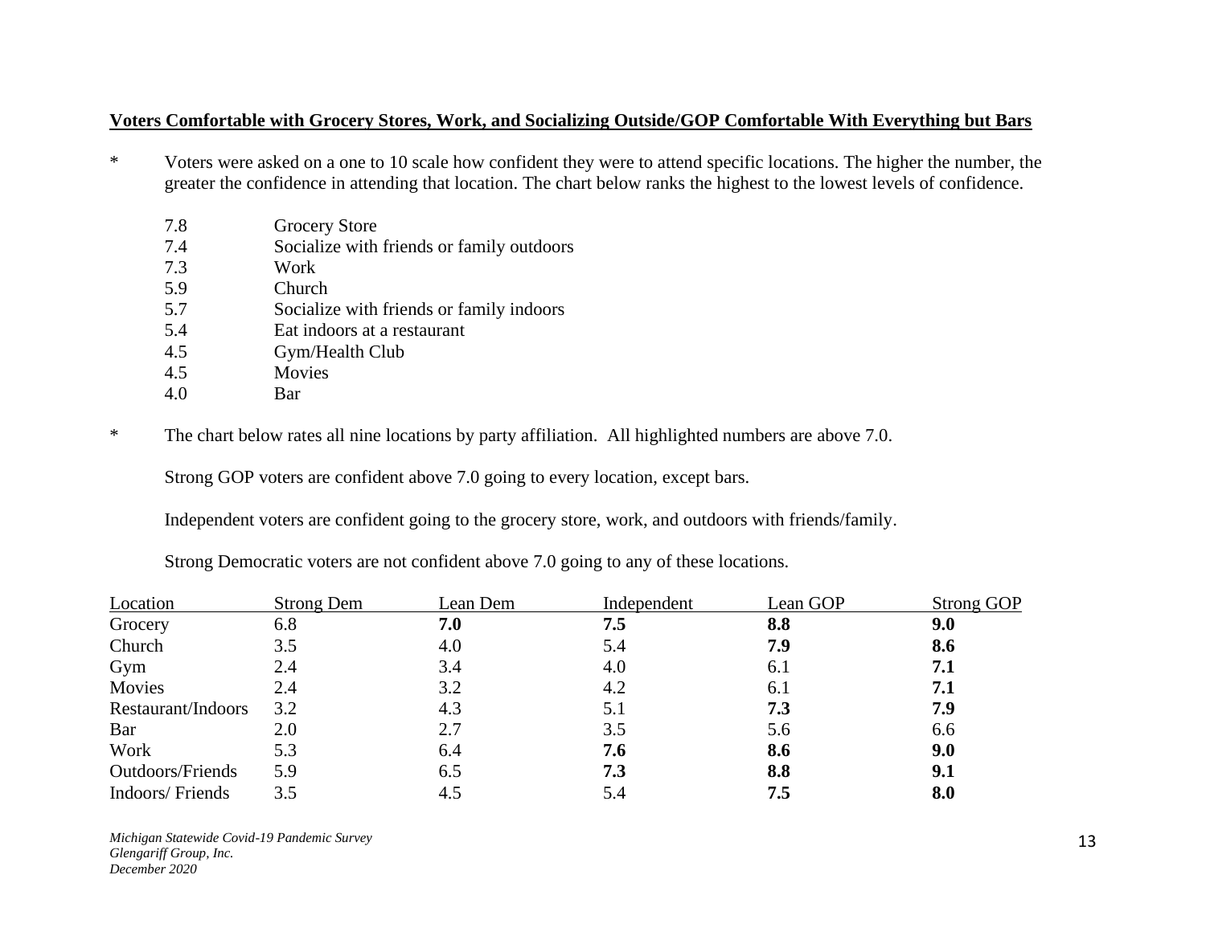**Voters Comfortable with Grocery Stores, Work, and Socializing Outside/GOP Comfortable With Everything but Bars**

* Voters were asked on a one to 10 scale how confident they were to attend specific locations. The higher the number, the greater the confidence in attending that location. The chart below ranks the highest to the lowest levels of confidence.

| | |
|---|---|
| 7.8 | Grocery Store |
| 7.4 | Socialize with friends or family outdoors |
| 7.3 | Work |
| 5.9 | Church |
| 5.7 | Socialize with friends or family indoors |
| 5.4 | Eat indoors at a restaurant |
| 4.5 | Gym/Health Club |
| 4.5 | Movies |
| 4.0 | Bar |

* The chart below rates all nine locations by party affiliation. All highlighted numbers are above 7.0.

  Strong GOP voters are confident above 7.0 going to every location, except bars.

  Independent voters are confident going to the grocery store, work, and outdoors with friends/family.

  Strong Democratic voters are not confident above 7.0 going to any of these locations.

| Location | Strong Dem | Lean Dem | Independent | Lean GOP | Strong GOP |
|---|---|---|---|---|---|
| Grocery | 6.8 | **7.0** | **7.5** | **8.8** | **9.0** |
| Church | 3.5 | 4.0 | 5.4 | **7.9** | **8.6** |
| Gym | 2.4 | 3.4 | 4.0 | 6.1 | **7.1** |
| Movies | 2.4 | 3.2 | 4.2 | 6.1 | **7.1** |
| Restaurant/Indoors | 3.2 | 4.3 | 5.1 | **7.3** | **7.9** |
| Bar | 2.0 | 2.7 | 3.5 | 5.6 | 6.6 |
| Work | 5.3 | 6.4 | **7.6** | **8.6** | **9.0** |
| Outdoors/Friends | 5.9 | 6.5 | **7.3** | **8.8** | **9.1** |
| Indoors/ Friends | 3.5 | 4.5 | 5.4 | **7.5** | **8.0** |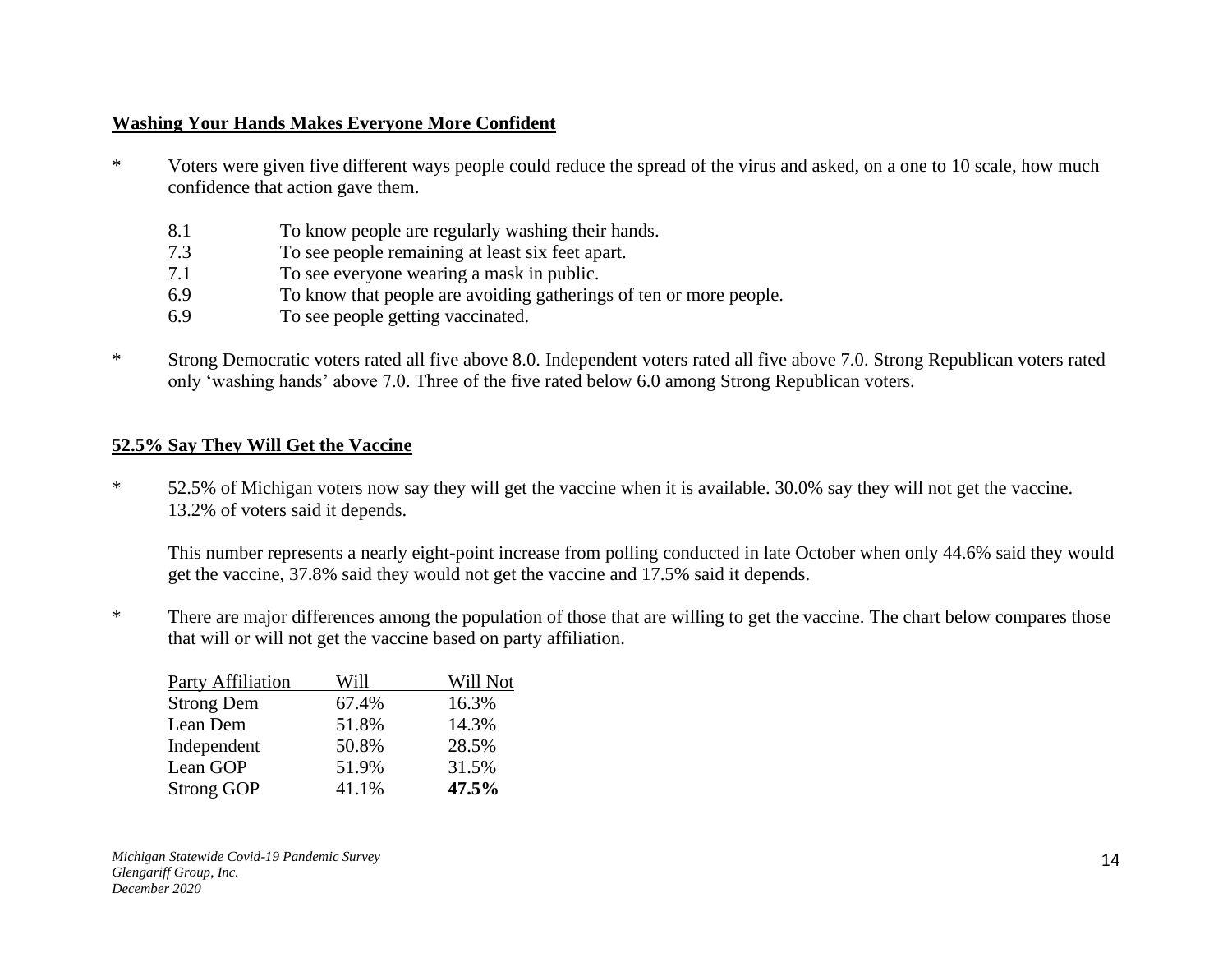## Washing Your Hands Makes Everyone More Confident

* Voters were given five different ways people could reduce the spread of the virus and asked, on a one to 10 scale, how much confidence that action gave them.

| | |
|---|---|
| 8.1 | To know people are regularly washing their hands. |
| 7.3 | To see people remaining at least six feet apart. |
| 7.1 | To see everyone wearing a mask in public. |
| 6.9 | To know that people are avoiding gatherings of ten or more people. |
| 6.9 | To see people getting vaccinated. |

* Strong Democratic voters rated all five above 8.0. Independent voters rated all five above 7.0. Strong Republican voters rated only 'washing hands' above 7.0. Three of the five rated below 6.0 among Strong Republican voters.

## 52.5% Say They Will Get the Vaccine

* 52.5% of Michigan voters now say they will get the vaccine when it is available. 30.0% say they will not get the vaccine. 13.2% of voters said it depends.

  This number represents a nearly eight-point increase from polling conducted in late October when only 44.6% said they would get the vaccine, 37.8% said they would not get the vaccine and 17.5% said it depends.

* There are major differences among the population of those that are willing to get the vaccine. The chart below compares those that will or will not get the vaccine based on party affiliation.

| Party Affiliation | Will | Will Not |
|---|---|---|
| Strong Dem | 67.4% | 16.3% |
| Lean Dem | 51.8% | 14.3% |
| Independent | 50.8% | 28.5% |
| Lean GOP | 51.9% | 31.5% |
| Strong GOP | 41.1% | **47.5%** |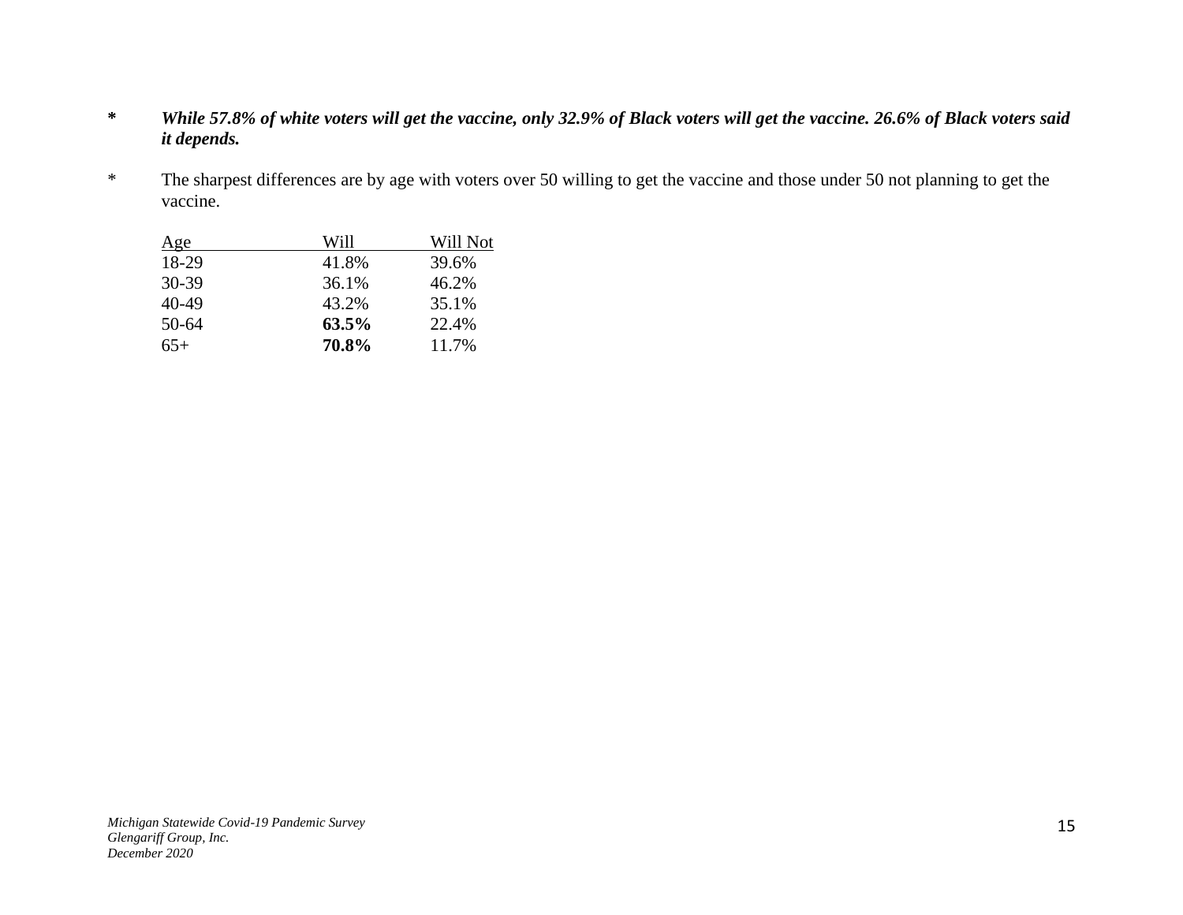\* ***While 57.8% of white voters will get the vaccine, only 32.9% of Black voters will get the vaccine. 26.6% of Black voters said it depends.***

\* The sharpest differences are by age with voters over 50 willing to get the vaccine and those under 50 not planning to get the vaccine.

| Age | Will | Will Not |
|---|---|---|
| 18-29 | 41.8% | 39.6% |
| 30-39 | 36.1% | 46.2% |
| 40-49 | 43.2% | 35.1% |
| 50-64 | **63.5%** | 22.4% |
| 65+ | **70.8%** | 11.7% |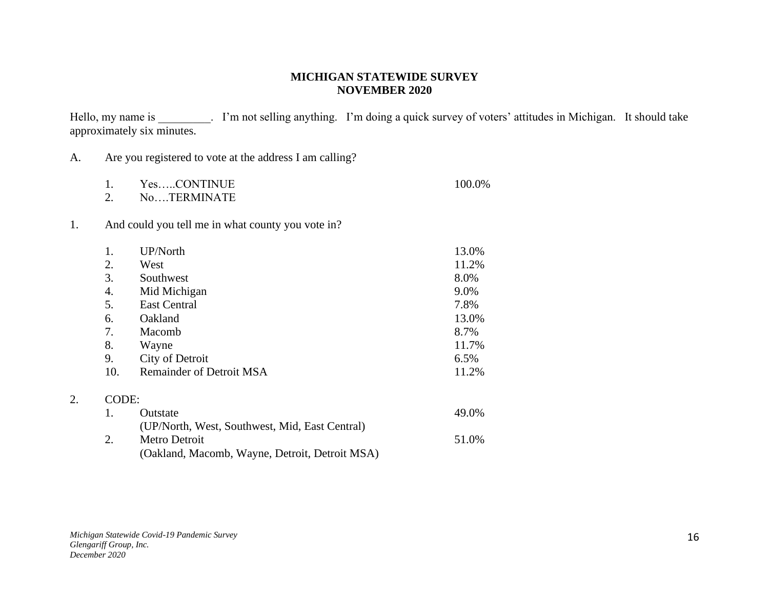**MICHIGAN STATEWIDE SURVEY**
**NOVEMBER 2020**

Hello, my name is _________. I'm not selling anything. I'm doing a quick survey of voters' attitudes in Michigan. It should take approximately six minutes.

A. Are you registered to vote at the address I am calling?

| | | |
|---|---|---|
| 1. | Yes…..CONTINUE | 100.0% |
| 2. | No….TERMINATE | |

1. And could you tell me in what county you vote in?

| | | |
|---|---|---|
| 1. | UP/North | 13.0% |
| 2. | West | 11.2% |
| 3. | Southwest | 8.0% |
| 4. | Mid Michigan | 9.0% |
| 5. | East Central | 7.8% |
| 6. | Oakland | 13.0% |
| 7. | Macomb | 8.7% |
| 8. | Wayne | 11.7% |
| 9. | City of Detroit | 6.5% |
| 10. | Remainder of Detroit MSA | 11.2% |

2. CODE:

| | | |
|---|---|---|
| 1. | Outstate (UP/North, West, Southwest, Mid, East Central) | 49.0% |
| 2. | Metro Detroit (Oakland, Macomb, Wayne, Detroit, Detroit MSA) | 51.0% |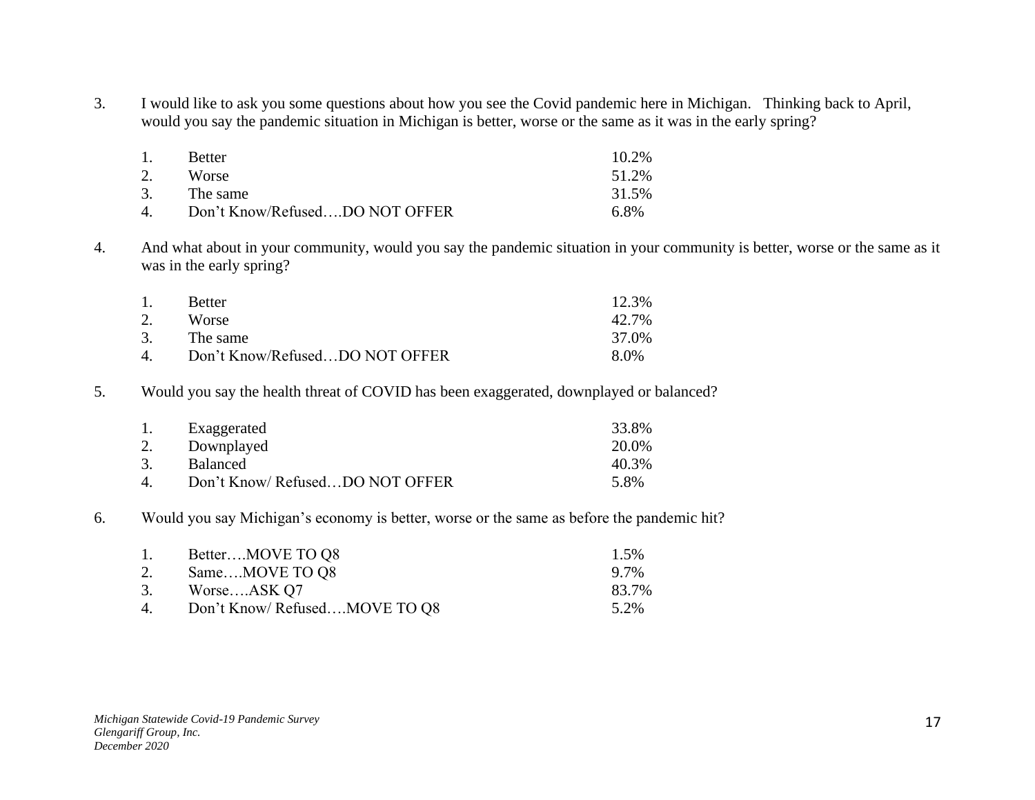3. I would like to ask you some questions about how you see the Covid pandemic here in Michigan. Thinking back to April, would you say the pandemic situation in Michigan is better, worse or the same as it was in the early spring?

| | | |
|---|---|---|
| 1. | Better | 10.2% |
| 2. | Worse | 51.2% |
| 3. | The same | 31.5% |
| 4. | Don’t Know/Refused….DO NOT OFFER | 6.8% |

4. And what about in your community, would you say the pandemic situation in your community is better, worse or the same as it was in the early spring?

| | | |
|---|---|---|
| 1. | Better | 12.3% |
| 2. | Worse | 42.7% |
| 3. | The same | 37.0% |
| 4. | Don’t Know/Refused…DO NOT OFFER | 8.0% |

5. Would you say the health threat of COVID has been exaggerated, downplayed or balanced?

| | | |
|---|---|---|
| 1. | Exaggerated | 33.8% |
| 2. | Downplayed | 20.0% |
| 3. | Balanced | 40.3% |
| 4. | Don’t Know/ Refused…DO NOT OFFER | 5.8% |

6. Would you say Michigan’s economy is better, worse or the same as before the pandemic hit?

| | | |
|---|---|---|
| 1. | Better….MOVE TO Q8 | 1.5% |
| 2. | Same….MOVE TO Q8 | 9.7% |
| 3. | Worse….ASK Q7 | 83.7% |
| 4. | Don’t Know/ Refused….MOVE TO Q8 | 5.2% |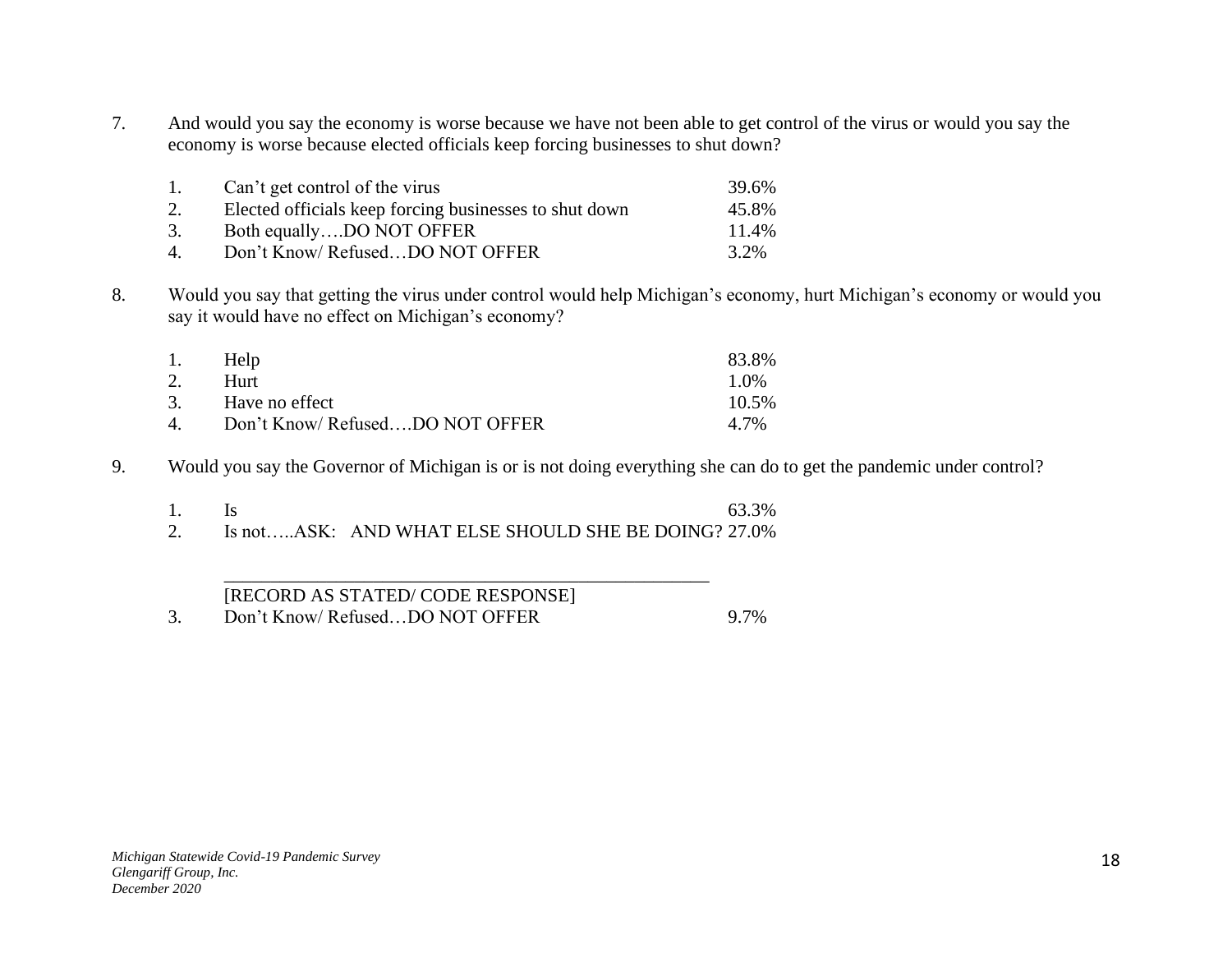7. And would you say the economy is worse because we have not been able to get control of the virus or would you say the economy is worse because elected officials keep forcing businesses to shut down?

| | | |
|---|---|---|
| 1. | Can't get control of the virus | 39.6% |
| 2. | Elected officials keep forcing businesses to shut down | 45.8% |
| 3. | Both equally….DO NOT OFFER | 11.4% |
| 4. | Don't Know/ Refused…DO NOT OFFER | 3.2% |

8. Would you say that getting the virus under control would help Michigan's economy, hurt Michigan's economy or would you say it would have no effect on Michigan's economy?

| | | |
|---|---|---|
| 1. | Help | 83.8% |
| 2. | Hurt | 1.0% |
| 3. | Have no effect | 10.5% |
| 4. | Don't Know/ Refused….DO NOT OFFER | 4.7% |

9. Would you say the Governor of Michigan is or is not doing everything she can do to get the pandemic under control?

| | | |
|---|---|---|
| 1. | Is | 63.3% |
| 2. | Is not…..ASK: AND WHAT ELSE SHOULD SHE BE DOING? | 27.0% |

______________________________________________________

[RECORD AS STATED/ CODE RESPONSE]

| | | |
|---|---|---|
| 3. | Don't Know/ Refused…DO NOT OFFER | 9.7% |

*Michigan Statewide Covid-19 Pandemic Survey*
*Glengariff Group, Inc.*
*December 2020*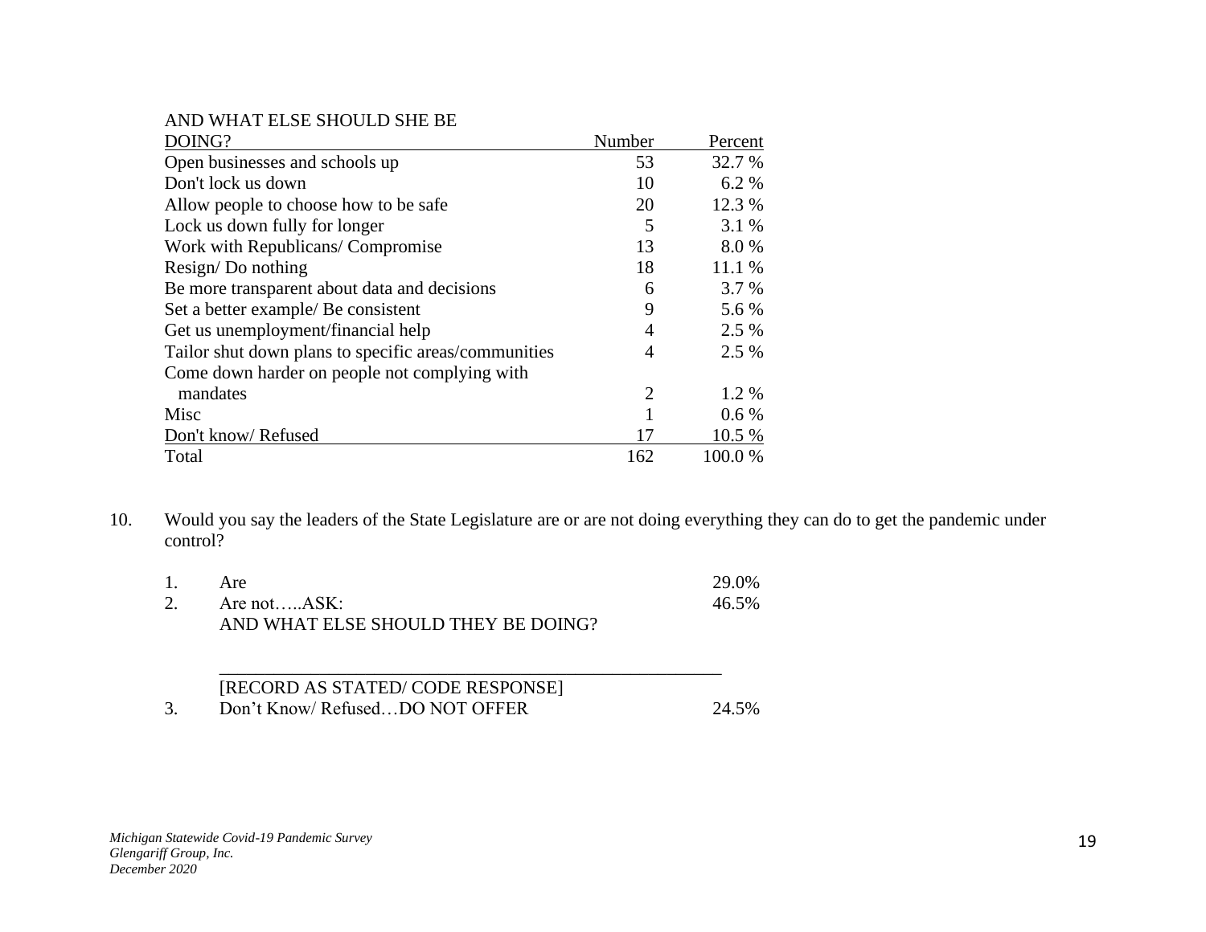| AND WHAT ELSE SHOULD SHE BE DOING? | Number | Percent |
|---|---|---|
| Open businesses and schools up | 53 | 32.7 % |
| Don't lock us down | 10 | 6.2 % |
| Allow people to choose how to be safe | 20 | 12.3 % |
| Lock us down fully for longer | 5 | 3.1 % |
| Work with Republicans/ Compromise | 13 | 8.0 % |
| Resign/ Do nothing | 18 | 11.1 % |
| Be more transparent about data and decisions | 6 | 3.7 % |
| Set a better example/ Be consistent | 9 | 5.6 % |
| Get us unemployment/financial help | 4 | 2.5 % |
| Tailor shut down plans to specific areas/communities | 4 | 2.5 % |
| Come down harder on people not complying with mandates | 2 | 1.2 % |
| Misc | 1 | 0.6 % |
| Don't know/ Refused | 17 | 10.5 % |
| Total | 162 | 100.0 % |

10. Would you say the leaders of the State Legislature are or are not doing everything they can do to get the pandemic under control?

| | | |
|---|---|---|
| 1. | Are | 29.0% |
| 2. | Are not…..ASK: AND WHAT ELSE SHOULD THEY BE DOING? | 46.5% |
| | ______________________________________________________ [RECORD AS STATED/ CODE RESPONSE] | |
| 3. | Don't Know/ Refused…DO NOT OFFER | 24.5% |

*Michigan Statewide Covid-19 Pandemic Survey*
*Glengariff Group, Inc.*
*December 2020*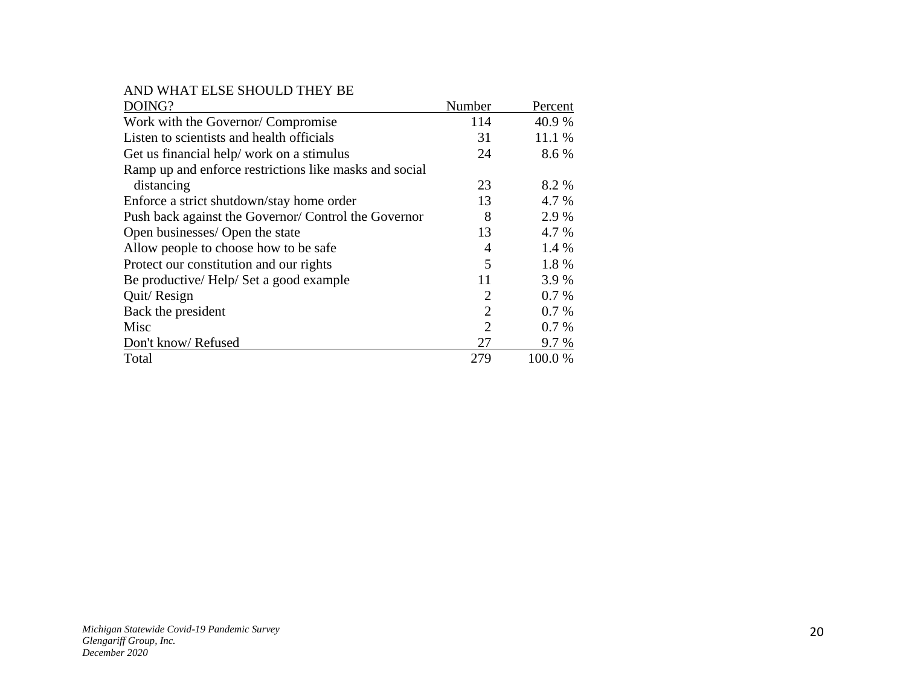| AND WHAT ELSE SHOULD THEY BE DOING? | Number | Percent |
|---|---|---|
| Work with the Governor/ Compromise | 114 | 40.9 % |
| Listen to scientists and health officials | 31 | 11.1 % |
| Get us financial help/ work on a stimulus | 24 | 8.6 % |
| Ramp up and enforce restrictions like masks and social distancing | 23 | 8.2 % |
| Enforce a strict shutdown/stay home order | 13 | 4.7 % |
| Push back against the Governor/ Control the Governor | 8 | 2.9 % |
| Open businesses/ Open the state | 13 | 4.7 % |
| Allow people to choose how to be safe | 4 | 1.4 % |
| Protect our constitution and our rights | 5 | 1.8 % |
| Be productive/ Help/ Set a good example | 11 | 3.9 % |
| Quit/ Resign | 2 | 0.7 % |
| Back the president | 2 | 0.7 % |
| Misc | 2 | 0.7 % |
| Don't know/ Refused | 27 | 9.7 % |
| Total | 279 | 100.0 % |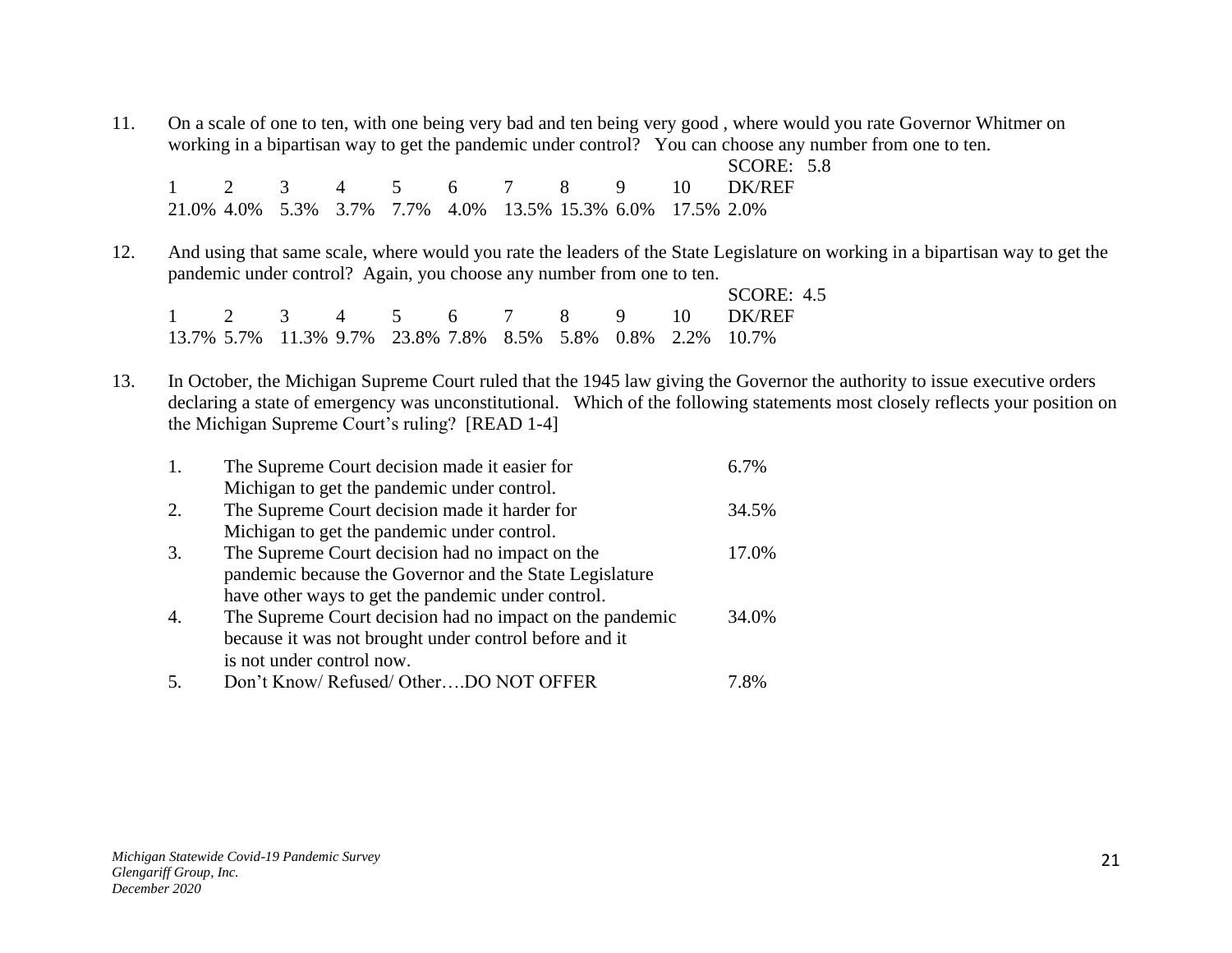11. On a scale of one to ten, with one being very bad and ten being very good , where would you rate Governor Whitmer on working in a bipartisan way to get the pandemic under control? You can choose any number from one to ten.

SCORE: 5.8

| 1 | 2 | 3 | 4 | 5 | 6 | 7 | 8 | 9 | 10 | DK/REF |
|---|---|---|---|---|---|---|---|---|---|---|
| 21.0% | 4.0% | 5.3% | 3.7% | 7.7% | 4.0% | 13.5% | 15.3% | 6.0% | 17.5% | 2.0% |

12. And using that same scale, where would you rate the leaders of the State Legislature on working in a bipartisan way to get the pandemic under control? Again, you choose any number from one to ten.

SCORE: 4.5

| 1 | 2 | 3 | 4 | 5 | 6 | 7 | 8 | 9 | 10 | DK/REF |
|---|---|---|---|---|---|---|---|---|---|---|
| 13.7% | 5.7% | 11.3% | 9.7% | 23.8% | 7.8% | 8.5% | 5.8% | 0.8% | 2.2% | 10.7% |

13. In October, the Michigan Supreme Court ruled that the 1945 law giving the Governor the authority to issue executive orders declaring a state of emergency was unconstitutional. Which of the following statements most closely reflects your position on the Michigan Supreme Court's ruling? [READ 1-4]

| | | |
|---|---|---|
| 1. | The Supreme Court decision made it easier for Michigan to get the pandemic under control. | 6.7% |
| 2. | The Supreme Court decision made it harder for Michigan to get the pandemic under control. | 34.5% |
| 3. | The Supreme Court decision had no impact on the pandemic because the Governor and the State Legislature have other ways to get the pandemic under control. | 17.0% |
| 4. | The Supreme Court decision had no impact on the pandemic because it was not brought under control before and it is not under control now. | 34.0% |
| 5. | Don't Know/ Refused/ Other….DO NOT OFFER | 7.8% |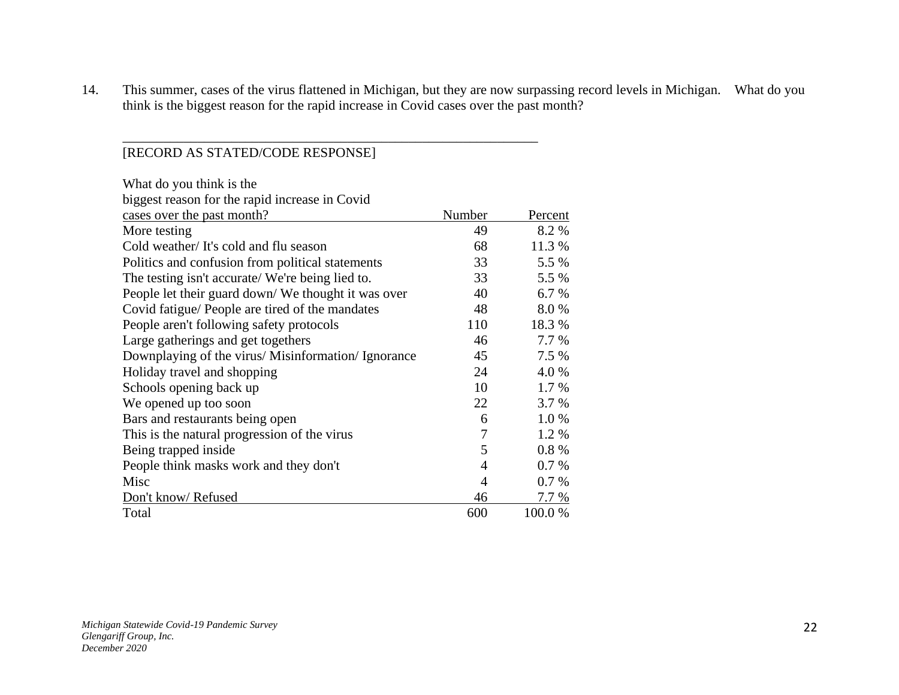14. This summer, cases of the virus flattened in Michigan, but they are now surpassing record levels in Michigan. What do you think is the biggest reason for the rapid increase in Covid cases over the past month?

_______________________________________________________________

[RECORD AS STATED/CODE RESPONSE]

| What do you think is the biggest reason for the rapid increase in Covid cases over the past month? | Number | Percent |
|---|---|---|
| More testing | 49 | 8.2 % |
| Cold weather/ It's cold and flu season | 68 | 11.3 % |
| Politics and confusion from political statements | 33 | 5.5 % |
| The testing isn't accurate/ We're being lied to. | 33 | 5.5 % |
| People let their guard down/ We thought it was over | 40 | 6.7 % |
| Covid fatigue/ People are tired of the mandates | 48 | 8.0 % |
| People aren't following safety protocols | 110 | 18.3 % |
| Large gatherings and get togethers | 46 | 7.7 % |
| Downplaying of the virus/ Misinformation/ Ignorance | 45 | 7.5 % |
| Holiday travel and shopping | 24 | 4.0 % |
| Schools opening back up | 10 | 1.7 % |
| We opened up too soon | 22 | 3.7 % |
| Bars and restaurants being open | 6 | 1.0 % |
| This is the natural progression of the virus | 7 | 1.2 % |
| Being trapped inside | 5 | 0.8 % |
| People think masks work and they don't | 4 | 0.7 % |
| Misc | 4 | 0.7 % |
| Don't know/ Refused | 46 | 7.7 % |
| Total | 600 | 100.0 % |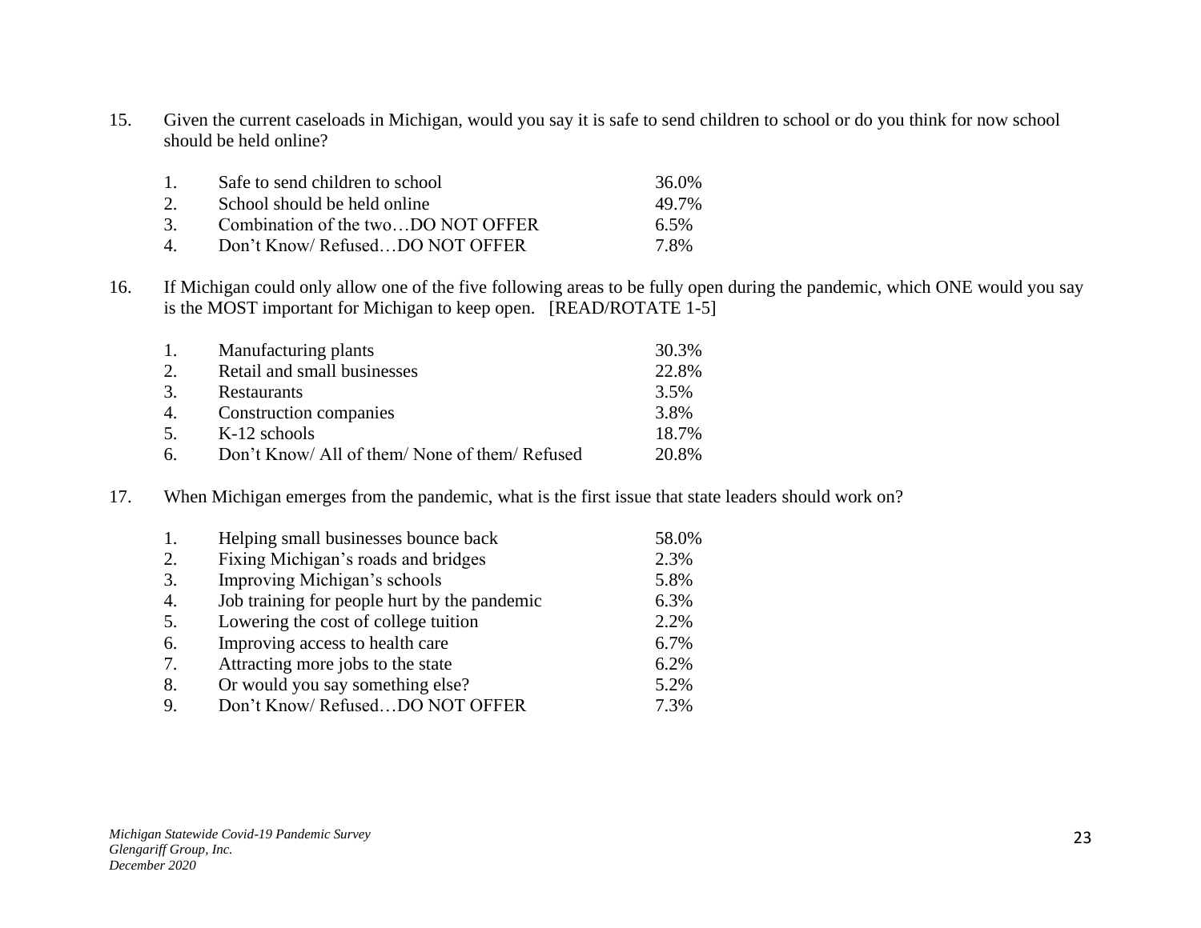15. Given the current caseloads in Michigan, would you say it is safe to send children to school or do you think for now school should be held online?

| | | |
|---|---|---|
| 1. | Safe to send children to school | 36.0% |
| 2. | School should be held online | 49.7% |
| 3. | Combination of the two…DO NOT OFFER | 6.5% |
| 4. | Don't Know/ Refused…DO NOT OFFER | 7.8% |

16. If Michigan could only allow one of the five following areas to be fully open during the pandemic, which ONE would you say is the MOST important for Michigan to keep open. [READ/ROTATE 1-5]

| | | |
|---|---|---|
| 1. | Manufacturing plants | 30.3% |
| 2. | Retail and small businesses | 22.8% |
| 3. | Restaurants | 3.5% |
| 4. | Construction companies | 3.8% |
| 5. | K-12 schools | 18.7% |
| 6. | Don't Know/ All of them/ None of them/ Refused | 20.8% |

17. When Michigan emerges from the pandemic, what is the first issue that state leaders should work on?

| | | |
|---|---|---|
| 1. | Helping small businesses bounce back | 58.0% |
| 2. | Fixing Michigan's roads and bridges | 2.3% |
| 3. | Improving Michigan's schools | 5.8% |
| 4. | Job training for people hurt by the pandemic | 6.3% |
| 5. | Lowering the cost of college tuition | 2.2% |
| 6. | Improving access to health care | 6.7% |
| 7. | Attracting more jobs to the state | 6.2% |
| 8. | Or would you say something else? | 5.2% |
| 9. | Don't Know/ Refused…DO NOT OFFER | 7.3% |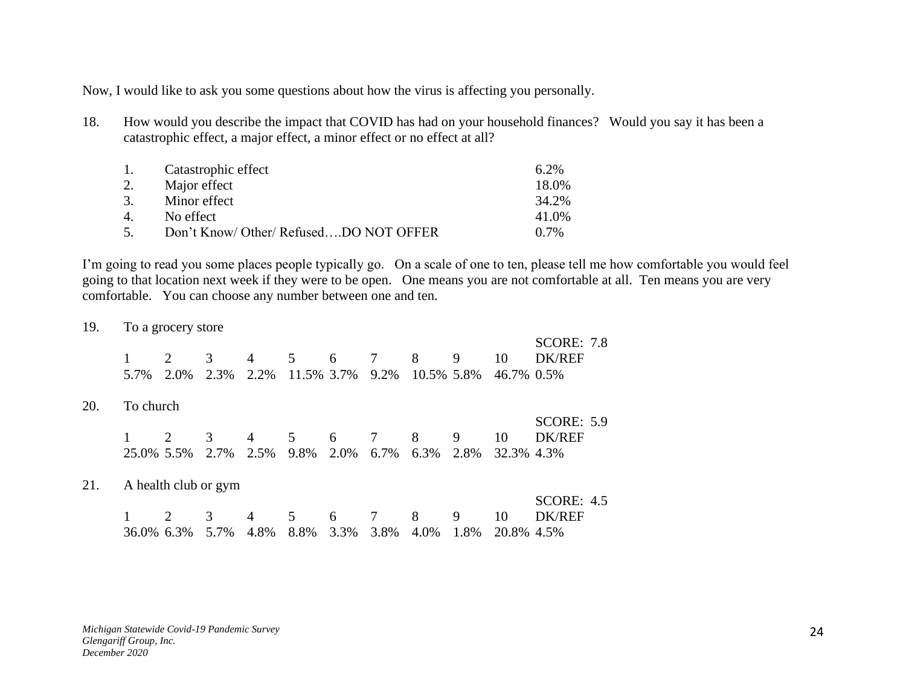Now, I would like to ask you some questions about how the virus is affecting you personally.

18. How would you describe the impact that COVID has had on your household finances? Would you say it has been a catastrophic effect, a major effect, a minor effect or no effect at all?

| | | |
|---|---|---|
| 1. | Catastrophic effect | 6.2% |
| 2. | Major effect | 18.0% |
| 3. | Minor effect | 34.2% |
| 4. | No effect | 41.0% |
| 5. | Don't Know/ Other/ Refused….DO NOT OFFER | 0.7% |

I'm going to read you some places people typically go. On a scale of one to ten, please tell me how comfortable you would feel going to that location next week if they were to be open. One means you are not comfortable at all. Ten means you are very comfortable. You can choose any number between one and ten.

19. To a grocery store

SCORE: 7.8

| 1 | 2 | 3 | 4 | 5 | 6 | 7 | 8 | 9 | 10 | DK/REF |
|---|---|---|---|---|---|---|---|---|---|---|
| 5.7% | 2.0% | 2.3% | 2.2% | 11.5% | 3.7% | 9.2% | 10.5% | 5.8% | 46.7% | 0.5% |

20. To church

SCORE: 5.9

| 1 | 2 | 3 | 4 | 5 | 6 | 7 | 8 | 9 | 10 | DK/REF |
|---|---|---|---|---|---|---|---|---|---|---|
| 25.0% | 5.5% | 2.7% | 2.5% | 9.8% | 2.0% | 6.7% | 6.3% | 2.8% | 32.3% | 4.3% |

21. A health club or gym

SCORE: 4.5

| 1 | 2 | 3 | 4 | 5 | 6 | 7 | 8 | 9 | 10 | DK/REF |
|---|---|---|---|---|---|---|---|---|---|---|
| 36.0% | 6.3% | 5.7% | 4.8% | 8.8% | 3.3% | 3.8% | 4.0% | 1.8% | 20.8% | 4.5% |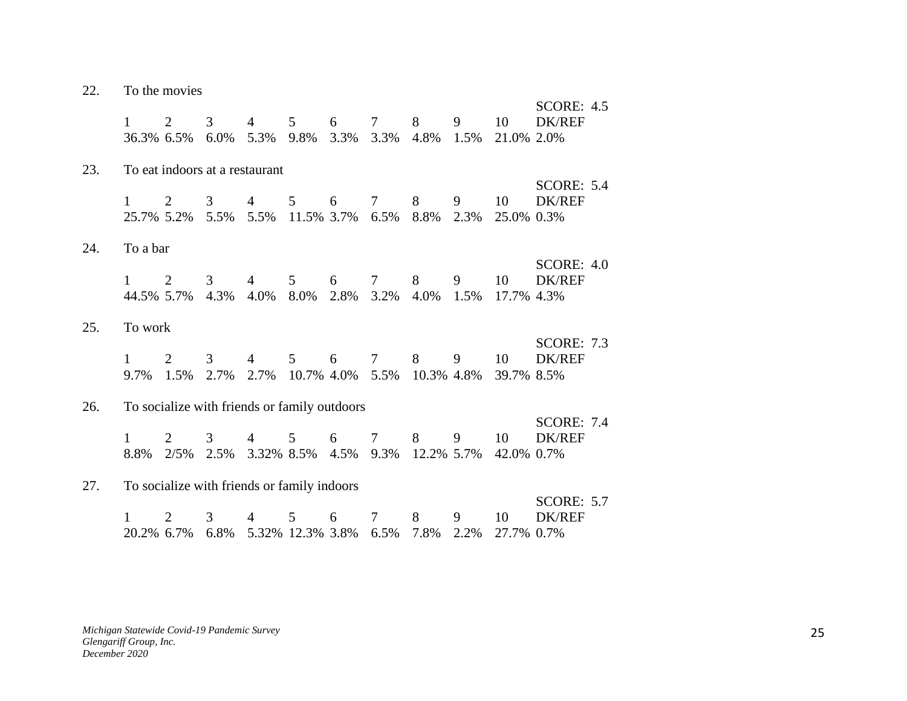22. To the movies

SCORE: 4.5

| 1 | 2 | 3 | 4 | 5 | 6 | 7 | 8 | 9 | 10 | DK/REF |
|---|---|---|---|---|---|---|---|---|---|---|
| 36.3% | 6.5% | 6.0% | 5.3% | 9.8% | 3.3% | 3.3% | 4.8% | 1.5% | 21.0% | 2.0% |

23. To eat indoors at a restaurant

SCORE: 5.4

| 1 | 2 | 3 | 4 | 5 | 6 | 7 | 8 | 9 | 10 | DK/REF |
|---|---|---|---|---|---|---|---|---|---|---|
| 25.7% | 5.2% | 5.5% | 5.5% | 11.5% | 3.7% | 6.5% | 8.8% | 2.3% | 25.0% | 0.3% |

24. To a bar

SCORE: 4.0

| 1 | 2 | 3 | 4 | 5 | 6 | 7 | 8 | 9 | 10 | DK/REF |
|---|---|---|---|---|---|---|---|---|---|---|
| 44.5% | 5.7% | 4.3% | 4.0% | 8.0% | 2.8% | 3.2% | 4.0% | 1.5% | 17.7% | 4.3% |

25. To work

SCORE: 7.3

| 1 | 2 | 3 | 4 | 5 | 6 | 7 | 8 | 9 | 10 | DK/REF |
|---|---|---|---|---|---|---|---|---|---|---|
| 9.7% | 1.5% | 2.7% | 2.7% | 10.7% | 4.0% | 5.5% | 10.3% | 4.8% | 39.7% | 8.5% |

26. To socialize with friends or family outdoors

SCORE: 7.4

| 1 | 2 | 3 | 4 | 5 | 6 | 7 | 8 | 9 | 10 | DK/REF |
|---|---|---|---|---|---|---|---|---|---|---|
| 8.8% | 2/5% | 2.5% | 3.32% | 8.5% | 4.5% | 9.3% | 12.2% | 5.7% | 42.0% | 0.7% |

27. To socialize with friends or family indoors

SCORE: 5.7

| 1 | 2 | 3 | 4 | 5 | 6 | 7 | 8 | 9 | 10 | DK/REF |
|---|---|---|---|---|---|---|---|---|---|---|
| 20.2% | 6.7% | 6.8% | 5.32% | 12.3% | 3.8% | 6.5% | 7.8% | 2.2% | 27.7% | 0.7% |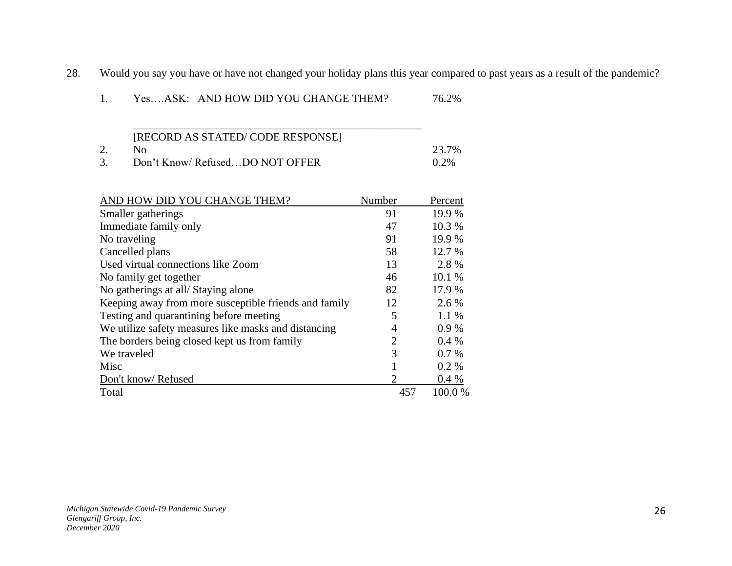28. Would you say you have or have not changed your holiday plans this year compared to past years as a result of the pandemic?

1. Yes….ASK: AND HOW DID YOU CHANGE THEM? 76.2%

   ________________________________________________

   [RECORD AS STATED/ CODE RESPONSE]
2. No 23.7%
3. Don't Know/ Refused…DO NOT OFFER 0.2%

| AND HOW DID YOU CHANGE THEM? | Number | Percent |
|---|---|---|
| Smaller gatherings | 91 | 19.9 % |
| Immediate family only | 47 | 10.3 % |
| No traveling | 91 | 19.9 % |
| Cancelled plans | 58 | 12.7 % |
| Used virtual connections like Zoom | 13 | 2.8 % |
| No family get together | 46 | 10.1 % |
| No gatherings at all/ Staying alone | 82 | 17.9 % |
| Keeping away from more susceptible friends and family | 12 | 2.6 % |
| Testing and quarantining before meeting | 5 | 1.1 % |
| We utilize safety measures like masks and distancing | 4 | 0.9 % |
| The borders being closed kept us from family | 2 | 0.4 % |
| We traveled | 3 | 0.7 % |
| Misc | 1 | 0.2 % |
| Don't know/ Refused | 2 | 0.4 % |
| Total | 457 | 100.0 % |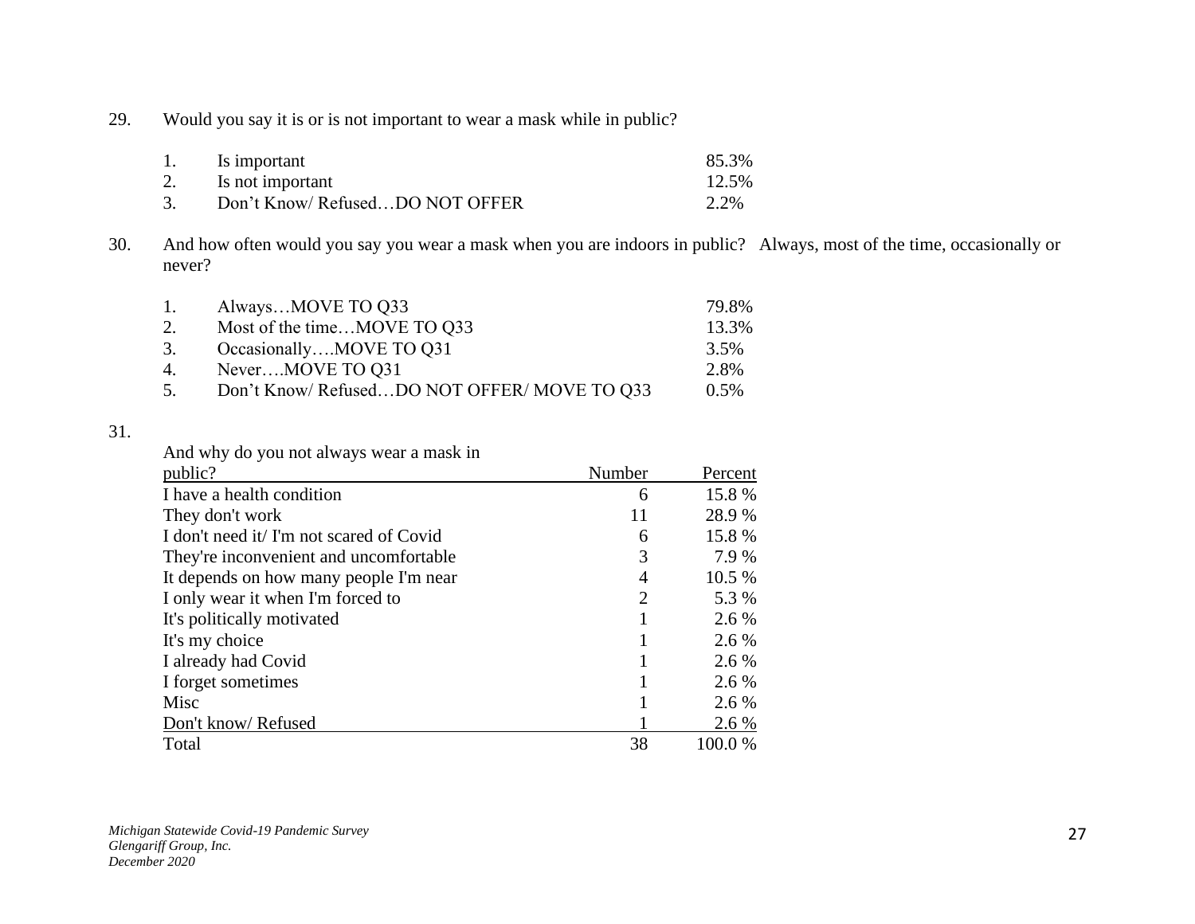29. Would you say it is or is not important to wear a mask while in public?

| | | |
|---|---|---|
| 1. | Is important | 85.3% |
| 2. | Is not important | 12.5% |
| 3. | Don't Know/ Refused…DO NOT OFFER | 2.2% |

30. And how often would you say you wear a mask when you are indoors in public? Always, most of the time, occasionally or never?

| | | |
|---|---|---|
| 1. | Always…MOVE TO Q33 | 79.8% |
| 2. | Most of the time…MOVE TO Q33 | 13.3% |
| 3. | Occasionally….MOVE TO Q31 | 3.5% |
| 4. | Never….MOVE TO Q31 | 2.8% |
| 5. | Don't Know/ Refused…DO NOT OFFER/ MOVE TO Q33 | 0.5% |

31.

| And why do you not always wear a mask in public? | Number | Percent |
|---|---|---|
| I have a health condition | 6 | 15.8 % |
| They don't work | 11 | 28.9 % |
| I don't need it/ I'm not scared of Covid | 6 | 15.8 % |
| They're inconvenient and uncomfortable | 3 | 7.9 % |
| It depends on how many people I'm near | 4 | 10.5 % |
| I only wear it when I'm forced to | 2 | 5.3 % |
| It's politically motivated | 1 | 2.6 % |
| It's my choice | 1 | 2.6 % |
| I already had Covid | 1 | 2.6 % |
| I forget sometimes | 1 | 2.6 % |
| Misc | 1 | 2.6 % |
| Don't know/ Refused | 1 | 2.6 % |
| Total | 38 | 100.0 % |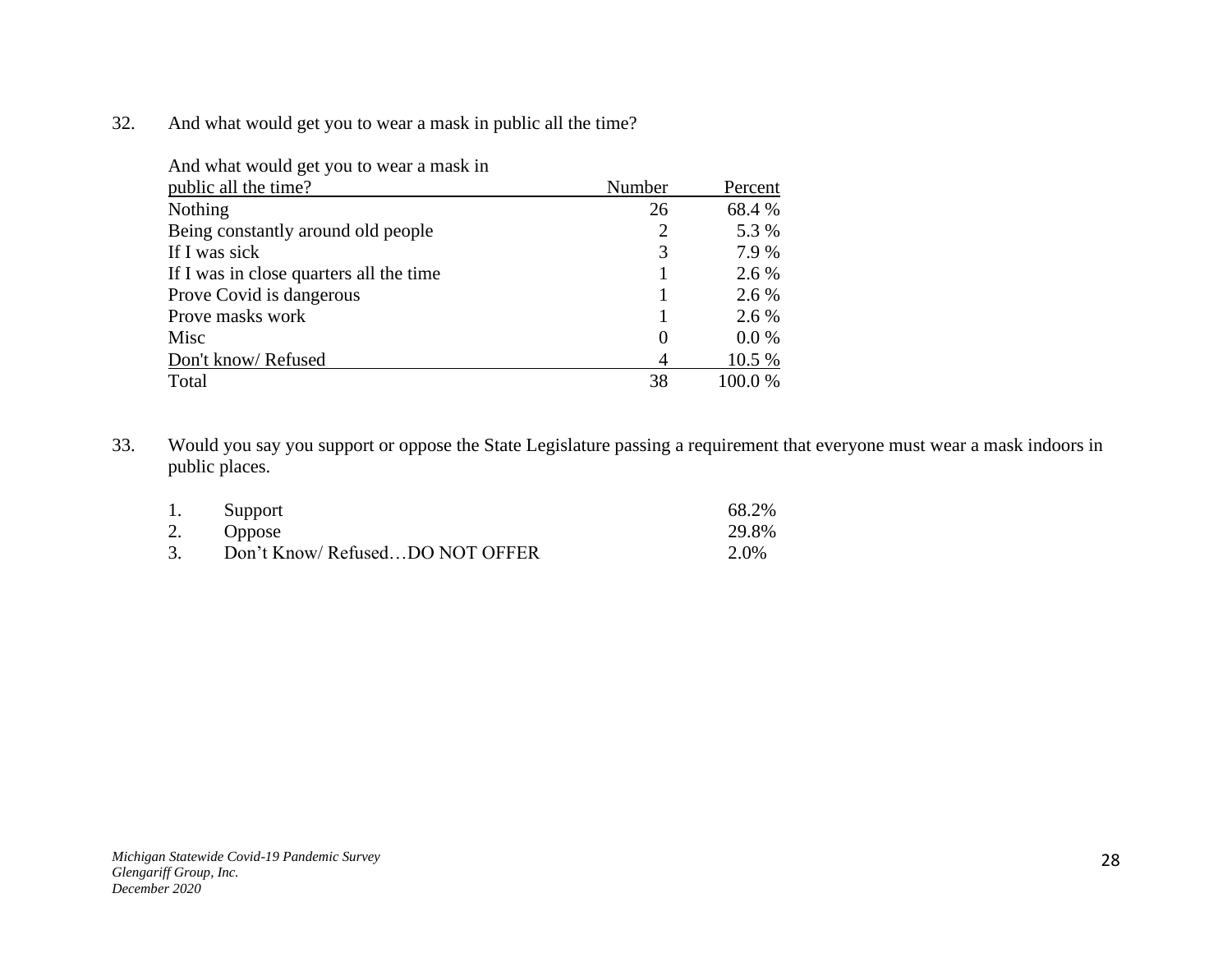32. And what would get you to wear a mask in public all the time?

| And what would get you to wear a mask in public all the time? | Number | Percent |
|---|---|---|
| Nothing | 26 | 68.4 % |
| Being constantly around old people | 2 | 5.3 % |
| If I was sick | 3 | 7.9 % |
| If I was in close quarters all the time | 1 | 2.6 % |
| Prove Covid is dangerous | 1 | 2.6 % |
| Prove masks work | 1 | 2.6 % |
| Misc | 0 | 0.0 % |
| Don't know/ Refused | 4 | 10.5 % |
| Total | 38 | 100.0 % |

33. Would you say you support or oppose the State Legislature passing a requirement that everyone must wear a mask indoors in public places.

1. Support 68.2%
2. Oppose 29.8%
3. Don't Know/ Refused…DO NOT OFFER 2.0%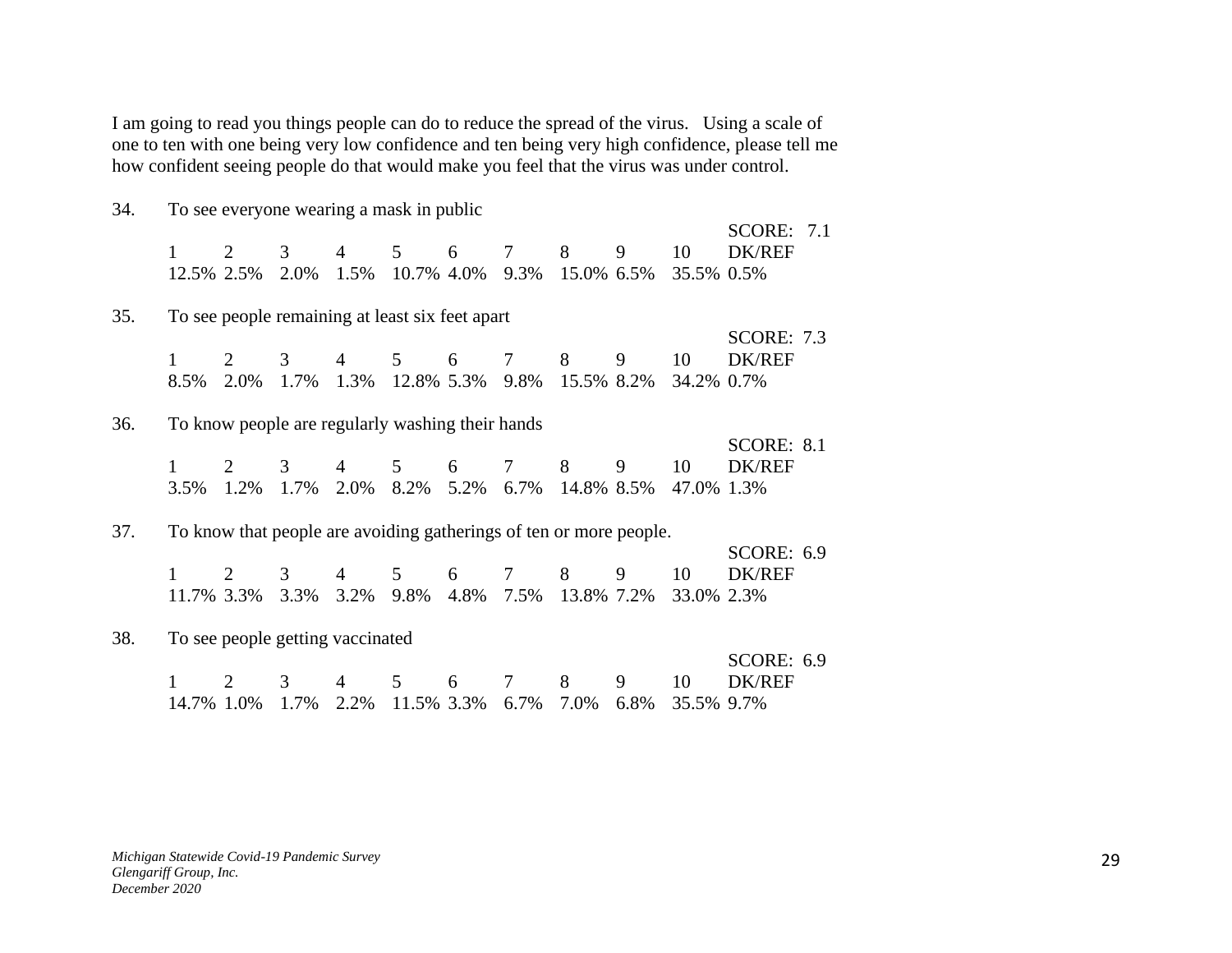I am going to read you things people can do to reduce the spread of the virus. Using a scale of one to ten with one being very low confidence and ten being very high confidence, please tell me how confident seeing people do that would make you feel that the virus was under control.

34. To see everyone wearing a mask in public

SCORE: 7.1

| 1 | 2 | 3 | 4 | 5 | 6 | 7 | 8 | 9 | 10 | DK/REF |
|---|---|---|---|---|---|---|---|---|---|---|
| 12.5% | 2.5% | 2.0% | 1.5% | 10.7% | 4.0% | 9.3% | 15.0% | 6.5% | 35.5% | 0.5% |

35. To see people remaining at least six feet apart

SCORE: 7.3

| 1 | 2 | 3 | 4 | 5 | 6 | 7 | 8 | 9 | 10 | DK/REF |
|---|---|---|---|---|---|---|---|---|---|---|
| 8.5% | 2.0% | 1.7% | 1.3% | 12.8% | 5.3% | 9.8% | 15.5% | 8.2% | 34.2% | 0.7% |

36. To know people are regularly washing their hands

SCORE: 8.1

| 1 | 2 | 3 | 4 | 5 | 6 | 7 | 8 | 9 | 10 | DK/REF |
|---|---|---|---|---|---|---|---|---|---|---|
| 3.5% | 1.2% | 1.7% | 2.0% | 8.2% | 5.2% | 6.7% | 14.8% | 8.5% | 47.0% | 1.3% |

37. To know that people are avoiding gatherings of ten or more people.

SCORE: 6.9

| 1 | 2 | 3 | 4 | 5 | 6 | 7 | 8 | 9 | 10 | DK/REF |
|---|---|---|---|---|---|---|---|---|---|---|
| 11.7% | 3.3% | 3.3% | 3.2% | 9.8% | 4.8% | 7.5% | 13.8% | 7.2% | 33.0% | 2.3% |

38. To see people getting vaccinated

SCORE: 6.9

| 1 | 2 | 3 | 4 | 5 | 6 | 7 | 8 | 9 | 10 | DK/REF |
|---|---|---|---|---|---|---|---|---|---|---|
| 14.7% | 1.0% | 1.7% | 2.2% | 11.5% | 3.3% | 6.7% | 7.0% | 6.8% | 35.5% | 9.7% |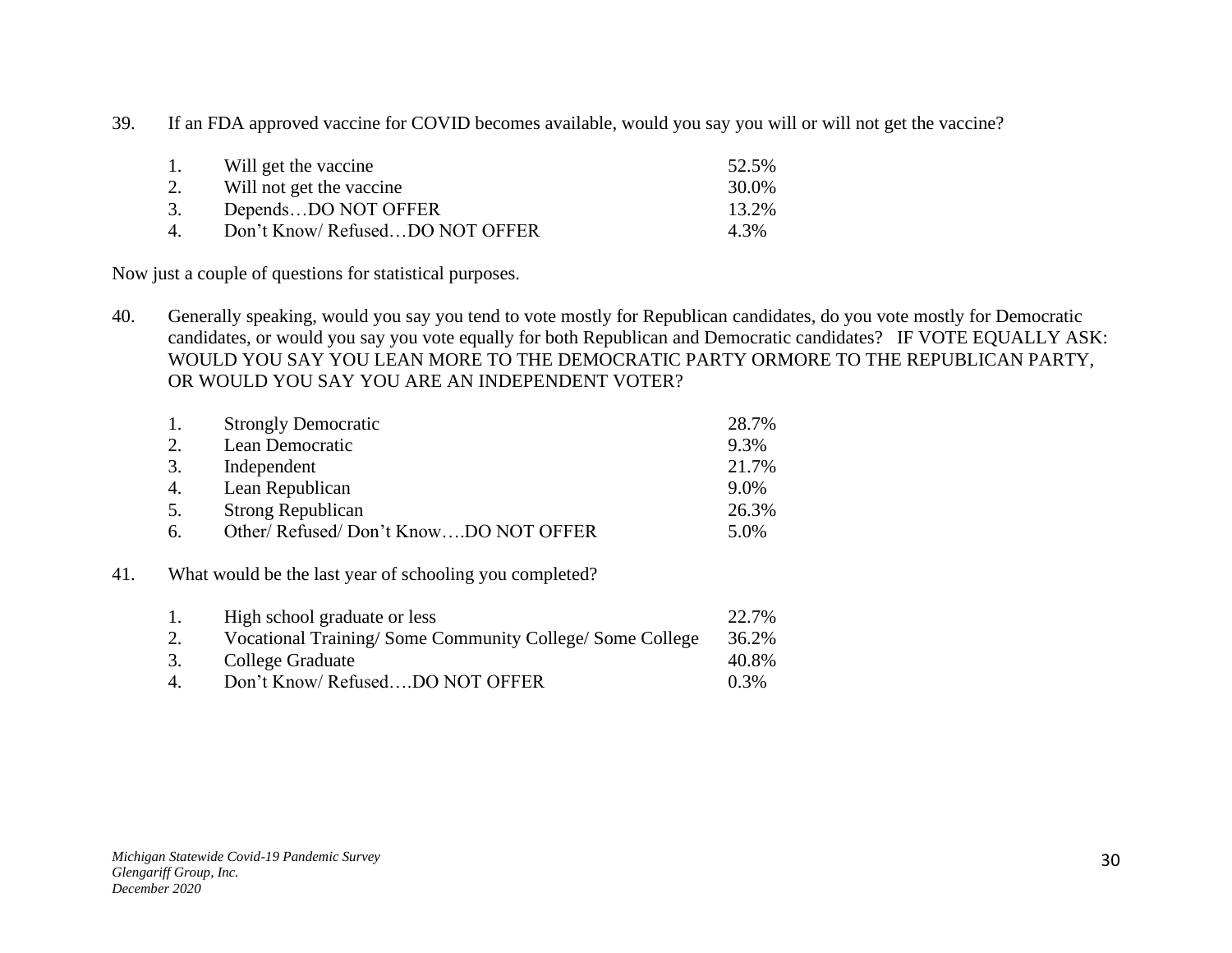39. If an FDA approved vaccine for COVID becomes available, would you say you will or will not get the vaccine?

| | | |
|---|---|---|
| 1. | Will get the vaccine | 52.5% |
| 2. | Will not get the vaccine | 30.0% |
| 3. | Depends…DO NOT OFFER | 13.2% |
| 4. | Don't Know/ Refused…DO NOT OFFER | 4.3% |

Now just a couple of questions for statistical purposes.

40. Generally speaking, would you say you tend to vote mostly for Republican candidates, do you vote mostly for Democratic candidates, or would you say you vote equally for both Republican and Democratic candidates? IF VOTE EQUALLY ASK: WOULD YOU SAY YOU LEAN MORE TO THE DEMOCRATIC PARTY ORMORE TO THE REPUBLICAN PARTY, OR WOULD YOU SAY YOU ARE AN INDEPENDENT VOTER?

| | | |
|---|---|---|
| 1. | Strongly Democratic | 28.7% |
| 2. | Lean Democratic | 9.3% |
| 3. | Independent | 21.7% |
| 4. | Lean Republican | 9.0% |
| 5. | Strong Republican | 26.3% |
| 6. | Other/ Refused/ Don't Know….DO NOT OFFER | 5.0% |

41. What would be the last year of schooling you completed?

| | | |
|---|---|---|
| 1. | High school graduate or less | 22.7% |
| 2. | Vocational Training/ Some Community College/ Some College | 36.2% |
| 3. | College Graduate | 40.8% |
| 4. | Don't Know/ Refused….DO NOT OFFER | 0.3% |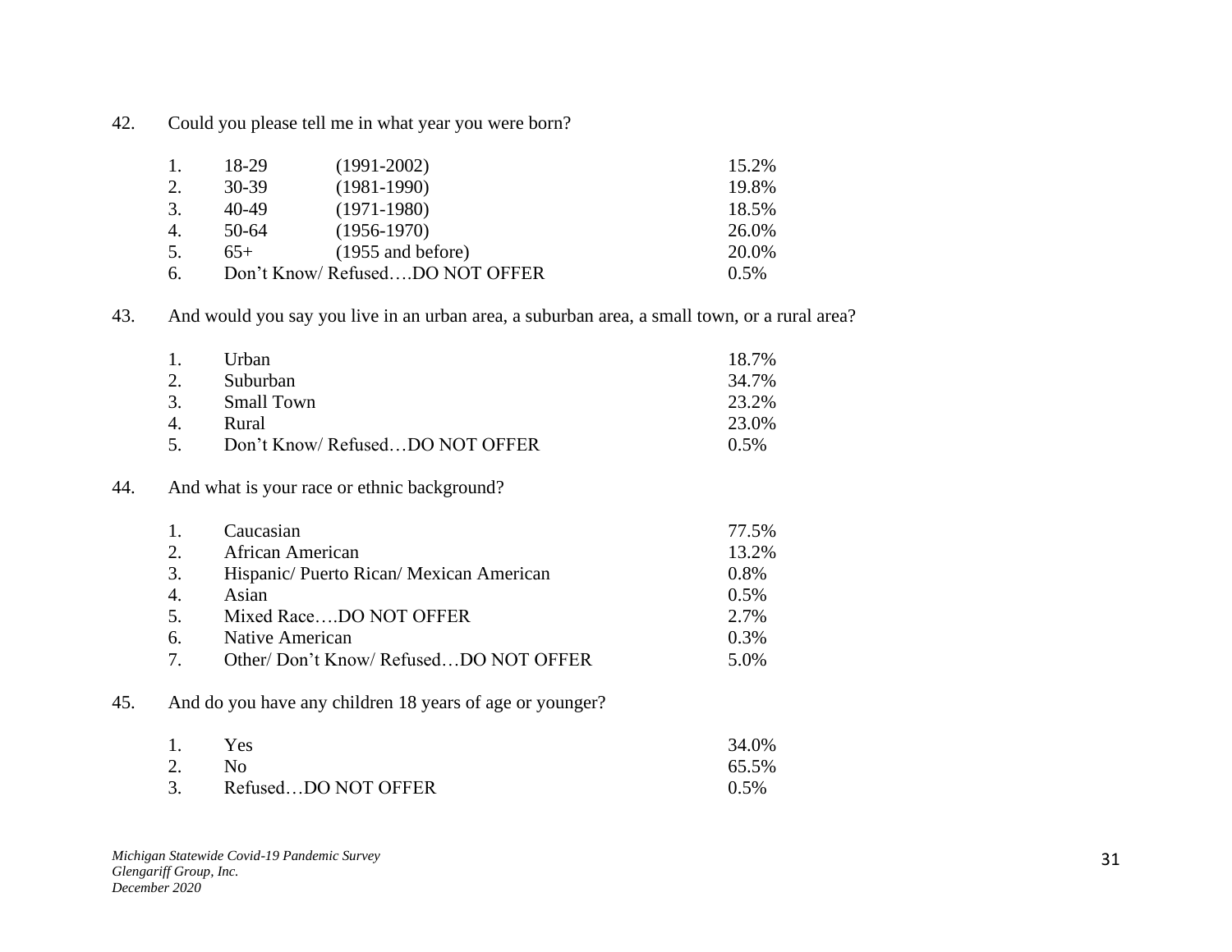42. Could you please tell me in what year you were born?

| | | | |
|---|---|---|---|
| 1. | 18-29 | (1991-2002) | 15.2% |
| 2. | 30-39 | (1981-1990) | 19.8% |
| 3. | 40-49 | (1971-1980) | 18.5% |
| 4. | 50-64 | (1956-1970) | 26.0% |
| 5. | 65+ | (1955 and before) | 20.0% |
| 6. | Don't Know/ Refused….DO NOT OFFER | | 0.5% |

43. And would you say you live in an urban area, a suburban area, a small town, or a rural area?

| | | |
|---|---|---|
| 1. | Urban | 18.7% |
| 2. | Suburban | 34.7% |
| 3. | Small Town | 23.2% |
| 4. | Rural | 23.0% |
| 5. | Don't Know/ Refused…DO NOT OFFER | 0.5% |

44. And what is your race or ethnic background?

| | | |
|---|---|---|
| 1. | Caucasian | 77.5% |
| 2. | African American | 13.2% |
| 3. | Hispanic/ Puerto Rican/ Mexican American | 0.8% |
| 4. | Asian | 0.5% |
| 5. | Mixed Race….DO NOT OFFER | 2.7% |
| 6. | Native American | 0.3% |
| 7. | Other/ Don't Know/ Refused…DO NOT OFFER | 5.0% |

45. And do you have any children 18 years of age or younger?

| | | |
|---|---|---|
| 1. | Yes | 34.0% |
| 2. | No | 65.5% |
| 3. | Refused…DO NOT OFFER | 0.5% |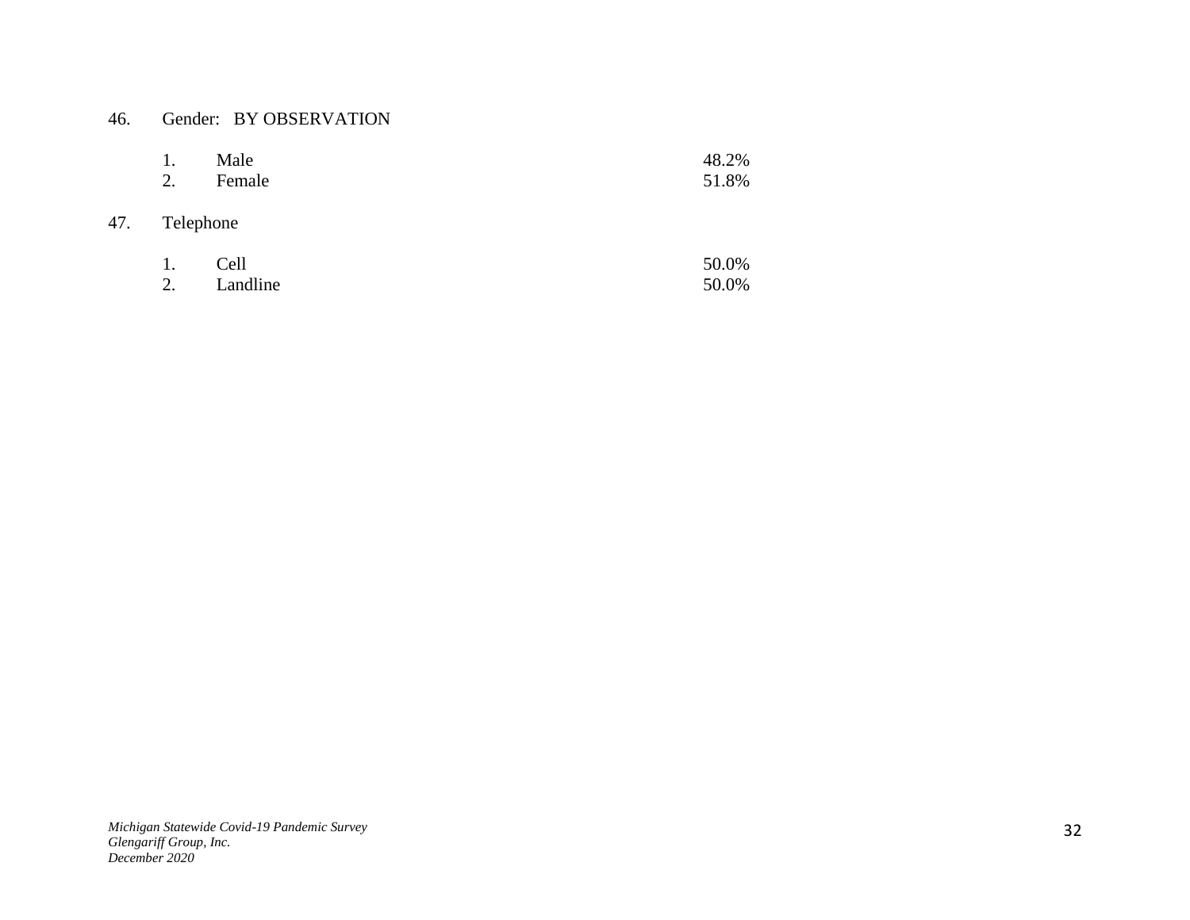46. Gender: BY OBSERVATION

| | | |
|---|---|---|
| 1. | Male | 48.2% |
| 2. | Female | 51.8% |

47. Telephone

| | | |
|---|---|---|
| 1. | Cell | 50.0% |
| 2. | Landline | 50.0% |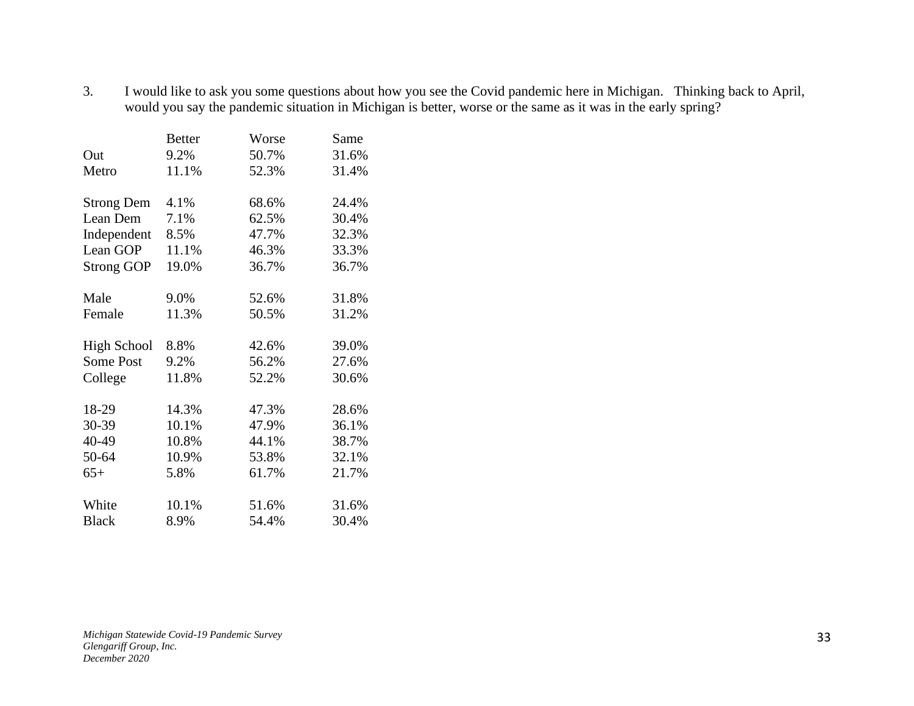3. I would like to ask you some questions about how you see the Covid pandemic here in Michigan. Thinking back to April, would you say the pandemic situation in Michigan is better, worse or the same as it was in the early spring?

| | Better | Worse | Same |
|---|---|---|---|
| Out | 9.2% | 50.7% | 31.6% |
| Metro | 11.1% | 52.3% | 31.4% |
| | | | |
| Strong Dem | 4.1% | 68.6% | 24.4% |
| Lean Dem | 7.1% | 62.5% | 30.4% |
| Independent | 8.5% | 47.7% | 32.3% |
| Lean GOP | 11.1% | 46.3% | 33.3% |
| Strong GOP | 19.0% | 36.7% | 36.7% |
| | | | |
| Male | 9.0% | 52.6% | 31.8% |
| Female | 11.3% | 50.5% | 31.2% |
| | | | |
| High School | 8.8% | 42.6% | 39.0% |
| Some Post | 9.2% | 56.2% | 27.6% |
| College | 11.8% | 52.2% | 30.6% |
| | | | |
| 18-29 | 14.3% | 47.3% | 28.6% |
| 30-39 | 10.1% | 47.9% | 36.1% |
| 40-49 | 10.8% | 44.1% | 38.7% |
| 50-64 | 10.9% | 53.8% | 32.1% |
| 65+ | 5.8% | 61.7% | 21.7% |
| | | | |
| White | 10.1% | 51.6% | 31.6% |
| Black | 8.9% | 54.4% | 30.4% |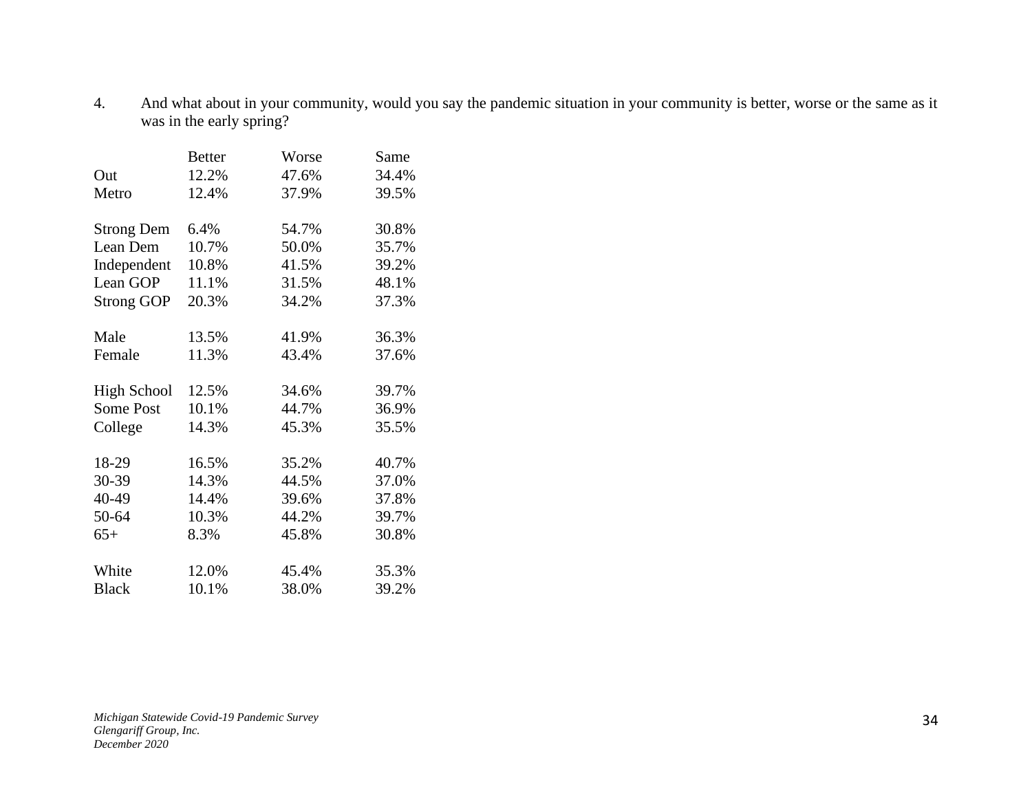4. And what about in your community, would you say the pandemic situation in your community is better, worse or the same as it was in the early spring?

| | Better | Worse | Same |
|---|---|---|---|
| Out | 12.2% | 47.6% | 34.4% |
| Metro | 12.4% | 37.9% | 39.5% |
| | | | |
| Strong Dem | 6.4% | 54.7% | 30.8% |
| Lean Dem | 10.7% | 50.0% | 35.7% |
| Independent | 10.8% | 41.5% | 39.2% |
| Lean GOP | 11.1% | 31.5% | 48.1% |
| Strong GOP | 20.3% | 34.2% | 37.3% |
| | | | |
| Male | 13.5% | 41.9% | 36.3% |
| Female | 11.3% | 43.4% | 37.6% |
| | | | |
| High School | 12.5% | 34.6% | 39.7% |
| Some Post | 10.1% | 44.7% | 36.9% |
| College | 14.3% | 45.3% | 35.5% |
| | | | |
| 18-29 | 16.5% | 35.2% | 40.7% |
| 30-39 | 14.3% | 44.5% | 37.0% |
| 40-49 | 14.4% | 39.6% | 37.8% |
| 50-64 | 10.3% | 44.2% | 39.7% |
| 65+ | 8.3% | 45.8% | 30.8% |
| | | | |
| White | 12.0% | 45.4% | 35.3% |
| Black | 10.1% | 38.0% | 39.2% |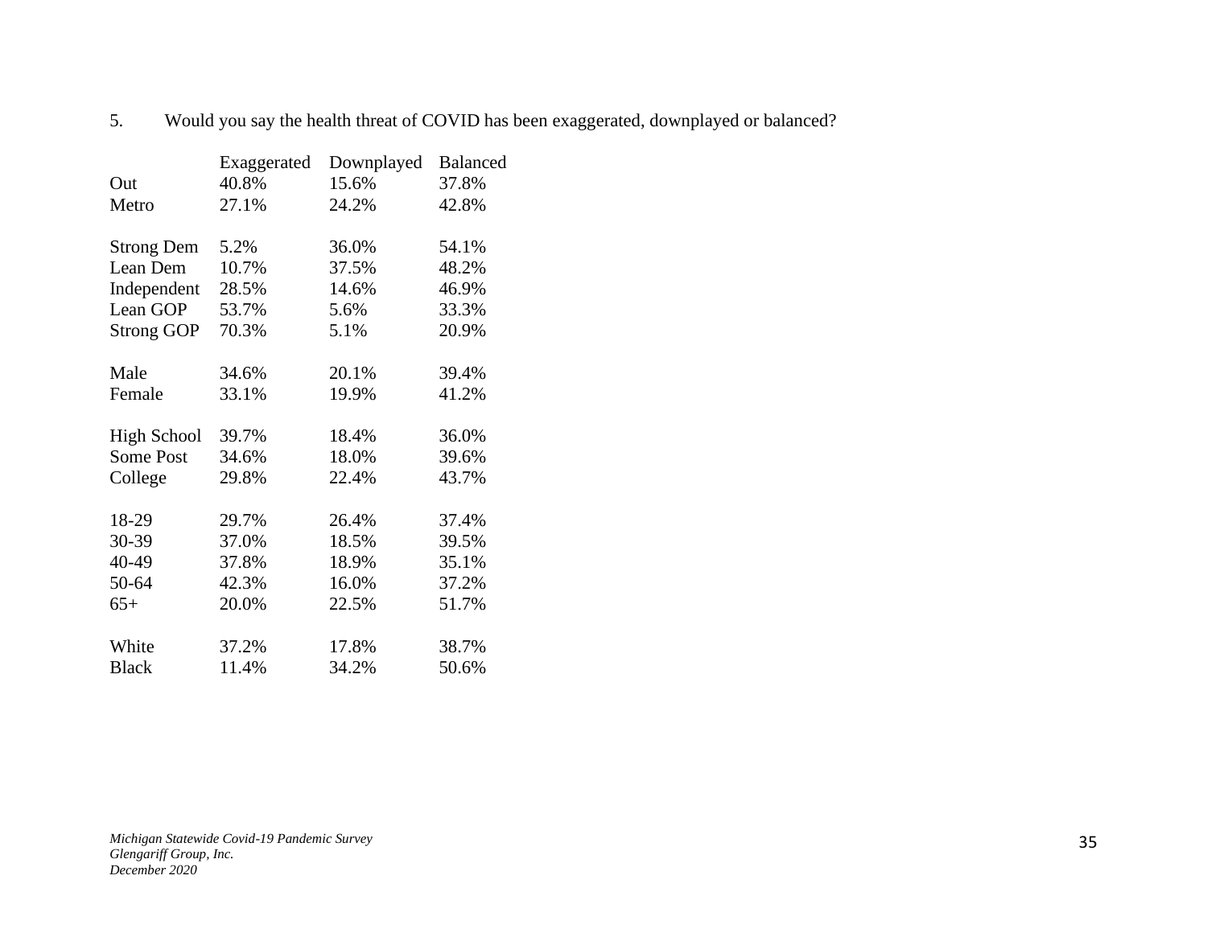5. Would you say the health threat of COVID has been exaggerated, downplayed or balanced?

| | Exaggerated | Downplayed | Balanced |
|---|---|---|---|
| Out | 40.8% | 15.6% | 37.8% |
| Metro | 27.1% | 24.2% | 42.8% |
| | | | |
| Strong Dem | 5.2% | 36.0% | 54.1% |
| Lean Dem | 10.7% | 37.5% | 48.2% |
| Independent | 28.5% | 14.6% | 46.9% |
| Lean GOP | 53.7% | 5.6% | 33.3% |
| Strong GOP | 70.3% | 5.1% | 20.9% |
| | | | |
| Male | 34.6% | 20.1% | 39.4% |
| Female | 33.1% | 19.9% | 41.2% |
| | | | |
| High School | 39.7% | 18.4% | 36.0% |
| Some Post | 34.6% | 18.0% | 39.6% |
| College | 29.8% | 22.4% | 43.7% |
| | | | |
| 18-29 | 29.7% | 26.4% | 37.4% |
| 30-39 | 37.0% | 18.5% | 39.5% |
| 40-49 | 37.8% | 18.9% | 35.1% |
| 50-64 | 42.3% | 16.0% | 37.2% |
| 65+ | 20.0% | 22.5% | 51.7% |
| | | | |
| White | 37.2% | 17.8% | 38.7% |
| Black | 11.4% | 34.2% | 50.6% |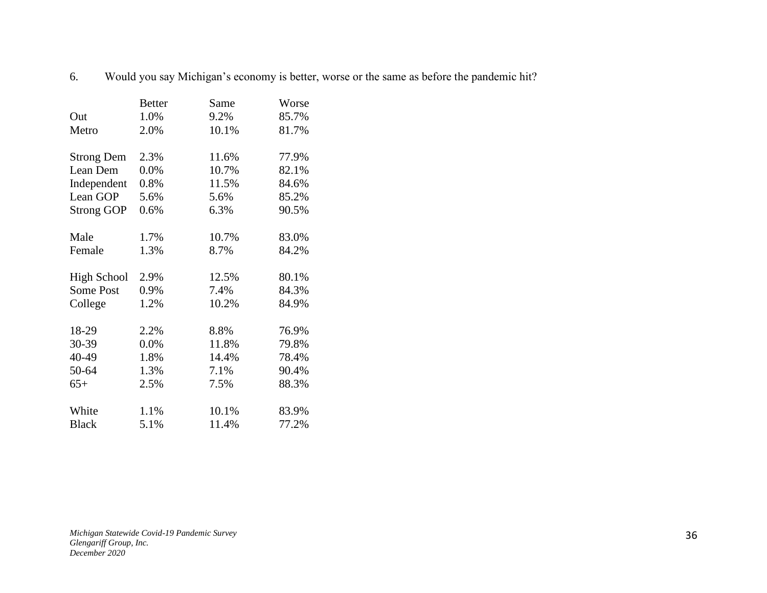6. Would you say Michigan's economy is better, worse or the same as before the pandemic hit?

| | Better | Same | Worse |
|---|---|---|---|
| Out | 1.0% | 9.2% | 85.7% |
| Metro | 2.0% | 10.1% | 81.7% |
| | | | |
| Strong Dem | 2.3% | 11.6% | 77.9% |
| Lean Dem | 0.0% | 10.7% | 82.1% |
| Independent | 0.8% | 11.5% | 84.6% |
| Lean GOP | 5.6% | 5.6% | 85.2% |
| Strong GOP | 0.6% | 6.3% | 90.5% |
| | | | |
| Male | 1.7% | 10.7% | 83.0% |
| Female | 1.3% | 8.7% | 84.2% |
| | | | |
| High School | 2.9% | 12.5% | 80.1% |
| Some Post | 0.9% | 7.4% | 84.3% |
| College | 1.2% | 10.2% | 84.9% |
| | | | |
| 18-29 | 2.2% | 8.8% | 76.9% |
| 30-39 | 0.0% | 11.8% | 79.8% |
| 40-49 | 1.8% | 14.4% | 78.4% |
| 50-64 | 1.3% | 7.1% | 90.4% |
| 65+ | 2.5% | 7.5% | 88.3% |
| | | | |
| White | 1.1% | 10.1% | 83.9% |
| Black | 5.1% | 11.4% | 77.2% |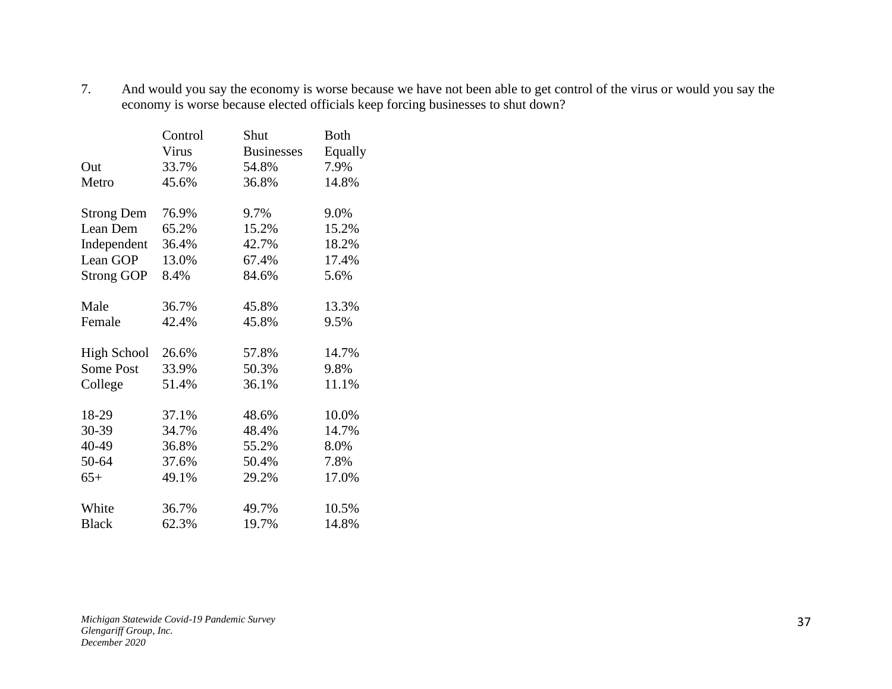7. And would you say the economy is worse because we have not been able to get control of the virus or would you say the economy is worse because elected officials keep forcing businesses to shut down?

| | Control Virus | Shut Businesses | Both Equally |
|---|---|---|---|
| Out | 33.7% | 54.8% | 7.9% |
| Metro | 45.6% | 36.8% | 14.8% |
| | | | |
| Strong Dem | 76.9% | 9.7% | 9.0% |
| Lean Dem | 65.2% | 15.2% | 15.2% |
| Independent | 36.4% | 42.7% | 18.2% |
| Lean GOP | 13.0% | 67.4% | 17.4% |
| Strong GOP | 8.4% | 84.6% | 5.6% |
| | | | |
| Male | 36.7% | 45.8% | 13.3% |
| Female | 42.4% | 45.8% | 9.5% |
| | | | |
| High School | 26.6% | 57.8% | 14.7% |
| Some Post | 33.9% | 50.3% | 9.8% |
| College | 51.4% | 36.1% | 11.1% |
| | | | |
| 18-29 | 37.1% | 48.6% | 10.0% |
| 30-39 | 34.7% | 48.4% | 14.7% |
| 40-49 | 36.8% | 55.2% | 8.0% |
| 50-64 | 37.6% | 50.4% | 7.8% |
| 65+ | 49.1% | 29.2% | 17.0% |
| | | | |
| White | 36.7% | 49.7% | 10.5% |
| Black | 62.3% | 19.7% | 14.8% |

*Michigan Statewide Covid-19 Pandemic Survey*
*Glengariff Group, Inc.*
*December 2020*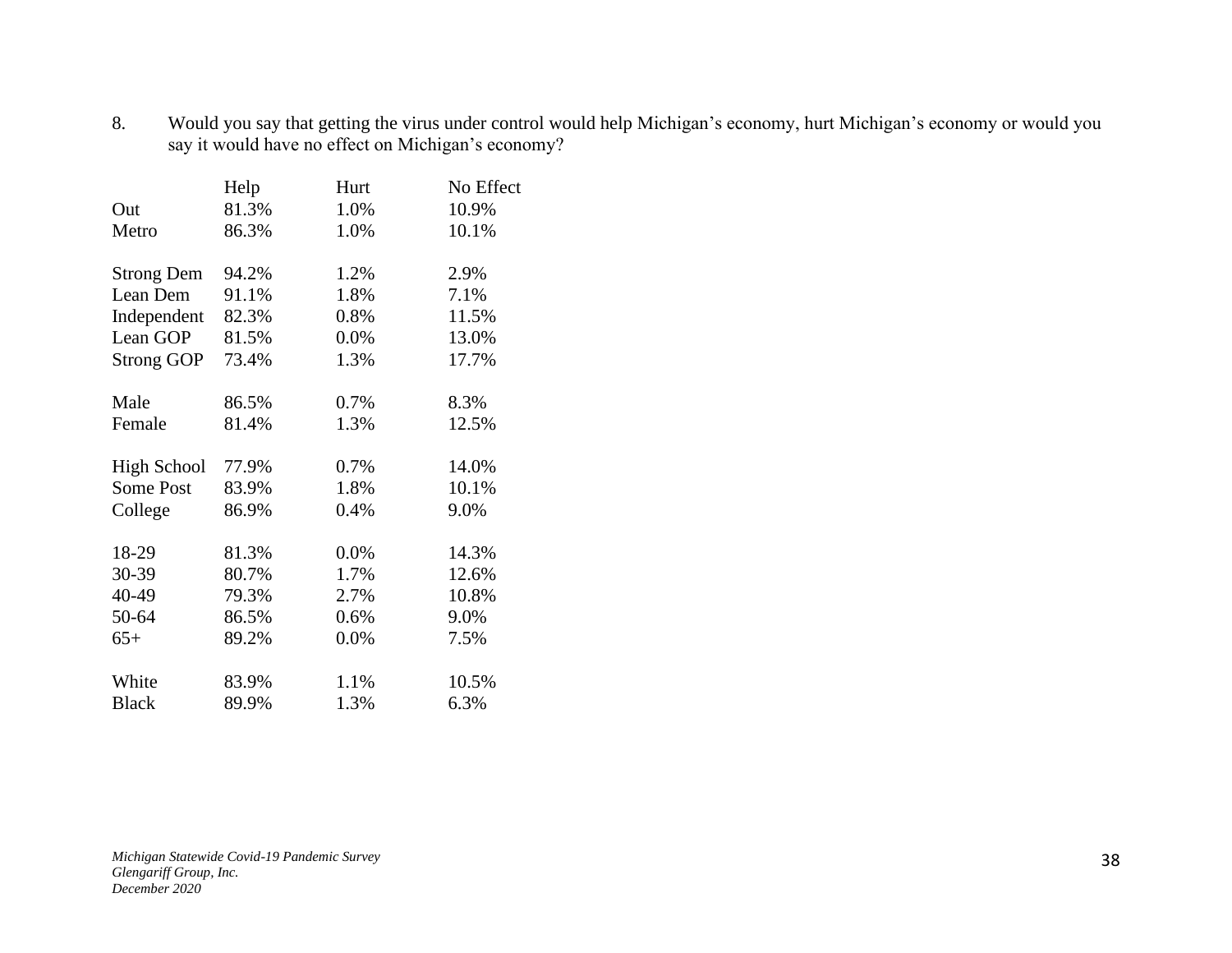8. Would you say that getting the virus under control would help Michigan's economy, hurt Michigan's economy or would you say it would have no effect on Michigan's economy?

| | Help | Hurt | No Effect |
|---|---|---|---|
| Out | 81.3% | 1.0% | 10.9% |
| Metro | 86.3% | 1.0% | 10.1% |
| | | | |
| Strong Dem | 94.2% | 1.2% | 2.9% |
| Lean Dem | 91.1% | 1.8% | 7.1% |
| Independent | 82.3% | 0.8% | 11.5% |
| Lean GOP | 81.5% | 0.0% | 13.0% |
| Strong GOP | 73.4% | 1.3% | 17.7% |
| | | | |
| Male | 86.5% | 0.7% | 8.3% |
| Female | 81.4% | 1.3% | 12.5% |
| | | | |
| High School | 77.9% | 0.7% | 14.0% |
| Some Post | 83.9% | 1.8% | 10.1% |
| College | 86.9% | 0.4% | 9.0% |
| | | | |
| 18-29 | 81.3% | 0.0% | 14.3% |
| 30-39 | 80.7% | 1.7% | 12.6% |
| 40-49 | 79.3% | 2.7% | 10.8% |
| 50-64 | 86.5% | 0.6% | 9.0% |
| 65+ | 89.2% | 0.0% | 7.5% |
| | | | |
| White | 83.9% | 1.1% | 10.5% |
| Black | 89.9% | 1.3% | 6.3% |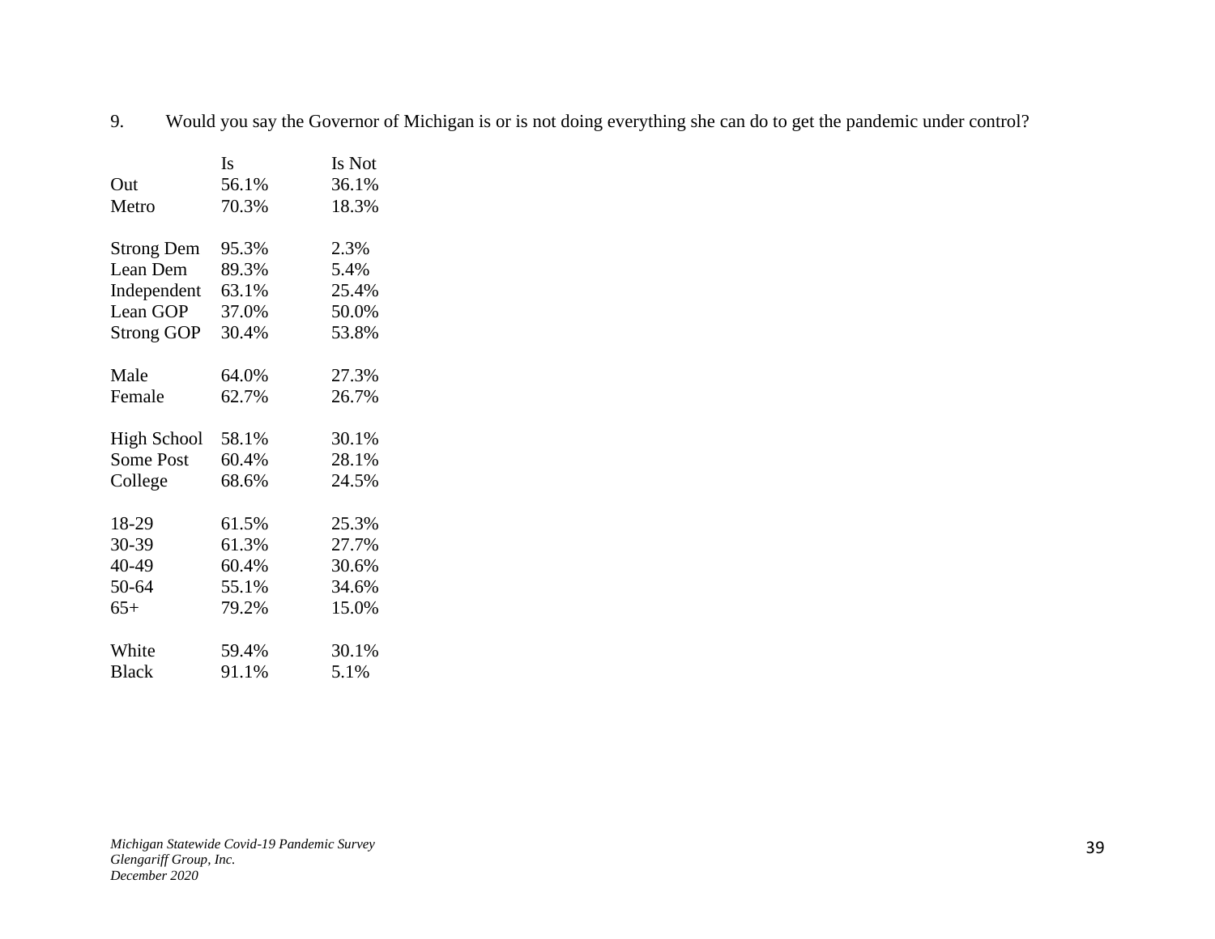9. Would you say the Governor of Michigan is or is not doing everything she can do to get the pandemic under control?

| | Is | Is Not |
|---|---|---|
| Out | 56.1% | 36.1% |
| Metro | 70.3% | 18.3% |
| | | |
| Strong Dem | 95.3% | 2.3% |
| Lean Dem | 89.3% | 5.4% |
| Independent | 63.1% | 25.4% |
| Lean GOP | 37.0% | 50.0% |
| Strong GOP | 30.4% | 53.8% |
| | | |
| Male | 64.0% | 27.3% |
| Female | 62.7% | 26.7% |
| | | |
| High School | 58.1% | 30.1% |
| Some Post | 60.4% | 28.1% |
| College | 68.6% | 24.5% |
| | | |
| 18-29 | 61.5% | 25.3% |
| 30-39 | 61.3% | 27.7% |
| 40-49 | 60.4% | 30.6% |
| 50-64 | 55.1% | 34.6% |
| 65+ | 79.2% | 15.0% |
| | | |
| White | 59.4% | 30.1% |
| Black | 91.1% | 5.1% |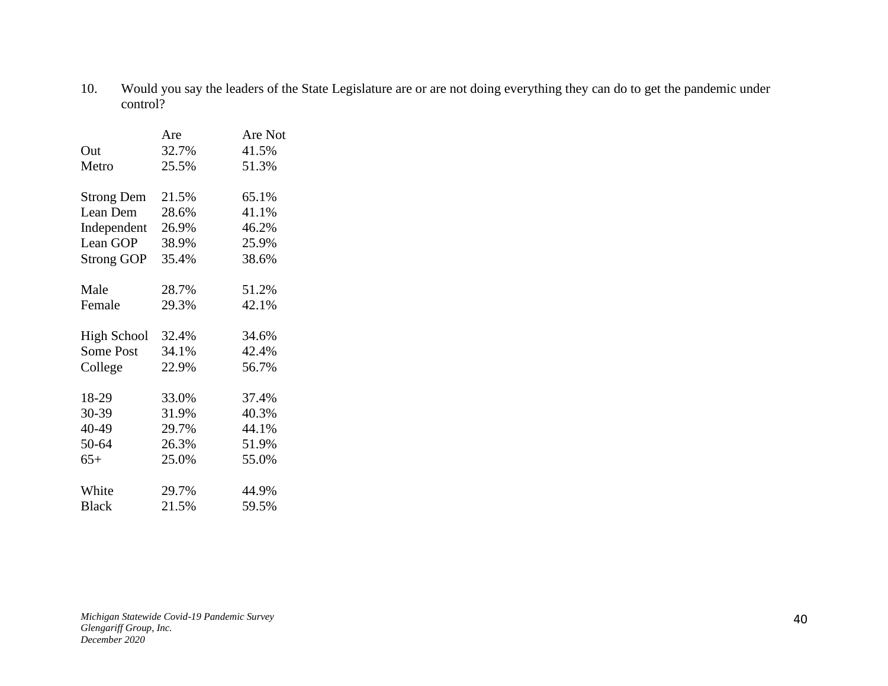10. Would you say the leaders of the State Legislature are or are not doing everything they can do to get the pandemic under control?

| | Are | Are Not |
|---|---|---|
| Out | 32.7% | 41.5% |
| Metro | 25.5% | 51.3% |
| | | |
| Strong Dem | 21.5% | 65.1% |
| Lean Dem | 28.6% | 41.1% |
| Independent | 26.9% | 46.2% |
| Lean GOP | 38.9% | 25.9% |
| Strong GOP | 35.4% | 38.6% |
| | | |
| Male | 28.7% | 51.2% |
| Female | 29.3% | 42.1% |
| | | |
| High School | 32.4% | 34.6% |
| Some Post | 34.1% | 42.4% |
| College | 22.9% | 56.7% |
| | | |
| 18-29 | 33.0% | 37.4% |
| 30-39 | 31.9% | 40.3% |
| 40-49 | 29.7% | 44.1% |
| 50-64 | 26.3% | 51.9% |
| 65+ | 25.0% | 55.0% |
| | | |
| White | 29.7% | 44.9% |
| Black | 21.5% | 59.5% |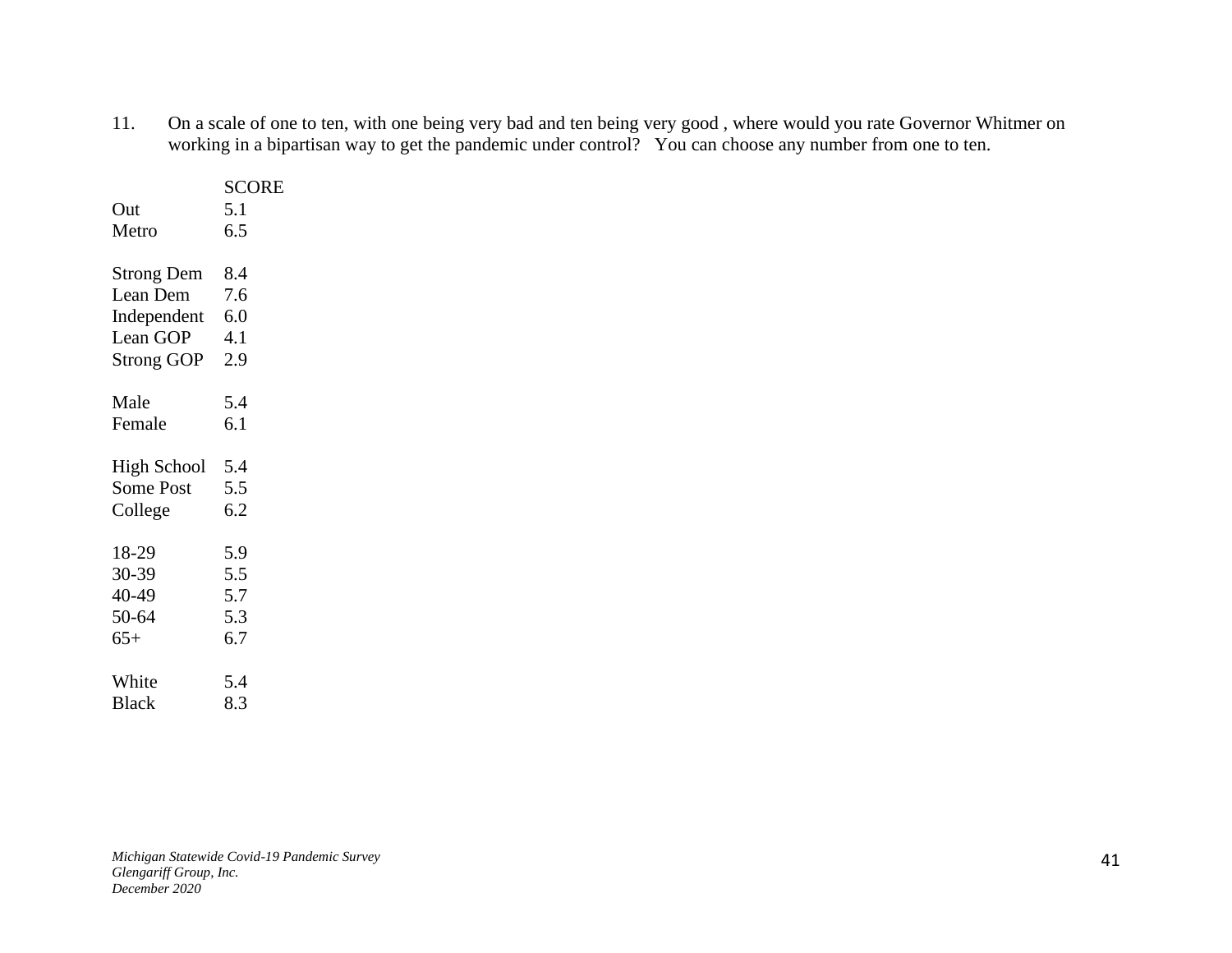11. On a scale of one to ten, with one being very bad and ten being very good , where would you rate Governor Whitmer on working in a bipartisan way to get the pandemic under control? You can choose any number from one to ten.

| | SCORE |
|---|---|
| Out | 5.1 |
| Metro | 6.5 |
| | |
| Strong Dem | 8.4 |
| Lean Dem | 7.6 |
| Independent | 6.0 |
| Lean GOP | 4.1 |
| Strong GOP | 2.9 |
| | |
| Male | 5.4 |
| Female | 6.1 |
| | |
| High School | 5.4 |
| Some Post | 5.5 |
| College | 6.2 |
| | |
| 18-29 | 5.9 |
| 30-39 | 5.5 |
| 40-49 | 5.7 |
| 50-64 | 5.3 |
| 65+ | 6.7 |
| | |
| White | 5.4 |
| Black | 8.3 |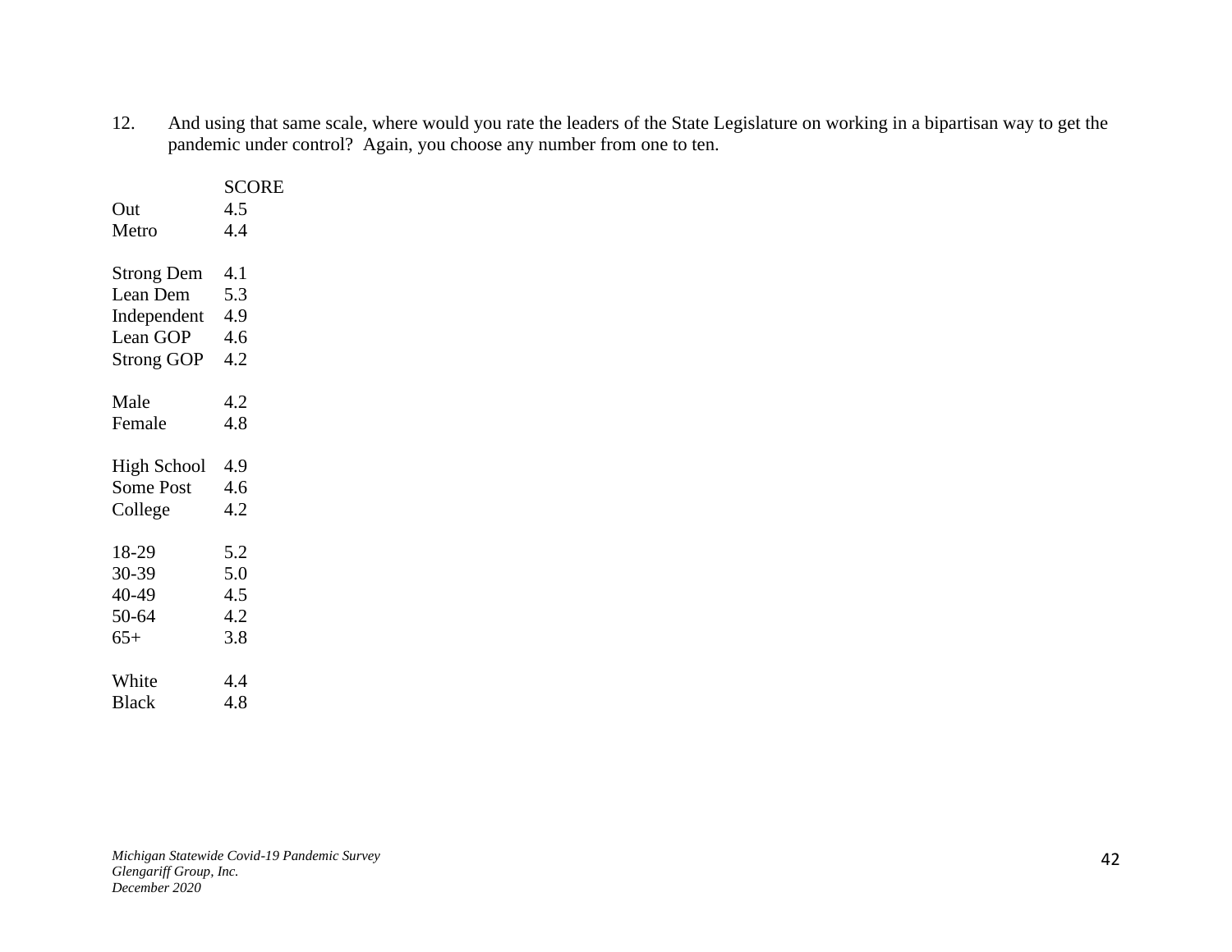12. And using that same scale, where would you rate the leaders of the State Legislature on working in a bipartisan way to get the pandemic under control? Again, you choose any number from one to ten.

| | SCORE |
|---|---|
| Out | 4.5 |
| Metro | 4.4 |
| | |
| Strong Dem | 4.1 |
| Lean Dem | 5.3 |
| Independent | 4.9 |
| Lean GOP | 4.6 |
| Strong GOP | 4.2 |
| | |
| Male | 4.2 |
| Female | 4.8 |
| | |
| High School | 4.9 |
| Some Post | 4.6 |
| College | 4.2 |
| | |
| 18-29 | 5.2 |
| 30-39 | 5.0 |
| 40-49 | 4.5 |
| 50-64 | 4.2 |
| 65+ | 3.8 |
| | |
| White | 4.4 |
| Black | 4.8 |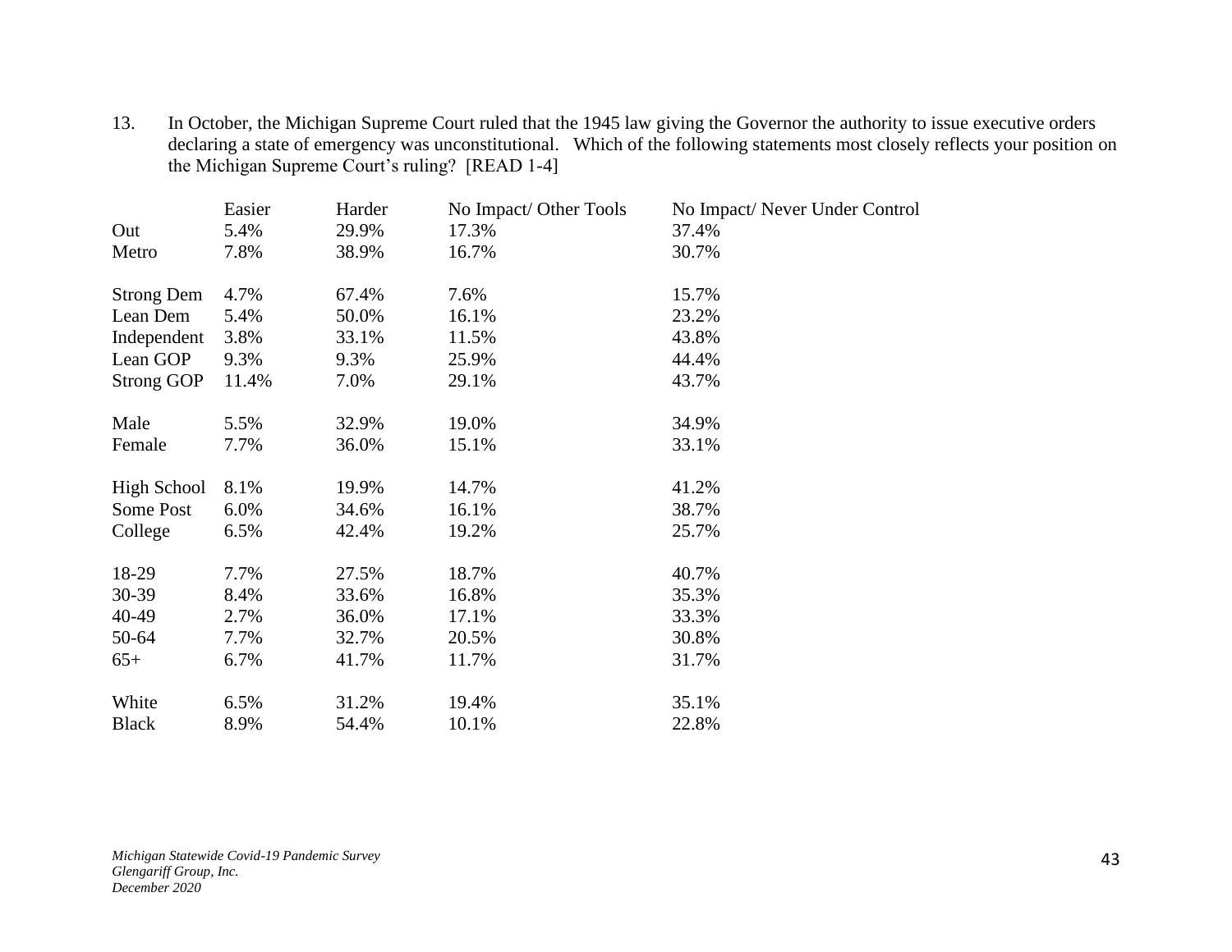13. In October, the Michigan Supreme Court ruled that the 1945 law giving the Governor the authority to issue executive orders declaring a state of emergency was unconstitutional. Which of the following statements most closely reflects your position on the Michigan Supreme Court's ruling? [READ 1-4]

| | Easier | Harder | No Impact/ Other Tools | No Impact/ Never Under Control |
|---|---|---|---|---|
| Out | 5.4% | 29.9% | 17.3% | 37.4% |
| Metro | 7.8% | 38.9% | 16.7% | 30.7% |
| | | | | |
| Strong Dem | 4.7% | 67.4% | 7.6% | 15.7% |
| Lean Dem | 5.4% | 50.0% | 16.1% | 23.2% |
| Independent | 3.8% | 33.1% | 11.5% | 43.8% |
| Lean GOP | 9.3% | 9.3% | 25.9% | 44.4% |
| Strong GOP | 11.4% | 7.0% | 29.1% | 43.7% |
| | | | | |
| Male | 5.5% | 32.9% | 19.0% | 34.9% |
| Female | 7.7% | 36.0% | 15.1% | 33.1% |
| | | | | |
| High School | 8.1% | 19.9% | 14.7% | 41.2% |
| Some Post | 6.0% | 34.6% | 16.1% | 38.7% |
| College | 6.5% | 42.4% | 19.2% | 25.7% |
| | | | | |
| 18-29 | 7.7% | 27.5% | 18.7% | 40.7% |
| 30-39 | 8.4% | 33.6% | 16.8% | 35.3% |
| 40-49 | 2.7% | 36.0% | 17.1% | 33.3% |
| 50-64 | 7.7% | 32.7% | 20.5% | 30.8% |
| 65+ | 6.7% | 41.7% | 11.7% | 31.7% |
| | | | | |
| White | 6.5% | 31.2% | 19.4% | 35.1% |
| Black | 8.9% | 54.4% | 10.1% | 22.8% |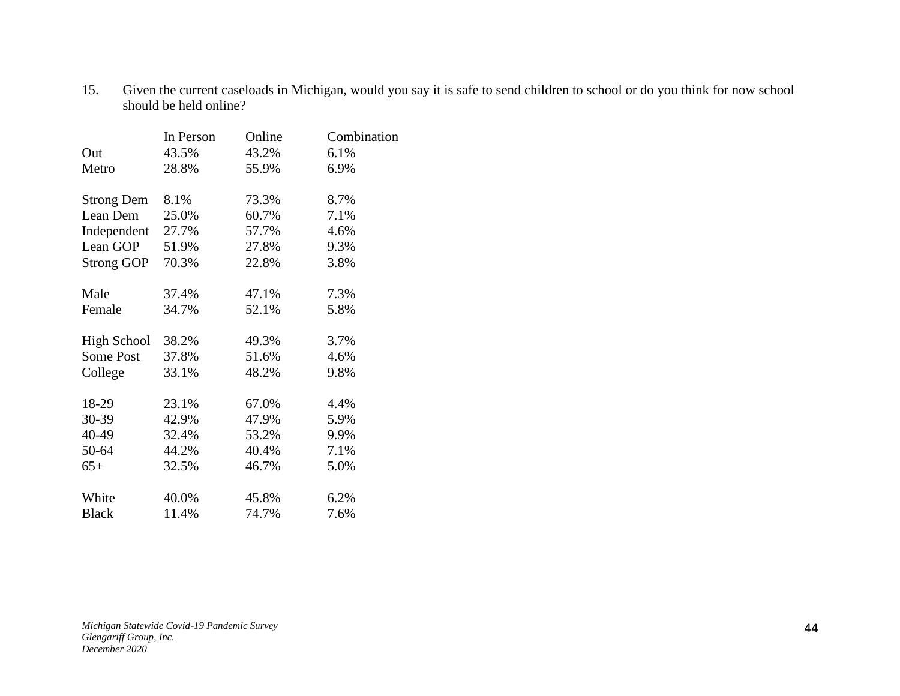15. Given the current caseloads in Michigan, would you say it is safe to send children to school or do you think for now school should be held online?

| | In Person | Online | Combination |
|---|---|---|---|
| Out | 43.5% | 43.2% | 6.1% |
| Metro | 28.8% | 55.9% | 6.9% |
| | | | |
| Strong Dem | 8.1% | 73.3% | 8.7% |
| Lean Dem | 25.0% | 60.7% | 7.1% |
| Independent | 27.7% | 57.7% | 4.6% |
| Lean GOP | 51.9% | 27.8% | 9.3% |
| Strong GOP | 70.3% | 22.8% | 3.8% |
| | | | |
| Male | 37.4% | 47.1% | 7.3% |
| Female | 34.7% | 52.1% | 5.8% |
| | | | |
| High School | 38.2% | 49.3% | 3.7% |
| Some Post | 37.8% | 51.6% | 4.6% |
| College | 33.1% | 48.2% | 9.8% |
| | | | |
| 18-29 | 23.1% | 67.0% | 4.4% |
| 30-39 | 42.9% | 47.9% | 5.9% |
| 40-49 | 32.4% | 53.2% | 9.9% |
| 50-64 | 44.2% | 40.4% | 7.1% |
| 65+ | 32.5% | 46.7% | 5.0% |
| | | | |
| White | 40.0% | 45.8% | 6.2% |
| Black | 11.4% | 74.7% | 7.6% |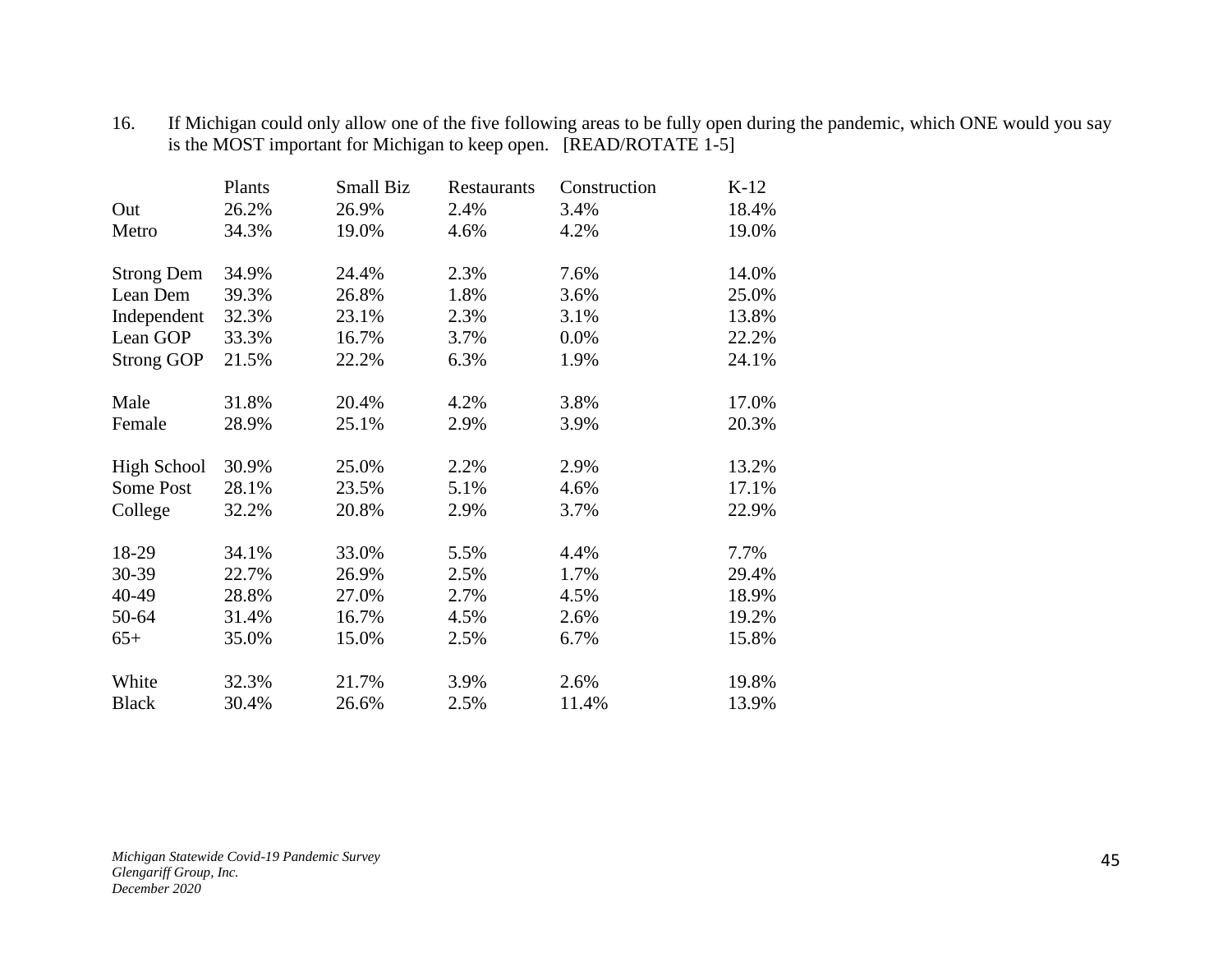16. If Michigan could only allow one of the five following areas to be fully open during the pandemic, which ONE would you say is the MOST important for Michigan to keep open. [READ/ROTATE 1-5]

| | Plants | Small Biz | Restaurants | Construction | K-12 |
|---|---|---|---|---|---|
| Out | 26.2% | 26.9% | 2.4% | 3.4% | 18.4% |
| Metro | 34.3% | 19.0% | 4.6% | 4.2% | 19.0% |
| | | | | | |
| Strong Dem | 34.9% | 24.4% | 2.3% | 7.6% | 14.0% |
| Lean Dem | 39.3% | 26.8% | 1.8% | 3.6% | 25.0% |
| Independent | 32.3% | 23.1% | 2.3% | 3.1% | 13.8% |
| Lean GOP | 33.3% | 16.7% | 3.7% | 0.0% | 22.2% |
| Strong GOP | 21.5% | 22.2% | 6.3% | 1.9% | 24.1% |
| | | | | | |
| Male | 31.8% | 20.4% | 4.2% | 3.8% | 17.0% |
| Female | 28.9% | 25.1% | 2.9% | 3.9% | 20.3% |
| | | | | | |
| High School | 30.9% | 25.0% | 2.2% | 2.9% | 13.2% |
| Some Post | 28.1% | 23.5% | 5.1% | 4.6% | 17.1% |
| College | 32.2% | 20.8% | 2.9% | 3.7% | 22.9% |
| | | | | | |
| 18-29 | 34.1% | 33.0% | 5.5% | 4.4% | 7.7% |
| 30-39 | 22.7% | 26.9% | 2.5% | 1.7% | 29.4% |
| 40-49 | 28.8% | 27.0% | 2.7% | 4.5% | 18.9% |
| 50-64 | 31.4% | 16.7% | 4.5% | 2.6% | 19.2% |
| 65+ | 35.0% | 15.0% | 2.5% | 6.7% | 15.8% |
| | | | | | |
| White | 32.3% | 21.7% | 3.9% | 2.6% | 19.8% |
| Black | 30.4% | 26.6% | 2.5% | 11.4% | 13.9% |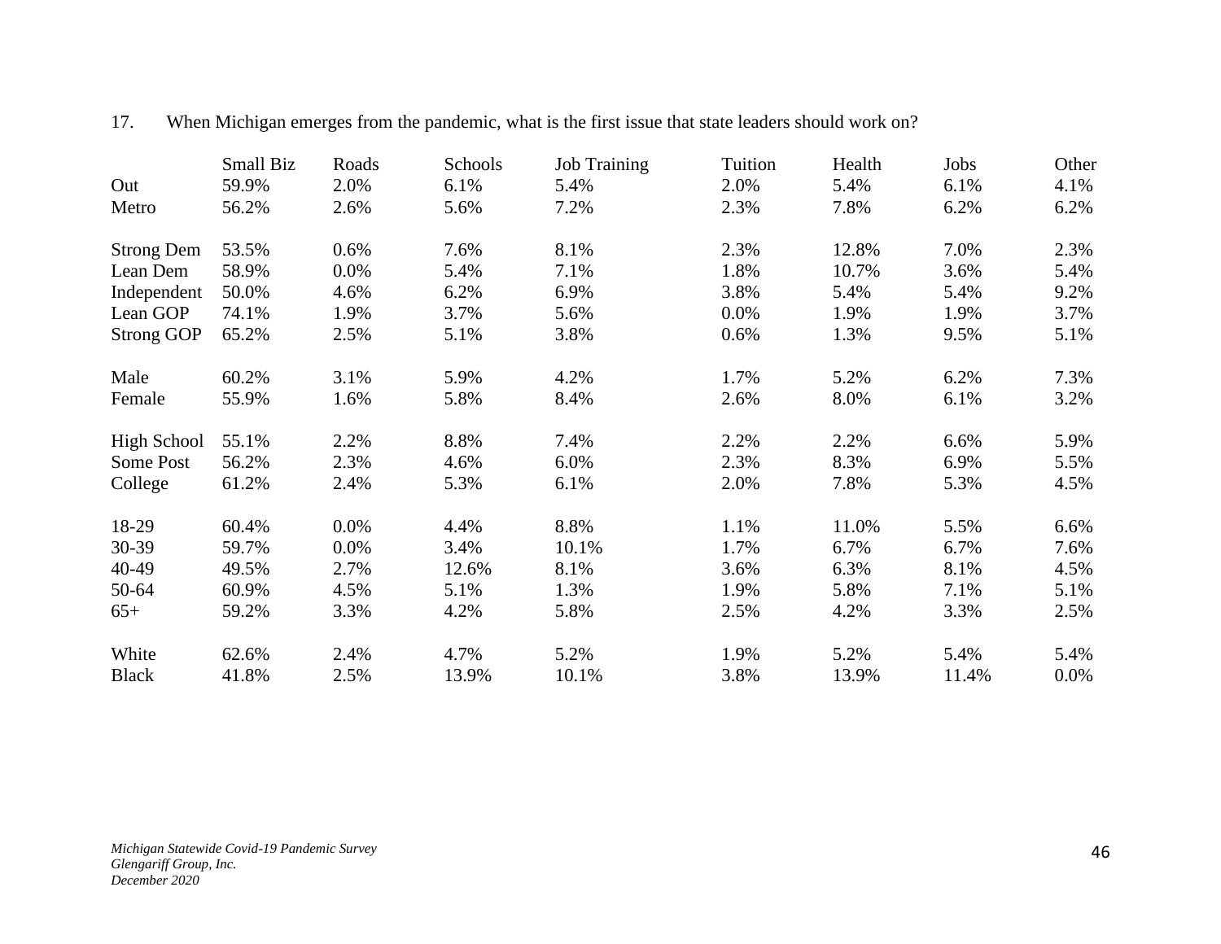17. When Michigan emerges from the pandemic, what is the first issue that state leaders should work on?

| | Small Biz | Roads | Schools | Job Training | Tuition | Health | Jobs | Other |
|---|---|---|---|---|---|---|---|---|
| Out | 59.9% | 2.0% | 6.1% | 5.4% | 2.0% | 5.4% | 6.1% | 4.1% |
| Metro | 56.2% | 2.6% | 5.6% | 7.2% | 2.3% | 7.8% | 6.2% | 6.2% |
| | | | | | | | | |
| Strong Dem | 53.5% | 0.6% | 7.6% | 8.1% | 2.3% | 12.8% | 7.0% | 2.3% |
| Lean Dem | 58.9% | 0.0% | 5.4% | 7.1% | 1.8% | 10.7% | 3.6% | 5.4% |
| Independent | 50.0% | 4.6% | 6.2% | 6.9% | 3.8% | 5.4% | 5.4% | 9.2% |
| Lean GOP | 74.1% | 1.9% | 3.7% | 5.6% | 0.0% | 1.9% | 1.9% | 3.7% |
| Strong GOP | 65.2% | 2.5% | 5.1% | 3.8% | 0.6% | 1.3% | 9.5% | 5.1% |
| | | | | | | | | |
| Male | 60.2% | 3.1% | 5.9% | 4.2% | 1.7% | 5.2% | 6.2% | 7.3% |
| Female | 55.9% | 1.6% | 5.8% | 8.4% | 2.6% | 8.0% | 6.1% | 3.2% |
| | | | | | | | | |
| High School | 55.1% | 2.2% | 8.8% | 7.4% | 2.2% | 2.2% | 6.6% | 5.9% |
| Some Post | 56.2% | 2.3% | 4.6% | 6.0% | 2.3% | 8.3% | 6.9% | 5.5% |
| College | 61.2% | 2.4% | 5.3% | 6.1% | 2.0% | 7.8% | 5.3% | 4.5% |
| | | | | | | | | |
| 18-29 | 60.4% | 0.0% | 4.4% | 8.8% | 1.1% | 11.0% | 5.5% | 6.6% |
| 30-39 | 59.7% | 0.0% | 3.4% | 10.1% | 1.7% | 6.7% | 6.7% | 7.6% |
| 40-49 | 49.5% | 2.7% | 12.6% | 8.1% | 3.6% | 6.3% | 8.1% | 4.5% |
| 50-64 | 60.9% | 4.5% | 5.1% | 1.3% | 1.9% | 5.8% | 7.1% | 5.1% |
| 65+ | 59.2% | 3.3% | 4.2% | 5.8% | 2.5% | 4.2% | 3.3% | 2.5% |
| | | | | | | | | |
| White | 62.6% | 2.4% | 4.7% | 5.2% | 1.9% | 5.2% | 5.4% | 5.4% |
| Black | 41.8% | 2.5% | 13.9% | 10.1% | 3.8% | 13.9% | 11.4% | 0.0% |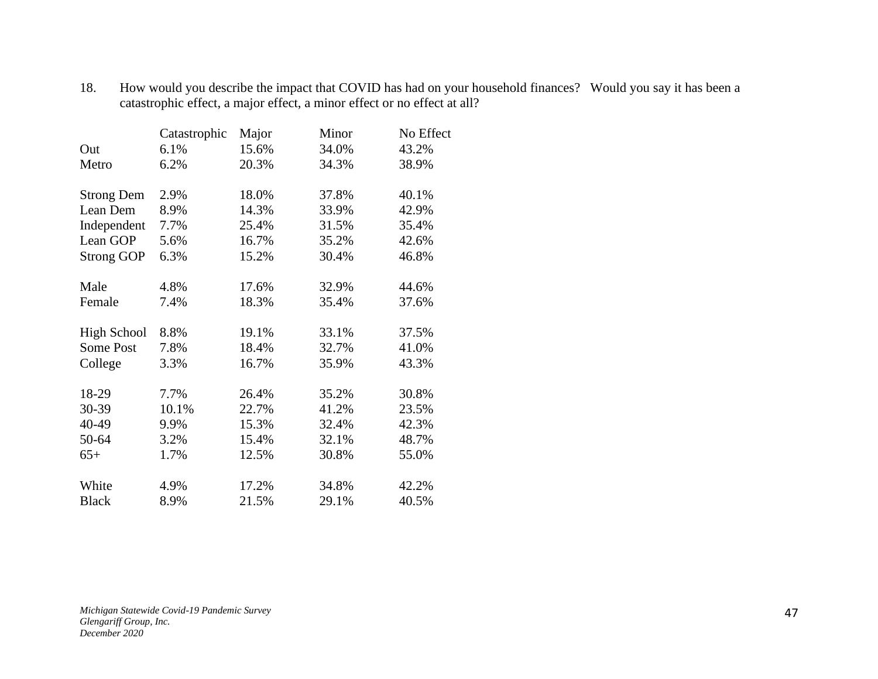18. How would you describe the impact that COVID has had on your household finances? Would you say it has been a catastrophic effect, a major effect, a minor effect or no effect at all?

| | Catastrophic | Major | Minor | No Effect |
|---|---|---|---|---|
| Out | 6.1% | 15.6% | 34.0% | 43.2% |
| Metro | 6.2% | 20.3% | 34.3% | 38.9% |
| | | | | |
| Strong Dem | 2.9% | 18.0% | 37.8% | 40.1% |
| Lean Dem | 8.9% | 14.3% | 33.9% | 42.9% |
| Independent | 7.7% | 25.4% | 31.5% | 35.4% |
| Lean GOP | 5.6% | 16.7% | 35.2% | 42.6% |
| Strong GOP | 6.3% | 15.2% | 30.4% | 46.8% |
| | | | | |
| Male | 4.8% | 17.6% | 32.9% | 44.6% |
| Female | 7.4% | 18.3% | 35.4% | 37.6% |
| | | | | |
| High School | 8.8% | 19.1% | 33.1% | 37.5% |
| Some Post | 7.8% | 18.4% | 32.7% | 41.0% |
| College | 3.3% | 16.7% | 35.9% | 43.3% |
| | | | | |
| 18-29 | 7.7% | 26.4% | 35.2% | 30.8% |
| 30-39 | 10.1% | 22.7% | 41.2% | 23.5% |
| 40-49 | 9.9% | 15.3% | 32.4% | 42.3% |
| 50-64 | 3.2% | 15.4% | 32.1% | 48.7% |
| 65+ | 1.7% | 12.5% | 30.8% | 55.0% |
| | | | | |
| White | 4.9% | 17.2% | 34.8% | 42.2% |
| Black | 8.9% | 21.5% | 29.1% | 40.5% |

*Michigan Statewide Covid-19 Pandemic Survey*
*Glengariff Group, Inc.*
*December 2020*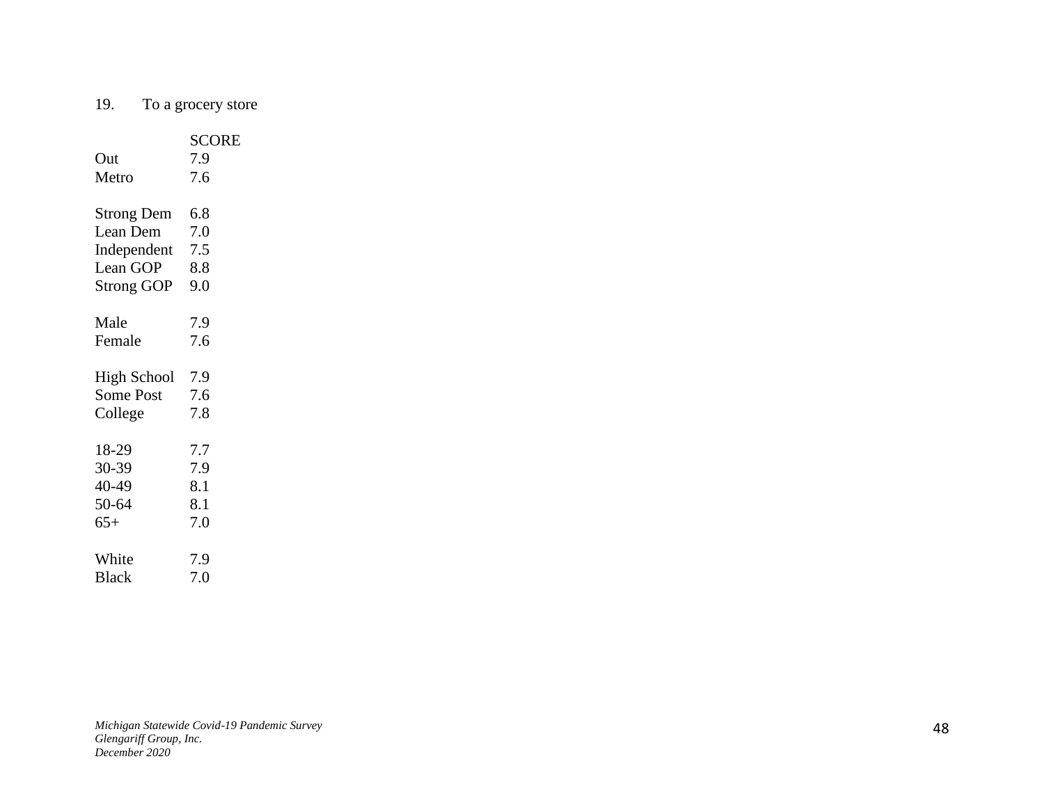19. To a grocery store

| | SCORE |
|---|---|
| Out | 7.9 |
| Metro | 7.6 |
| | |
| Strong Dem | 6.8 |
| Lean Dem | 7.0 |
| Independent | 7.5 |
| Lean GOP | 8.8 |
| Strong GOP | 9.0 |
| | |
| Male | 7.9 |
| Female | 7.6 |
| | |
| High School | 7.9 |
| Some Post | 7.6 |
| College | 7.8 |
| | |
| 18-29 | 7.7 |
| 30-39 | 7.9 |
| 40-49 | 8.1 |
| 50-64 | 8.1 |
| 65+ | 7.0 |
| | |
| White | 7.9 |
| Black | 7.0 |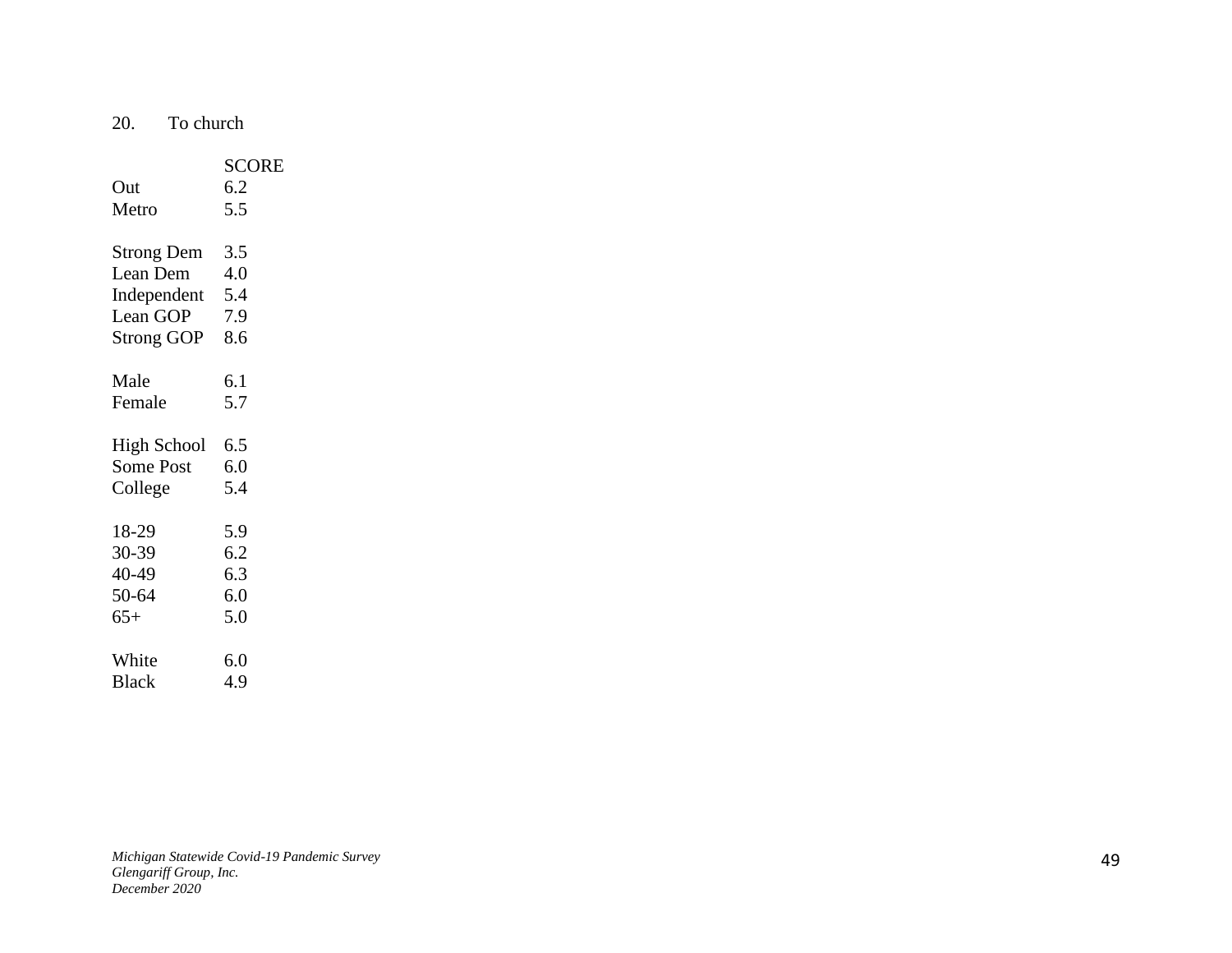20. To church

| | SCORE |
|---|---|
| Out | 6.2 |
| Metro | 5.5 |
| | |
| Strong Dem | 3.5 |
| Lean Dem | 4.0 |
| Independent | 5.4 |
| Lean GOP | 7.9 |
| Strong GOP | 8.6 |
| | |
| Male | 6.1 |
| Female | 5.7 |
| | |
| High School | 6.5 |
| Some Post | 6.0 |
| College | 5.4 |
| | |
| 18-29 | 5.9 |
| 30-39 | 6.2 |
| 40-49 | 6.3 |
| 50-64 | 6.0 |
| 65+ | 5.0 |
| | |
| White | 6.0 |
| Black | 4.9 |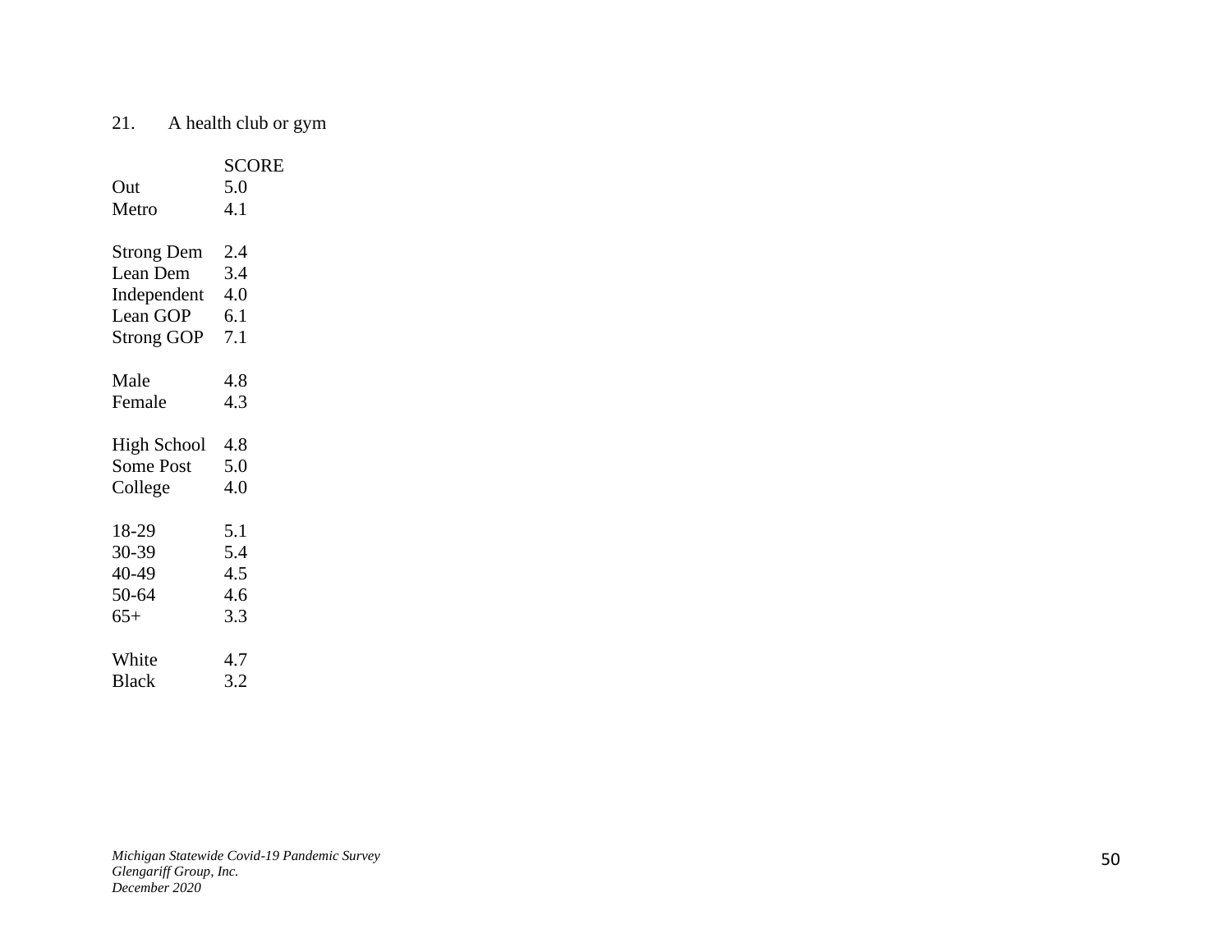21. A health club or gym

| | SCORE |
|---|---|
| Out | 5.0 |
| Metro | 4.1 |
| | |
| Strong Dem | 2.4 |
| Lean Dem | 3.4 |
| Independent | 4.0 |
| Lean GOP | 6.1 |
| Strong GOP | 7.1 |
| | |
| Male | 4.8 |
| Female | 4.3 |
| | |
| High School | 4.8 |
| Some Post | 5.0 |
| College | 4.0 |
| | |
| 18-29 | 5.1 |
| 30-39 | 5.4 |
| 40-49 | 4.5 |
| 50-64 | 4.6 |
| 65+ | 3.3 |
| | |
| White | 4.7 |
| Black | 3.2 |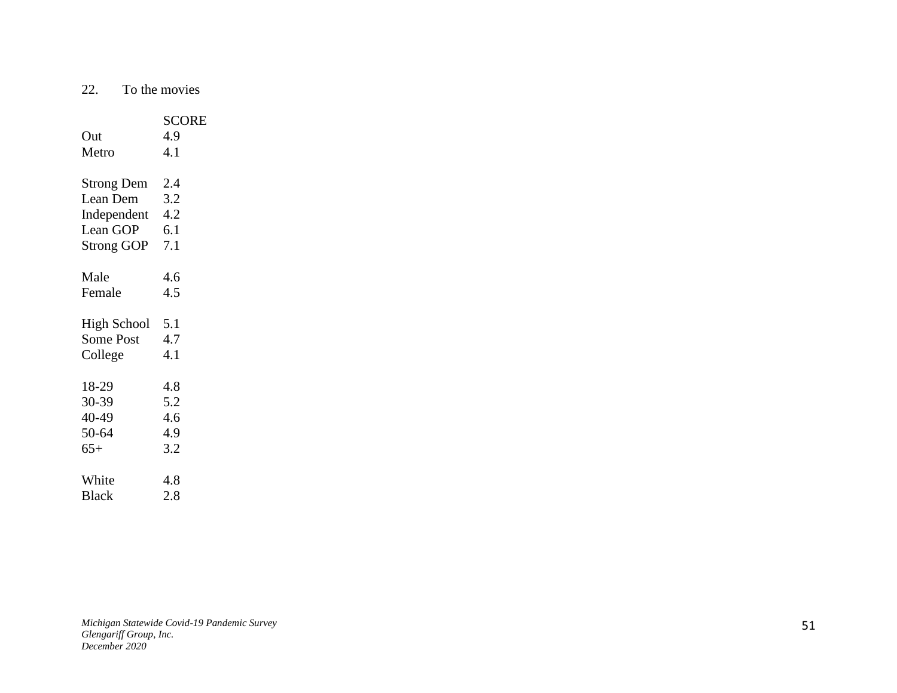22. To the movies

| | SCORE |
|---|---|
| Out | 4.9 |
| Metro | 4.1 |
| | |
| Strong Dem | 2.4 |
| Lean Dem | 3.2 |
| Independent | 4.2 |
| Lean GOP | 6.1 |
| Strong GOP | 7.1 |
| | |
| Male | 4.6 |
| Female | 4.5 |
| | |
| High School | 5.1 |
| Some Post | 4.7 |
| College | 4.1 |
| | |
| 18-29 | 4.8 |
| 30-39 | 5.2 |
| 40-49 | 4.6 |
| 50-64 | 4.9 |
| 65+ | 3.2 |
| | |
| White | 4.8 |
| Black | 2.8 |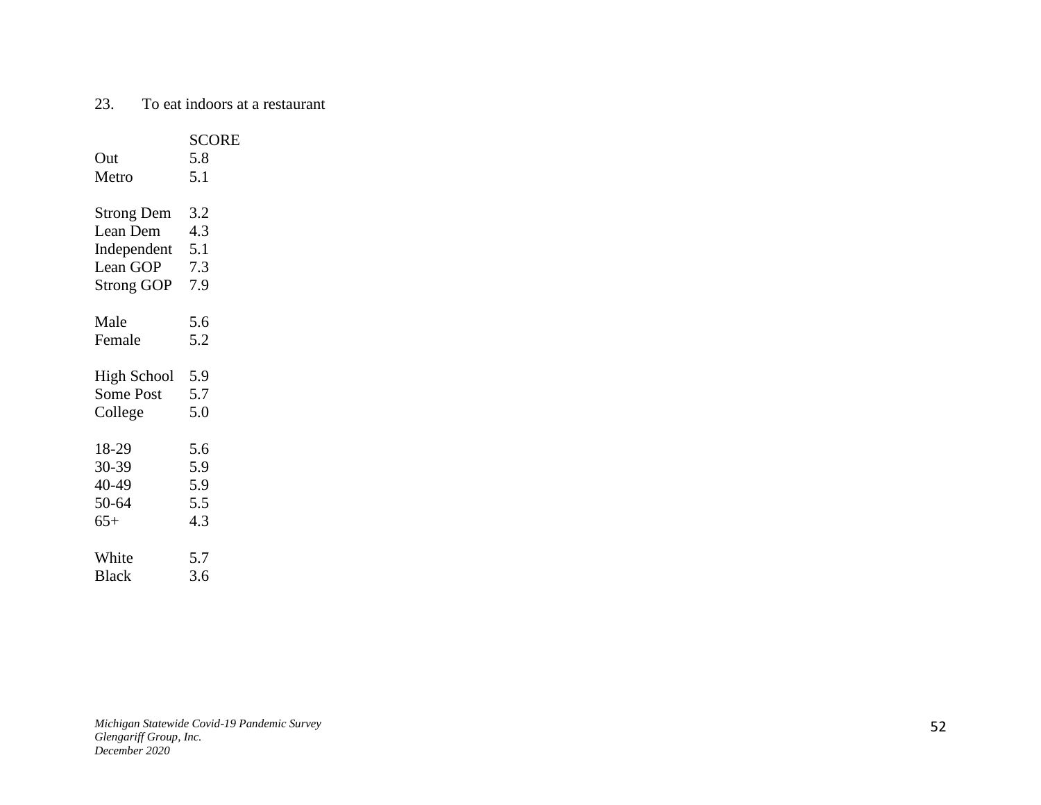23. To eat indoors at a restaurant

| | SCORE |
|---|---|
| Out | 5.8 |
| Metro | 5.1 |
| | |
| Strong Dem | 3.2 |
| Lean Dem | 4.3 |
| Independent | 5.1 |
| Lean GOP | 7.3 |
| Strong GOP | 7.9 |
| | |
| Male | 5.6 |
| Female | 5.2 |
| | |
| High School | 5.9 |
| Some Post | 5.7 |
| College | 5.0 |
| | |
| 18-29 | 5.6 |
| 30-39 | 5.9 |
| 40-49 | 5.9 |
| 50-64 | 5.5 |
| 65+ | 4.3 |
| | |
| White | 5.7 |
| Black | 3.6 |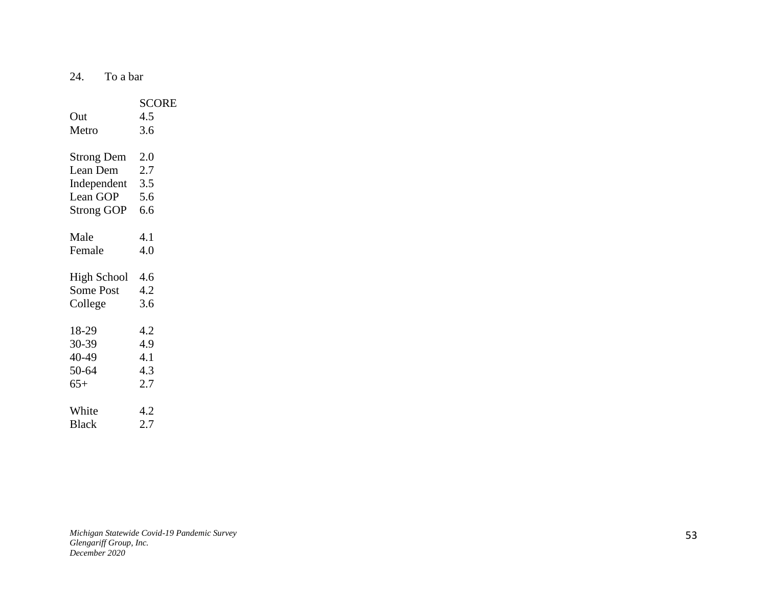24. To a bar

| | SCORE |
|---|---|
| Out | 4.5 |
| Metro | 3.6 |
| | |
| Strong Dem | 2.0 |
| Lean Dem | 2.7 |
| Independent | 3.5 |
| Lean GOP | 5.6 |
| Strong GOP | 6.6 |
| | |
| Male | 4.1 |
| Female | 4.0 |
| | |
| High School | 4.6 |
| Some Post | 4.2 |
| College | 3.6 |
| | |
| 18-29 | 4.2 |
| 30-39 | 4.9 |
| 40-49 | 4.1 |
| 50-64 | 4.3 |
| 65+ | 2.7 |
| | |
| White | 4.2 |
| Black | 2.7 |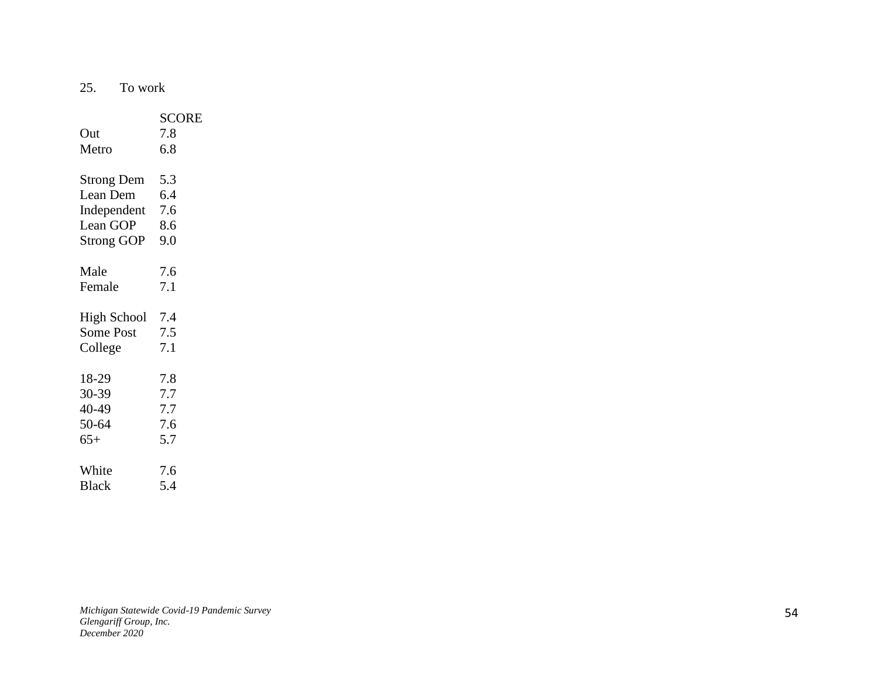25. To work

| | SCORE |
|---|---|
| Out | 7.8 |
| Metro | 6.8 |
| | |
| Strong Dem | 5.3 |
| Lean Dem | 6.4 |
| Independent | 7.6 |
| Lean GOP | 8.6 |
| Strong GOP | 9.0 |
| | |
| Male | 7.6 |
| Female | 7.1 |
| | |
| High School | 7.4 |
| Some Post | 7.5 |
| College | 7.1 |
| | |
| 18-29 | 7.8 |
| 30-39 | 7.7 |
| 40-49 | 7.7 |
| 50-64 | 7.6 |
| 65+ | 5.7 |
| | |
| White | 7.6 |
| Black | 5.4 |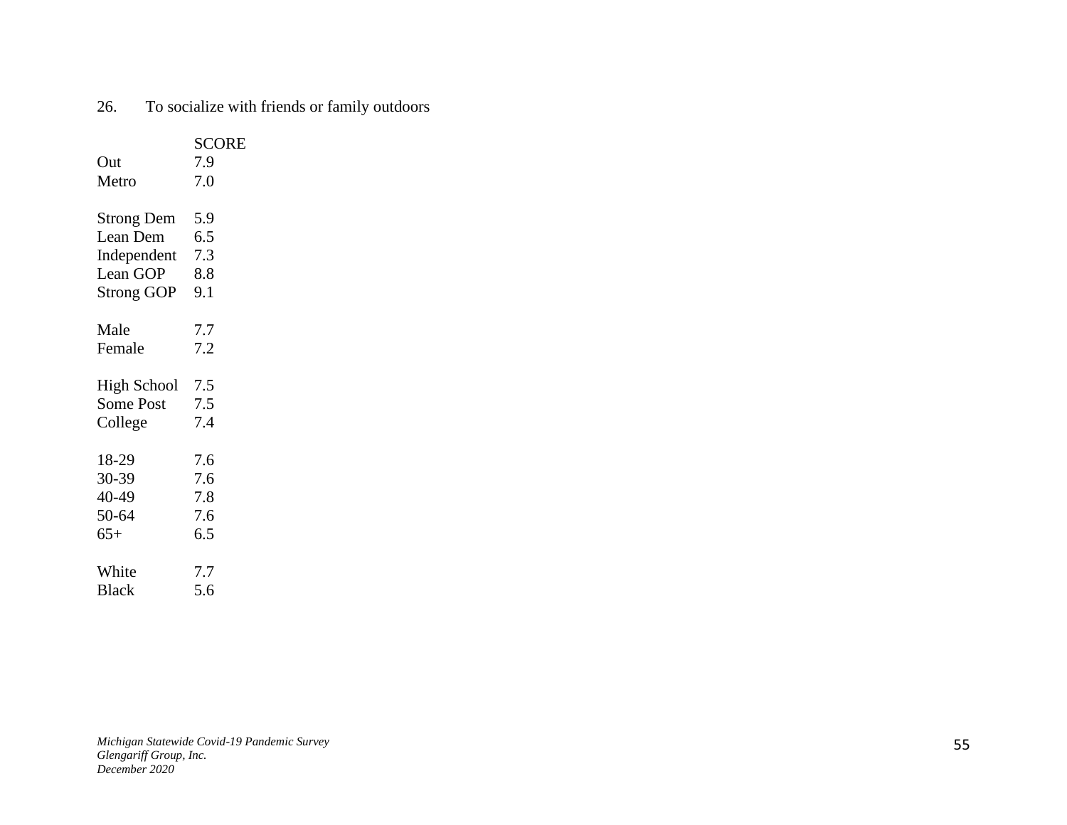26. To socialize with friends or family outdoors

| | SCORE |
|---|---|
| Out | 7.9 |
| Metro | 7.0 |
| | |
| Strong Dem | 5.9 |
| Lean Dem | 6.5 |
| Independent | 7.3 |
| Lean GOP | 8.8 |
| Strong GOP | 9.1 |
| | |
| Male | 7.7 |
| Female | 7.2 |
| | |
| High School | 7.5 |
| Some Post | 7.5 |
| College | 7.4 |
| | |
| 18-29 | 7.6 |
| 30-39 | 7.6 |
| 40-49 | 7.8 |
| 50-64 | 7.6 |
| 65+ | 6.5 |
| | |
| White | 7.7 |
| Black | 5.6 |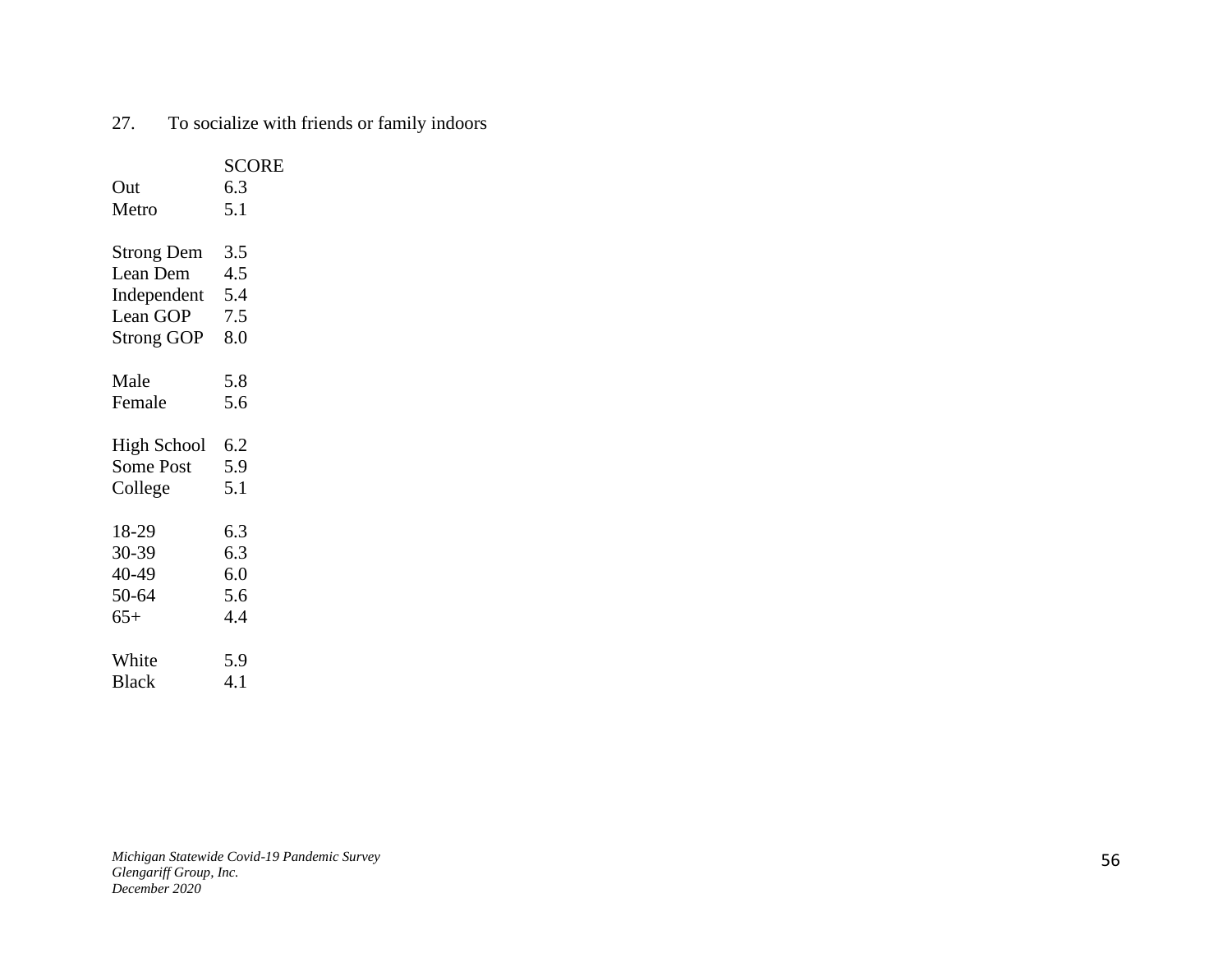27. To socialize with friends or family indoors

| | SCORE |
|---|---|
| Out | 6.3 |
| Metro | 5.1 |
| | |
| Strong Dem | 3.5 |
| Lean Dem | 4.5 |
| Independent | 5.4 |
| Lean GOP | 7.5 |
| Strong GOP | 8.0 |
| | |
| Male | 5.8 |
| Female | 5.6 |
| | |
| High School | 6.2 |
| Some Post | 5.9 |
| College | 5.1 |
| | |
| 18-29 | 6.3 |
| 30-39 | 6.3 |
| 40-49 | 6.0 |
| 50-64 | 5.6 |
| 65+ | 4.4 |
| | |
| White | 5.9 |
| Black | 4.1 |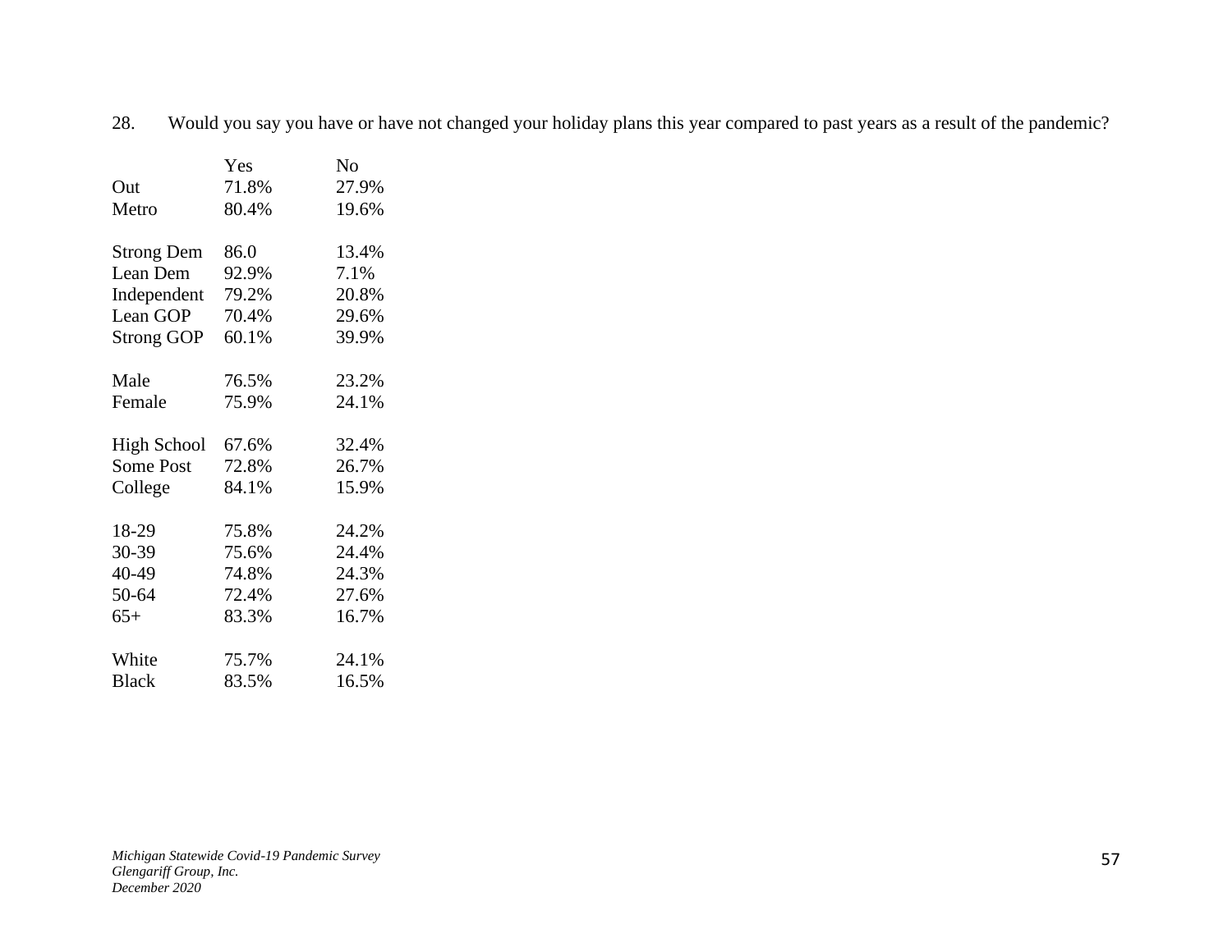28. Would you say you have or have not changed your holiday plans this year compared to past years as a result of the pandemic?

| | Yes | No |
|---|---|---|
| Out | 71.8% | 27.9% |
| Metro | 80.4% | 19.6% |
| | | |
| Strong Dem | 86.0 | 13.4% |
| Lean Dem | 92.9% | 7.1% |
| Independent | 79.2% | 20.8% |
| Lean GOP | 70.4% | 29.6% |
| Strong GOP | 60.1% | 39.9% |
| | | |
| Male | 76.5% | 23.2% |
| Female | 75.9% | 24.1% |
| | | |
| High School | 67.6% | 32.4% |
| Some Post | 72.8% | 26.7% |
| College | 84.1% | 15.9% |
| | | |
| 18-29 | 75.8% | 24.2% |
| 30-39 | 75.6% | 24.4% |
| 40-49 | 74.8% | 24.3% |
| 50-64 | 72.4% | 27.6% |
| 65+ | 83.3% | 16.7% |
| | | |
| White | 75.7% | 24.1% |
| Black | 83.5% | 16.5% |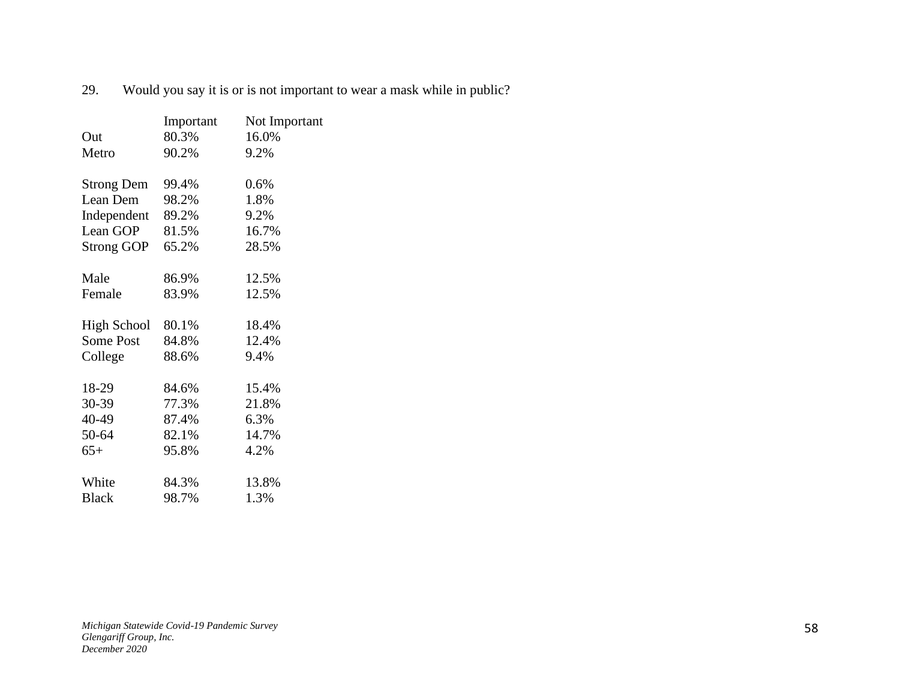29. Would you say it is or is not important to wear a mask while in public?

| | Important | Not Important |
|---|---|---|
| Out | 80.3% | 16.0% |
| Metro | 90.2% | 9.2% |
| | | |
| Strong Dem | 99.4% | 0.6% |
| Lean Dem | 98.2% | 1.8% |
| Independent | 89.2% | 9.2% |
| Lean GOP | 81.5% | 16.7% |
| Strong GOP | 65.2% | 28.5% |
| | | |
| Male | 86.9% | 12.5% |
| Female | 83.9% | 12.5% |
| | | |
| High School | 80.1% | 18.4% |
| Some Post | 84.8% | 12.4% |
| College | 88.6% | 9.4% |
| | | |
| 18-29 | 84.6% | 15.4% |
| 30-39 | 77.3% | 21.8% |
| 40-49 | 87.4% | 6.3% |
| 50-64 | 82.1% | 14.7% |
| 65+ | 95.8% | 4.2% |
| | | |
| White | 84.3% | 13.8% |
| Black | 98.7% | 1.3% |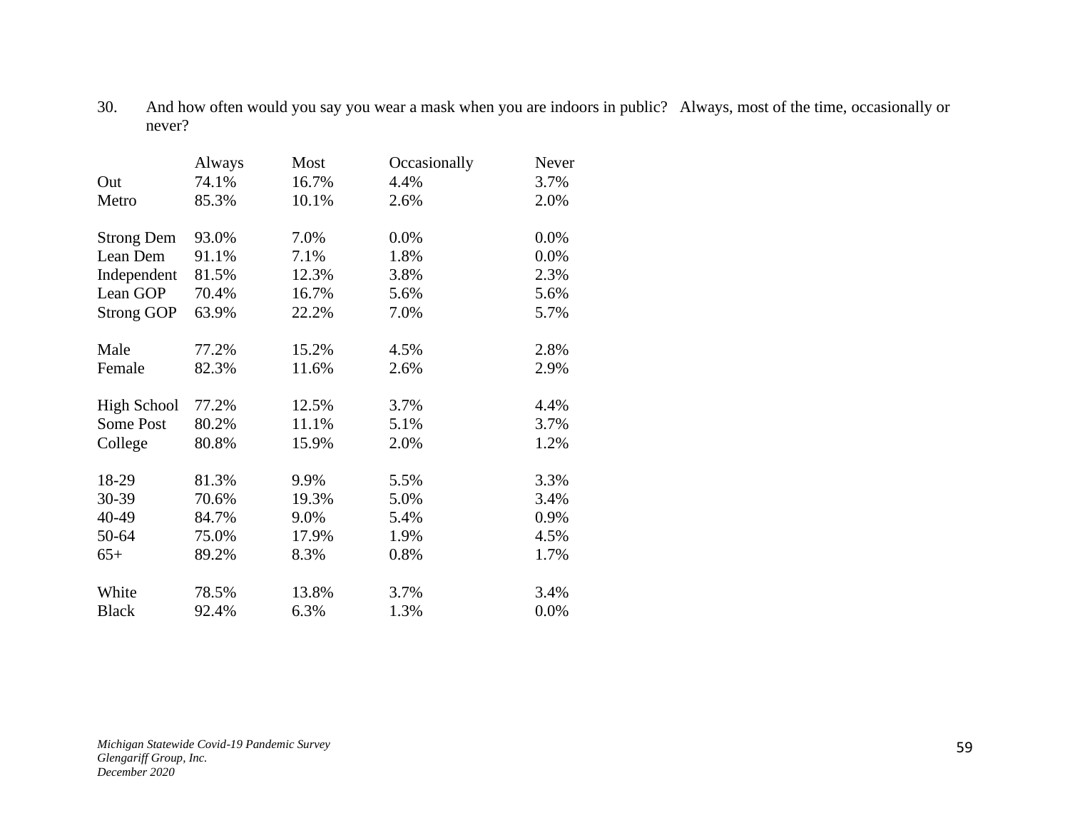30. And how often would you say you wear a mask when you are indoors in public? Always, most of the time, occasionally or never?

| | Always | Most | Occasionally | Never |
|---|---|---|---|---|
| Out | 74.1% | 16.7% | 4.4% | 3.7% |
| Metro | 85.3% | 10.1% | 2.6% | 2.0% |
| | | | | |
| Strong Dem | 93.0% | 7.0% | 0.0% | 0.0% |
| Lean Dem | 91.1% | 7.1% | 1.8% | 0.0% |
| Independent | 81.5% | 12.3% | 3.8% | 2.3% |
| Lean GOP | 70.4% | 16.7% | 5.6% | 5.6% |
| Strong GOP | 63.9% | 22.2% | 7.0% | 5.7% |
| | | | | |
| Male | 77.2% | 15.2% | 4.5% | 2.8% |
| Female | 82.3% | 11.6% | 2.6% | 2.9% |
| | | | | |
| High School | 77.2% | 12.5% | 3.7% | 4.4% |
| Some Post | 80.2% | 11.1% | 5.1% | 3.7% |
| College | 80.8% | 15.9% | 2.0% | 1.2% |
| | | | | |
| 18-29 | 81.3% | 9.9% | 5.5% | 3.3% |
| 30-39 | 70.6% | 19.3% | 5.0% | 3.4% |
| 40-49 | 84.7% | 9.0% | 5.4% | 0.9% |
| 50-64 | 75.0% | 17.9% | 1.9% | 4.5% |
| 65+ | 89.2% | 8.3% | 0.8% | 1.7% |
| | | | | |
| White | 78.5% | 13.8% | 3.7% | 3.4% |
| Black | 92.4% | 6.3% | 1.3% | 0.0% |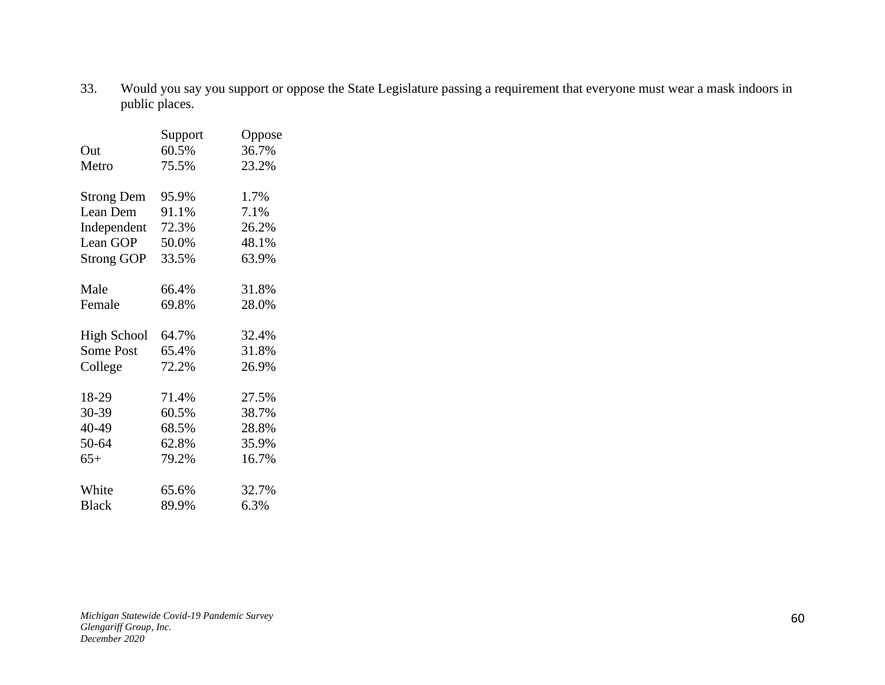33. Would you say you support or oppose the State Legislature passing a requirement that everyone must wear a mask indoors in public places.

| | Support | Oppose |
|---|---|---|
| Out | 60.5% | 36.7% |
| Metro | 75.5% | 23.2% |
| | | |
| Strong Dem | 95.9% | 1.7% |
| Lean Dem | 91.1% | 7.1% |
| Independent | 72.3% | 26.2% |
| Lean GOP | 50.0% | 48.1% |
| Strong GOP | 33.5% | 63.9% |
| | | |
| Male | 66.4% | 31.8% |
| Female | 69.8% | 28.0% |
| | | |
| High School | 64.7% | 32.4% |
| Some Post | 65.4% | 31.8% |
| College | 72.2% | 26.9% |
| | | |
| 18-29 | 71.4% | 27.5% |
| 30-39 | 60.5% | 38.7% |
| 40-49 | 68.5% | 28.8% |
| 50-64 | 62.8% | 35.9% |
| 65+ | 79.2% | 16.7% |
| | | |
| White | 65.6% | 32.7% |
| Black | 89.9% | 6.3% |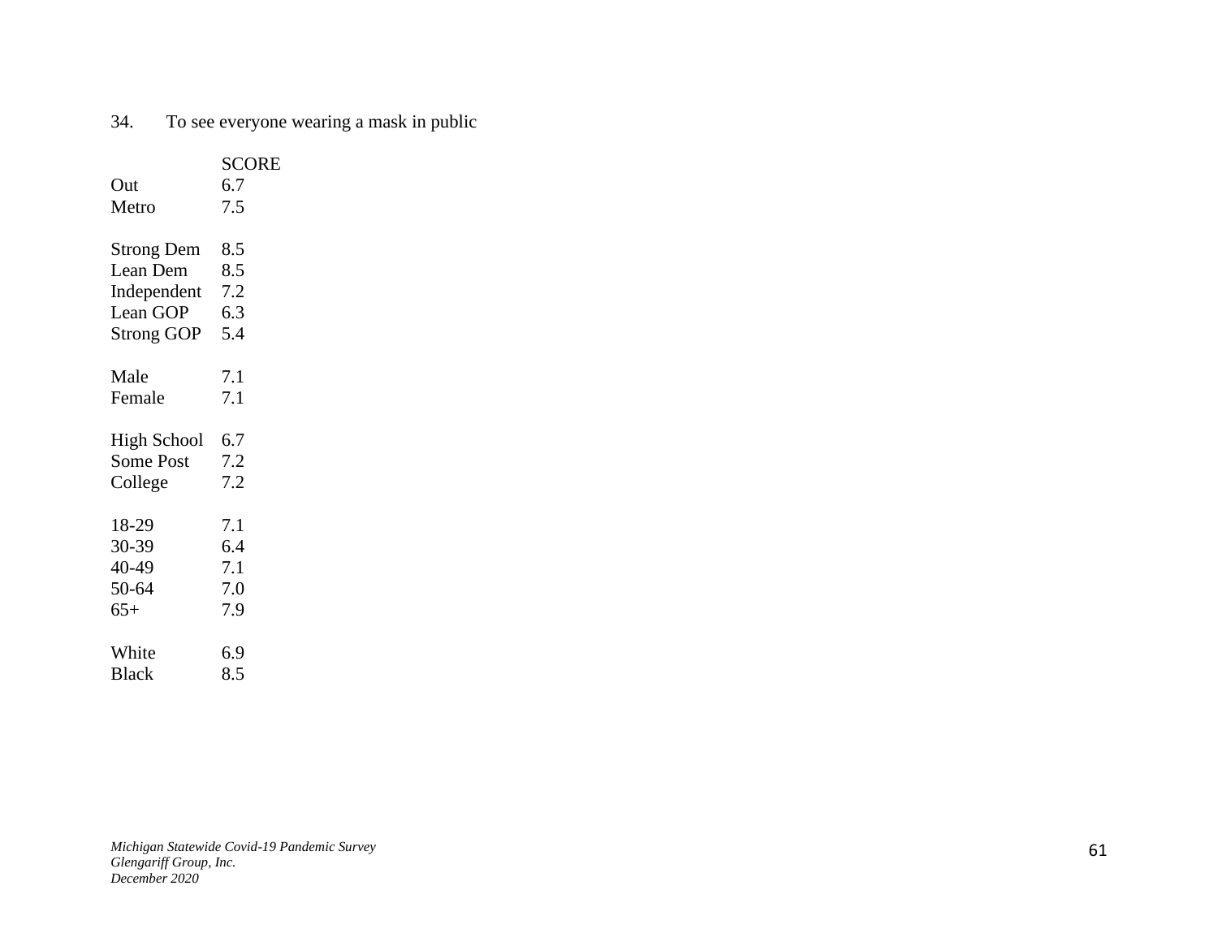34. To see everyone wearing a mask in public

| | SCORE |
|---|---|
| Out | 6.7 |
| Metro | 7.5 |
| | |
| Strong Dem | 8.5 |
| Lean Dem | 8.5 |
| Independent | 7.2 |
| Lean GOP | 6.3 |
| Strong GOP | 5.4 |
| | |
| Male | 7.1 |
| Female | 7.1 |
| | |
| High School | 6.7 |
| Some Post | 7.2 |
| College | 7.2 |
| | |
| 18-29 | 7.1 |
| 30-39 | 6.4 |
| 40-49 | 7.1 |
| 50-64 | 7.0 |
| 65+ | 7.9 |
| | |
| White | 6.9 |
| Black | 8.5 |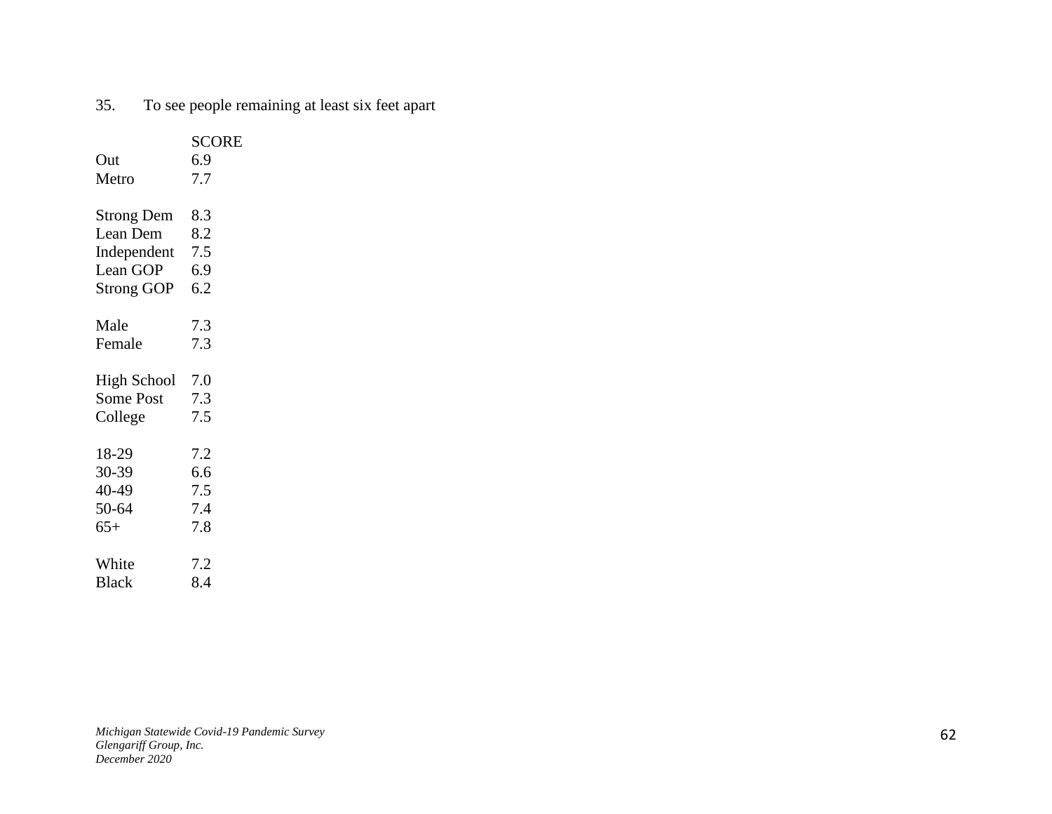35. To see people remaining at least six feet apart

| | SCORE |
|---|---|
| Out | 6.9 |
| Metro | 7.7 |
| | |
| Strong Dem | 8.3 |
| Lean Dem | 8.2 |
| Independent | 7.5 |
| Lean GOP | 6.9 |
| Strong GOP | 6.2 |
| | |
| Male | 7.3 |
| Female | 7.3 |
| | |
| High School | 7.0 |
| Some Post | 7.3 |
| College | 7.5 |
| | |
| 18-29 | 7.2 |
| 30-39 | 6.6 |
| 40-49 | 7.5 |
| 50-64 | 7.4 |
| 65+ | 7.8 |
| | |
| White | 7.2 |
| Black | 8.4 |

*Michigan Statewide Covid-19 Pandemic Survey*
*Glengariff Group, Inc.*
*December 2020*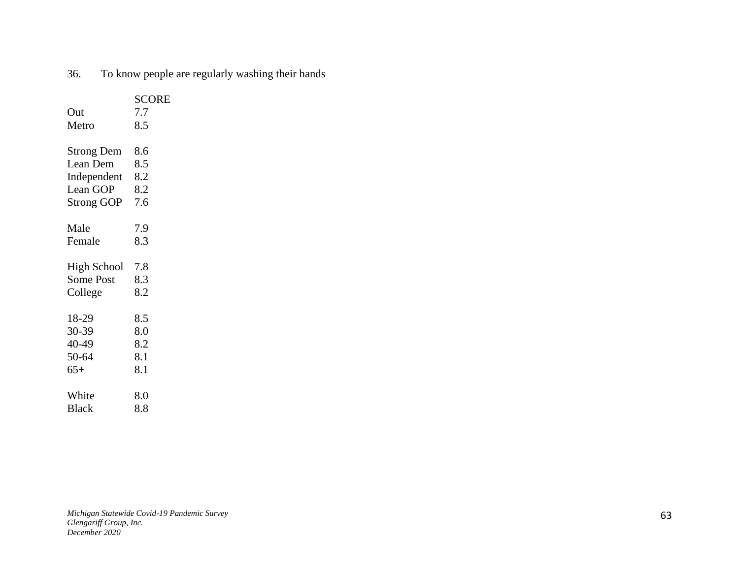36. To know people are regularly washing their hands

| | SCORE |
|---|---|
| Out | 7.7 |
| Metro | 8.5 |
| | |
| Strong Dem | 8.6 |
| Lean Dem | 8.5 |
| Independent | 8.2 |
| Lean GOP | 8.2 |
| Strong GOP | 7.6 |
| | |
| Male | 7.9 |
| Female | 8.3 |
| | |
| High School | 7.8 |
| Some Post | 8.3 |
| College | 8.2 |
| | |
| 18-29 | 8.5 |
| 30-39 | 8.0 |
| 40-49 | 8.2 |
| 50-64 | 8.1 |
| 65+ | 8.1 |
| | |
| White | 8.0 |
| Black | 8.8 |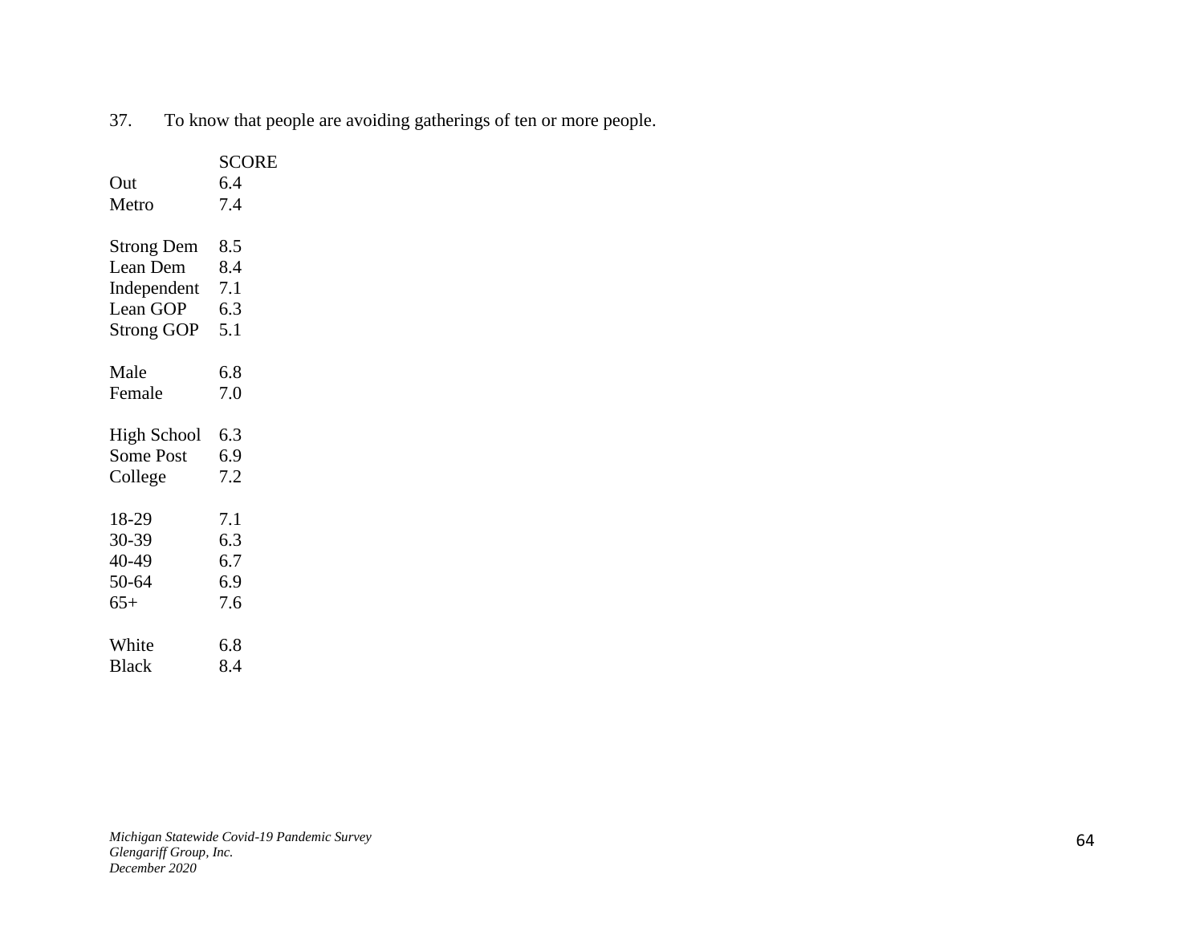37. To know that people are avoiding gatherings of ten or more people.

| | SCORE |
|---|---|
| Out | 6.4 |
| Metro | 7.4 |
| | |
| Strong Dem | 8.5 |
| Lean Dem | 8.4 |
| Independent | 7.1 |
| Lean GOP | 6.3 |
| Strong GOP | 5.1 |
| | |
| Male | 6.8 |
| Female | 7.0 |
| | |
| High School | 6.3 |
| Some Post | 6.9 |
| College | 7.2 |
| | |
| 18-29 | 7.1 |
| 30-39 | 6.3 |
| 40-49 | 6.7 |
| 50-64 | 6.9 |
| 65+ | 7.6 |
| | |
| White | 6.8 |
| Black | 8.4 |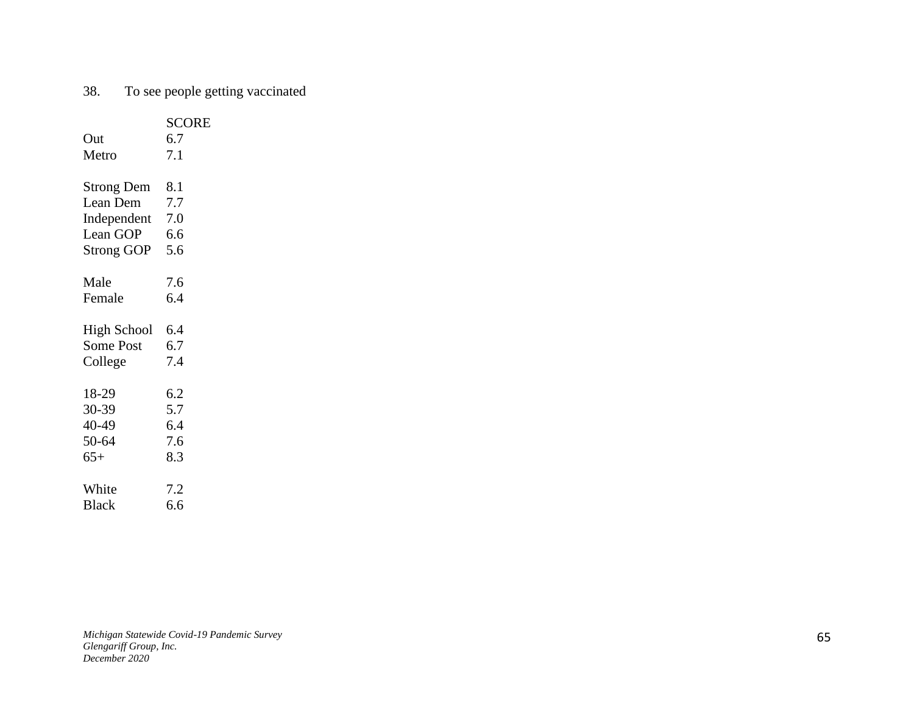38. To see people getting vaccinated

| | SCORE |
|---|---|
| Out | 6.7 |
| Metro | 7.1 |
| | |
| Strong Dem | 8.1 |
| Lean Dem | 7.7 |
| Independent | 7.0 |
| Lean GOP | 6.6 |
| Strong GOP | 5.6 |
| | |
| Male | 7.6 |
| Female | 6.4 |
| | |
| High School | 6.4 |
| Some Post | 6.7 |
| College | 7.4 |
| | |
| 18-29 | 6.2 |
| 30-39 | 5.7 |
| 40-49 | 6.4 |
| 50-64 | 7.6 |
| 65+ | 8.3 |
| | |
| White | 7.2 |
| Black | 6.6 |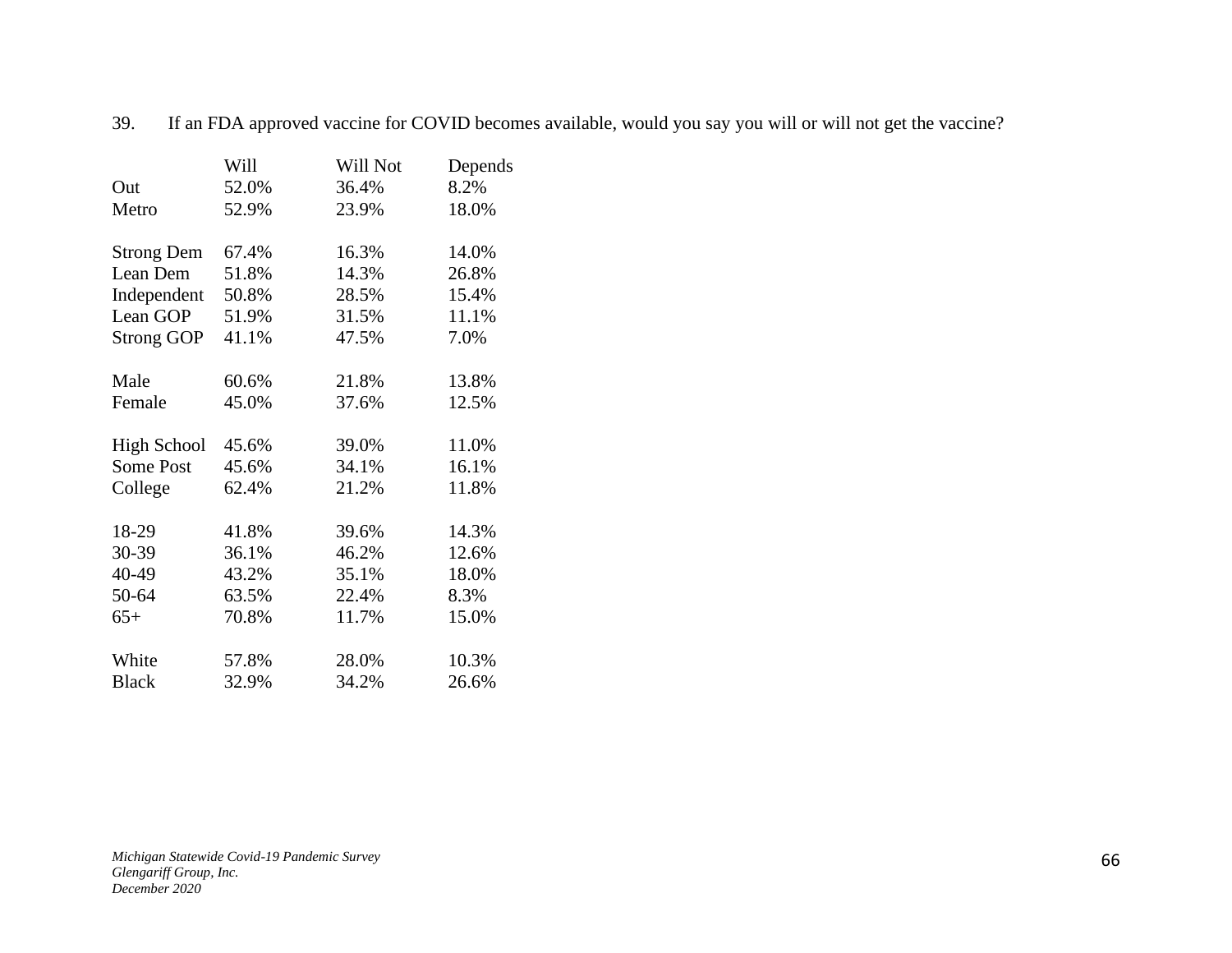39. If an FDA approved vaccine for COVID becomes available, would you say you will or will not get the vaccine?

| | Will | Will Not | Depends |
|---|---|---|---|
| Out | 52.0% | 36.4% | 8.2% |
| Metro | 52.9% | 23.9% | 18.0% |
| | | | |
| Strong Dem | 67.4% | 16.3% | 14.0% |
| Lean Dem | 51.8% | 14.3% | 26.8% |
| Independent | 50.8% | 28.5% | 15.4% |
| Lean GOP | 51.9% | 31.5% | 11.1% |
| Strong GOP | 41.1% | 47.5% | 7.0% |
| | | | |
| Male | 60.6% | 21.8% | 13.8% |
| Female | 45.0% | 37.6% | 12.5% |
| | | | |
| High School | 45.6% | 39.0% | 11.0% |
| Some Post | 45.6% | 34.1% | 16.1% |
| College | 62.4% | 21.2% | 11.8% |
| | | | |
| 18-29 | 41.8% | 39.6% | 14.3% |
| 30-39 | 36.1% | 46.2% | 12.6% |
| 40-49 | 43.2% | 35.1% | 18.0% |
| 50-64 | 63.5% | 22.4% | 8.3% |
| 65+ | 70.8% | 11.7% | 15.0% |
| | | | |
| White | 57.8% | 28.0% | 10.3% |
| Black | 32.9% | 34.2% | 26.6% |

*Michigan Statewide Covid-19 Pandemic Survey*
*Glengariff Group, Inc.*
*December 2020*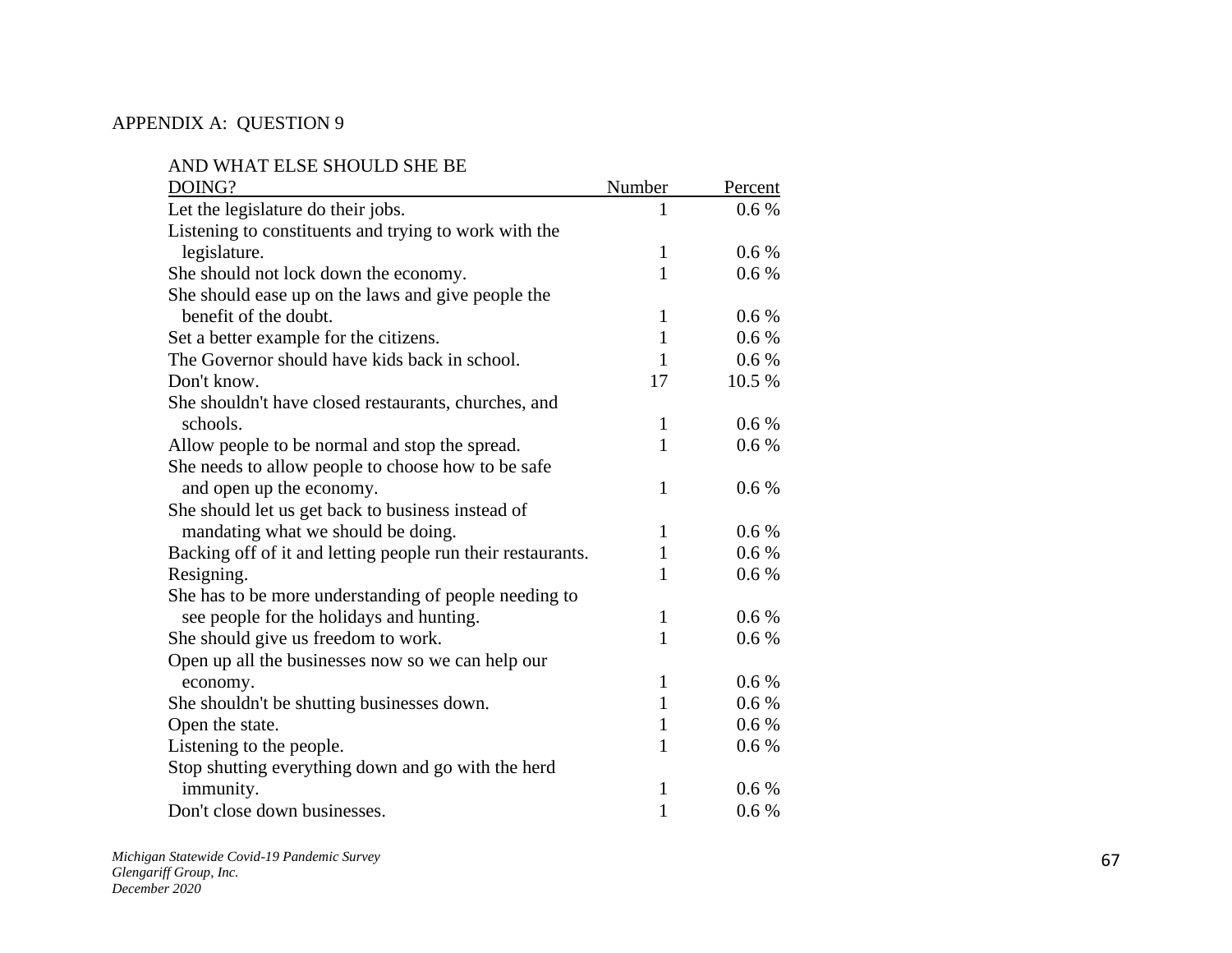APPENDIX A: QUESTION 9

| AND WHAT ELSE SHOULD SHE BE DOING? | Number | Percent |
|---|---|---|
| Let the legislature do their jobs. | 1 | 0.6 % |
| Listening to constituents and trying to work with the legislature. | 1 | 0.6 % |
| She should not lock down the economy. | 1 | 0.6 % |
| She should ease up on the laws and give people the benefit of the doubt. | 1 | 0.6 % |
| Set a better example for the citizens. | 1 | 0.6 % |
| The Governor should have kids back in school. | 1 | 0.6 % |
| Don't know. | 17 | 10.5 % |
| She shouldn't have closed restaurants, churches, and schools. | 1 | 0.6 % |
| Allow people to be normal and stop the spread. | 1 | 0.6 % |
| She needs to allow people to choose how to be safe and open up the economy. | 1 | 0.6 % |
| She should let us get back to business instead of mandating what we should be doing. | 1 | 0.6 % |
| Backing off of it and letting people run their restaurants. | 1 | 0.6 % |
| Resigning. | 1 | 0.6 % |
| She has to be more understanding of people needing to see people for the holidays and hunting. | 1 | 0.6 % |
| She should give us freedom to work. | 1 | 0.6 % |
| Open up all the businesses now so we can help our economy. | 1 | 0.6 % |
| She shouldn't be shutting businesses down. | 1 | 0.6 % |
| Open the state. | 1 | 0.6 % |
| Listening to the people. | 1 | 0.6 % |
| Stop shutting everything down and go with the herd immunity. | 1 | 0.6 % |
| Don't close down businesses. | 1 | 0.6 % |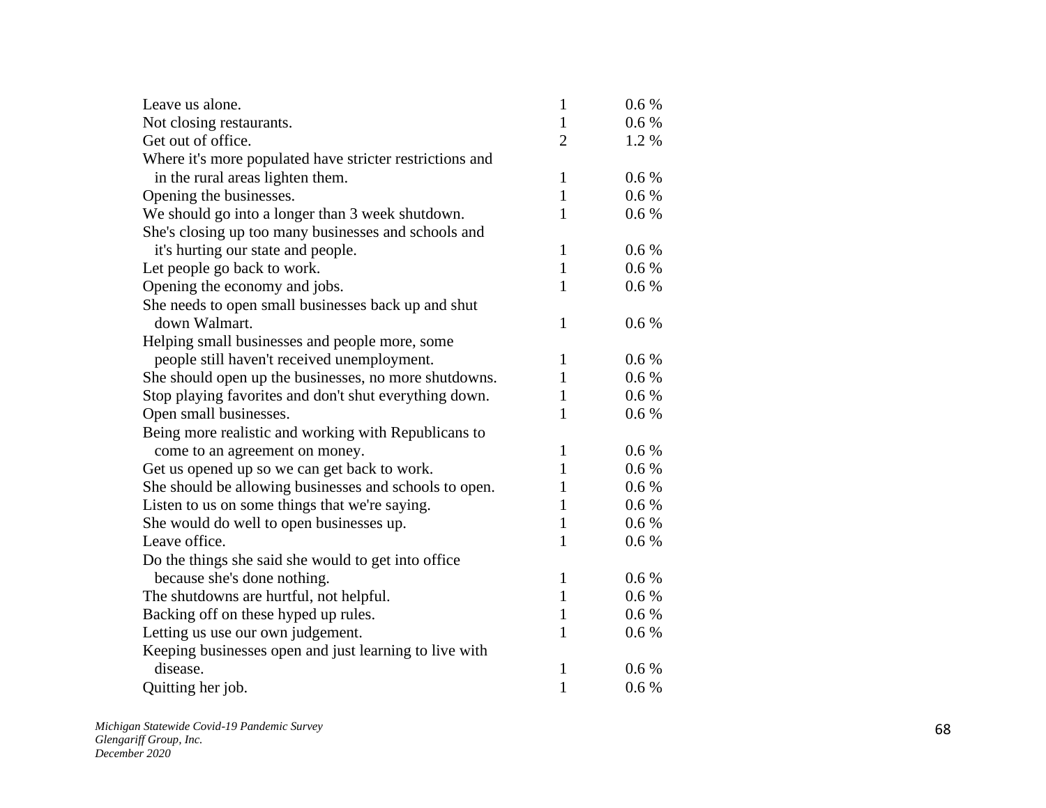| | | |
|---|---|---|
| Leave us alone. | 1 | 0.6 % |
| Not closing restaurants. | 1 | 0.6 % |
| Get out of office. | 2 | 1.2 % |
| Where it's more populated have stricter restrictions and in the rural areas lighten them. | 1 | 0.6 % |
| Opening the businesses. | 1 | 0.6 % |
| We should go into a longer than 3 week shutdown. | 1 | 0.6 % |
| She's closing up too many businesses and schools and it's hurting our state and people. | 1 | 0.6 % |
| Let people go back to work. | 1 | 0.6 % |
| Opening the economy and jobs. | 1 | 0.6 % |
| She needs to open small businesses back up and shut down Walmart. | 1 | 0.6 % |
| Helping small businesses and people more, some people still haven't received unemployment. | 1 | 0.6 % |
| She should open up the businesses, no more shutdowns. | 1 | 0.6 % |
| Stop playing favorites and don't shut everything down. | 1 | 0.6 % |
| Open small businesses. | 1 | 0.6 % |
| Being more realistic and working with Republicans to come to an agreement on money. | 1 | 0.6 % |
| Get us opened up so we can get back to work. | 1 | 0.6 % |
| She should be allowing businesses and schools to open. | 1 | 0.6 % |
| Listen to us on some things that we're saying. | 1 | 0.6 % |
| She would do well to open businesses up. | 1 | 0.6 % |
| Leave office. | 1 | 0.6 % |
| Do the things she said she would to get into office because she's done nothing. | 1 | 0.6 % |
| The shutdowns are hurtful, not helpful. | 1 | 0.6 % |
| Backing off on these hyped up rules. | 1 | 0.6 % |
| Letting us use our own judgement. | 1 | 0.6 % |
| Keeping businesses open and just learning to live with disease. | 1 | 0.6 % |
| Quitting her job. | 1 | 0.6 % |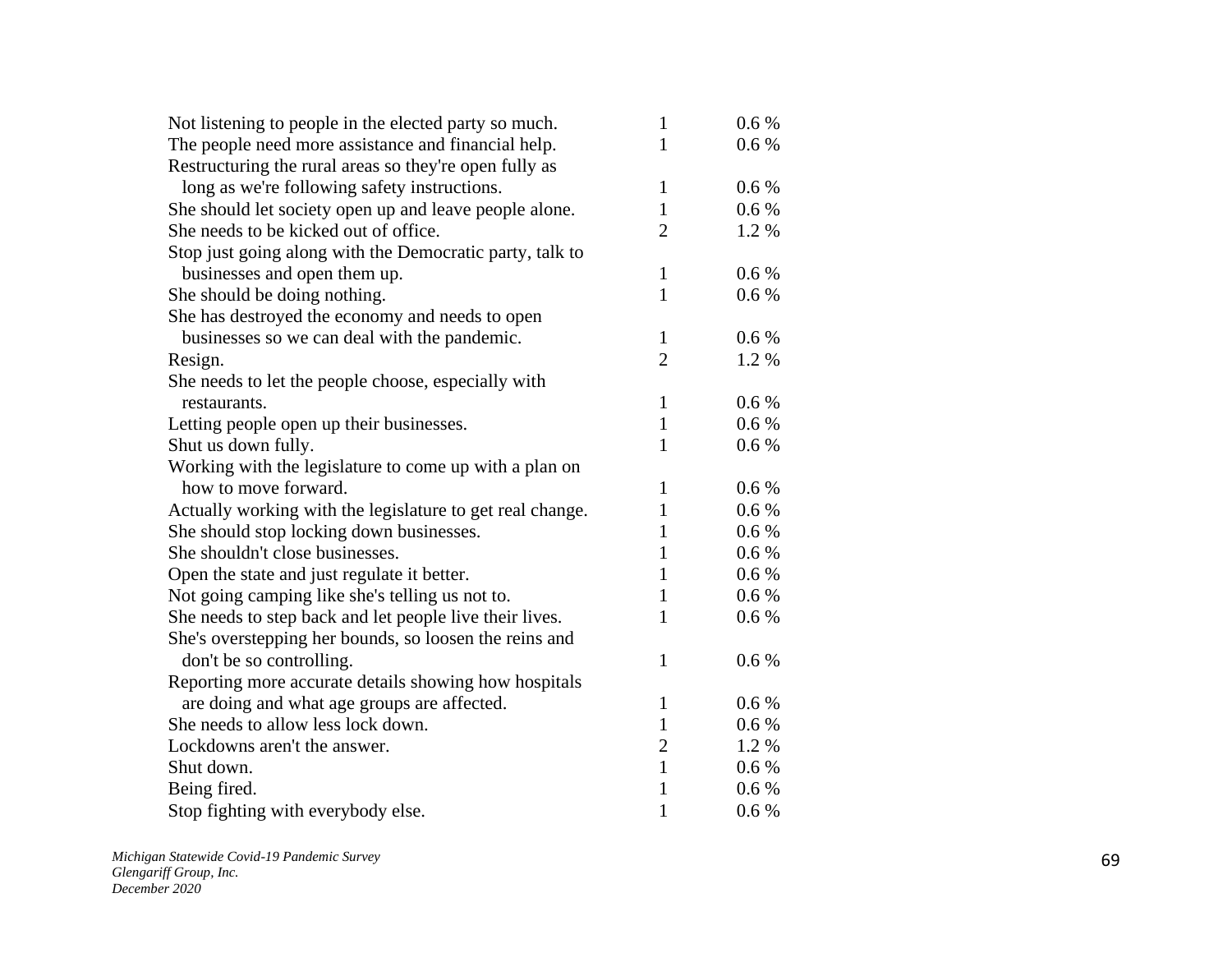| | | |
|---|---|---|
| Not listening to people in the elected party so much. | 1 | 0.6 % |
| The people need more assistance and financial help. | 1 | 0.6 % |
| Restructuring the rural areas so they're open fully as long as we're following safety instructions. | 1 | 0.6 % |
| She should let society open up and leave people alone. | 1 | 0.6 % |
| She needs to be kicked out of office. | 2 | 1.2 % |
| Stop just going along with the Democratic party, talk to businesses and open them up. | 1 | 0.6 % |
| She should be doing nothing. | 1 | 0.6 % |
| She has destroyed the economy and needs to open businesses so we can deal with the pandemic. | 1 | 0.6 % |
| Resign. | 2 | 1.2 % |
| She needs to let the people choose, especially with restaurants. | 1 | 0.6 % |
| Letting people open up their businesses. | 1 | 0.6 % |
| Shut us down fully. | 1 | 0.6 % |
| Working with the legislature to come up with a plan on how to move forward. | 1 | 0.6 % |
| Actually working with the legislature to get real change. | 1 | 0.6 % |
| She should stop locking down businesses. | 1 | 0.6 % |
| She shouldn't close businesses. | 1 | 0.6 % |
| Open the state and just regulate it better. | 1 | 0.6 % |
| Not going camping like she's telling us not to. | 1 | 0.6 % |
| She needs to step back and let people live their lives. | 1 | 0.6 % |
| She's overstepping her bounds, so loosen the reins and don't be so controlling. | 1 | 0.6 % |
| Reporting more accurate details showing how hospitals are doing and what age groups are affected. | 1 | 0.6 % |
| She needs to allow less lock down. | 1 | 0.6 % |
| Lockdowns aren't the answer. | 2 | 1.2 % |
| Shut down. | 1 | 0.6 % |
| Being fired. | 1 | 0.6 % |
| Stop fighting with everybody else. | 1 | 0.6 % |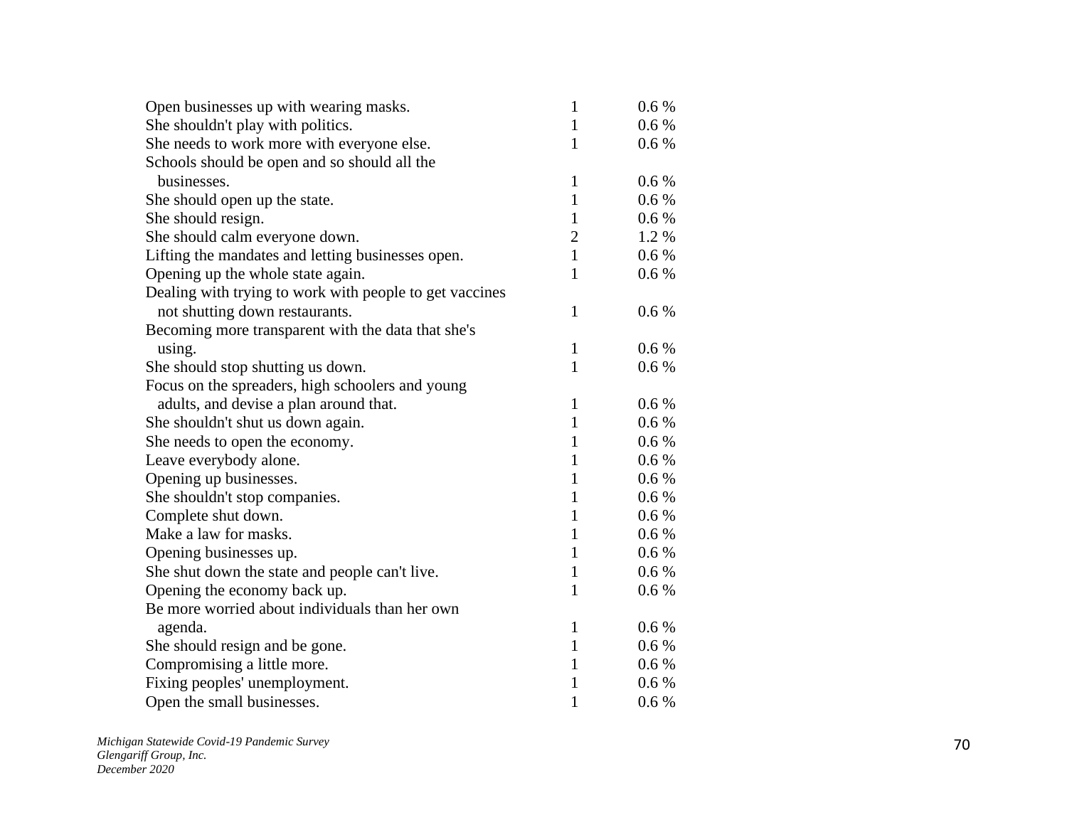| | | |
|---|---|---|
| Open businesses up with wearing masks. | 1 | 0.6 % |
| She shouldn't play with politics. | 1 | 0.6 % |
| She needs to work more with everyone else. | 1 | 0.6 % |
| Schools should be open and so should all the businesses. | 1 | 0.6 % |
| She should open up the state. | 1 | 0.6 % |
| She should resign. | 1 | 0.6 % |
| She should calm everyone down. | 2 | 1.2 % |
| Lifting the mandates and letting businesses open. | 1 | 0.6 % |
| Opening up the whole state again. | 1 | 0.6 % |
| Dealing with trying to work with people to get vaccines not shutting down restaurants. | 1 | 0.6 % |
| Becoming more transparent with the data that she's using. | 1 | 0.6 % |
| She should stop shutting us down. | 1 | 0.6 % |
| Focus on the spreaders, high schoolers and young adults, and devise a plan around that. | 1 | 0.6 % |
| She shouldn't shut us down again. | 1 | 0.6 % |
| She needs to open the economy. | 1 | 0.6 % |
| Leave everybody alone. | 1 | 0.6 % |
| Opening up businesses. | 1 | 0.6 % |
| She shouldn't stop companies. | 1 | 0.6 % |
| Complete shut down. | 1 | 0.6 % |
| Make a law for masks. | 1 | 0.6 % |
| Opening businesses up. | 1 | 0.6 % |
| She shut down the state and people can't live. | 1 | 0.6 % |
| Opening the economy back up. | 1 | 0.6 % |
| Be more worried about individuals than her own agenda. | 1 | 0.6 % |
| She should resign and be gone. | 1 | 0.6 % |
| Compromising a little more. | 1 | 0.6 % |
| Fixing peoples' unemployment. | 1 | 0.6 % |
| Open the small businesses. | 1 | 0.6 % |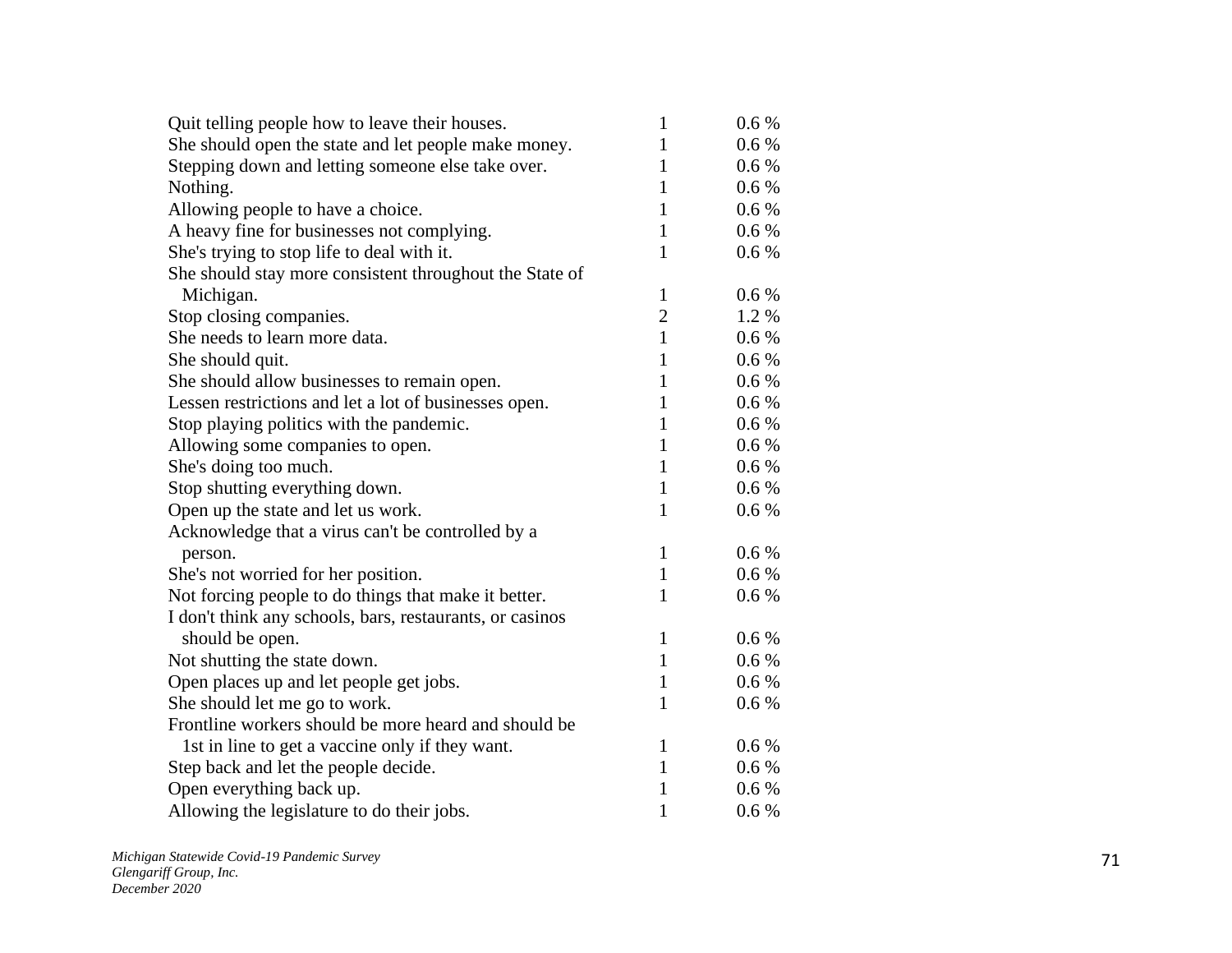| | | |
|---|---|---|
| Quit telling people how to leave their houses. | 1 | 0.6 % |
| She should open the state and let people make money. | 1 | 0.6 % |
| Stepping down and letting someone else take over. | 1 | 0.6 % |
| Nothing. | 1 | 0.6 % |
| Allowing people to have a choice. | 1 | 0.6 % |
| A heavy fine for businesses not complying. | 1 | 0.6 % |
| She's trying to stop life to deal with it. | 1 | 0.6 % |
| She should stay more consistent throughout the State of Michigan. | 1 | 0.6 % |
| Stop closing companies. | 2 | 1.2 % |
| She needs to learn more data. | 1 | 0.6 % |
| She should quit. | 1 | 0.6 % |
| She should allow businesses to remain open. | 1 | 0.6 % |
| Lessen restrictions and let a lot of businesses open. | 1 | 0.6 % |
| Stop playing politics with the pandemic. | 1 | 0.6 % |
| Allowing some companies to open. | 1 | 0.6 % |
| She's doing too much. | 1 | 0.6 % |
| Stop shutting everything down. | 1 | 0.6 % |
| Open up the state and let us work. | 1 | 0.6 % |
| Acknowledge that a virus can't be controlled by a person. | 1 | 0.6 % |
| She's not worried for her position. | 1 | 0.6 % |
| Not forcing people to do things that make it better. | 1 | 0.6 % |
| I don't think any schools, bars, restaurants, or casinos should be open. | 1 | 0.6 % |
| Not shutting the state down. | 1 | 0.6 % |
| Open places up and let people get jobs. | 1 | 0.6 % |
| She should let me go to work. | 1 | 0.6 % |
| Frontline workers should be more heard and should be 1st in line to get a vaccine only if they want. | 1 | 0.6 % |
| Step back and let the people decide. | 1 | 0.6 % |
| Open everything back up. | 1 | 0.6 % |
| Allowing the legislature to do their jobs. | 1 | 0.6 % |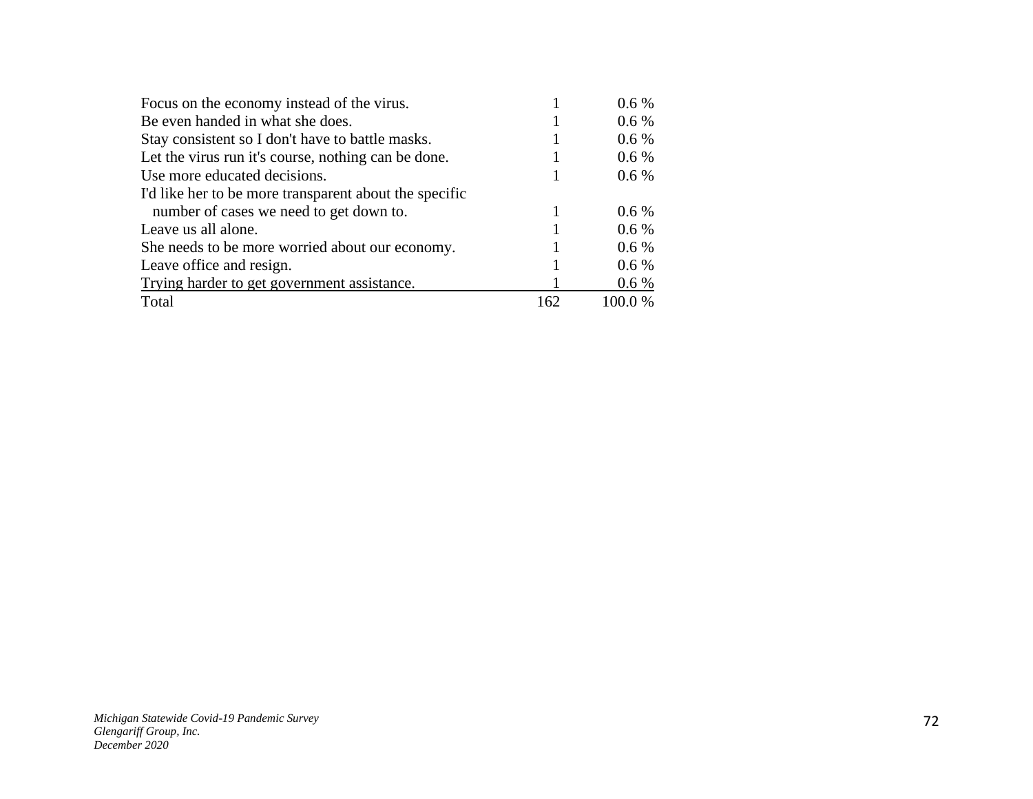| | | |
|---|---|---|
| Focus on the economy instead of the virus. | 1 | 0.6 % |
| Be even handed in what she does. | 1 | 0.6 % |
| Stay consistent so I don't have to battle masks. | 1 | 0.6 % |
| Let the virus run it's course, nothing can be done. | 1 | 0.6 % |
| Use more educated decisions. | 1 | 0.6 % |
| I'd like her to be more transparent about the specific number of cases we need to get down to. | 1 | 0.6 % |
| Leave us all alone. | 1 | 0.6 % |
| She needs to be more worried about our economy. | 1 | 0.6 % |
| Leave office and resign. | 1 | 0.6 % |
| Trying harder to get government assistance. | 1 | 0.6 % |
| Total | 162 | 100.0 % |

*Michigan Statewide Covid-19 Pandemic Survey*
*Glengariff Group, Inc.*
*December 2020*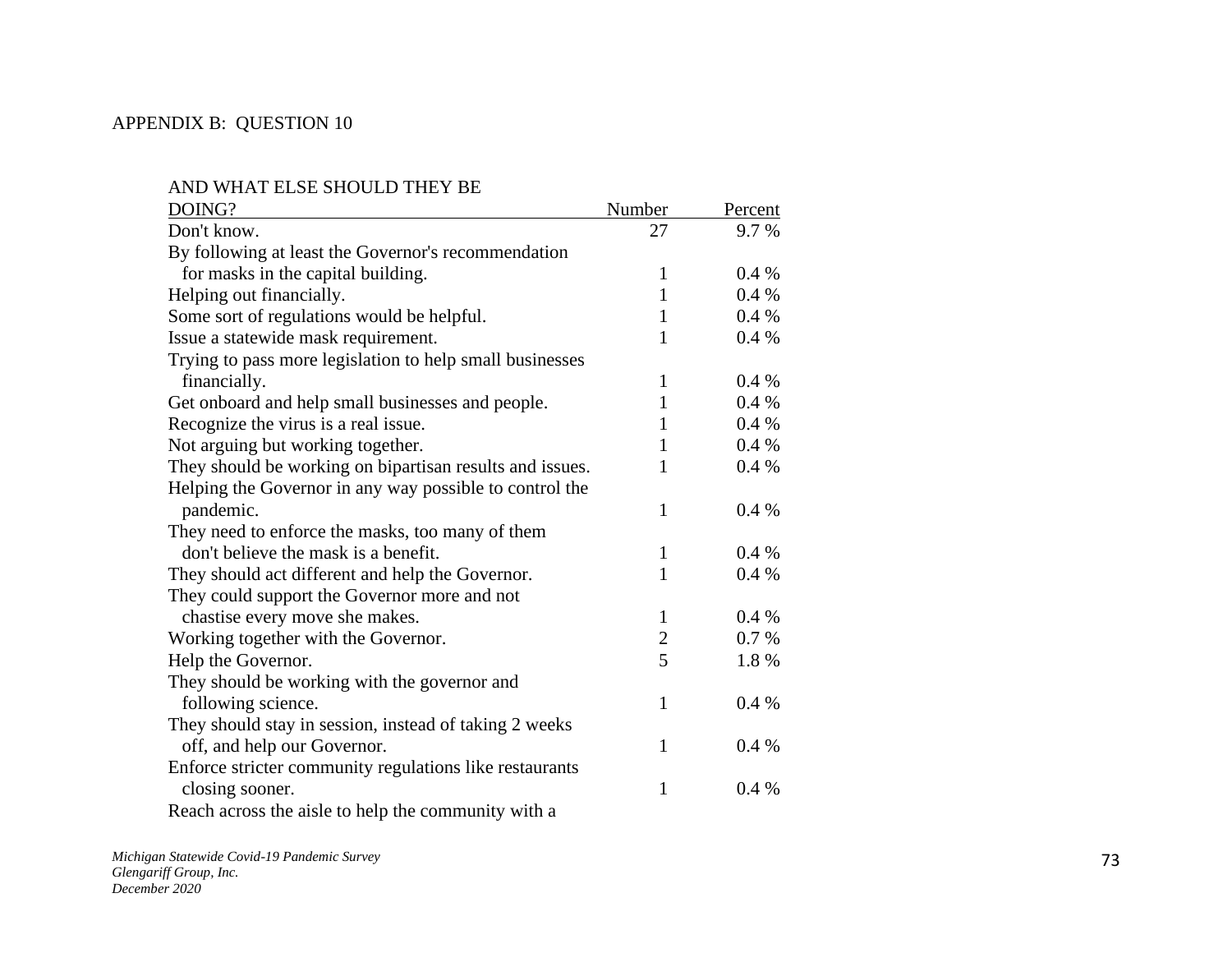APPENDIX B: QUESTION 10

| AND WHAT ELSE SHOULD THEY BE DOING? | Number | Percent |
| --- | --- | --- |
| Don't know. | 27 | 9.7 % |
| By following at least the Governor's recommendation for masks in the capital building. | 1 | 0.4 % |
| Helping out financially. | 1 | 0.4 % |
| Some sort of regulations would be helpful. | 1 | 0.4 % |
| Issue a statewide mask requirement. | 1 | 0.4 % |
| Trying to pass more legislation to help small businesses financially. | 1 | 0.4 % |
| Get onboard and help small businesses and people. | 1 | 0.4 % |
| Recognize the virus is a real issue. | 1 | 0.4 % |
| Not arguing but working together. | 1 | 0.4 % |
| They should be working on bipartisan results and issues. | 1 | 0.4 % |
| Helping the Governor in any way possible to control the pandemic. | 1 | 0.4 % |
| They need to enforce the masks, too many of them don't believe the mask is a benefit. | 1 | 0.4 % |
| They should act different and help the Governor. | 1 | 0.4 % |
| They could support the Governor more and not chastise every move she makes. | 1 | 0.4 % |
| Working together with the Governor. | 2 | 0.7 % |
| Help the Governor. | 5 | 1.8 % |
| They should be working with the governor and following science. | 1 | 0.4 % |
| They should stay in session, instead of taking 2 weeks off, and help our Governor. | 1 | 0.4 % |
| Enforce stricter community regulations like restaurants closing sooner. | 1 | 0.4 % |
| Reach across the aisle to help the community with a | | |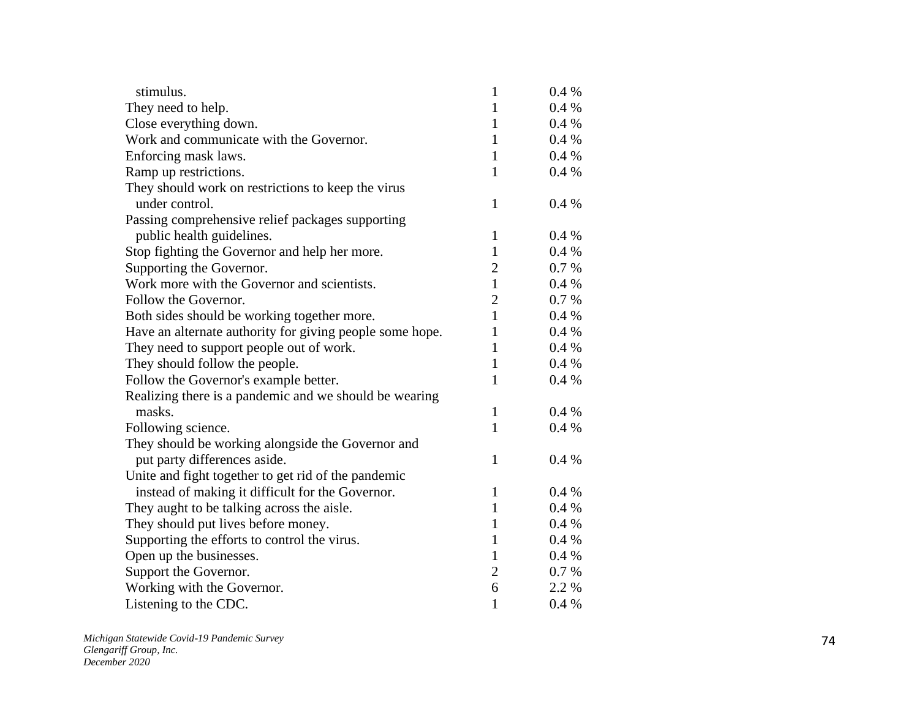| | | |
|---|---|---|
| stimulus. | 1 | 0.4 % |
| They need to help. | 1 | 0.4 % |
| Close everything down. | 1 | 0.4 % |
| Work and communicate with the Governor. | 1 | 0.4 % |
| Enforcing mask laws. | 1 | 0.4 % |
| Ramp up restrictions. | 1 | 0.4 % |
| They should work on restrictions to keep the virus under control. | 1 | 0.4 % |
| Passing comprehensive relief packages supporting public health guidelines. | 1 | 0.4 % |
| Stop fighting the Governor and help her more. | 1 | 0.4 % |
| Supporting the Governor. | 2 | 0.7 % |
| Work more with the Governor and scientists. | 1 | 0.4 % |
| Follow the Governor. | 2 | 0.7 % |
| Both sides should be working together more. | 1 | 0.4 % |
| Have an alternate authority for giving people some hope. | 1 | 0.4 % |
| They need to support people out of work. | 1 | 0.4 % |
| They should follow the people. | 1 | 0.4 % |
| Follow the Governor's example better. | 1 | 0.4 % |
| Realizing there is a pandemic and we should be wearing masks. | 1 | 0.4 % |
| Following science. | 1 | 0.4 % |
| They should be working alongside the Governor and put party differences aside. | 1 | 0.4 % |
| Unite and fight together to get rid of the pandemic instead of making it difficult for the Governor. | 1 | 0.4 % |
| They aught to be talking across the aisle. | 1 | 0.4 % |
| They should put lives before money. | 1 | 0.4 % |
| Supporting the efforts to control the virus. | 1 | 0.4 % |
| Open up the businesses. | 1 | 0.4 % |
| Support the Governor. | 2 | 0.7 % |
| Working with the Governor. | 6 | 2.2 % |
| Listening to the CDC. | 1 | 0.4 % |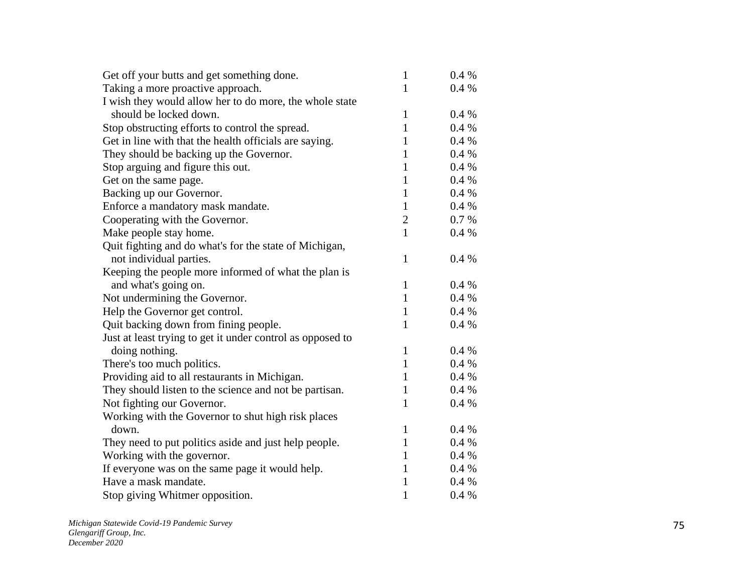| | | |
|---|---|---|
| Get off your butts and get something done. | 1 | 0.4 % |
| Taking a more proactive approach. | 1 | 0.4 % |
| I wish they would allow her to do more, the whole state should be locked down. | 1 | 0.4 % |
| Stop obstructing efforts to control the spread. | 1 | 0.4 % |
| Get in line with that the health officials are saying. | 1 | 0.4 % |
| They should be backing up the Governor. | 1 | 0.4 % |
| Stop arguing and figure this out. | 1 | 0.4 % |
| Get on the same page. | 1 | 0.4 % |
| Backing up our Governor. | 1 | 0.4 % |
| Enforce a mandatory mask mandate. | 1 | 0.4 % |
| Cooperating with the Governor. | 2 | 0.7 % |
| Make people stay home. | 1 | 0.4 % |
| Quit fighting and do what's for the state of Michigan, not individual parties. | 1 | 0.4 % |
| Keeping the people more informed of what the plan is and what's going on. | 1 | 0.4 % |
| Not undermining the Governor. | 1 | 0.4 % |
| Help the Governor get control. | 1 | 0.4 % |
| Quit backing down from fining people. | 1 | 0.4 % |
| Just at least trying to get it under control as opposed to doing nothing. | 1 | 0.4 % |
| There's too much politics. | 1 | 0.4 % |
| Providing aid to all restaurants in Michigan. | 1 | 0.4 % |
| They should listen to the science and not be partisan. | 1 | 0.4 % |
| Not fighting our Governor. | 1 | 0.4 % |
| Working with the Governor to shut high risk places down. | 1 | 0.4 % |
| They need to put politics aside and just help people. | 1 | 0.4 % |
| Working with the governor. | 1 | 0.4 % |
| If everyone was on the same page it would help. | 1 | 0.4 % |
| Have a mask mandate. | 1 | 0.4 % |
| Stop giving Whitmer opposition. | 1 | 0.4 % |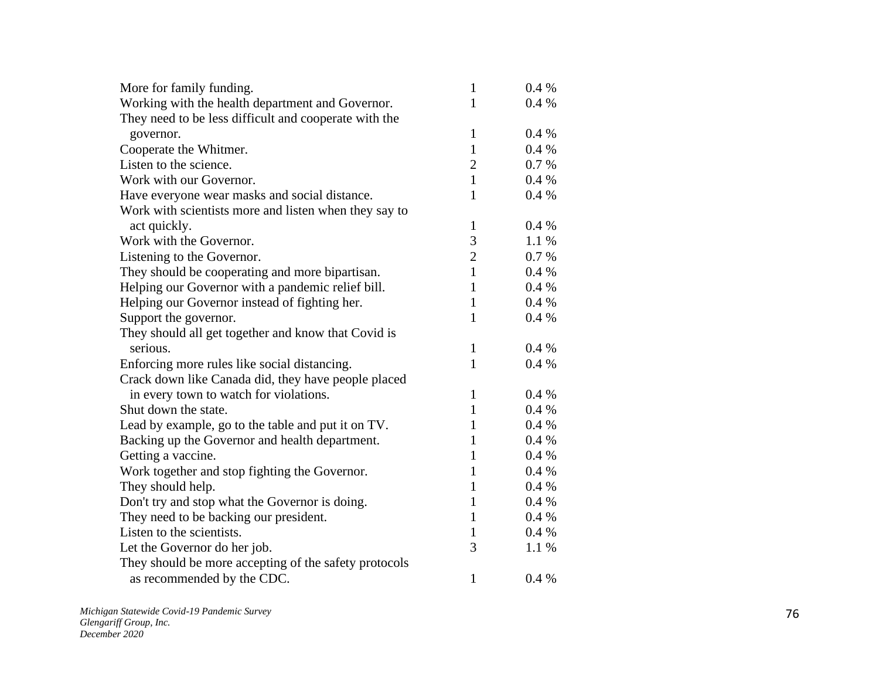| | | |
|---|---|---|
| More for family funding. | 1 | 0.4 % |
| Working with the health department and Governor. | 1 | 0.4 % |
| They need to be less difficult and cooperate with the governor. | 1 | 0.4 % |
| Cooperate the Whitmer. | 1 | 0.4 % |
| Listen to the science. | 2 | 0.7 % |
| Work with our Governor. | 1 | 0.4 % |
| Have everyone wear masks and social distance. | 1 | 0.4 % |
| Work with scientists more and listen when they say to act quickly. | 1 | 0.4 % |
| Work with the Governor. | 3 | 1.1 % |
| Listening to the Governor. | 2 | 0.7 % |
| They should be cooperating and more bipartisan. | 1 | 0.4 % |
| Helping our Governor with a pandemic relief bill. | 1 | 0.4 % |
| Helping our Governor instead of fighting her. | 1 | 0.4 % |
| Support the governor. | 1 | 0.4 % |
| They should all get together and know that Covid is serious. | 1 | 0.4 % |
| Enforcing more rules like social distancing. | 1 | 0.4 % |
| Crack down like Canada did, they have people placed in every town to watch for violations. | 1 | 0.4 % |
| Shut down the state. | 1 | 0.4 % |
| Lead by example, go to the table and put it on TV. | 1 | 0.4 % |
| Backing up the Governor and health department. | 1 | 0.4 % |
| Getting a vaccine. | 1 | 0.4 % |
| Work together and stop fighting the Governor. | 1 | 0.4 % |
| They should help. | 1 | 0.4 % |
| Don't try and stop what the Governor is doing. | 1 | 0.4 % |
| They need to be backing our president. | 1 | 0.4 % |
| Listen to the scientists. | 1 | 0.4 % |
| Let the Governor do her job. | 3 | 1.1 % |
| They should be more accepting of the safety protocols as recommended by the CDC. | 1 | 0.4 % |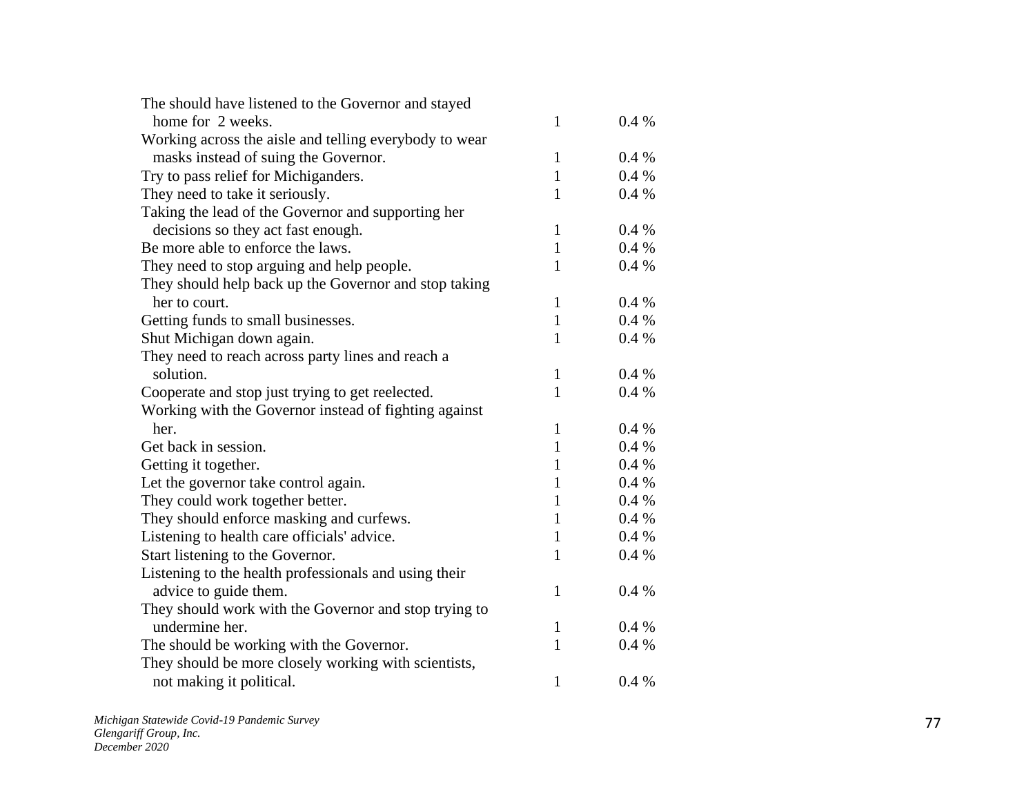| | | |
|---|---|---|
| The should have listened to the Governor and stayed home for 2 weeks. | 1 | 0.4 % |
| Working across the aisle and telling everybody to wear masks instead of suing the Governor. | 1 | 0.4 % |
| Try to pass relief for Michiganders. | 1 | 0.4 % |
| They need to take it seriously. | 1 | 0.4 % |
| Taking the lead of the Governor and supporting her decisions so they act fast enough. | 1 | 0.4 % |
| Be more able to enforce the laws. | 1 | 0.4 % |
| They need to stop arguing and help people. | 1 | 0.4 % |
| They should help back up the Governor and stop taking her to court. | 1 | 0.4 % |
| Getting funds to small businesses. | 1 | 0.4 % |
| Shut Michigan down again. | 1 | 0.4 % |
| They need to reach across party lines and reach a solution. | 1 | 0.4 % |
| Cooperate and stop just trying to get reelected. | 1 | 0.4 % |
| Working with the Governor instead of fighting against her. | 1 | 0.4 % |
| Get back in session. | 1 | 0.4 % |
| Getting it together. | 1 | 0.4 % |
| Let the governor take control again. | 1 | 0.4 % |
| They could work together better. | 1 | 0.4 % |
| They should enforce masking and curfews. | 1 | 0.4 % |
| Listening to health care officials' advice. | 1 | 0.4 % |
| Start listening to the Governor. | 1 | 0.4 % |
| Listening to the health professionals and using their advice to guide them. | 1 | 0.4 % |
| They should work with the Governor and stop trying to undermine her. | 1 | 0.4 % |
| The should be working with the Governor. | 1 | 0.4 % |
| They should be more closely working with scientists, not making it political. | 1 | 0.4 % |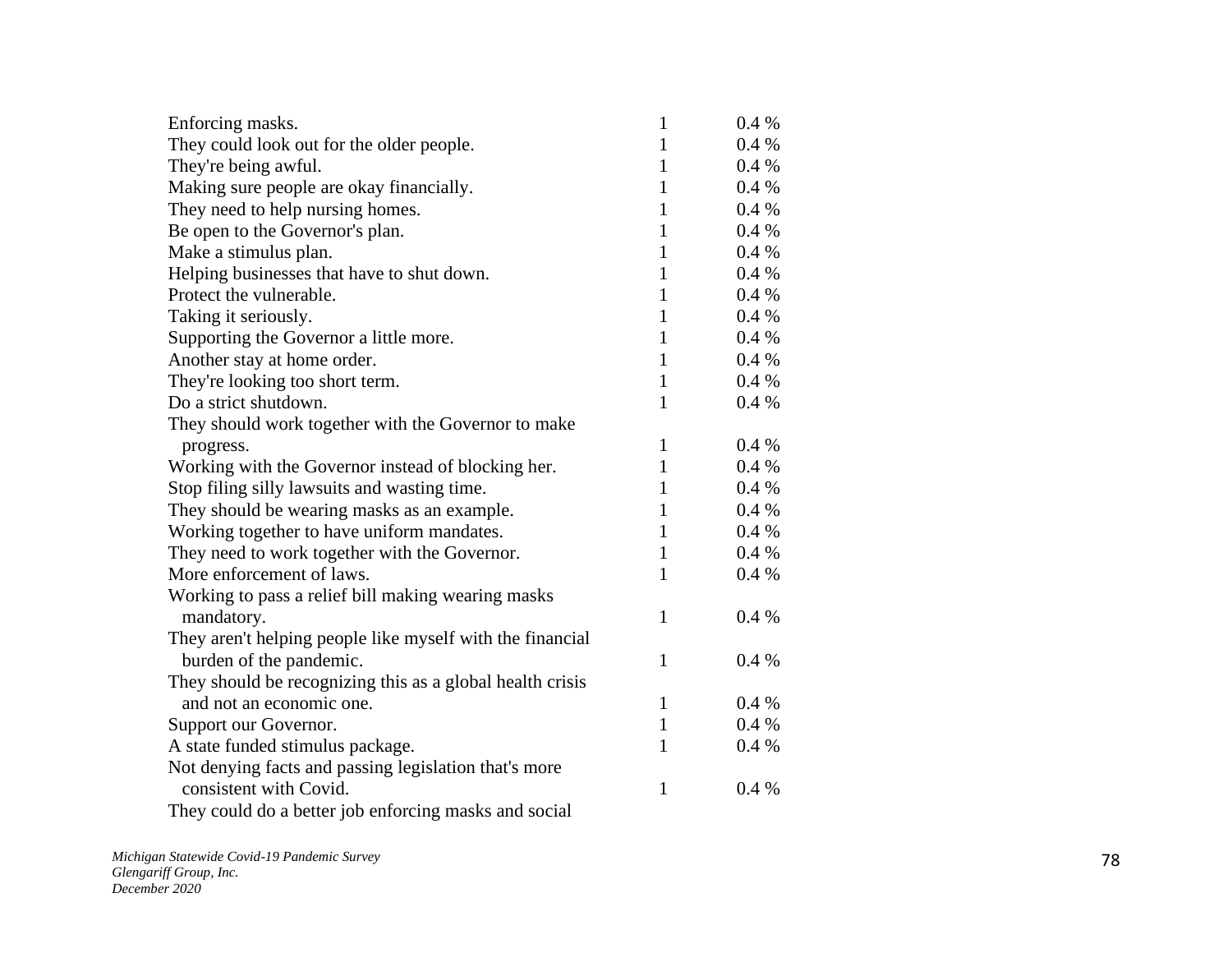| | | |
|---|---|---|
| Enforcing masks. | 1 | 0.4 % |
| They could look out for the older people. | 1 | 0.4 % |
| They're being awful. | 1 | 0.4 % |
| Making sure people are okay financially. | 1 | 0.4 % |
| They need to help nursing homes. | 1 | 0.4 % |
| Be open to the Governor's plan. | 1 | 0.4 % |
| Make a stimulus plan. | 1 | 0.4 % |
| Helping businesses that have to shut down. | 1 | 0.4 % |
| Protect the vulnerable. | 1 | 0.4 % |
| Taking it seriously. | 1 | 0.4 % |
| Supporting the Governor a little more. | 1 | 0.4 % |
| Another stay at home order. | 1 | 0.4 % |
| They're looking too short term. | 1 | 0.4 % |
| Do a strict shutdown. | 1 | 0.4 % |
| They should work together with the Governor to make progress. | 1 | 0.4 % |
| Working with the Governor instead of blocking her. | 1 | 0.4 % |
| Stop filing silly lawsuits and wasting time. | 1 | 0.4 % |
| They should be wearing masks as an example. | 1 | 0.4 % |
| Working together to have uniform mandates. | 1 | 0.4 % |
| They need to work together with the Governor. | 1 | 0.4 % |
| More enforcement of laws. | 1 | 0.4 % |
| Working to pass a relief bill making wearing masks mandatory. | 1 | 0.4 % |
| They aren't helping people like myself with the financial burden of the pandemic. | 1 | 0.4 % |
| They should be recognizing this as a global health crisis and not an economic one. | 1 | 0.4 % |
| Support our Governor. | 1 | 0.4 % |
| A state funded stimulus package. | 1 | 0.4 % |
| Not denying facts and passing legislation that's more consistent with Covid. | 1 | 0.4 % |
| They could do a better job enforcing masks and social | | |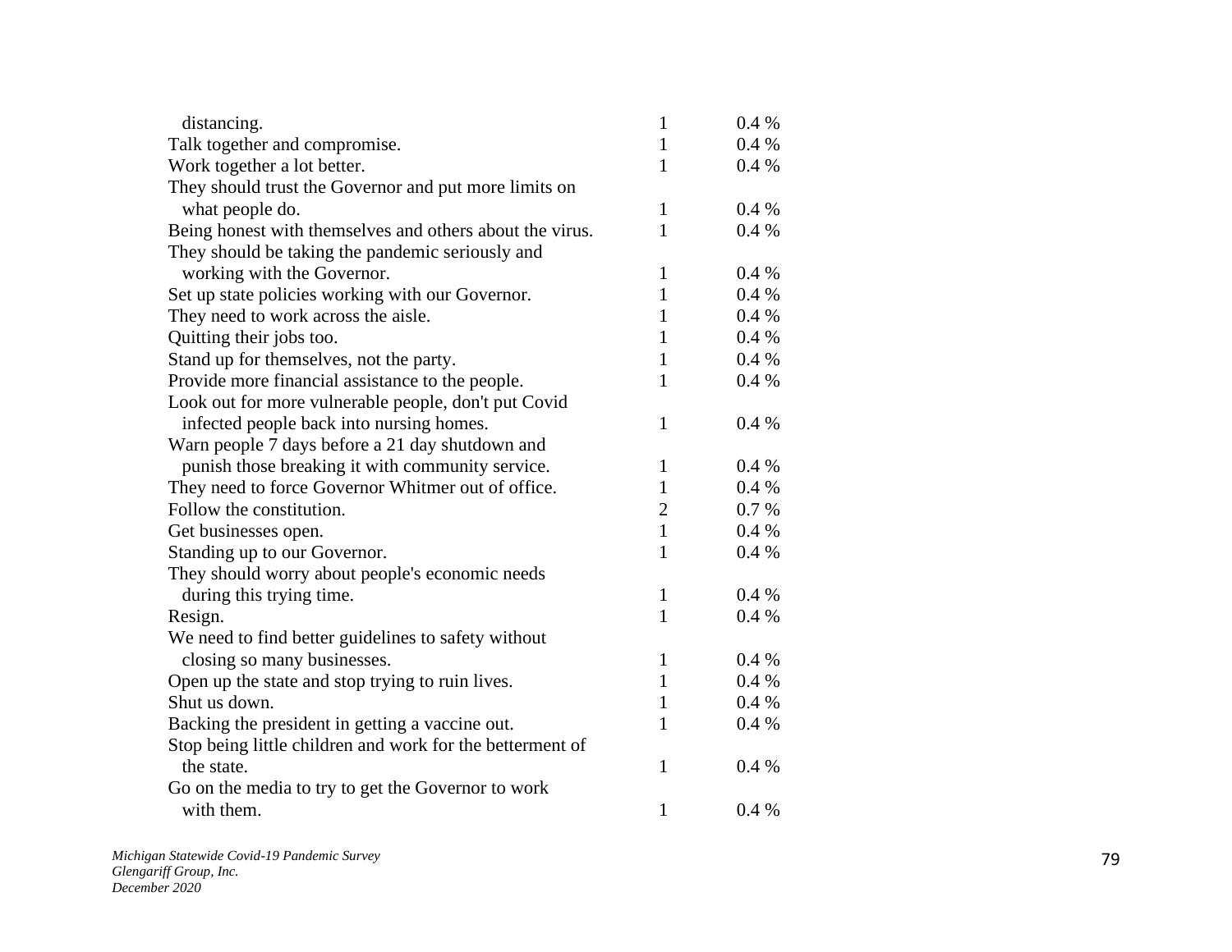| | | |
|---|---|---|
| distancing. | 1 | 0.4 % |
| Talk together and compromise. | 1 | 0.4 % |
| Work together a lot better. | 1 | 0.4 % |
| They should trust the Governor and put more limits on what people do. | 1 | 0.4 % |
| Being honest with themselves and others about the virus. | 1 | 0.4 % |
| They should be taking the pandemic seriously and working with the Governor. | 1 | 0.4 % |
| Set up state policies working with our Governor. | 1 | 0.4 % |
| They need to work across the aisle. | 1 | 0.4 % |
| Quitting their jobs too. | 1 | 0.4 % |
| Stand up for themselves, not the party. | 1 | 0.4 % |
| Provide more financial assistance to the people. | 1 | 0.4 % |
| Look out for more vulnerable people, don't put Covid infected people back into nursing homes. | 1 | 0.4 % |
| Warn people 7 days before a 21 day shutdown and punish those breaking it with community service. | 1 | 0.4 % |
| They need to force Governor Whitmer out of office. | 1 | 0.4 % |
| Follow the constitution. | 2 | 0.7 % |
| Get businesses open. | 1 | 0.4 % |
| Standing up to our Governor. | 1 | 0.4 % |
| They should worry about people's economic needs during this trying time. | 1 | 0.4 % |
| Resign. | 1 | 0.4 % |
| We need to find better guidelines to safety without closing so many businesses. | 1 | 0.4 % |
| Open up the state and stop trying to ruin lives. | 1 | 0.4 % |
| Shut us down. | 1 | 0.4 % |
| Backing the president in getting a vaccine out. | 1 | 0.4 % |
| Stop being little children and work for the betterment of the state. | 1 | 0.4 % |
| Go on the media to try to get the Governor to work with them. | 1 | 0.4 % |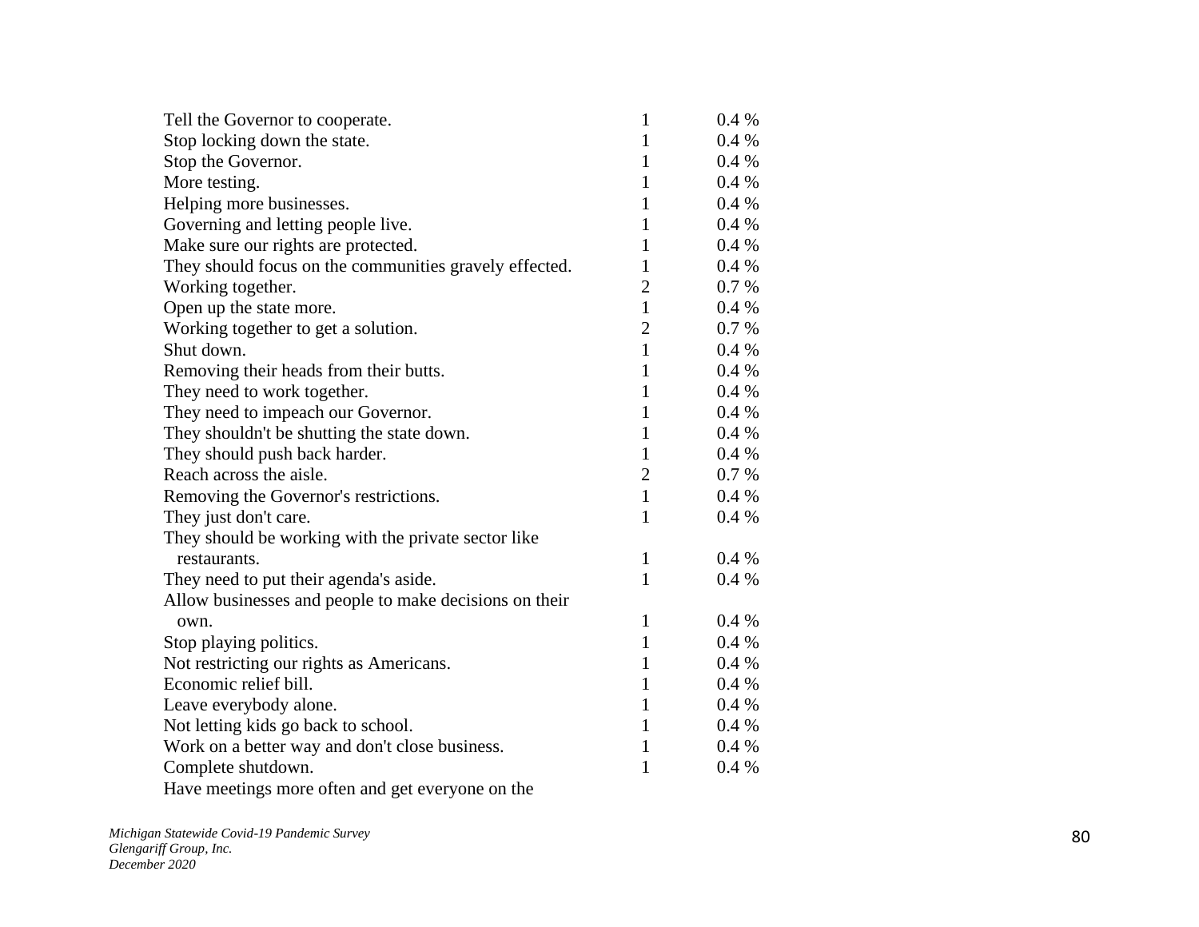| | | |
|---|---|---|
| Tell the Governor to cooperate. | 1 | 0.4 % |
| Stop locking down the state. | 1 | 0.4 % |
| Stop the Governor. | 1 | 0.4 % |
| More testing. | 1 | 0.4 % |
| Helping more businesses. | 1 | 0.4 % |
| Governing and letting people live. | 1 | 0.4 % |
| Make sure our rights are protected. | 1 | 0.4 % |
| They should focus on the communities gravely effected. | 1 | 0.4 % |
| Working together. | 2 | 0.7 % |
| Open up the state more. | 1 | 0.4 % |
| Working together to get a solution. | 2 | 0.7 % |
| Shut down. | 1 | 0.4 % |
| Removing their heads from their butts. | 1 | 0.4 % |
| They need to work together. | 1 | 0.4 % |
| They need to impeach our Governor. | 1 | 0.4 % |
| They shouldn't be shutting the state down. | 1 | 0.4 % |
| They should push back harder. | 1 | 0.4 % |
| Reach across the aisle. | 2 | 0.7 % |
| Removing the Governor's restrictions. | 1 | 0.4 % |
| They just don't care. | 1 | 0.4 % |
| They should be working with the private sector like restaurants. | 1 | 0.4 % |
| They need to put their agenda's aside. | 1 | 0.4 % |
| Allow businesses and people to make decisions on their own. | 1 | 0.4 % |
| Stop playing politics. | 1 | 0.4 % |
| Not restricting our rights as Americans. | 1 | 0.4 % |
| Economic relief bill. | 1 | 0.4 % |
| Leave everybody alone. | 1 | 0.4 % |
| Not letting kids go back to school. | 1 | 0.4 % |
| Work on a better way and don't close business. | 1 | 0.4 % |
| Complete shutdown. | 1 | 0.4 % |
| Have meetings more often and get everyone on the | | |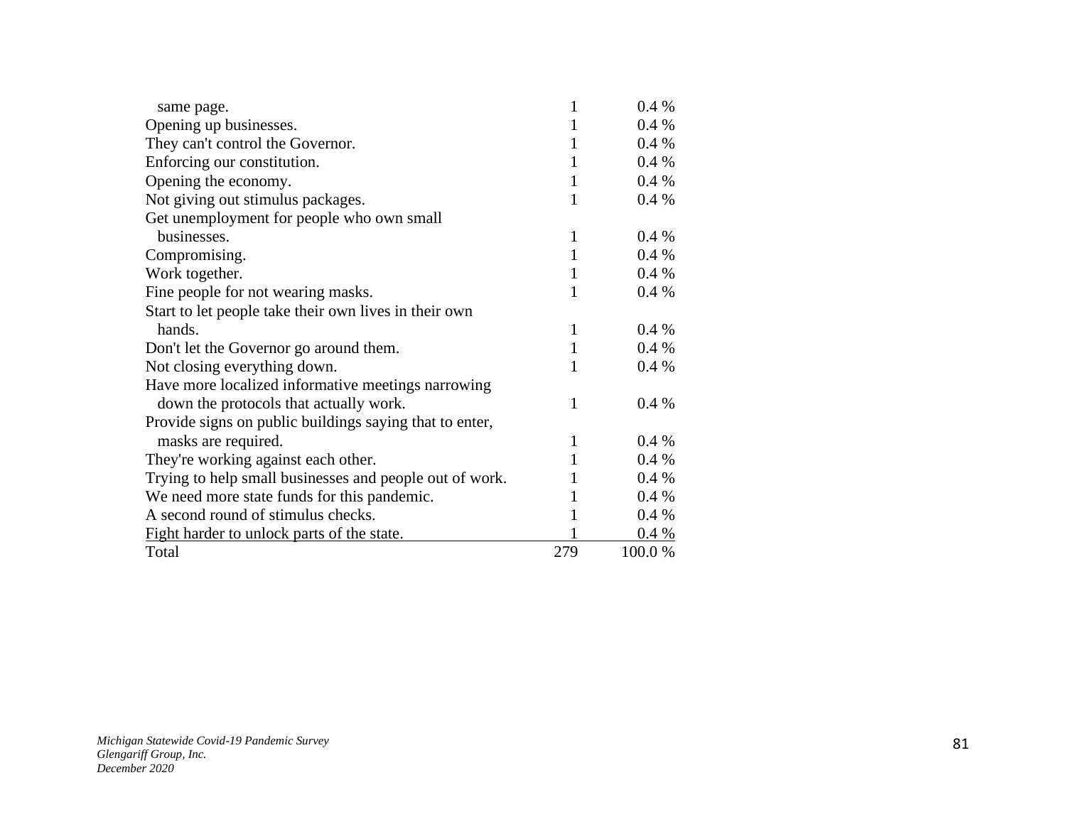| | | |
|---|---|---|
| same page. | 1 | 0.4 % |
| Opening up businesses. | 1 | 0.4 % |
| They can't control the Governor. | 1 | 0.4 % |
| Enforcing our constitution. | 1 | 0.4 % |
| Opening the economy. | 1 | 0.4 % |
| Not giving out stimulus packages. | 1 | 0.4 % |
| Get unemployment for people who own small businesses. | 1 | 0.4 % |
| Compromising. | 1 | 0.4 % |
| Work together. | 1 | 0.4 % |
| Fine people for not wearing masks. | 1 | 0.4 % |
| Start to let people take their own lives in their own hands. | 1 | 0.4 % |
| Don't let the Governor go around them. | 1 | 0.4 % |
| Not closing everything down. | 1 | 0.4 % |
| Have more localized informative meetings narrowing down the protocols that actually work. | 1 | 0.4 % |
| Provide signs on public buildings saying that to enter, masks are required. | 1 | 0.4 % |
| They're working against each other. | 1 | 0.4 % |
| Trying to help small businesses and people out of work. | 1 | 0.4 % |
| We need more state funds for this pandemic. | 1 | 0.4 % |
| A second round of stimulus checks. | 1 | 0.4 % |
| Fight harder to unlock parts of the state. | 1 | 0.4 % |
| Total | 279 | 100.0 % |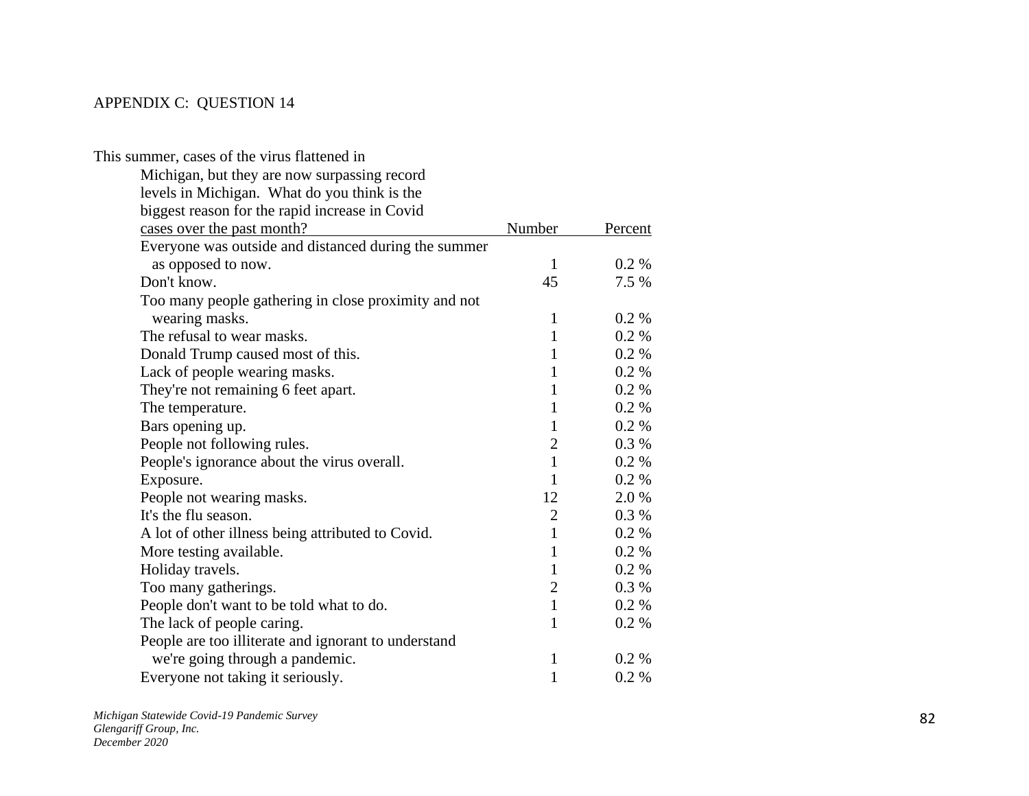APPENDIX C: QUESTION 14

| This summer, cases of the virus flattened in Michigan, but they are now surpassing record levels in Michigan. What do you think is the biggest reason for the rapid increase in Covid cases over the past month? | Number | Percent |
|---|---|---|
| Everyone was outside and distanced during the summer as opposed to now. | 1 | 0.2 % |
| Don't know. | 45 | 7.5 % |
| Too many people gathering in close proximity and not wearing masks. | 1 | 0.2 % |
| The refusal to wear masks. | 1 | 0.2 % |
| Donald Trump caused most of this. | 1 | 0.2 % |
| Lack of people wearing masks. | 1 | 0.2 % |
| They're not remaining 6 feet apart. | 1 | 0.2 % |
| The temperature. | 1 | 0.2 % |
| Bars opening up. | 1 | 0.2 % |
| People not following rules. | 2 | 0.3 % |
| People's ignorance about the virus overall. | 1 | 0.2 % |
| Exposure. | 1 | 0.2 % |
| People not wearing masks. | 12 | 2.0 % |
| It's the flu season. | 2 | 0.3 % |
| A lot of other illness being attributed to Covid. | 1 | 0.2 % |
| More testing available. | 1 | 0.2 % |
| Holiday travels. | 1 | 0.2 % |
| Too many gatherings. | 2 | 0.3 % |
| People don't want to be told what to do. | 1 | 0.2 % |
| The lack of people caring. | 1 | 0.2 % |
| People are too illiterate and ignorant to understand we're going through a pandemic. | 1 | 0.2 % |
| Everyone not taking it seriously. | 1 | 0.2 % |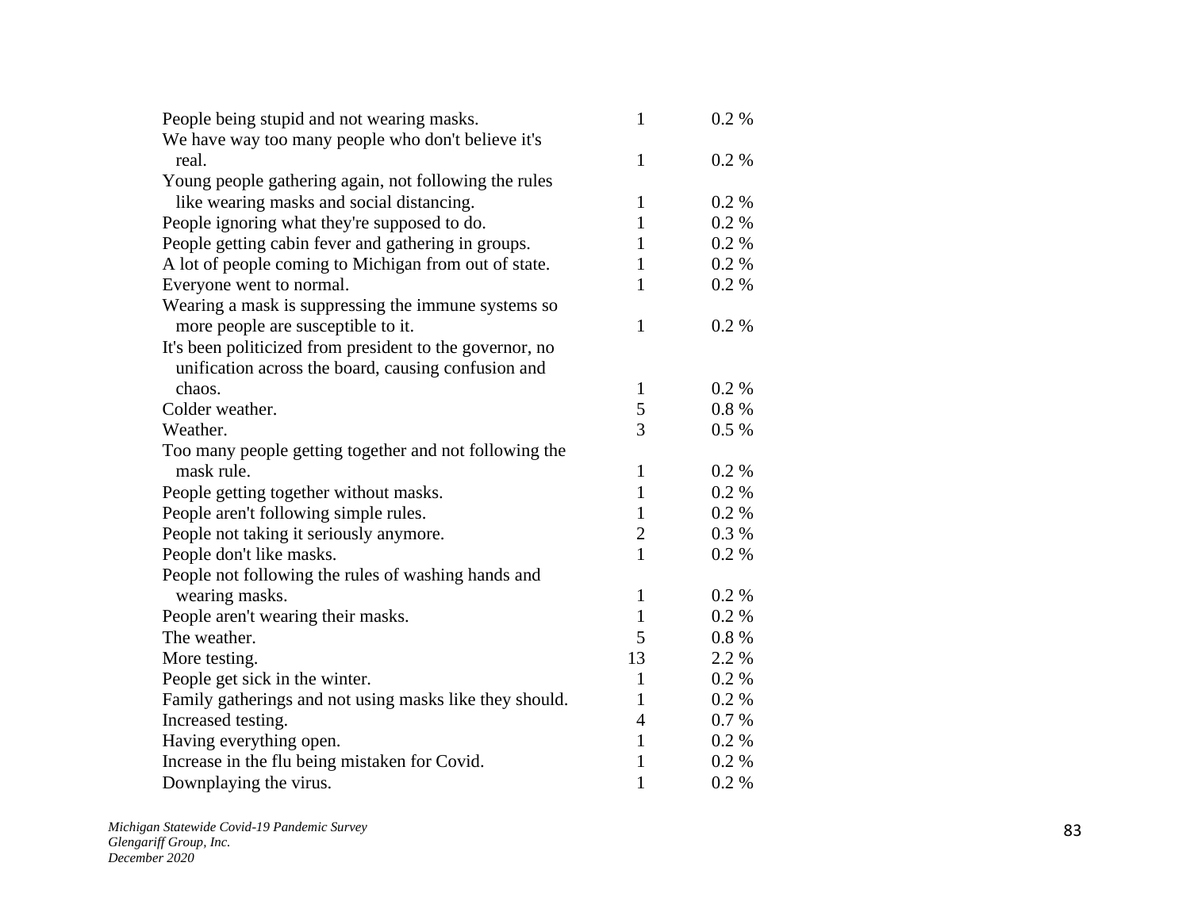| | | |
|---|---|---|
| People being stupid and not wearing masks. | 1 | 0.2 % |
| We have way too many people who don't believe it's real. | 1 | 0.2 % |
| Young people gathering again, not following the rules like wearing masks and social distancing. | 1 | 0.2 % |
| People ignoring what they're supposed to do. | 1 | 0.2 % |
| People getting cabin fever and gathering in groups. | 1 | 0.2 % |
| A lot of people coming to Michigan from out of state. | 1 | 0.2 % |
| Everyone went to normal. | 1 | 0.2 % |
| Wearing a mask is suppressing the immune systems so more people are susceptible to it. | 1 | 0.2 % |
| It's been politicized from president to the governor, no unification across the board, causing confusion and chaos. | 1 | 0.2 % |
| Colder weather. | 5 | 0.8 % |
| Weather. | 3 | 0.5 % |
| Too many people getting together and not following the mask rule. | 1 | 0.2 % |
| People getting together without masks. | 1 | 0.2 % |
| People aren't following simple rules. | 1 | 0.2 % |
| People not taking it seriously anymore. | 2 | 0.3 % |
| People don't like masks. | 1 | 0.2 % |
| People not following the rules of washing hands and wearing masks. | 1 | 0.2 % |
| People aren't wearing their masks. | 1 | 0.2 % |
| The weather. | 5 | 0.8 % |
| More testing. | 13 | 2.2 % |
| People get sick in the winter. | 1 | 0.2 % |
| Family gatherings and not using masks like they should. | 1 | 0.2 % |
| Increased testing. | 4 | 0.7 % |
| Having everything open. | 1 | 0.2 % |
| Increase in the flu being mistaken for Covid. | 1 | 0.2 % |
| Downplaying the virus. | 1 | 0.2 % |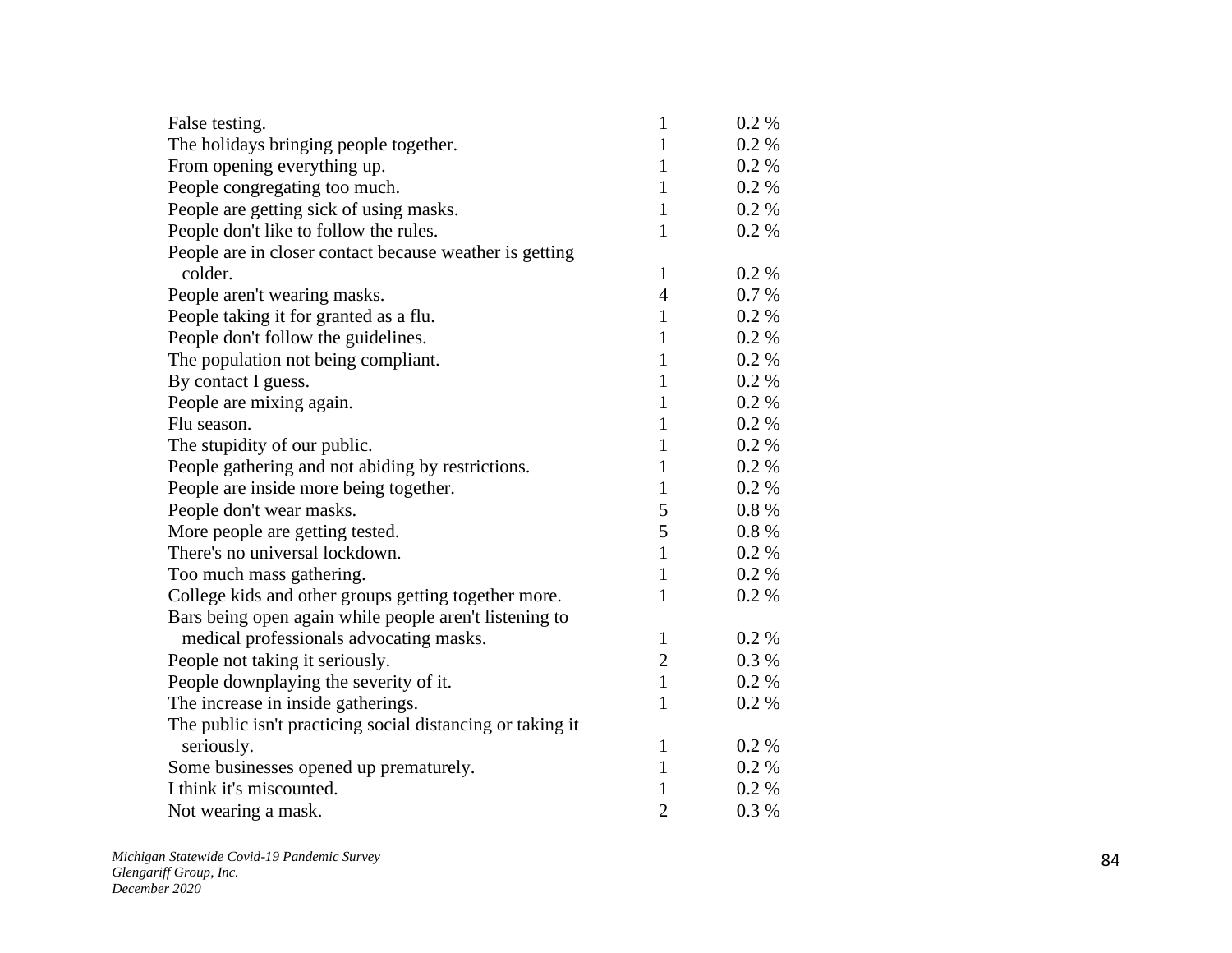| | | |
|---|---|---|
| False testing. | 1 | 0.2 % |
| The holidays bringing people together. | 1 | 0.2 % |
| From opening everything up. | 1 | 0.2 % |
| People congregating too much. | 1 | 0.2 % |
| People are getting sick of using masks. | 1 | 0.2 % |
| People don't like to follow the rules. | 1 | 0.2 % |
| People are in closer contact because weather is getting colder. | 1 | 0.2 % |
| People aren't wearing masks. | 4 | 0.7 % |
| People taking it for granted as a flu. | 1 | 0.2 % |
| People don't follow the guidelines. | 1 | 0.2 % |
| The population not being compliant. | 1 | 0.2 % |
| By contact I guess. | 1 | 0.2 % |
| People are mixing again. | 1 | 0.2 % |
| Flu season. | 1 | 0.2 % |
| The stupidity of our public. | 1 | 0.2 % |
| People gathering and not abiding by restrictions. | 1 | 0.2 % |
| People are inside more being together. | 1 | 0.2 % |
| People don't wear masks. | 5 | 0.8 % |
| More people are getting tested. | 5 | 0.8 % |
| There's no universal lockdown. | 1 | 0.2 % |
| Too much mass gathering. | 1 | 0.2 % |
| College kids and other groups getting together more. | 1 | 0.2 % |
| Bars being open again while people aren't listening to medical professionals advocating masks. | 1 | 0.2 % |
| People not taking it seriously. | 2 | 0.3 % |
| People downplaying the severity of it. | 1 | 0.2 % |
| The increase in inside gatherings. | 1 | 0.2 % |
| The public isn't practicing social distancing or taking it seriously. | 1 | 0.2 % |
| Some businesses opened up prematurely. | 1 | 0.2 % |
| I think it's miscounted. | 1 | 0.2 % |
| Not wearing a mask. | 2 | 0.3 % |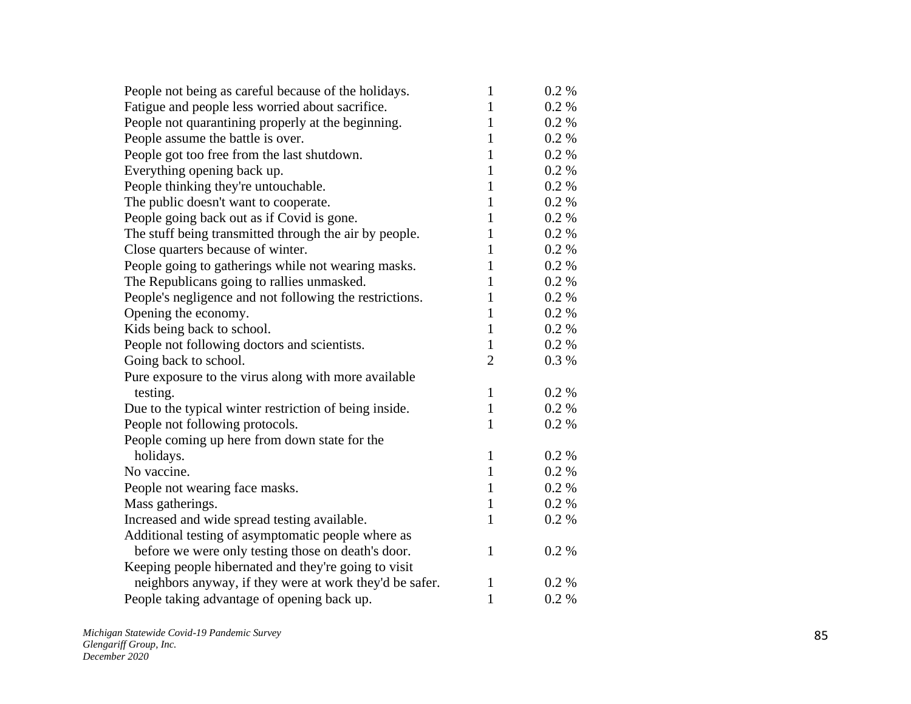| | | |
|---|---|---|
| People not being as careful because of the holidays. | 1 | 0.2 % |
| Fatigue and people less worried about sacrifice. | 1 | 0.2 % |
| People not quarantining properly at the beginning. | 1 | 0.2 % |
| People assume the battle is over. | 1 | 0.2 % |
| People got too free from the last shutdown. | 1 | 0.2 % |
| Everything opening back up. | 1 | 0.2 % |
| People thinking they're untouchable. | 1 | 0.2 % |
| The public doesn't want to cooperate. | 1 | 0.2 % |
| People going back out as if Covid is gone. | 1 | 0.2 % |
| The stuff being transmitted through the air by people. | 1 | 0.2 % |
| Close quarters because of winter. | 1 | 0.2 % |
| People going to gatherings while not wearing masks. | 1 | 0.2 % |
| The Republicans going to rallies unmasked. | 1 | 0.2 % |
| People's negligence and not following the restrictions. | 1 | 0.2 % |
| Opening the economy. | 1 | 0.2 % |
| Kids being back to school. | 1 | 0.2 % |
| People not following doctors and scientists. | 1 | 0.2 % |
| Going back to school. | 2 | 0.3 % |
| Pure exposure to the virus along with more available testing. | 1 | 0.2 % |
| Due to the typical winter restriction of being inside. | 1 | 0.2 % |
| People not following protocols. | 1 | 0.2 % |
| People coming up here from down state for the holidays. | 1 | 0.2 % |
| No vaccine. | 1 | 0.2 % |
| People not wearing face masks. | 1 | 0.2 % |
| Mass gatherings. | 1 | 0.2 % |
| Increased and wide spread testing available. | 1 | 0.2 % |
| Additional testing of asymptomatic people where as before we were only testing those on death's door. | 1 | 0.2 % |
| Keeping people hibernated and they're going to visit neighbors anyway, if they were at work they'd be safer. | 1 | 0.2 % |
| People taking advantage of opening back up. | 1 | 0.2 % |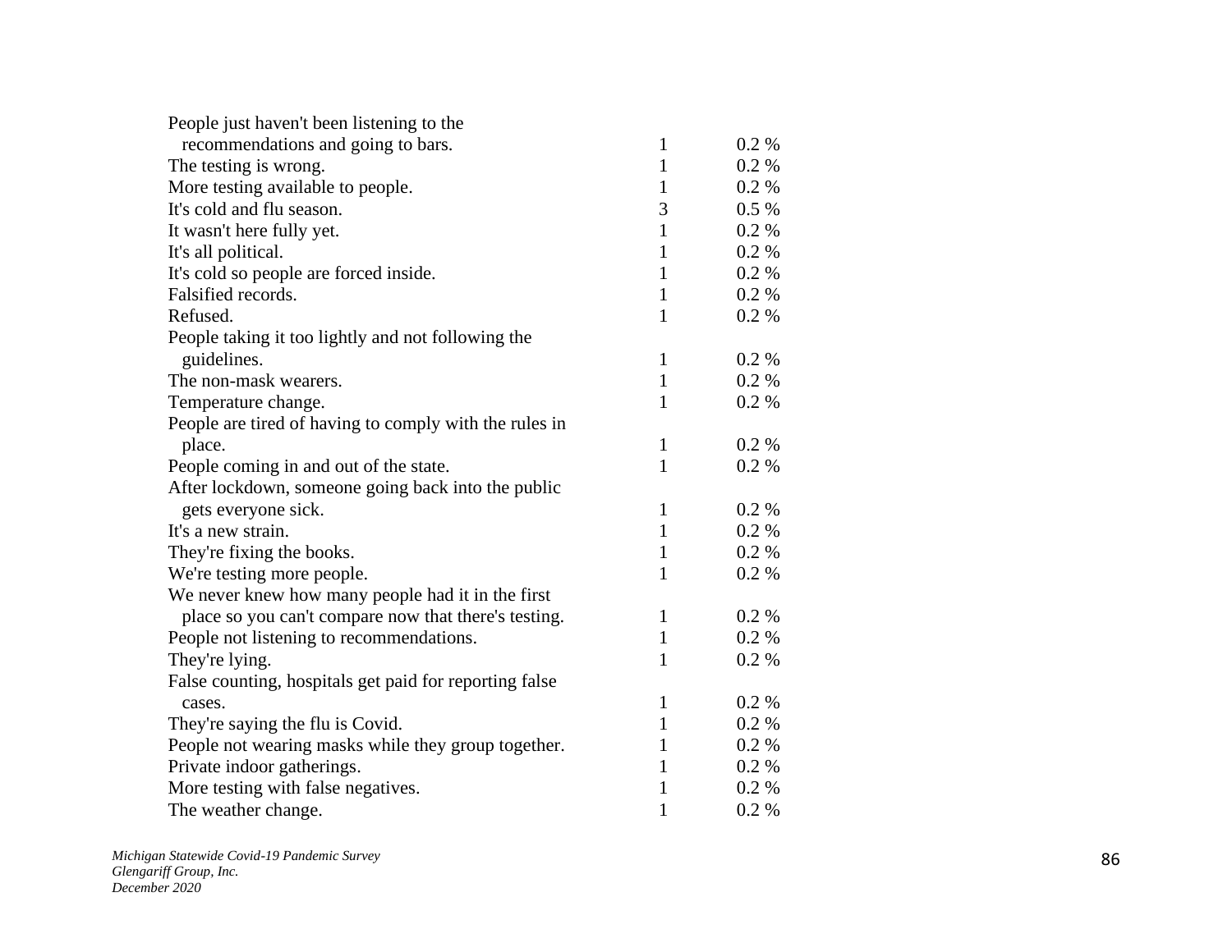| | | |
|---|---|---|
| People just haven't been listening to the recommendations and going to bars. | 1 | 0.2 % |
| The testing is wrong. | 1 | 0.2 % |
| More testing available to people. | 1 | 0.2 % |
| It's cold and flu season. | 3 | 0.5 % |
| It wasn't here fully yet. | 1 | 0.2 % |
| It's all political. | 1 | 0.2 % |
| It's cold so people are forced inside. | 1 | 0.2 % |
| Falsified records. | 1 | 0.2 % |
| Refused. | 1 | 0.2 % |
| People taking it too lightly and not following the guidelines. | 1 | 0.2 % |
| The non-mask wearers. | 1 | 0.2 % |
| Temperature change. | 1 | 0.2 % |
| People are tired of having to comply with the rules in place. | 1 | 0.2 % |
| People coming in and out of the state. | 1 | 0.2 % |
| After lockdown, someone going back into the public gets everyone sick. | 1 | 0.2 % |
| It's a new strain. | 1 | 0.2 % |
| They're fixing the books. | 1 | 0.2 % |
| We're testing more people. | 1 | 0.2 % |
| We never knew how many people had it in the first place so you can't compare now that there's testing. | 1 | 0.2 % |
| People not listening to recommendations. | 1 | 0.2 % |
| They're lying. | 1 | 0.2 % |
| False counting, hospitals get paid for reporting false cases. | 1 | 0.2 % |
| They're saying the flu is Covid. | 1 | 0.2 % |
| People not wearing masks while they group together. | 1 | 0.2 % |
| Private indoor gatherings. | 1 | 0.2 % |
| More testing with false negatives. | 1 | 0.2 % |
| The weather change. | 1 | 0.2 % |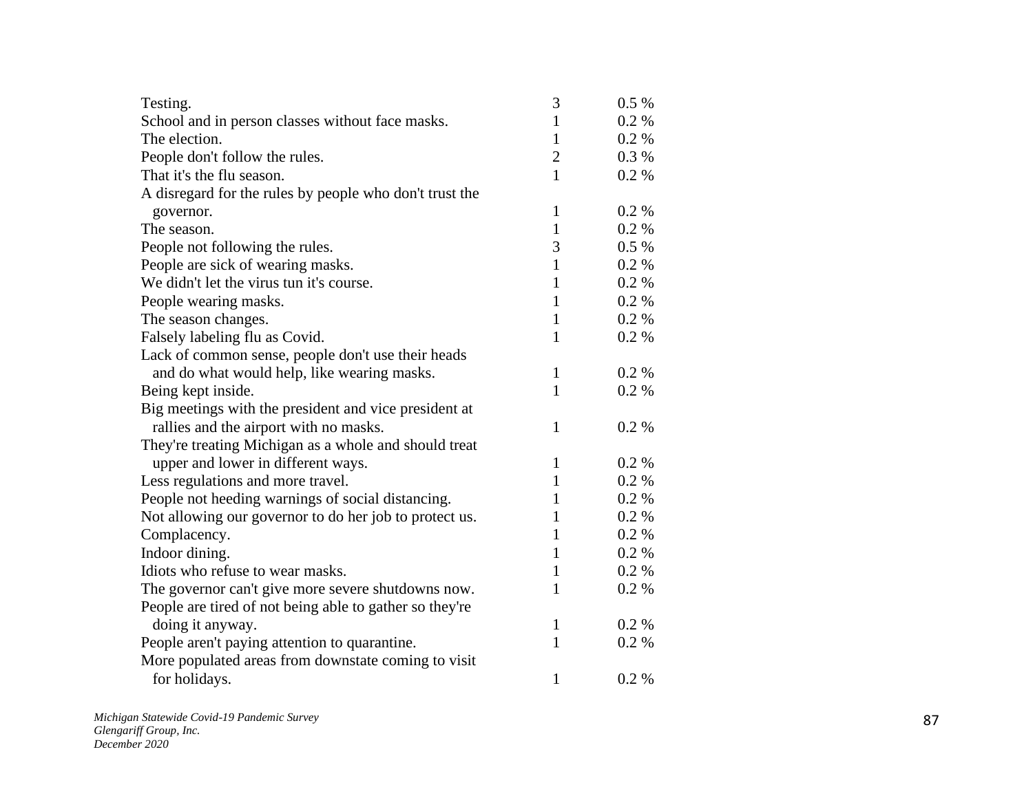| | | |
|---|---|---|
| Testing. | 3 | 0.5 % |
| School and in person classes without face masks. | 1 | 0.2 % |
| The election. | 1 | 0.2 % |
| People don't follow the rules. | 2 | 0.3 % |
| That it's the flu season. | 1 | 0.2 % |
| A disregard for the rules by people who don't trust the governor. | 1 | 0.2 % |
| The season. | 1 | 0.2 % |
| People not following the rules. | 3 | 0.5 % |
| People are sick of wearing masks. | 1 | 0.2 % |
| We didn't let the virus tun it's course. | 1 | 0.2 % |
| People wearing masks. | 1 | 0.2 % |
| The season changes. | 1 | 0.2 % |
| Falsely labeling flu as Covid. | 1 | 0.2 % |
| Lack of common sense, people don't use their heads and do what would help, like wearing masks. | 1 | 0.2 % |
| Being kept inside. | 1 | 0.2 % |
| Big meetings with the president and vice president at rallies and the airport with no masks. | 1 | 0.2 % |
| They're treating Michigan as a whole and should treat upper and lower in different ways. | 1 | 0.2 % |
| Less regulations and more travel. | 1 | 0.2 % |
| People not heeding warnings of social distancing. | 1 | 0.2 % |
| Not allowing our governor to do her job to protect us. | 1 | 0.2 % |
| Complacency. | 1 | 0.2 % |
| Indoor dining. | 1 | 0.2 % |
| Idiots who refuse to wear masks. | 1 | 0.2 % |
| The governor can't give more severe shutdowns now. | 1 | 0.2 % |
| People are tired of not being able to gather so they're doing it anyway. | 1 | 0.2 % |
| People aren't paying attention to quarantine. | 1 | 0.2 % |
| More populated areas from downstate coming to visit for holidays. | 1 | 0.2 % |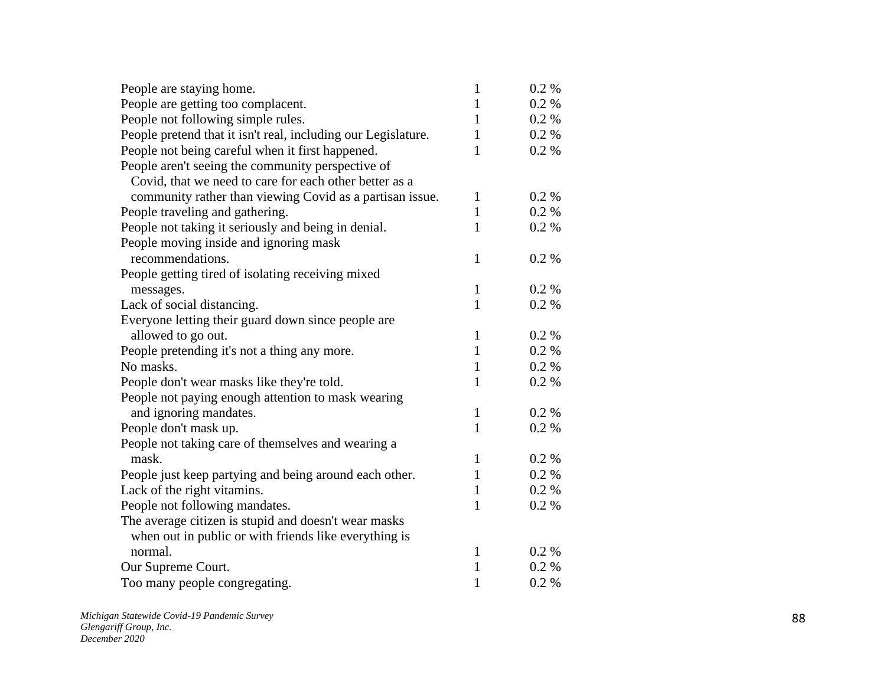| | | |
|---|---|---|
| People are staying home. | 1 | 0.2 % |
| People are getting too complacent. | 1 | 0.2 % |
| People not following simple rules. | 1 | 0.2 % |
| People pretend that it isn't real, including our Legislature. | 1 | 0.2 % |
| People not being careful when it first happened. | 1 | 0.2 % |
| People aren't seeing the community perspective of Covid, that we need to care for each other better as a community rather than viewing Covid as a partisan issue. | 1 | 0.2 % |
| People traveling and gathering. | 1 | 0.2 % |
| People not taking it seriously and being in denial. | 1 | 0.2 % |
| People moving inside and ignoring mask recommendations. | 1 | 0.2 % |
| People getting tired of isolating receiving mixed messages. | 1 | 0.2 % |
| Lack of social distancing. | 1 | 0.2 % |
| Everyone letting their guard down since people are allowed to go out. | 1 | 0.2 % |
| People pretending it's not a thing any more. | 1 | 0.2 % |
| No masks. | 1 | 0.2 % |
| People don't wear masks like they're told. | 1 | 0.2 % |
| People not paying enough attention to mask wearing and ignoring mandates. | 1 | 0.2 % |
| People don't mask up. | 1 | 0.2 % |
| People not taking care of themselves and wearing a mask. | 1 | 0.2 % |
| People just keep partying and being around each other. | 1 | 0.2 % |
| Lack of the right vitamins. | 1 | 0.2 % |
| People not following mandates. | 1 | 0.2 % |
| The average citizen is stupid and doesn't wear masks when out in public or with friends like everything is normal. | 1 | 0.2 % |
| Our Supreme Court. | 1 | 0.2 % |
| Too many people congregating. | 1 | 0.2 % |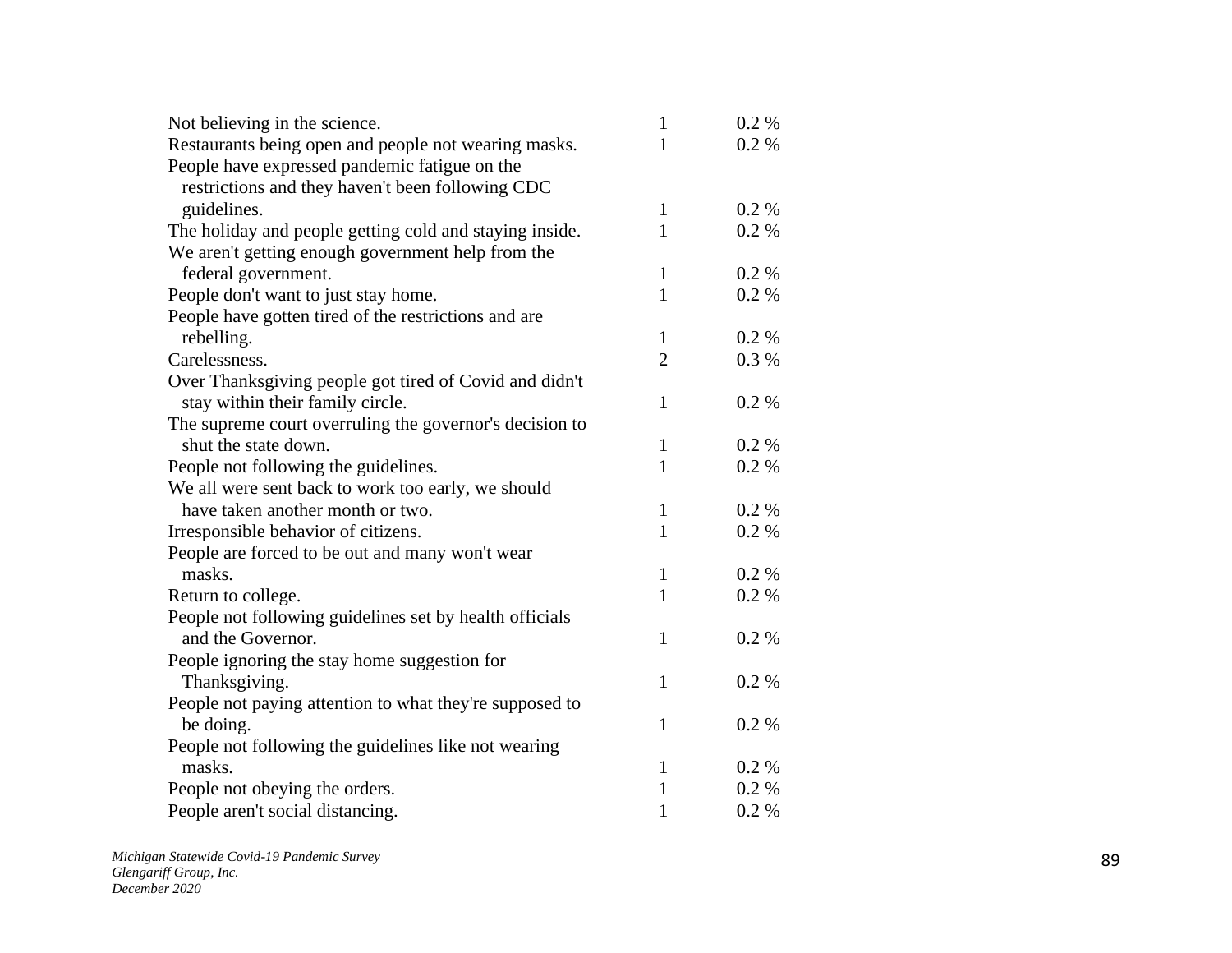| | | |
|---|---|---|
| Not believing in the science. | 1 | 0.2 % |
| Restaurants being open and people not wearing masks. | 1 | 0.2 % |
| People have expressed pandemic fatigue on the restrictions and they haven't been following CDC guidelines. | 1 | 0.2 % |
| The holiday and people getting cold and staying inside. | 1 | 0.2 % |
| We aren't getting enough government help from the federal government. | 1 | 0.2 % |
| People don't want to just stay home. | 1 | 0.2 % |
| People have gotten tired of the restrictions and are rebelling. | 1 | 0.2 % |
| Carelessness. | 2 | 0.3 % |
| Over Thanksgiving people got tired of Covid and didn't stay within their family circle. | 1 | 0.2 % |
| The supreme court overruling the governor's decision to shut the state down. | 1 | 0.2 % |
| People not following the guidelines. | 1 | 0.2 % |
| We all were sent back to work too early, we should have taken another month or two. | 1 | 0.2 % |
| Irresponsible behavior of citizens. | 1 | 0.2 % |
| People are forced to be out and many won't wear masks. | 1 | 0.2 % |
| Return to college. | 1 | 0.2 % |
| People not following guidelines set by health officials and the Governor. | 1 | 0.2 % |
| People ignoring the stay home suggestion for Thanksgiving. | 1 | 0.2 % |
| People not paying attention to what they're supposed to be doing. | 1 | 0.2 % |
| People not following the guidelines like not wearing masks. | 1 | 0.2 % |
| People not obeying the orders. | 1 | 0.2 % |
| People aren't social distancing. | 1 | 0.2 % |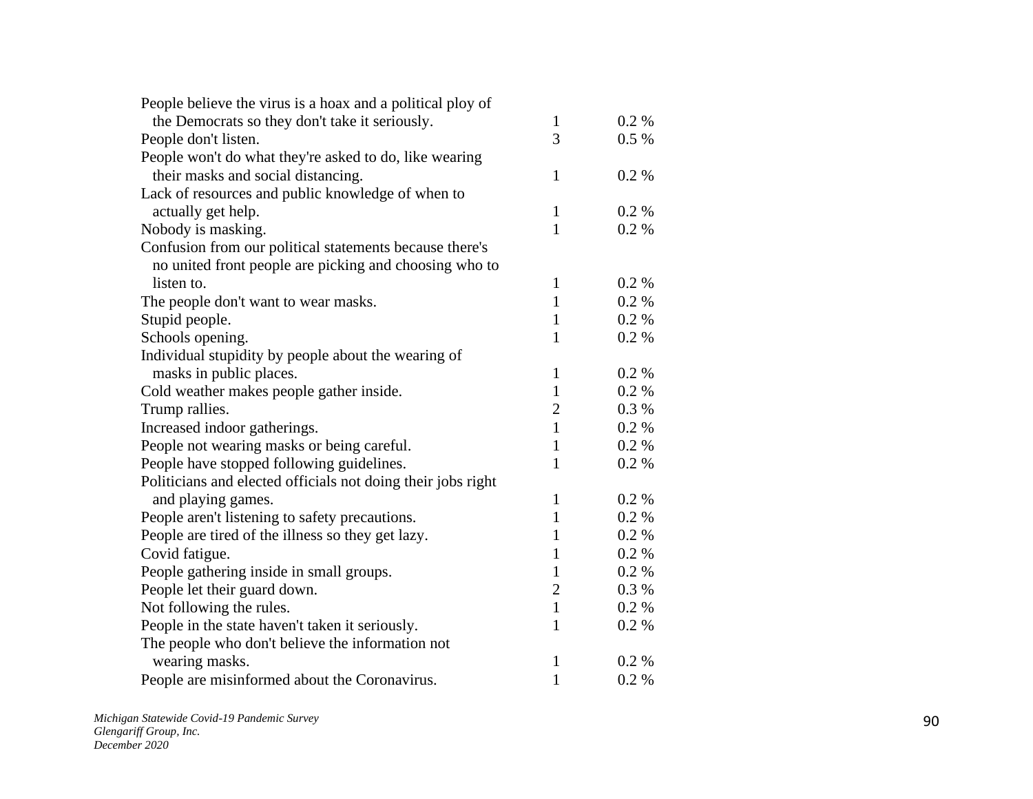| | | |
|---|---|---|
| People believe the virus is a hoax and a political ploy of the Democrats so they don't take it seriously. | 1 | 0.2 % |
| People don't listen. | 3 | 0.5 % |
| People won't do what they're asked to do, like wearing their masks and social distancing. | 1 | 0.2 % |
| Lack of resources and public knowledge of when to actually get help. | 1 | 0.2 % |
| Nobody is masking. | 1 | 0.2 % |
| Confusion from our political statements because there's no united front people are picking and choosing who to listen to. | 1 | 0.2 % |
| The people don't want to wear masks. | 1 | 0.2 % |
| Stupid people. | 1 | 0.2 % |
| Schools opening. | 1 | 0.2 % |
| Individual stupidity by people about the wearing of masks in public places. | 1 | 0.2 % |
| Cold weather makes people gather inside. | 1 | 0.2 % |
| Trump rallies. | 2 | 0.3 % |
| Increased indoor gatherings. | 1 | 0.2 % |
| People not wearing masks or being careful. | 1 | 0.2 % |
| People have stopped following guidelines. | 1 | 0.2 % |
| Politicians and elected officials not doing their jobs right and playing games. | 1 | 0.2 % |
| People aren't listening to safety precautions. | 1 | 0.2 % |
| People are tired of the illness so they get lazy. | 1 | 0.2 % |
| Covid fatigue. | 1 | 0.2 % |
| People gathering inside in small groups. | 1 | 0.2 % |
| People let their guard down. | 2 | 0.3 % |
| Not following the rules. | 1 | 0.2 % |
| People in the state haven't taken it seriously. | 1 | 0.2 % |
| The people who don't believe the information not wearing masks. | 1 | 0.2 % |
| People are misinformed about the Coronavirus. | 1 | 0.2 % |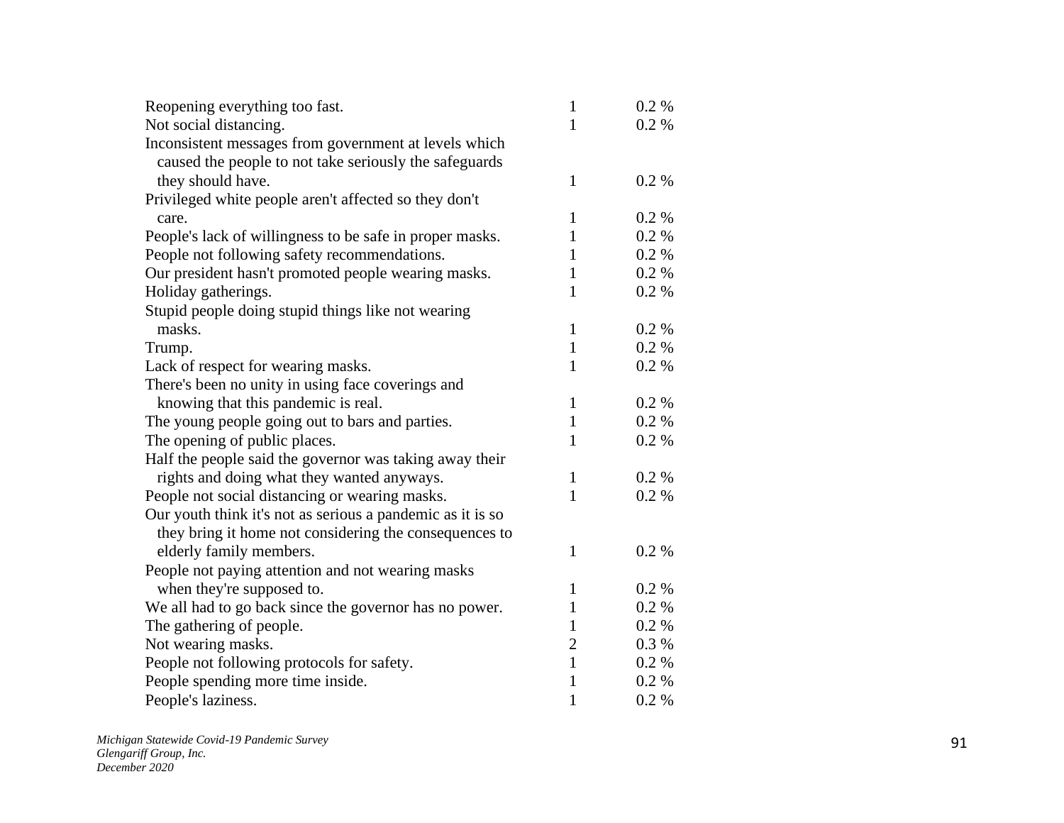| | | |
|---|---|---|
| Reopening everything too fast. | 1 | 0.2 % |
| Not social distancing. | 1 | 0.2 % |
| Inconsistent messages from government at levels which caused the people to not take seriously the safeguards they should have. | 1 | 0.2 % |
| Privileged white people aren't affected so they don't care. | 1 | 0.2 % |
| People's lack of willingness to be safe in proper masks. | 1 | 0.2 % |
| People not following safety recommendations. | 1 | 0.2 % |
| Our president hasn't promoted people wearing masks. | 1 | 0.2 % |
| Holiday gatherings. | 1 | 0.2 % |
| Stupid people doing stupid things like not wearing masks. | 1 | 0.2 % |
| Trump. | 1 | 0.2 % |
| Lack of respect for wearing masks. | 1 | 0.2 % |
| There's been no unity in using face coverings and knowing that this pandemic is real. | 1 | 0.2 % |
| The young people going out to bars and parties. | 1 | 0.2 % |
| The opening of public places. | 1 | 0.2 % |
| Half the people said the governor was taking away their rights and doing what they wanted anyways. | 1 | 0.2 % |
| People not social distancing or wearing masks. | 1 | 0.2 % |
| Our youth think it's not as serious a pandemic as it is so they bring it home not considering the consequences to elderly family members. | 1 | 0.2 % |
| People not paying attention and not wearing masks when they're supposed to. | 1 | 0.2 % |
| We all had to go back since the governor has no power. | 1 | 0.2 % |
| The gathering of people. | 1 | 0.2 % |
| Not wearing masks. | 2 | 0.3 % |
| People not following protocols for safety. | 1 | 0.2 % |
| People spending more time inside. | 1 | 0.2 % |
| People's laziness. | 1 | 0.2 % |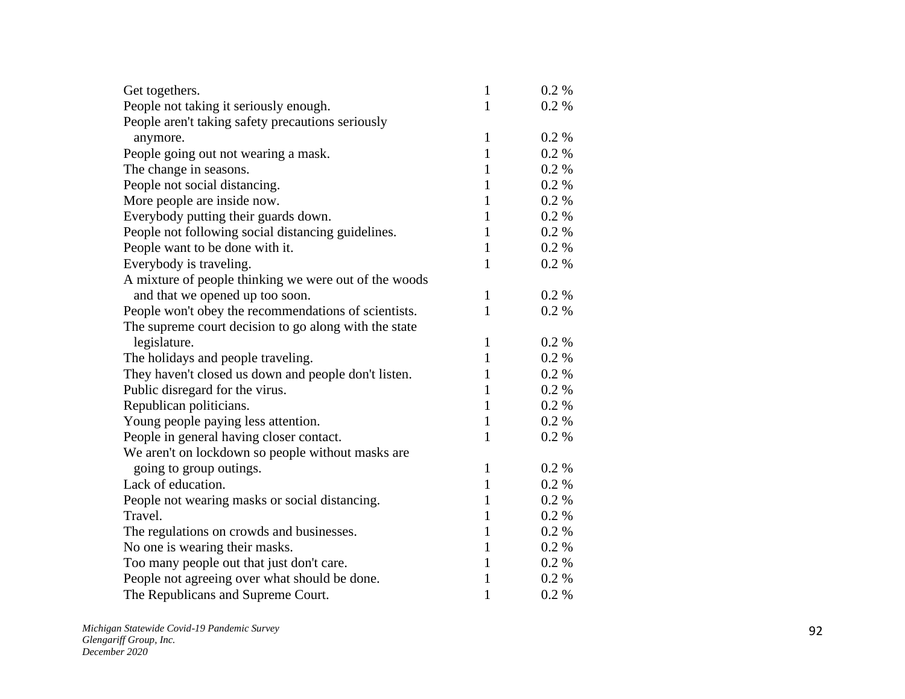| | | |
|---|---|---|
| Get togethers. | 1 | 0.2 % |
| People not taking it seriously enough. | 1 | 0.2 % |
| People aren't taking safety precautions seriously anymore. | 1 | 0.2 % |
| People going out not wearing a mask. | 1 | 0.2 % |
| The change in seasons. | 1 | 0.2 % |
| People not social distancing. | 1 | 0.2 % |
| More people are inside now. | 1 | 0.2 % |
| Everybody putting their guards down. | 1 | 0.2 % |
| People not following social distancing guidelines. | 1 | 0.2 % |
| People want to be done with it. | 1 | 0.2 % |
| Everybody is traveling. | 1 | 0.2 % |
| A mixture of people thinking we were out of the woods and that we opened up too soon. | 1 | 0.2 % |
| People won't obey the recommendations of scientists. | 1 | 0.2 % |
| The supreme court decision to go along with the state legislature. | 1 | 0.2 % |
| The holidays and people traveling. | 1 | 0.2 % |
| They haven't closed us down and people don't listen. | 1 | 0.2 % |
| Public disregard for the virus. | 1 | 0.2 % |
| Republican politicians. | 1 | 0.2 % |
| Young people paying less attention. | 1 | 0.2 % |
| People in general having closer contact. | 1 | 0.2 % |
| We aren't on lockdown so people without masks are going to group outings. | 1 | 0.2 % |
| Lack of education. | 1 | 0.2 % |
| People not wearing masks or social distancing. | 1 | 0.2 % |
| Travel. | 1 | 0.2 % |
| The regulations on crowds and businesses. | 1 | 0.2 % |
| No one is wearing their masks. | 1 | 0.2 % |
| Too many people out that just don't care. | 1 | 0.2 % |
| People not agreeing over what should be done. | 1 | 0.2 % |
| The Republicans and Supreme Court. | 1 | 0.2 % |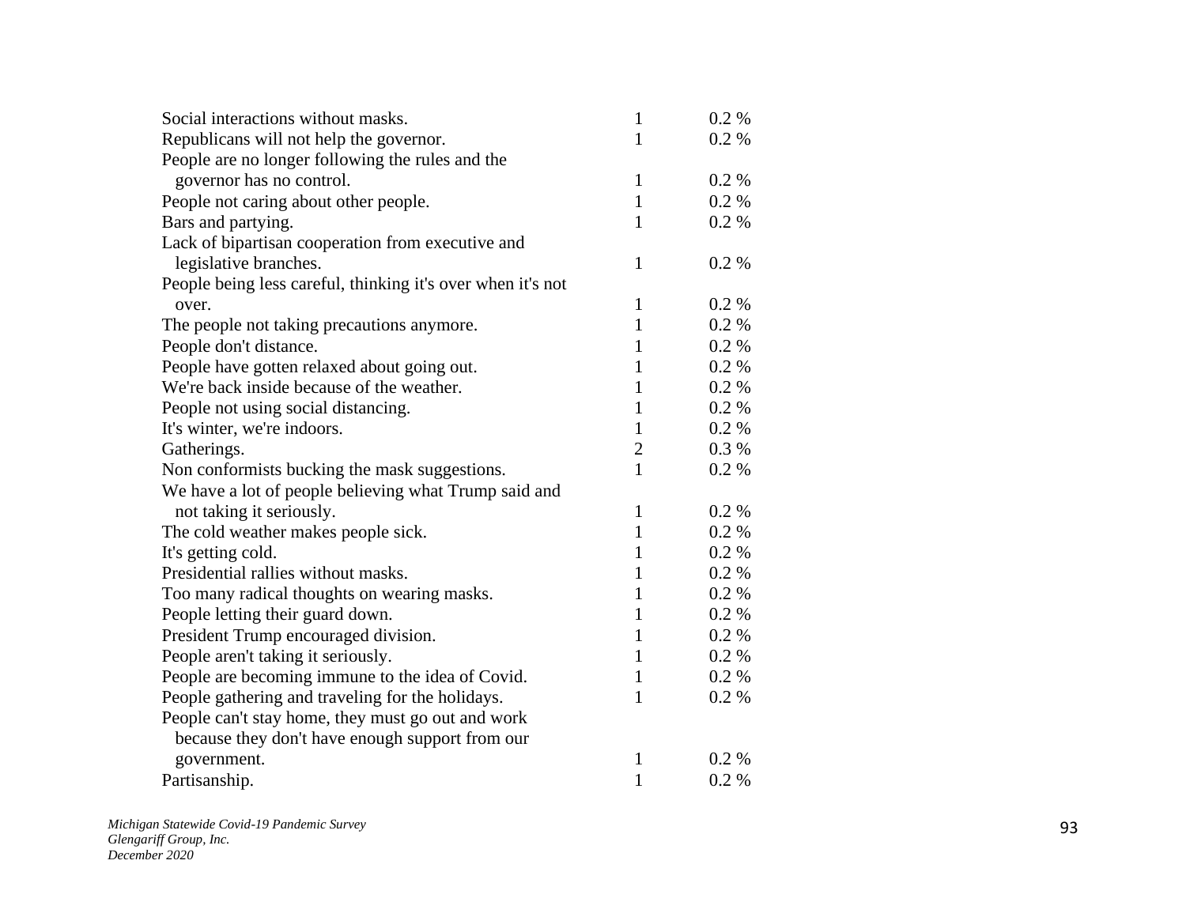| | | |
|---|---|---|
| Social interactions without masks. | 1 | 0.2 % |
| Republicans will not help the governor. | 1 | 0.2 % |
| People are no longer following the rules and the governor has no control. | 1 | 0.2 % |
| People not caring about other people. | 1 | 0.2 % |
| Bars and partying. | 1 | 0.2 % |
| Lack of bipartisan cooperation from executive and legislative branches. | 1 | 0.2 % |
| People being less careful, thinking it's over when it's not over. | 1 | 0.2 % |
| The people not taking precautions anymore. | 1 | 0.2 % |
| People don't distance. | 1 | 0.2 % |
| People have gotten relaxed about going out. | 1 | 0.2 % |
| We're back inside because of the weather. | 1 | 0.2 % |
| People not using social distancing. | 1 | 0.2 % |
| It's winter, we're indoors. | 1 | 0.2 % |
| Gatherings. | 2 | 0.3 % |
| Non conformists bucking the mask suggestions. | 1 | 0.2 % |
| We have a lot of people believing what Trump said and not taking it seriously. | 1 | 0.2 % |
| The cold weather makes people sick. | 1 | 0.2 % |
| It's getting cold. | 1 | 0.2 % |
| Presidential rallies without masks. | 1 | 0.2 % |
| Too many radical thoughts on wearing masks. | 1 | 0.2 % |
| People letting their guard down. | 1 | 0.2 % |
| President Trump encouraged division. | 1 | 0.2 % |
| People aren't taking it seriously. | 1 | 0.2 % |
| People are becoming immune to the idea of Covid. | 1 | 0.2 % |
| People gathering and traveling for the holidays. | 1 | 0.2 % |
| People can't stay home, they must go out and work because they don't have enough support from our government. | 1 | 0.2 % |
| Partisanship. | 1 | 0.2 % |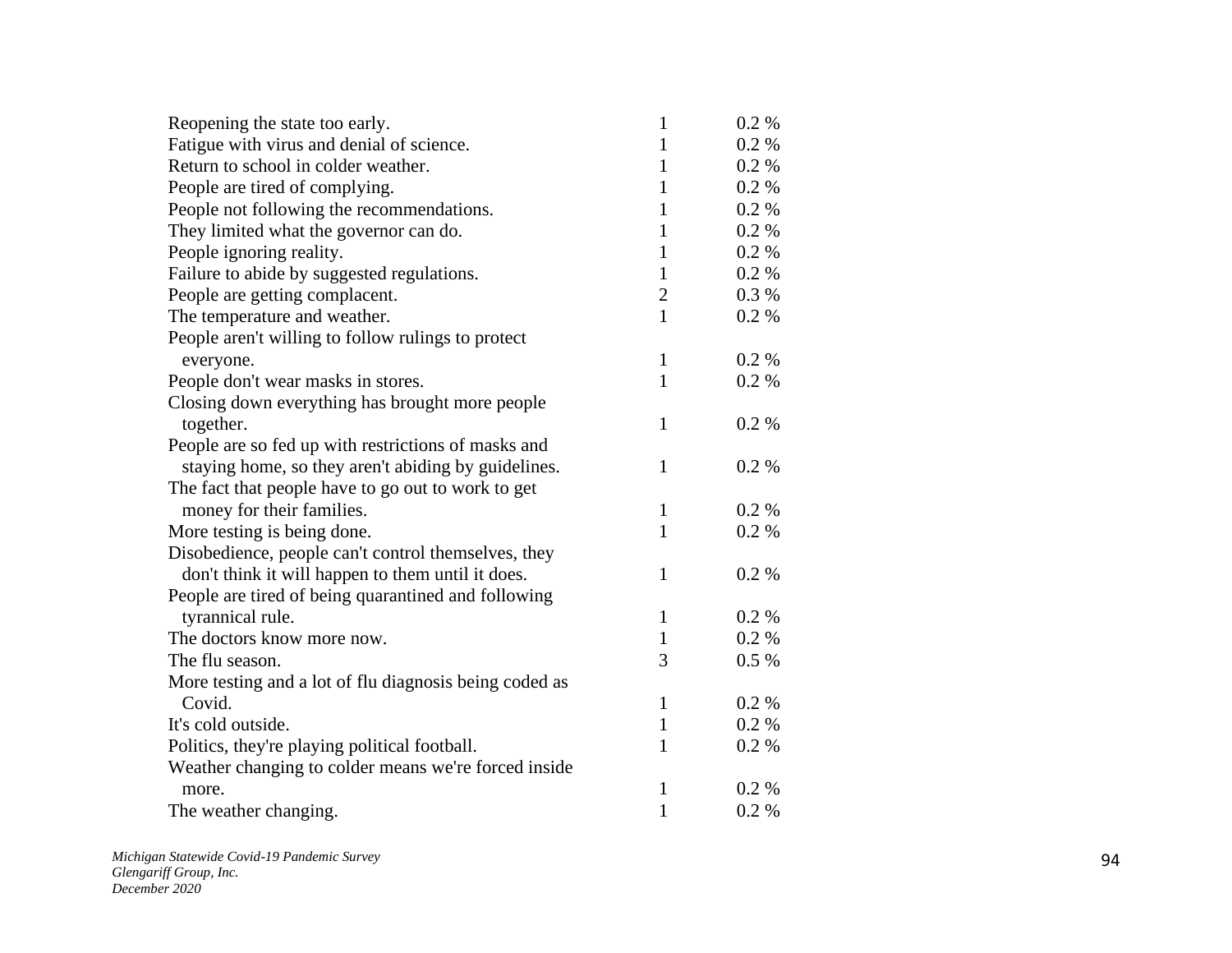| | | |
|---|---|---|
| Reopening the state too early. | 1 | 0.2 % |
| Fatigue with virus and denial of science. | 1 | 0.2 % |
| Return to school in colder weather. | 1 | 0.2 % |
| People are tired of complying. | 1 | 0.2 % |
| People not following the recommendations. | 1 | 0.2 % |
| They limited what the governor can do. | 1 | 0.2 % |
| People ignoring reality. | 1 | 0.2 % |
| Failure to abide by suggested regulations. | 1 | 0.2 % |
| People are getting complacent. | 2 | 0.3 % |
| The temperature and weather. | 1 | 0.2 % |
| People aren't willing to follow rulings to protect everyone. | 1 | 0.2 % |
| People don't wear masks in stores. | 1 | 0.2 % |
| Closing down everything has brought more people together. | 1 | 0.2 % |
| People are so fed up with restrictions of masks and staying home, so they aren't abiding by guidelines. | 1 | 0.2 % |
| The fact that people have to go out to work to get money for their families. | 1 | 0.2 % |
| More testing is being done. | 1 | 0.2 % |
| Disobedience, people can't control themselves, they don't think it will happen to them until it does. | 1 | 0.2 % |
| People are tired of being quarantined and following tyrannical rule. | 1 | 0.2 % |
| The doctors know more now. | 1 | 0.2 % |
| The flu season. | 3 | 0.5 % |
| More testing and a lot of flu diagnosis being coded as Covid. | 1 | 0.2 % |
| It's cold outside. | 1 | 0.2 % |
| Politics, they're playing political football. | 1 | 0.2 % |
| Weather changing to colder means we're forced inside more. | 1 | 0.2 % |
| The weather changing. | 1 | 0.2 % |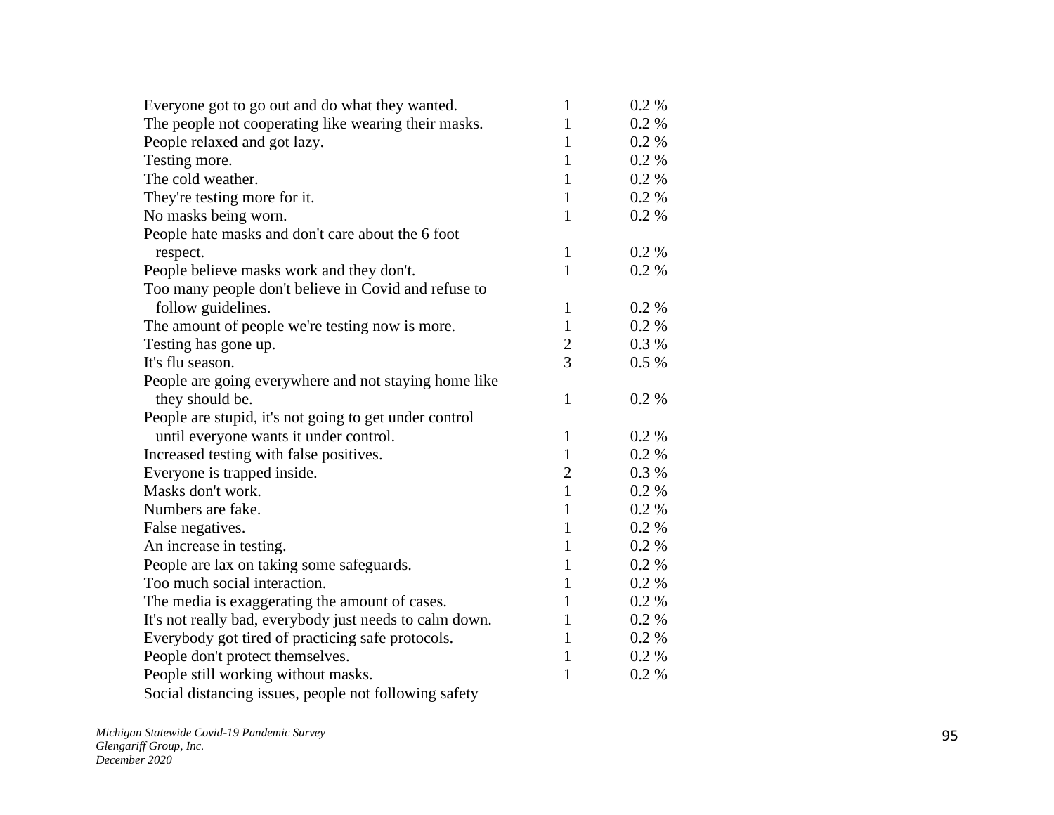| | | |
|---|---|---|
| Everyone got to go out and do what they wanted. | 1 | 0.2 % |
| The people not cooperating like wearing their masks. | 1 | 0.2 % |
| People relaxed and got lazy. | 1 | 0.2 % |
| Testing more. | 1 | 0.2 % |
| The cold weather. | 1 | 0.2 % |
| They're testing more for it. | 1 | 0.2 % |
| No masks being worn. | 1 | 0.2 % |
| People hate masks and don't care about the 6 foot respect. | 1 | 0.2 % |
| People believe masks work and they don't. | 1 | 0.2 % |
| Too many people don't believe in Covid and refuse to follow guidelines. | 1 | 0.2 % |
| The amount of people we're testing now is more. | 1 | 0.2 % |
| Testing has gone up. | 2 | 0.3 % |
| It's flu season. | 3 | 0.5 % |
| People are going everywhere and not staying home like they should be. | 1 | 0.2 % |
| People are stupid, it's not going to get under control until everyone wants it under control. | 1 | 0.2 % |
| Increased testing with false positives. | 1 | 0.2 % |
| Everyone is trapped inside. | 2 | 0.3 % |
| Masks don't work. | 1 | 0.2 % |
| Numbers are fake. | 1 | 0.2 % |
| False negatives. | 1 | 0.2 % |
| An increase in testing. | 1 | 0.2 % |
| People are lax on taking some safeguards. | 1 | 0.2 % |
| Too much social interaction. | 1 | 0.2 % |
| The media is exaggerating the amount of cases. | 1 | 0.2 % |
| It's not really bad, everybody just needs to calm down. | 1 | 0.2 % |
| Everybody got tired of practicing safe protocols. | 1 | 0.2 % |
| People don't protect themselves. | 1 | 0.2 % |
| People still working without masks. | 1 | 0.2 % |
| Social distancing issues, people not following safety | | |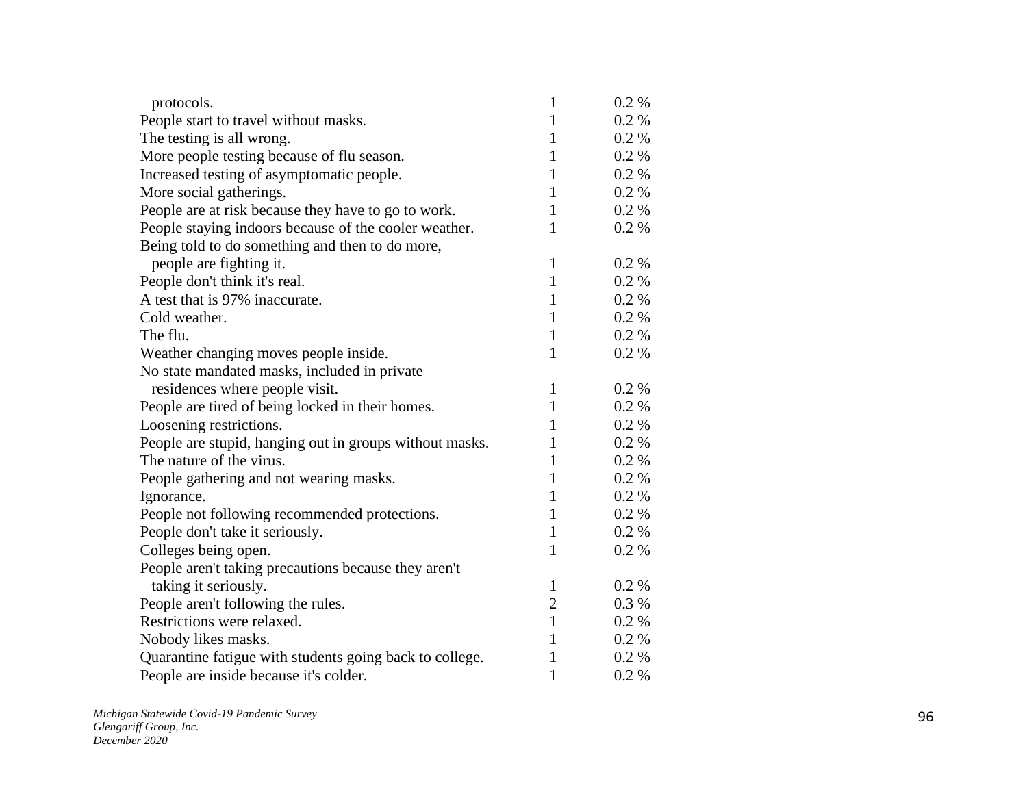| | | |
|---|---|---|
| protocols. | 1 | 0.2 % |
| People start to travel without masks. | 1 | 0.2 % |
| The testing is all wrong. | 1 | 0.2 % |
| More people testing because of flu season. | 1 | 0.2 % |
| Increased testing of asymptomatic people. | 1 | 0.2 % |
| More social gatherings. | 1 | 0.2 % |
| People are at risk because they have to go to work. | 1 | 0.2 % |
| People staying indoors because of the cooler weather. | 1 | 0.2 % |
| Being told to do something and then to do more, people are fighting it. | 1 | 0.2 % |
| People don't think it's real. | 1 | 0.2 % |
| A test that is 97% inaccurate. | 1 | 0.2 % |
| Cold weather. | 1 | 0.2 % |
| The flu. | 1 | 0.2 % |
| Weather changing moves people inside. | 1 | 0.2 % |
| No state mandated masks, included in private residences where people visit. | 1 | 0.2 % |
| People are tired of being locked in their homes. | 1 | 0.2 % |
| Loosening restrictions. | 1 | 0.2 % |
| People are stupid, hanging out in groups without masks. | 1 | 0.2 % |
| The nature of the virus. | 1 | 0.2 % |
| People gathering and not wearing masks. | 1 | 0.2 % |
| Ignorance. | 1 | 0.2 % |
| People not following recommended protections. | 1 | 0.2 % |
| People don't take it seriously. | 1 | 0.2 % |
| Colleges being open. | 1 | 0.2 % |
| People aren't taking precautions because they aren't taking it seriously. | 1 | 0.2 % |
| People aren't following the rules. | 2 | 0.3 % |
| Restrictions were relaxed. | 1 | 0.2 % |
| Nobody likes masks. | 1 | 0.2 % |
| Quarantine fatigue with students going back to college. | 1 | 0.2 % |
| People are inside because it's colder. | 1 | 0.2 % |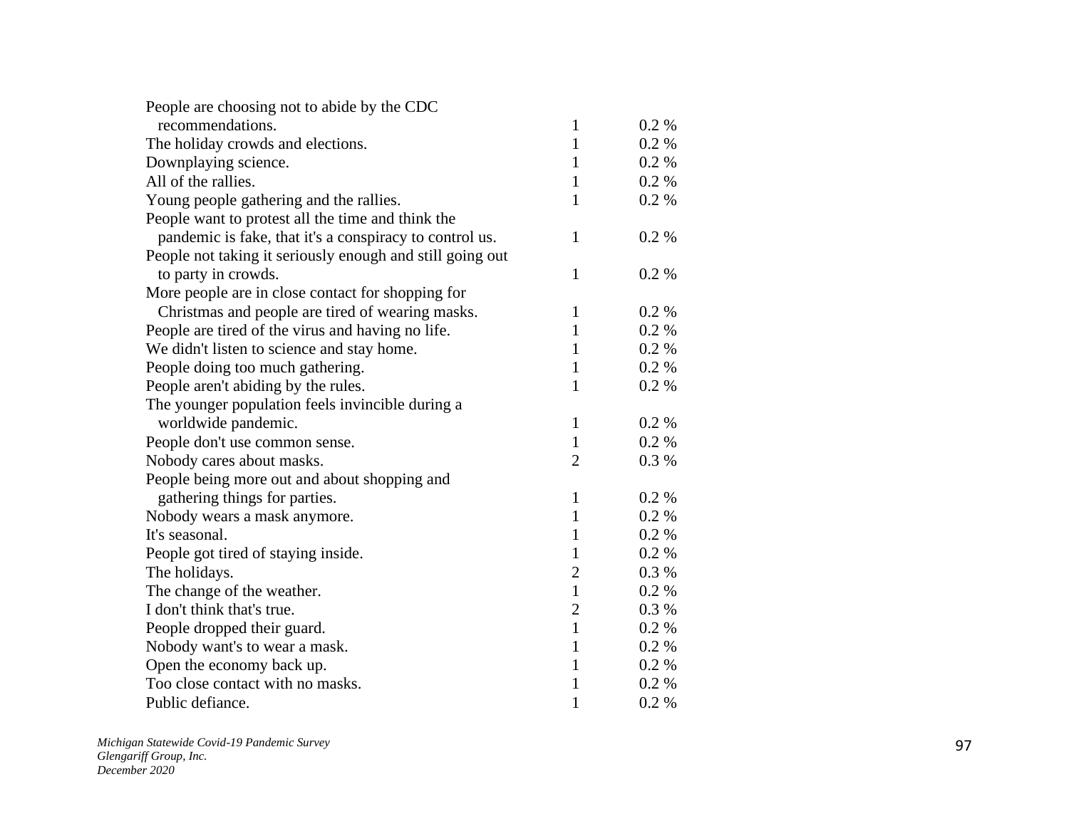| | | |
|---|---|---|
| People are choosing not to abide by the CDC recommendations. | 1 | 0.2 % |
| The holiday crowds and elections. | 1 | 0.2 % |
| Downplaying science. | 1 | 0.2 % |
| All of the rallies. | 1 | 0.2 % |
| Young people gathering and the rallies. | 1 | 0.2 % |
| People want to protest all the time and think the pandemic is fake, that it's a conspiracy to control us. | 1 | 0.2 % |
| People not taking it seriously enough and still going out to party in crowds. | 1 | 0.2 % |
| More people are in close contact for shopping for Christmas and people are tired of wearing masks. | 1 | 0.2 % |
| People are tired of the virus and having no life. | 1 | 0.2 % |
| We didn't listen to science and stay home. | 1 | 0.2 % |
| People doing too much gathering. | 1 | 0.2 % |
| People aren't abiding by the rules. | 1 | 0.2 % |
| The younger population feels invincible during a worldwide pandemic. | 1 | 0.2 % |
| People don't use common sense. | 1 | 0.2 % |
| Nobody cares about masks. | 2 | 0.3 % |
| People being more out and about shopping and gathering things for parties. | 1 | 0.2 % |
| Nobody wears a mask anymore. | 1 | 0.2 % |
| It's seasonal. | 1 | 0.2 % |
| People got tired of staying inside. | 1 | 0.2 % |
| The holidays. | 2 | 0.3 % |
| The change of the weather. | 1 | 0.2 % |
| I don't think that's true. | 2 | 0.3 % |
| People dropped their guard. | 1 | 0.2 % |
| Nobody want's to wear a mask. | 1 | 0.2 % |
| Open the economy back up. | 1 | 0.2 % |
| Too close contact with no masks. | 1 | 0.2 % |
| Public defiance. | 1 | 0.2 % |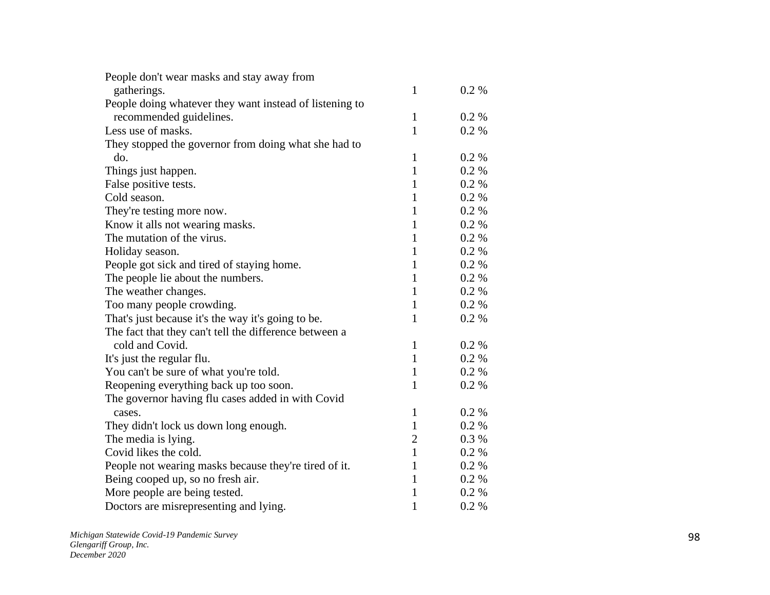| | | |
|---|---|---|
| People don't wear masks and stay away from gatherings. | 1 | 0.2 % |
| People doing whatever they want instead of listening to recommended guidelines. | 1 | 0.2 % |
| Less use of masks. | 1 | 0.2 % |
| They stopped the governor from doing what she had to do. | 1 | 0.2 % |
| Things just happen. | 1 | 0.2 % |
| False positive tests. | 1 | 0.2 % |
| Cold season. | 1 | 0.2 % |
| They're testing more now. | 1 | 0.2 % |
| Know it alls not wearing masks. | 1 | 0.2 % |
| The mutation of the virus. | 1 | 0.2 % |
| Holiday season. | 1 | 0.2 % |
| People got sick and tired of staying home. | 1 | 0.2 % |
| The people lie about the numbers. | 1 | 0.2 % |
| The weather changes. | 1 | 0.2 % |
| Too many people crowding. | 1 | 0.2 % |
| That's just because it's the way it's going to be. | 1 | 0.2 % |
| The fact that they can't tell the difference between a cold and Covid. | 1 | 0.2 % |
| It's just the regular flu. | 1 | 0.2 % |
| You can't be sure of what you're told. | 1 | 0.2 % |
| Reopening everything back up too soon. | 1 | 0.2 % |
| The governor having flu cases added in with Covid cases. | 1 | 0.2 % |
| They didn't lock us down long enough. | 1 | 0.2 % |
| The media is lying. | 2 | 0.3 % |
| Covid likes the cold. | 1 | 0.2 % |
| People not wearing masks because they're tired of it. | 1 | 0.2 % |
| Being cooped up, so no fresh air. | 1 | 0.2 % |
| More people are being tested. | 1 | 0.2 % |
| Doctors are misrepresenting and lying. | 1 | 0.2 % |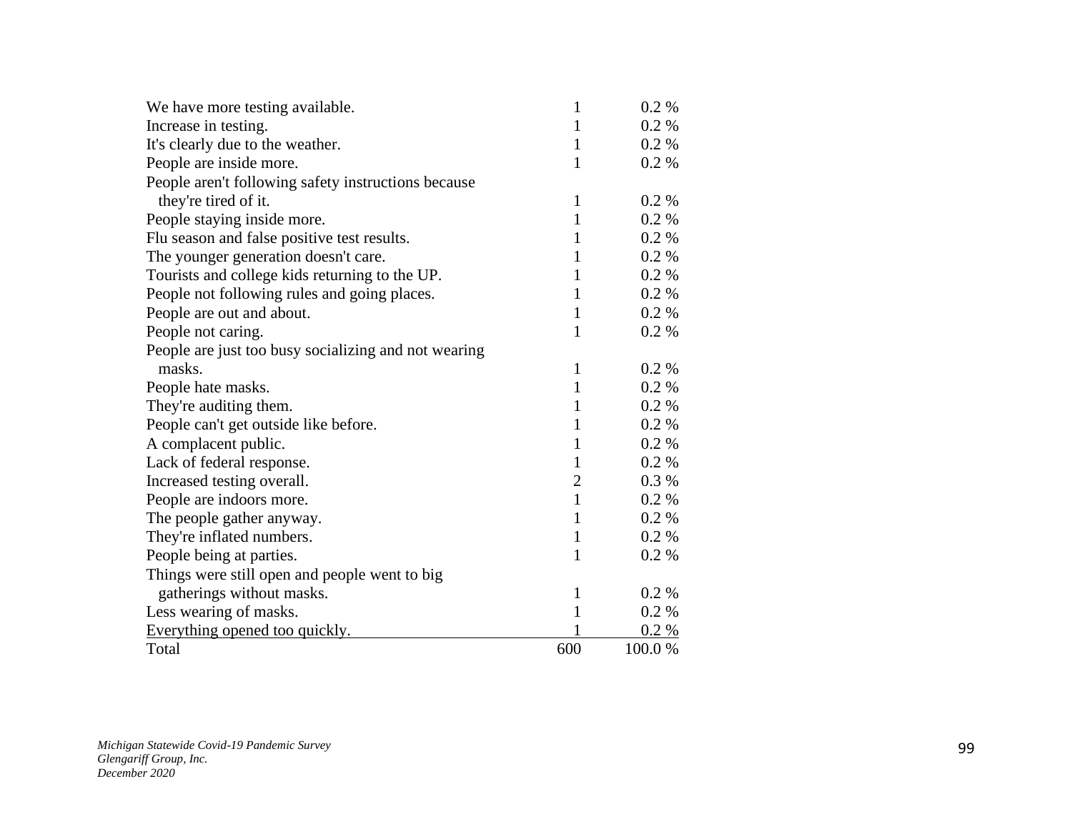| | | |
|---|---|---|
| We have more testing available. | 1 | 0.2 % |
| Increase in testing. | 1 | 0.2 % |
| It's clearly due to the weather. | 1 | 0.2 % |
| People are inside more. | 1 | 0.2 % |
| People aren't following safety instructions because they're tired of it. | 1 | 0.2 % |
| People staying inside more. | 1 | 0.2 % |
| Flu season and false positive test results. | 1 | 0.2 % |
| The younger generation doesn't care. | 1 | 0.2 % |
| Tourists and college kids returning to the UP. | 1 | 0.2 % |
| People not following rules and going places. | 1 | 0.2 % |
| People are out and about. | 1 | 0.2 % |
| People not caring. | 1 | 0.2 % |
| People are just too busy socializing and not wearing masks. | 1 | 0.2 % |
| People hate masks. | 1 | 0.2 % |
| They're auditing them. | 1 | 0.2 % |
| People can't get outside like before. | 1 | 0.2 % |
| A complacent public. | 1 | 0.2 % |
| Lack of federal response. | 1 | 0.2 % |
| Increased testing overall. | 2 | 0.3 % |
| People are indoors more. | 1 | 0.2 % |
| The people gather anyway. | 1 | 0.2 % |
| They're inflated numbers. | 1 | 0.2 % |
| People being at parties. | 1 | 0.2 % |
| Things were still open and people went to big gatherings without masks. | 1 | 0.2 % |
| Less wearing of masks. | 1 | 0.2 % |
| Everything opened too quickly. | 1 | 0.2 % |
| Total | 600 | 100.0 % |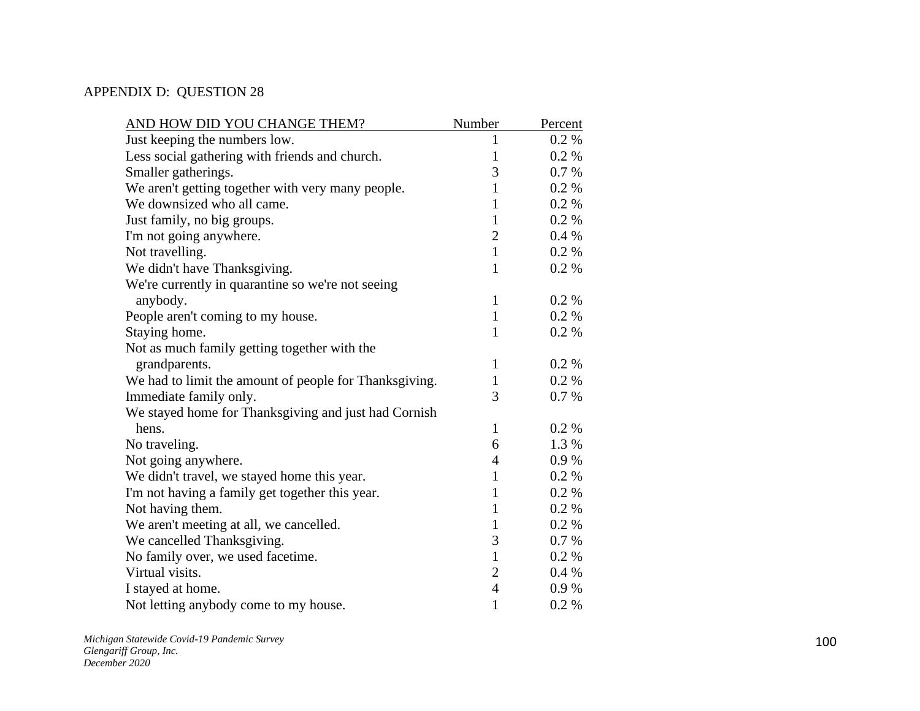APPENDIX D: QUESTION 28

| AND HOW DID YOU CHANGE THEM? | Number | Percent |
|---|---|---|
| Just keeping the numbers low. | 1 | 0.2 % |
| Less social gathering with friends and church. | 1 | 0.2 % |
| Smaller gatherings. | 3 | 0.7 % |
| We aren't getting together with very many people. | 1 | 0.2 % |
| We downsized who all came. | 1 | 0.2 % |
| Just family, no big groups. | 1 | 0.2 % |
| I'm not going anywhere. | 2 | 0.4 % |
| Not travelling. | 1 | 0.2 % |
| We didn't have Thanksgiving. | 1 | 0.2 % |
| We're currently in quarantine so we're not seeing anybody. | 1 | 0.2 % |
| People aren't coming to my house. | 1 | 0.2 % |
| Staying home. | 1 | 0.2 % |
| Not as much family getting together with the grandparents. | 1 | 0.2 % |
| We had to limit the amount of people for Thanksgiving. | 1 | 0.2 % |
| Immediate family only. | 3 | 0.7 % |
| We stayed home for Thanksgiving and just had Cornish hens. | 1 | 0.2 % |
| No traveling. | 6 | 1.3 % |
| Not going anywhere. | 4 | 0.9 % |
| We didn't travel, we stayed home this year. | 1 | 0.2 % |
| I'm not having a family get together this year. | 1 | 0.2 % |
| Not having them. | 1 | 0.2 % |
| We aren't meeting at all, we cancelled. | 1 | 0.2 % |
| We cancelled Thanksgiving. | 3 | 0.7 % |
| No family over, we used facetime. | 1 | 0.2 % |
| Virtual visits. | 2 | 0.4 % |
| I stayed at home. | 4 | 0.9 % |
| Not letting anybody come to my house. | 1 | 0.2 % |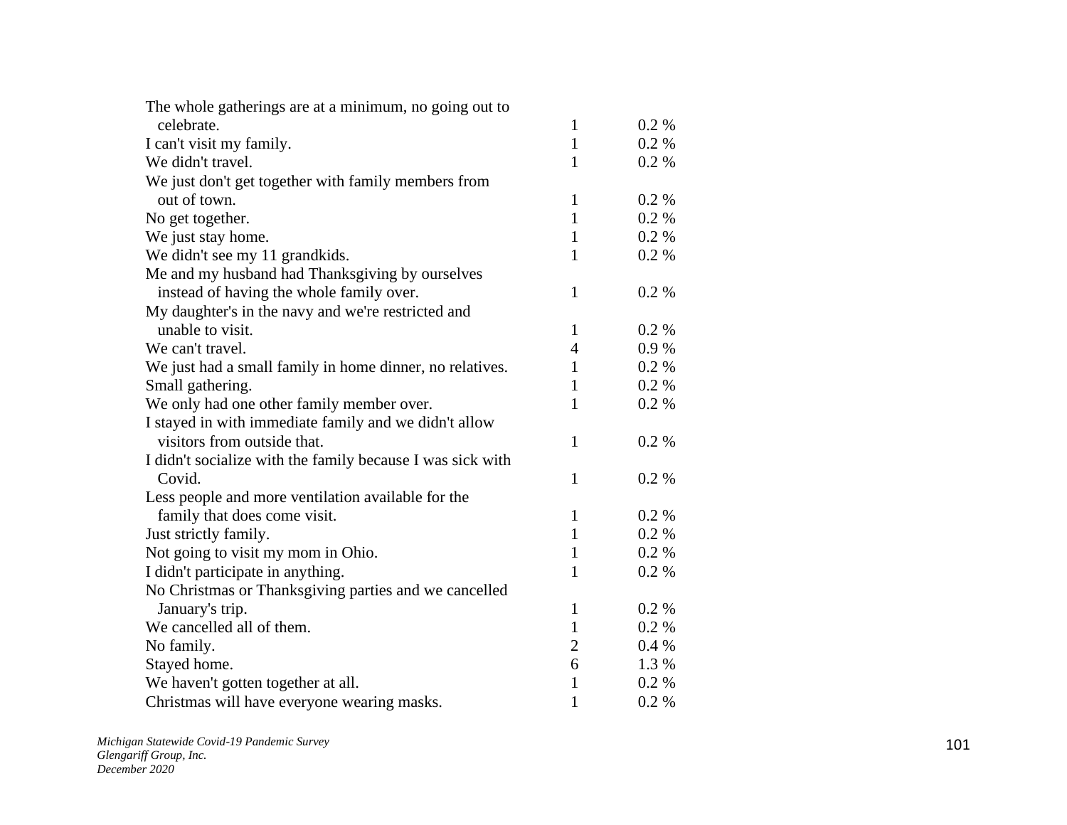| | | |
|---|---|---|
| The whole gatherings are at a minimum, no going out to celebrate. | 1 | 0.2 % |
| I can't visit my family. | 1 | 0.2 % |
| We didn't travel. | 1 | 0.2 % |
| We just don't get together with family members from out of town. | 1 | 0.2 % |
| No get together. | 1 | 0.2 % |
| We just stay home. | 1 | 0.2 % |
| We didn't see my 11 grandkids. | 1 | 0.2 % |
| Me and my husband had Thanksgiving by ourselves instead of having the whole family over. | 1 | 0.2 % |
| My daughter's in the navy and we're restricted and unable to visit. | 1 | 0.2 % |
| We can't travel. | 4 | 0.9 % |
| We just had a small family in home dinner, no relatives. | 1 | 0.2 % |
| Small gathering. | 1 | 0.2 % |
| We only had one other family member over. | 1 | 0.2 % |
| I stayed in with immediate family and we didn't allow visitors from outside that. | 1 | 0.2 % |
| I didn't socialize with the family because I was sick with Covid. | 1 | 0.2 % |
| Less people and more ventilation available for the family that does come visit. | 1 | 0.2 % |
| Just strictly family. | 1 | 0.2 % |
| Not going to visit my mom in Ohio. | 1 | 0.2 % |
| I didn't participate in anything. | 1 | 0.2 % |
| No Christmas or Thanksgiving parties and we cancelled January's trip. | 1 | 0.2 % |
| We cancelled all of them. | 1 | 0.2 % |
| No family. | 2 | 0.4 % |
| Stayed home. | 6 | 1.3 % |
| We haven't gotten together at all. | 1 | 0.2 % |
| Christmas will have everyone wearing masks. | 1 | 0.2 % |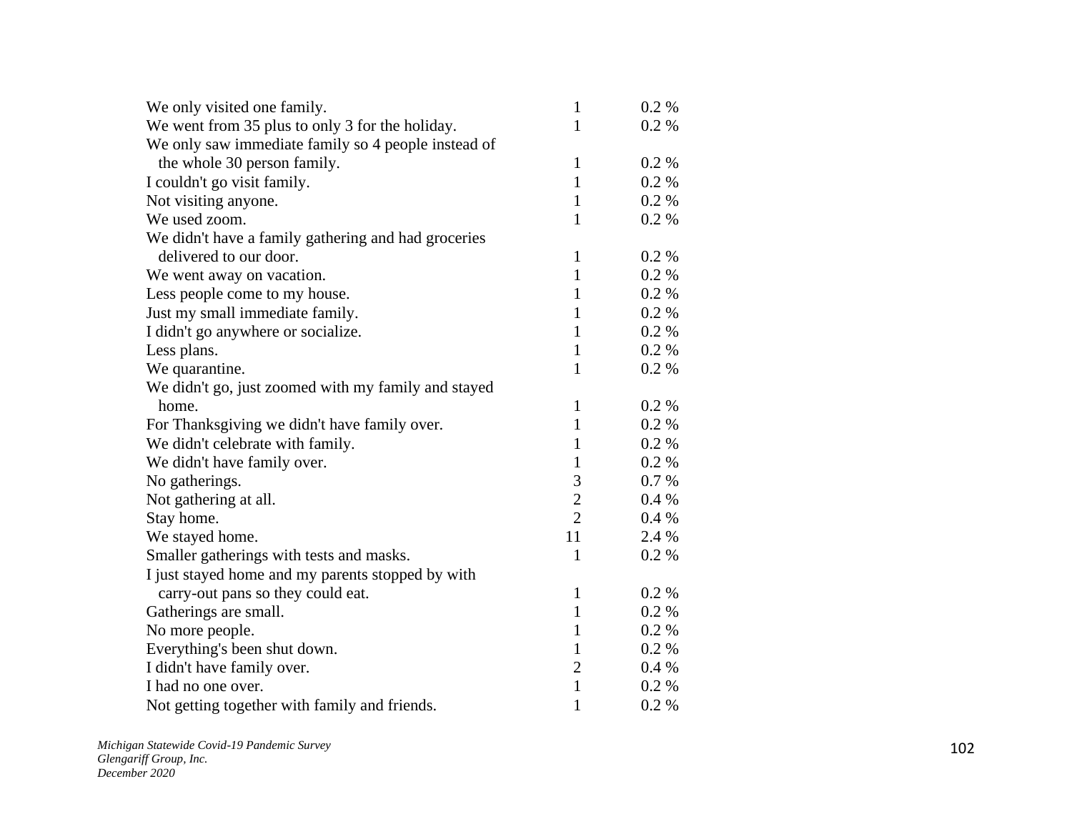| | | |
|---|---|---|
| We only visited one family. | 1 | 0.2 % |
| We went from 35 plus to only 3 for the holiday. | 1 | 0.2 % |
| We only saw immediate family so 4 people instead of the whole 30 person family. | 1 | 0.2 % |
| I couldn't go visit family. | 1 | 0.2 % |
| Not visiting anyone. | 1 | 0.2 % |
| We used zoom. | 1 | 0.2 % |
| We didn't have a family gathering and had groceries delivered to our door. | 1 | 0.2 % |
| We went away on vacation. | 1 | 0.2 % |
| Less people come to my house. | 1 | 0.2 % |
| Just my small immediate family. | 1 | 0.2 % |
| I didn't go anywhere or socialize. | 1 | 0.2 % |
| Less plans. | 1 | 0.2 % |
| We quarantine. | 1 | 0.2 % |
| We didn't go, just zoomed with my family and stayed home. | 1 | 0.2 % |
| For Thanksgiving we didn't have family over. | 1 | 0.2 % |
| We didn't celebrate with family. | 1 | 0.2 % |
| We didn't have family over. | 1 | 0.2 % |
| No gatherings. | 3 | 0.7 % |
| Not gathering at all. | 2 | 0.4 % |
| Stay home. | 2 | 0.4 % |
| We stayed home. | 11 | 2.4 % |
| Smaller gatherings with tests and masks. | 1 | 0.2 % |
| I just stayed home and my parents stopped by with carry-out pans so they could eat. | 1 | 0.2 % |
| Gatherings are small. | 1 | 0.2 % |
| No more people. | 1 | 0.2 % |
| Everything's been shut down. | 1 | 0.2 % |
| I didn't have family over. | 2 | 0.4 % |
| I had no one over. | 1 | 0.2 % |
| Not getting together with family and friends. | 1 | 0.2 % |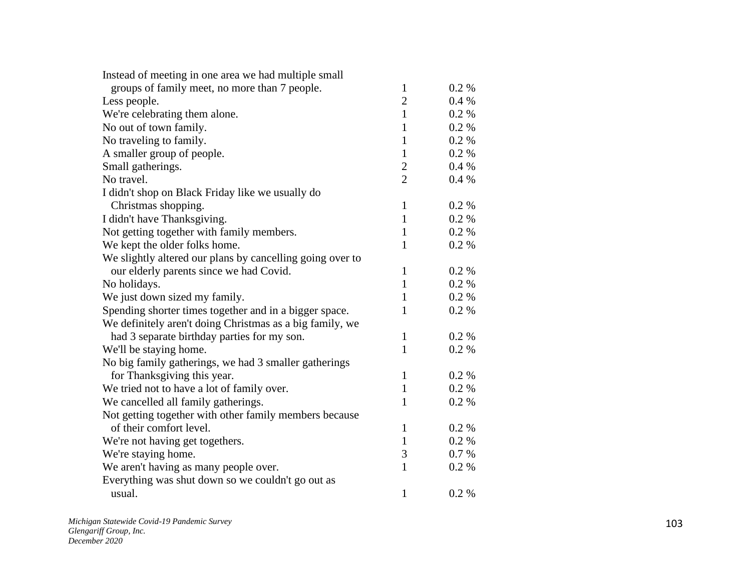| | | |
|---|---|---|
| Instead of meeting in one area we had multiple small groups of family meet, no more than 7 people. | 1 | 0.2 % |
| Less people. | 2 | 0.4 % |
| We're celebrating them alone. | 1 | 0.2 % |
| No out of town family. | 1 | 0.2 % |
| No traveling to family. | 1 | 0.2 % |
| A smaller group of people. | 1 | 0.2 % |
| Small gatherings. | 2 | 0.4 % |
| No travel. | 2 | 0.4 % |
| I didn't shop on Black Friday like we usually do Christmas shopping. | 1 | 0.2 % |
| I didn't have Thanksgiving. | 1 | 0.2 % |
| Not getting together with family members. | 1 | 0.2 % |
| We kept the older folks home. | 1 | 0.2 % |
| We slightly altered our plans by cancelling going over to our elderly parents since we had Covid. | 1 | 0.2 % |
| No holidays. | 1 | 0.2 % |
| We just down sized my family. | 1 | 0.2 % |
| Spending shorter times together and in a bigger space. | 1 | 0.2 % |
| We definitely aren't doing Christmas as a big family, we had 3 separate birthday parties for my son. | 1 | 0.2 % |
| We'll be staying home. | 1 | 0.2 % |
| No big family gatherings, we had 3 smaller gatherings for Thanksgiving this year. | 1 | 0.2 % |
| We tried not to have a lot of family over. | 1 | 0.2 % |
| We cancelled all family gatherings. | 1 | 0.2 % |
| Not getting together with other family members because of their comfort level. | 1 | 0.2 % |
| We're not having get togethers. | 1 | 0.2 % |
| We're staying home. | 3 | 0.7 % |
| We aren't having as many people over. | 1 | 0.2 % |
| Everything was shut down so we couldn't go out as usual. | 1 | 0.2 % |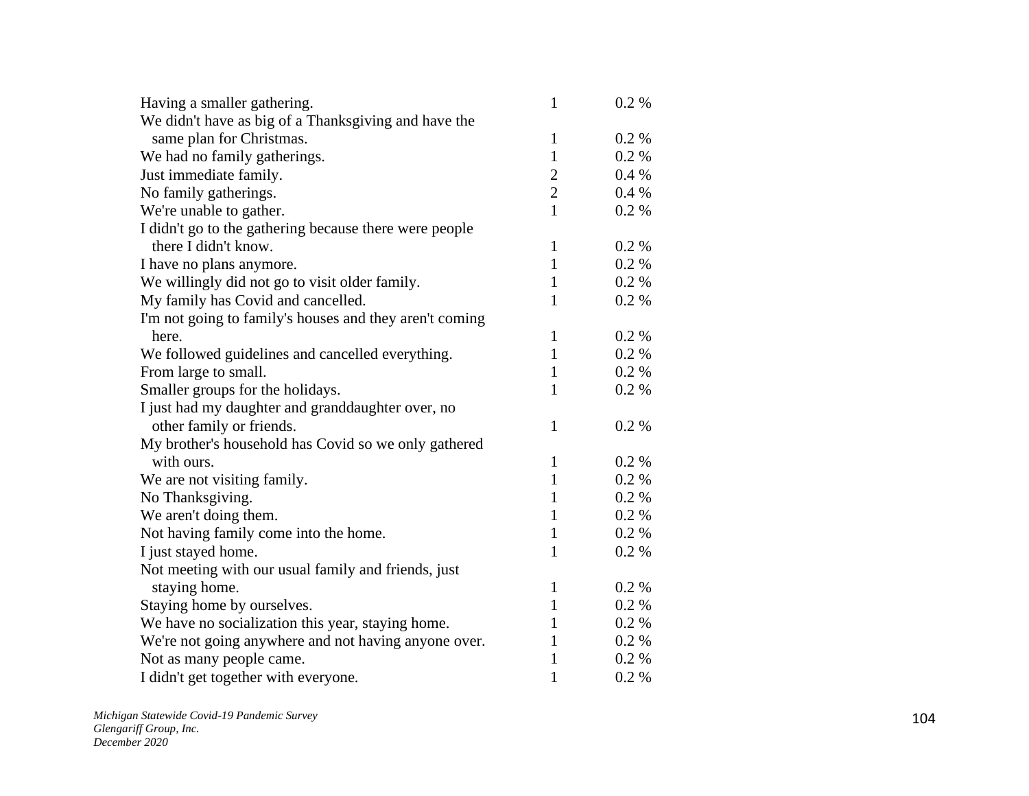| | | |
|---|---|---|
| Having a smaller gathering. | 1 | 0.2 % |
| We didn't have as big of a Thanksgiving and have the same plan for Christmas. | 1 | 0.2 % |
| We had no family gatherings. | 1 | 0.2 % |
| Just immediate family. | 2 | 0.4 % |
| No family gatherings. | 2 | 0.4 % |
| We're unable to gather. | 1 | 0.2 % |
| I didn't go to the gathering because there were people there I didn't know. | 1 | 0.2 % |
| I have no plans anymore. | 1 | 0.2 % |
| We willingly did not go to visit older family. | 1 | 0.2 % |
| My family has Covid and cancelled. | 1 | 0.2 % |
| I'm not going to family's houses and they aren't coming here. | 1 | 0.2 % |
| We followed guidelines and cancelled everything. | 1 | 0.2 % |
| From large to small. | 1 | 0.2 % |
| Smaller groups for the holidays. | 1 | 0.2 % |
| I just had my daughter and granddaughter over, no other family or friends. | 1 | 0.2 % |
| My brother's household has Covid so we only gathered with ours. | 1 | 0.2 % |
| We are not visiting family. | 1 | 0.2 % |
| No Thanksgiving. | 1 | 0.2 % |
| We aren't doing them. | 1 | 0.2 % |
| Not having family come into the home. | 1 | 0.2 % |
| I just stayed home. | 1 | 0.2 % |
| Not meeting with our usual family and friends, just staying home. | 1 | 0.2 % |
| Staying home by ourselves. | 1 | 0.2 % |
| We have no socialization this year, staying home. | 1 | 0.2 % |
| We're not going anywhere and not having anyone over. | 1 | 0.2 % |
| Not as many people came. | 1 | 0.2 % |
| I didn't get together with everyone. | 1 | 0.2 % |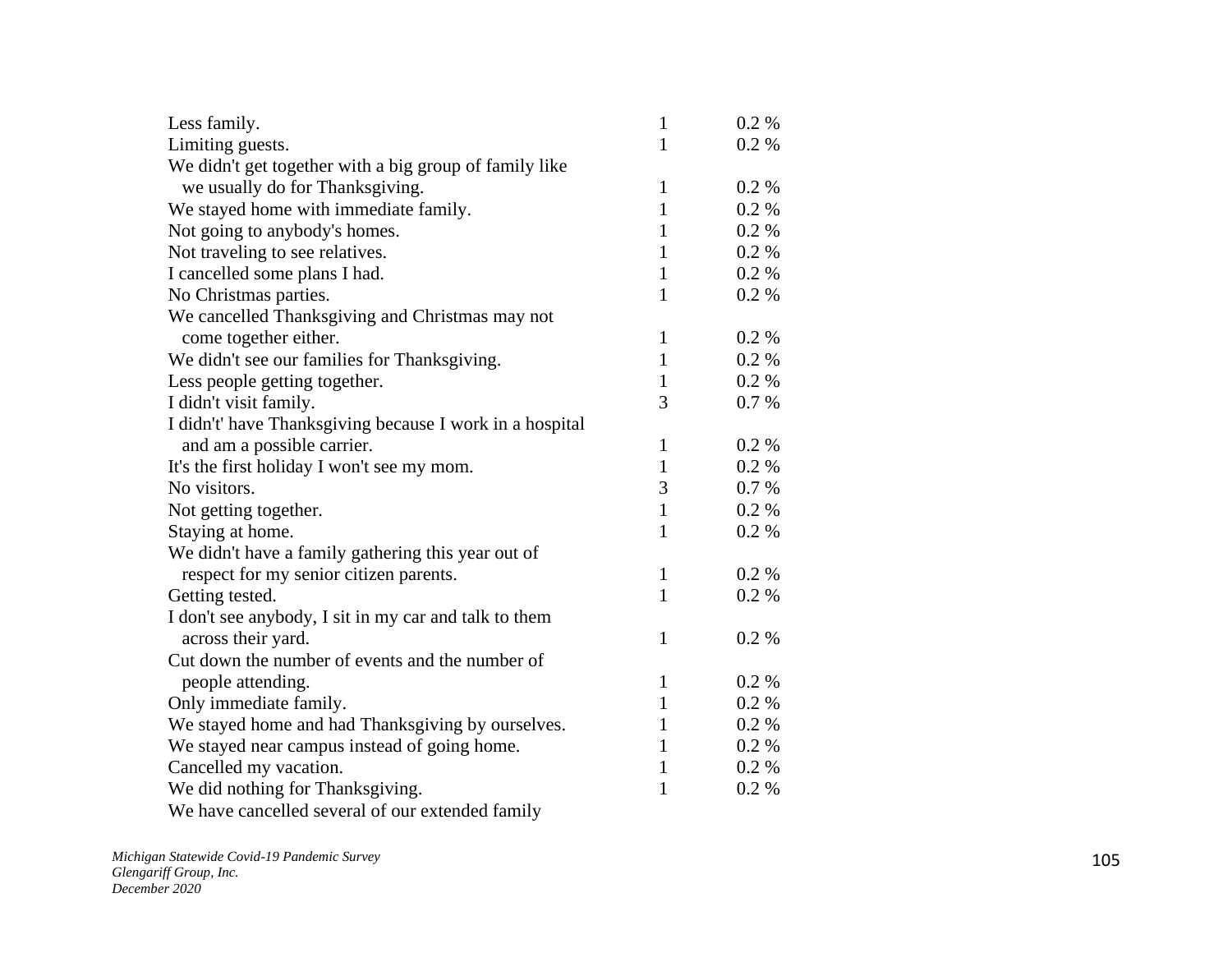| | | |
|---|---|---|
| Less family. | 1 | 0.2 % |
| Limiting guests. | 1 | 0.2 % |
| We didn't get together with a big group of family like we usually do for Thanksgiving. | 1 | 0.2 % |
| We stayed home with immediate family. | 1 | 0.2 % |
| Not going to anybody's homes. | 1 | 0.2 % |
| Not traveling to see relatives. | 1 | 0.2 % |
| I cancelled some plans I had. | 1 | 0.2 % |
| No Christmas parties. | 1 | 0.2 % |
| We cancelled Thanksgiving and Christmas may not come together either. | 1 | 0.2 % |
| We didn't see our families for Thanksgiving. | 1 | 0.2 % |
| Less people getting together. | 1 | 0.2 % |
| I didn't visit family. | 3 | 0.7 % |
| I didn't' have Thanksgiving because I work in a hospital and am a possible carrier. | 1 | 0.2 % |
| It's the first holiday I won't see my mom. | 1 | 0.2 % |
| No visitors. | 3 | 0.7 % |
| Not getting together. | 1 | 0.2 % |
| Staying at home. | 1 | 0.2 % |
| We didn't have a family gathering this year out of respect for my senior citizen parents. | 1 | 0.2 % |
| Getting tested. | 1 | 0.2 % |
| I don't see anybody, I sit in my car and talk to them across their yard. | 1 | 0.2 % |
| Cut down the number of events and the number of people attending. | 1 | 0.2 % |
| Only immediate family. | 1 | 0.2 % |
| We stayed home and had Thanksgiving by ourselves. | 1 | 0.2 % |
| We stayed near campus instead of going home. | 1 | 0.2 % |
| Cancelled my vacation. | 1 | 0.2 % |
| We did nothing for Thanksgiving. | 1 | 0.2 % |
| We have cancelled several of our extended family | | |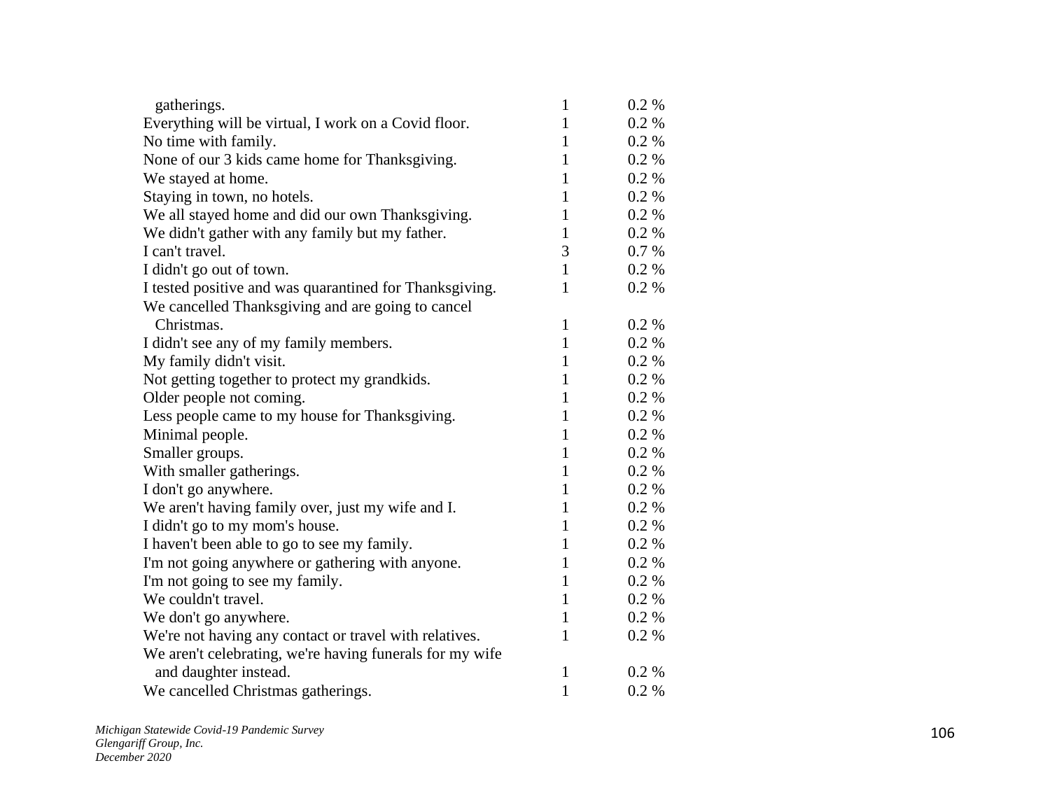| | | |
|---|---|---|
| gatherings. | 1 | 0.2 % |
| Everything will be virtual, I work on a Covid floor. | 1 | 0.2 % |
| No time with family. | 1 | 0.2 % |
| None of our 3 kids came home for Thanksgiving. | 1 | 0.2 % |
| We stayed at home. | 1 | 0.2 % |
| Staying in town, no hotels. | 1 | 0.2 % |
| We all stayed home and did our own Thanksgiving. | 1 | 0.2 % |
| We didn't gather with any family but my father. | 1 | 0.2 % |
| I can't travel. | 3 | 0.7 % |
| I didn't go out of town. | 1 | 0.2 % |
| I tested positive and was quarantined for Thanksgiving. | 1 | 0.2 % |
| We cancelled Thanksgiving and are going to cancel Christmas. | 1 | 0.2 % |
| I didn't see any of my family members. | 1 | 0.2 % |
| My family didn't visit. | 1 | 0.2 % |
| Not getting together to protect my grandkids. | 1 | 0.2 % |
| Older people not coming. | 1 | 0.2 % |
| Less people came to my house for Thanksgiving. | 1 | 0.2 % |
| Minimal people. | 1 | 0.2 % |
| Smaller groups. | 1 | 0.2 % |
| With smaller gatherings. | 1 | 0.2 % |
| I don't go anywhere. | 1 | 0.2 % |
| We aren't having family over, just my wife and I. | 1 | 0.2 % |
| I didn't go to my mom's house. | 1 | 0.2 % |
| I haven't been able to go to see my family. | 1 | 0.2 % |
| I'm not going anywhere or gathering with anyone. | 1 | 0.2 % |
| I'm not going to see my family. | 1 | 0.2 % |
| We couldn't travel. | 1 | 0.2 % |
| We don't go anywhere. | 1 | 0.2 % |
| We're not having any contact or travel with relatives. | 1 | 0.2 % |
| We aren't celebrating, we're having funerals for my wife and daughter instead. | 1 | 0.2 % |
| We cancelled Christmas gatherings. | 1 | 0.2 % |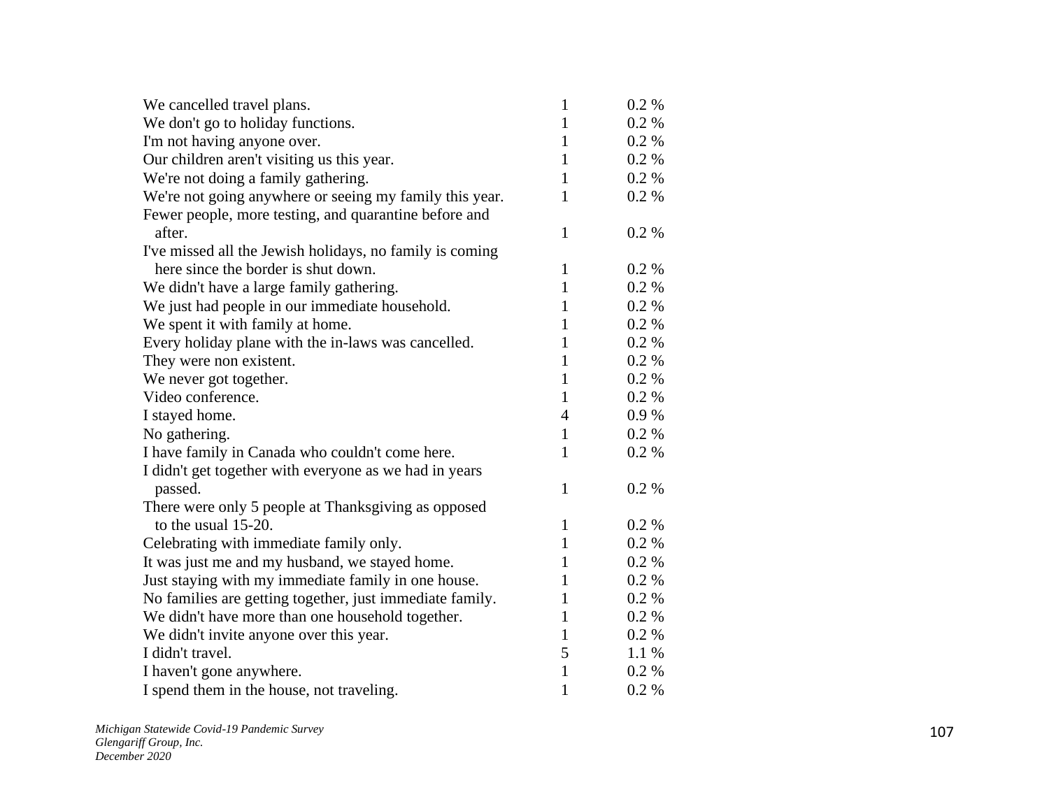| | | |
|---|---|---|
| We cancelled travel plans. | 1 | 0.2 % |
| We don't go to holiday functions. | 1 | 0.2 % |
| I'm not having anyone over. | 1 | 0.2 % |
| Our children aren't visiting us this year. | 1 | 0.2 % |
| We're not doing a family gathering. | 1 | 0.2 % |
| We're not going anywhere or seeing my family this year. | 1 | 0.2 % |
| Fewer people, more testing, and quarantine before and after. | 1 | 0.2 % |
| I've missed all the Jewish holidays, no family is coming here since the border is shut down. | 1 | 0.2 % |
| We didn't have a large family gathering. | 1 | 0.2 % |
| We just had people in our immediate household. | 1 | 0.2 % |
| We spent it with family at home. | 1 | 0.2 % |
| Every holiday plane with the in-laws was cancelled. | 1 | 0.2 % |
| They were non existent. | 1 | 0.2 % |
| We never got together. | 1 | 0.2 % |
| Video conference. | 1 | 0.2 % |
| I stayed home. | 4 | 0.9 % |
| No gathering. | 1 | 0.2 % |
| I have family in Canada who couldn't come here. | 1 | 0.2 % |
| I didn't get together with everyone as we had in years passed. | 1 | 0.2 % |
| There were only 5 people at Thanksgiving as opposed to the usual 15-20. | 1 | 0.2 % |
| Celebrating with immediate family only. | 1 | 0.2 % |
| It was just me and my husband, we stayed home. | 1 | 0.2 % |
| Just staying with my immediate family in one house. | 1 | 0.2 % |
| No families are getting together, just immediate family. | 1 | 0.2 % |
| We didn't have more than one household together. | 1 | 0.2 % |
| We didn't invite anyone over this year. | 1 | 0.2 % |
| I didn't travel. | 5 | 1.1 % |
| I haven't gone anywhere. | 1 | 0.2 % |
| I spend them in the house, not traveling. | 1 | 0.2 % |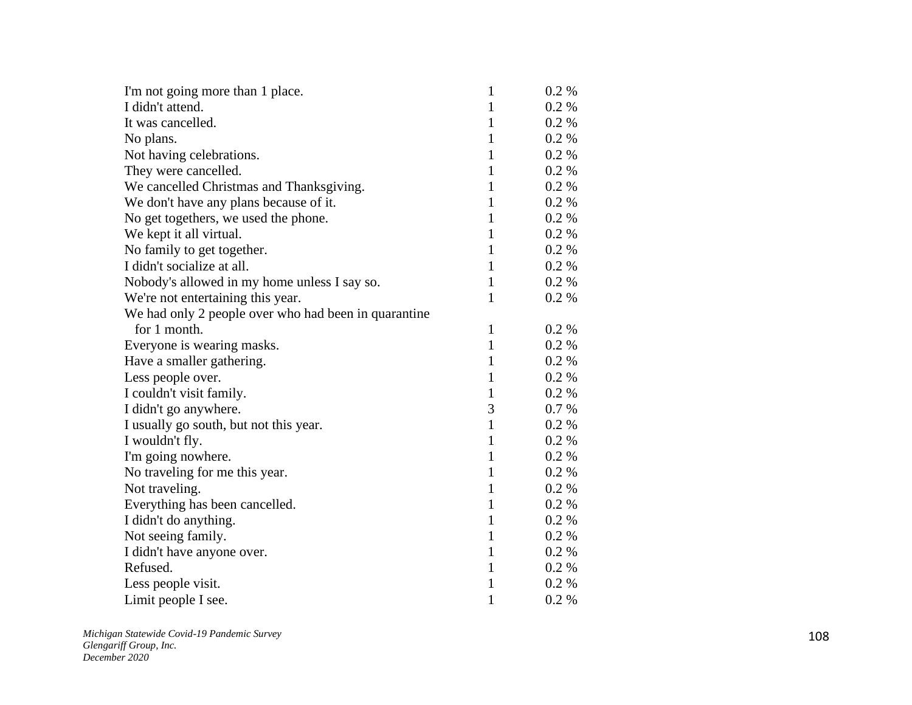| | | |
|---|---|---|
| I'm not going more than 1 place. | 1 | 0.2 % |
| I didn't attend. | 1 | 0.2 % |
| It was cancelled. | 1 | 0.2 % |
| No plans. | 1 | 0.2 % |
| Not having celebrations. | 1 | 0.2 % |
| They were cancelled. | 1 | 0.2 % |
| We cancelled Christmas and Thanksgiving. | 1 | 0.2 % |
| We don't have any plans because of it. | 1 | 0.2 % |
| No get togethers, we used the phone. | 1 | 0.2 % |
| We kept it all virtual. | 1 | 0.2 % |
| No family to get together. | 1 | 0.2 % |
| I didn't socialize at all. | 1 | 0.2 % |
| Nobody's allowed in my home unless I say so. | 1 | 0.2 % |
| We're not entertaining this year. | 1 | 0.2 % |
| We had only 2 people over who had been in quarantine for 1 month. | 1 | 0.2 % |
| Everyone is wearing masks. | 1 | 0.2 % |
| Have a smaller gathering. | 1 | 0.2 % |
| Less people over. | 1 | 0.2 % |
| I couldn't visit family. | 1 | 0.2 % |
| I didn't go anywhere. | 3 | 0.7 % |
| I usually go south, but not this year. | 1 | 0.2 % |
| I wouldn't fly. | 1 | 0.2 % |
| I'm going nowhere. | 1 | 0.2 % |
| No traveling for me this year. | 1 | 0.2 % |
| Not traveling. | 1 | 0.2 % |
| Everything has been cancelled. | 1 | 0.2 % |
| I didn't do anything. | 1 | 0.2 % |
| Not seeing family. | 1 | 0.2 % |
| I didn't have anyone over. | 1 | 0.2 % |
| Refused. | 1 | 0.2 % |
| Less people visit. | 1 | 0.2 % |
| Limit people I see. | 1 | 0.2 % |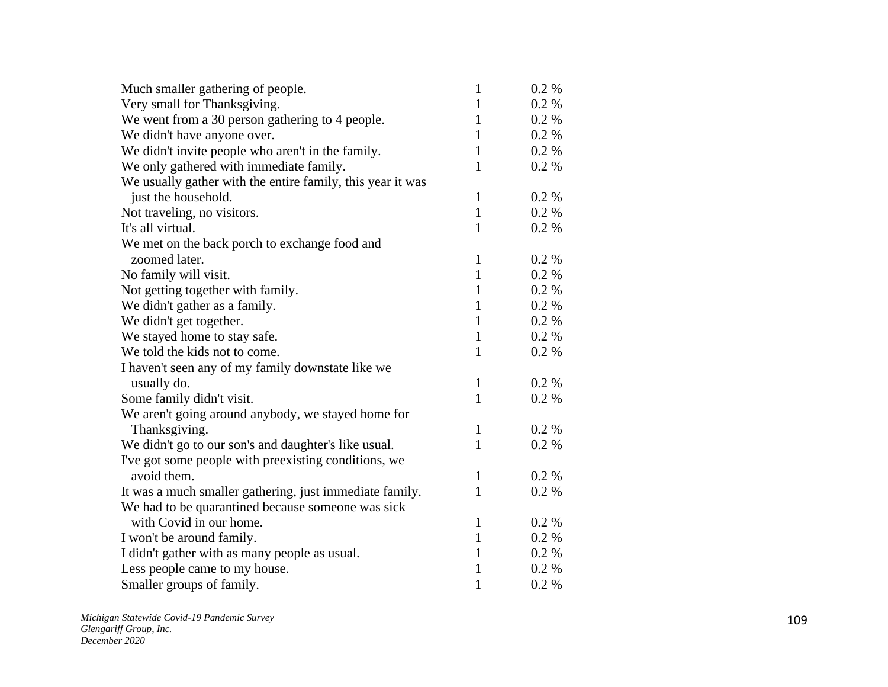| | | |
|---|---|---|
| Much smaller gathering of people. | 1 | 0.2 % |
| Very small for Thanksgiving. | 1 | 0.2 % |
| We went from a 30 person gathering to 4 people. | 1 | 0.2 % |
| We didn't have anyone over. | 1 | 0.2 % |
| We didn't invite people who aren't in the family. | 1 | 0.2 % |
| We only gathered with immediate family. | 1 | 0.2 % |
| We usually gather with the entire family, this year it was just the household. | 1 | 0.2 % |
| Not traveling, no visitors. | 1 | 0.2 % |
| It's all virtual. | 1 | 0.2 % |
| We met on the back porch to exchange food and zoomed later. | 1 | 0.2 % |
| No family will visit. | 1 | 0.2 % |
| Not getting together with family. | 1 | 0.2 % |
| We didn't gather as a family. | 1 | 0.2 % |
| We didn't get together. | 1 | 0.2 % |
| We stayed home to stay safe. | 1 | 0.2 % |
| We told the kids not to come. | 1 | 0.2 % |
| I haven't seen any of my family downstate like we usually do. | 1 | 0.2 % |
| Some family didn't visit. | 1 | 0.2 % |
| We aren't going around anybody, we stayed home for Thanksgiving. | 1 | 0.2 % |
| We didn't go to our son's and daughter's like usual. | 1 | 0.2 % |
| I've got some people with preexisting conditions, we avoid them. | 1 | 0.2 % |
| It was a much smaller gathering, just immediate family. | 1 | 0.2 % |
| We had to be quarantined because someone was sick with Covid in our home. | 1 | 0.2 % |
| I won't be around family. | 1 | 0.2 % |
| I didn't gather with as many people as usual. | 1 | 0.2 % |
| Less people came to my house. | 1 | 0.2 % |
| Smaller groups of family. | 1 | 0.2 % |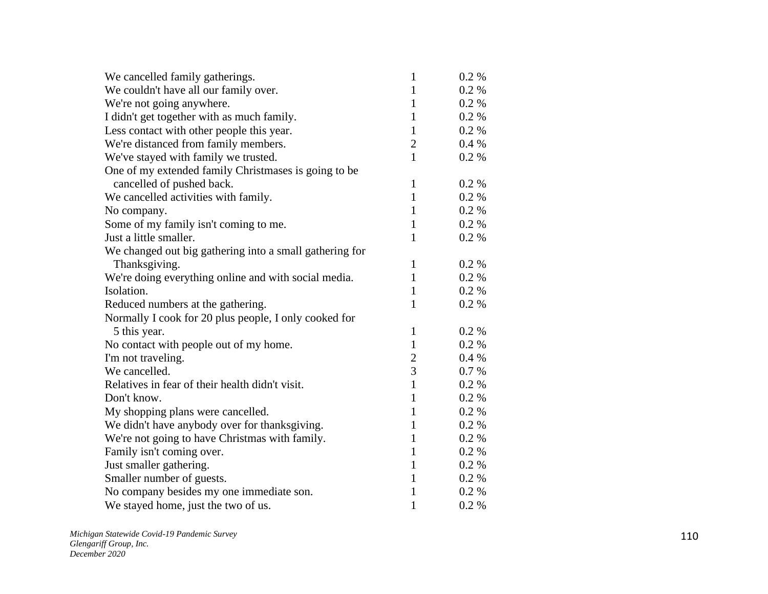| | | |
|---|---|---|
| We cancelled family gatherings. | 1 | 0.2 % |
| We couldn't have all our family over. | 1 | 0.2 % |
| We're not going anywhere. | 1 | 0.2 % |
| I didn't get together with as much family. | 1 | 0.2 % |
| Less contact with other people this year. | 1 | 0.2 % |
| We're distanced from family members. | 2 | 0.4 % |
| We've stayed with family we trusted. | 1 | 0.2 % |
| One of my extended family Christmases is going to be cancelled of pushed back. | 1 | 0.2 % |
| We cancelled activities with family. | 1 | 0.2 % |
| No company. | 1 | 0.2 % |
| Some of my family isn't coming to me. | 1 | 0.2 % |
| Just a little smaller. | 1 | 0.2 % |
| We changed out big gathering into a small gathering for Thanksgiving. | 1 | 0.2 % |
| We're doing everything online and with social media. | 1 | 0.2 % |
| Isolation. | 1 | 0.2 % |
| Reduced numbers at the gathering. | 1 | 0.2 % |
| Normally I cook for 20 plus people, I only cooked for 5 this year. | 1 | 0.2 % |
| No contact with people out of my home. | 1 | 0.2 % |
| I'm not traveling. | 2 | 0.4 % |
| We cancelled. | 3 | 0.7 % |
| Relatives in fear of their health didn't visit. | 1 | 0.2 % |
| Don't know. | 1 | 0.2 % |
| My shopping plans were cancelled. | 1 | 0.2 % |
| We didn't have anybody over for thanksgiving. | 1 | 0.2 % |
| We're not going to have Christmas with family. | 1 | 0.2 % |
| Family isn't coming over. | 1 | 0.2 % |
| Just smaller gathering. | 1 | 0.2 % |
| Smaller number of guests. | 1 | 0.2 % |
| No company besides my one immediate son. | 1 | 0.2 % |
| We stayed home, just the two of us. | 1 | 0.2 % |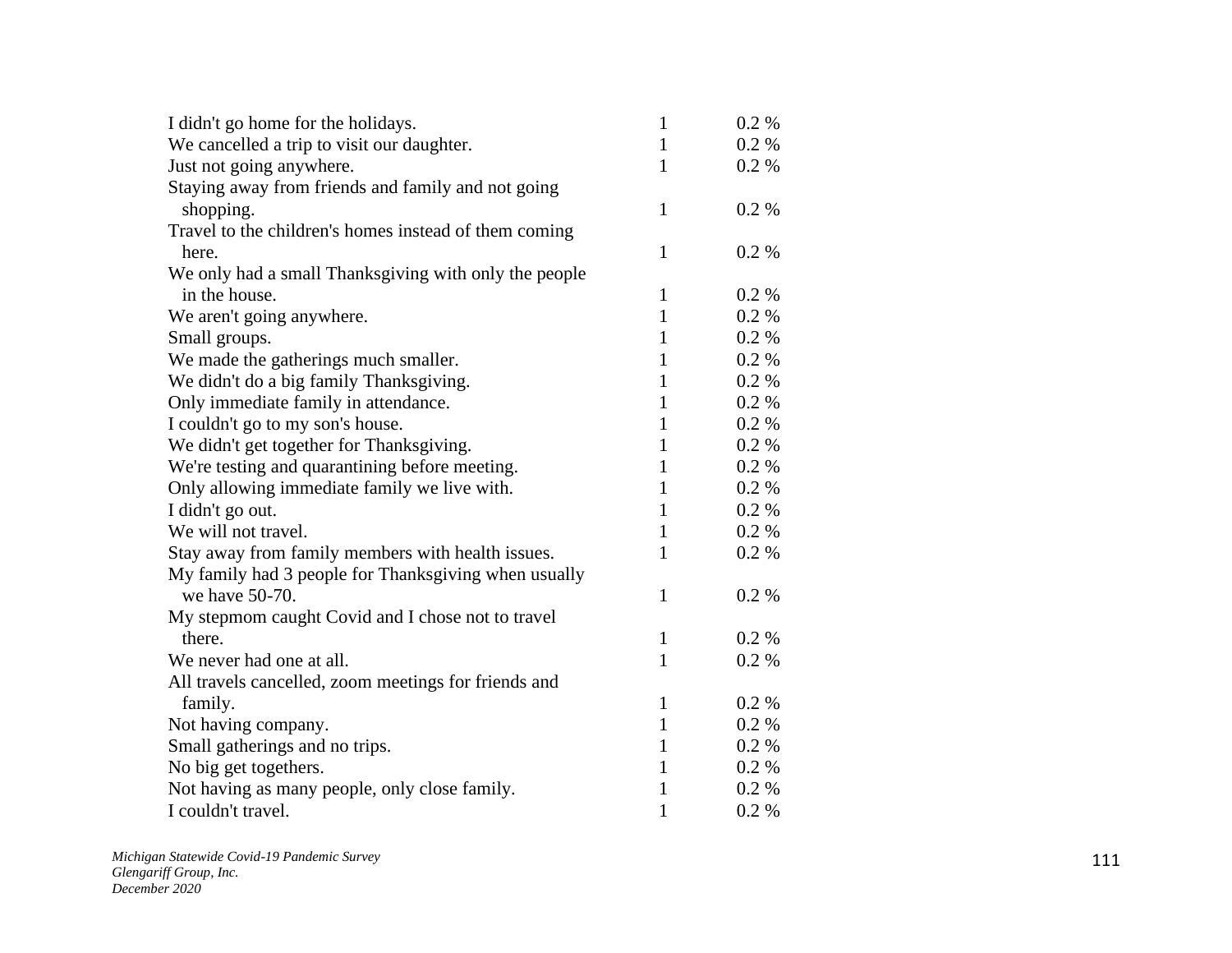| | | |
|---|---|---|
| I didn't go home for the holidays. | 1 | 0.2 % |
| We cancelled a trip to visit our daughter. | 1 | 0.2 % |
| Just not going anywhere. | 1 | 0.2 % |
| Staying away from friends and family and not going shopping. | 1 | 0.2 % |
| Travel to the children's homes instead of them coming here. | 1 | 0.2 % |
| We only had a small Thanksgiving with only the people in the house. | 1 | 0.2 % |
| We aren't going anywhere. | 1 | 0.2 % |
| Small groups. | 1 | 0.2 % |
| We made the gatherings much smaller. | 1 | 0.2 % |
| We didn't do a big family Thanksgiving. | 1 | 0.2 % |
| Only immediate family in attendance. | 1 | 0.2 % |
| I couldn't go to my son's house. | 1 | 0.2 % |
| We didn't get together for Thanksgiving. | 1 | 0.2 % |
| We're testing and quarantining before meeting. | 1 | 0.2 % |
| Only allowing immediate family we live with. | 1 | 0.2 % |
| I didn't go out. | 1 | 0.2 % |
| We will not travel. | 1 | 0.2 % |
| Stay away from family members with health issues. | 1 | 0.2 % |
| My family had 3 people for Thanksgiving when usually we have 50-70. | 1 | 0.2 % |
| My stepmom caught Covid and I chose not to travel there. | 1 | 0.2 % |
| We never had one at all. | 1 | 0.2 % |
| All travels cancelled, zoom meetings for friends and family. | 1 | 0.2 % |
| Not having company. | 1 | 0.2 % |
| Small gatherings and no trips. | 1 | 0.2 % |
| No big get togethers. | 1 | 0.2 % |
| Not having as many people, only close family. | 1 | 0.2 % |
| I couldn't travel. | 1 | 0.2 % |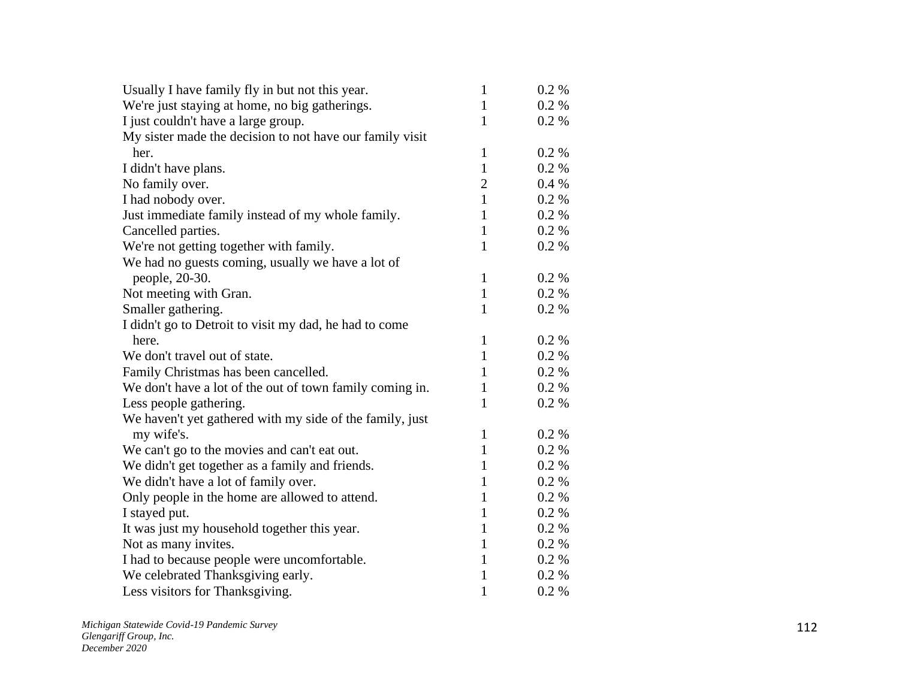| | | |
|---|---|---|
| Usually I have family fly in but not this year. | 1 | 0.2 % |
| We're just staying at home, no big gatherings. | 1 | 0.2 % |
| I just couldn't have a large group. | 1 | 0.2 % |
| My sister made the decision to not have our family visit her. | 1 | 0.2 % |
| I didn't have plans. | 1 | 0.2 % |
| No family over. | 2 | 0.4 % |
| I had nobody over. | 1 | 0.2 % |
| Just immediate family instead of my whole family. | 1 | 0.2 % |
| Cancelled parties. | 1 | 0.2 % |
| We're not getting together with family. | 1 | 0.2 % |
| We had no guests coming, usually we have a lot of people, 20-30. | 1 | 0.2 % |
| Not meeting with Gran. | 1 | 0.2 % |
| Smaller gathering. | 1 | 0.2 % |
| I didn't go to Detroit to visit my dad, he had to come here. | 1 | 0.2 % |
| We don't travel out of state. | 1 | 0.2 % |
| Family Christmas has been cancelled. | 1 | 0.2 % |
| We don't have a lot of the out of town family coming in. | 1 | 0.2 % |
| Less people gathering. | 1 | 0.2 % |
| We haven't yet gathered with my side of the family, just my wife's. | 1 | 0.2 % |
| We can't go to the movies and can't eat out. | 1 | 0.2 % |
| We didn't get together as a family and friends. | 1 | 0.2 % |
| We didn't have a lot of family over. | 1 | 0.2 % |
| Only people in the home are allowed to attend. | 1 | 0.2 % |
| I stayed put. | 1 | 0.2 % |
| It was just my household together this year. | 1 | 0.2 % |
| Not as many invites. | 1 | 0.2 % |
| I had to because people were uncomfortable. | 1 | 0.2 % |
| We celebrated Thanksgiving early. | 1 | 0.2 % |
| Less visitors for Thanksgiving. | 1 | 0.2 % |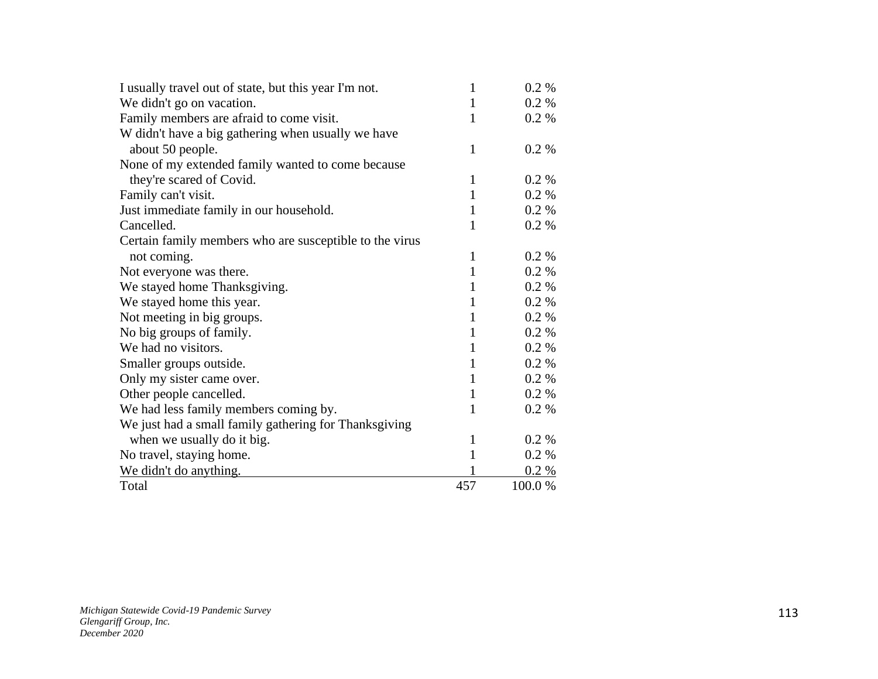| | | |
|---|---|---|
| I usually travel out of state, but this year I'm not. | 1 | 0.2 % |
| We didn't go on vacation. | 1 | 0.2 % |
| Family members are afraid to come visit. | 1 | 0.2 % |
| W didn't have a big gathering when usually we have about 50 people. | 1 | 0.2 % |
| None of my extended family wanted to come because they're scared of Covid. | 1 | 0.2 % |
| Family can't visit. | 1 | 0.2 % |
| Just immediate family in our household. | 1 | 0.2 % |
| Cancelled. | 1 | 0.2 % |
| Certain family members who are susceptible to the virus not coming. | 1 | 0.2 % |
| Not everyone was there. | 1 | 0.2 % |
| We stayed home Thanksgiving. | 1 | 0.2 % |
| We stayed home this year. | 1 | 0.2 % |
| Not meeting in big groups. | 1 | 0.2 % |
| No big groups of family. | 1 | 0.2 % |
| We had no visitors. | 1 | 0.2 % |
| Smaller groups outside. | 1 | 0.2 % |
| Only my sister came over. | 1 | 0.2 % |
| Other people cancelled. | 1 | 0.2 % |
| We had less family members coming by. | 1 | 0.2 % |
| We just had a small family gathering for Thanksgiving when we usually do it big. | 1 | 0.2 % |
| No travel, staying home. | 1 | 0.2 % |
| We didn't do anything. | 1 | 0.2 % |
| Total | 457 | 100.0 % |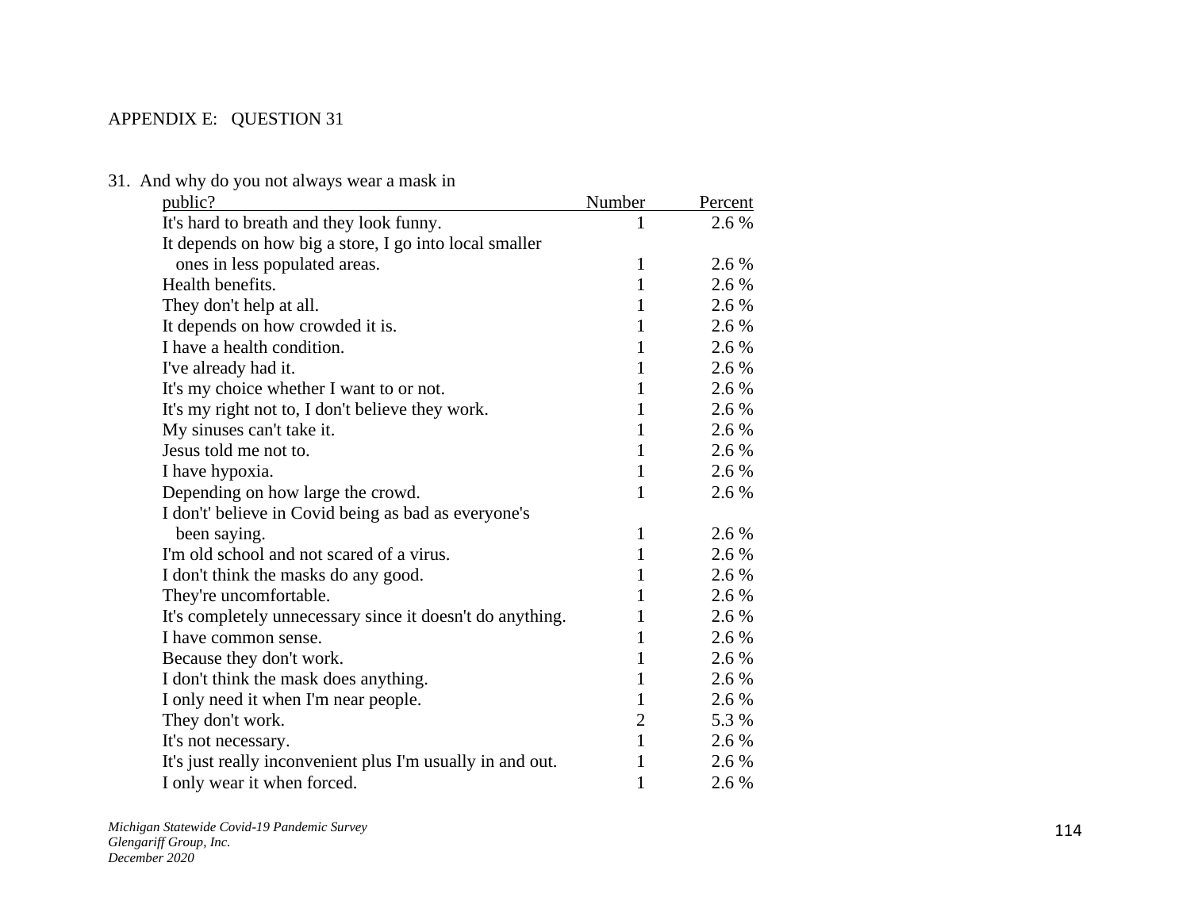APPENDIX E: QUESTION 31

| 31. And why do you not always wear a mask in public? | Number | Percent |
|---|---|---|
| It's hard to breath and they look funny. | 1 | 2.6 % |
| It depends on how big a store, I go into local smaller ones in less populated areas. | 1 | 2.6 % |
| Health benefits. | 1 | 2.6 % |
| They don't help at all. | 1 | 2.6 % |
| It depends on how crowded it is. | 1 | 2.6 % |
| I have a health condition. | 1 | 2.6 % |
| I've already had it. | 1 | 2.6 % |
| It's my choice whether I want to or not. | 1 | 2.6 % |
| It's my right not to, I don't believe they work. | 1 | 2.6 % |
| My sinuses can't take it. | 1 | 2.6 % |
| Jesus told me not to. | 1 | 2.6 % |
| I have hypoxia. | 1 | 2.6 % |
| Depending on how large the crowd. | 1 | 2.6 % |
| I don't' believe in Covid being as bad as everyone's been saying. | 1 | 2.6 % |
| I'm old school and not scared of a virus. | 1 | 2.6 % |
| I don't think the masks do any good. | 1 | 2.6 % |
| They're uncomfortable. | 1 | 2.6 % |
| It's completely unnecessary since it doesn't do anything. | 1 | 2.6 % |
| I have common sense. | 1 | 2.6 % |
| Because they don't work. | 1 | 2.6 % |
| I don't think the mask does anything. | 1 | 2.6 % |
| I only need it when I'm near people. | 1 | 2.6 % |
| They don't work. | 2 | 5.3 % |
| It's not necessary. | 1 | 2.6 % |
| It's just really inconvenient plus I'm usually in and out. | 1 | 2.6 % |
| I only wear it when forced. | 1 | 2.6 % |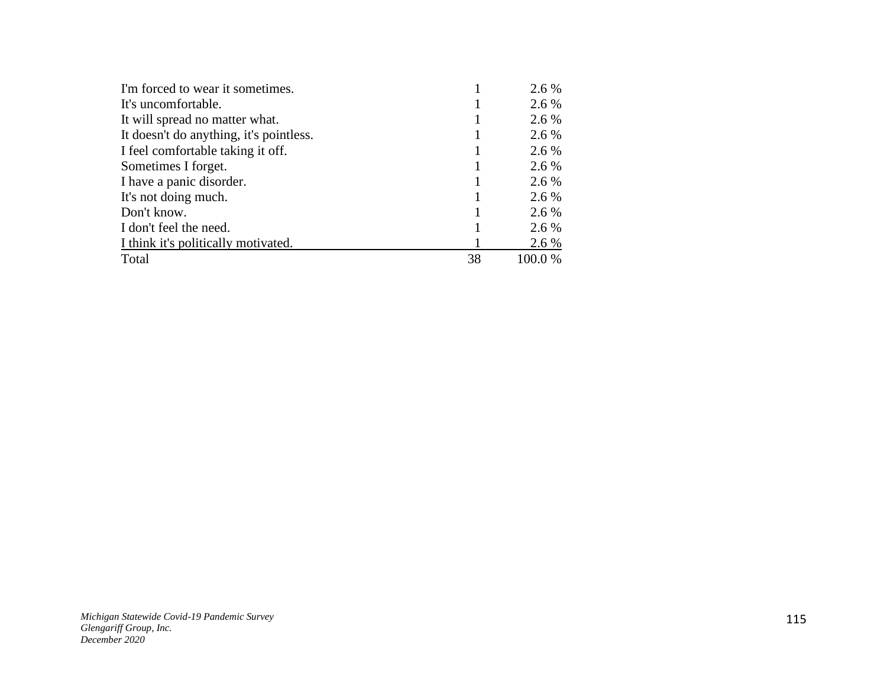| | | |
|---|---|---|
| I'm forced to wear it sometimes. | 1 | 2.6 % |
| It's uncomfortable. | 1 | 2.6 % |
| It will spread no matter what. | 1 | 2.6 % |
| It doesn't do anything, it's pointless. | 1 | 2.6 % |
| I feel comfortable taking it off. | 1 | 2.6 % |
| Sometimes I forget. | 1 | 2.6 % |
| I have a panic disorder. | 1 | 2.6 % |
| It's not doing much. | 1 | 2.6 % |
| Don't know. | 1 | 2.6 % |
| I don't feel the need. | 1 | 2.6 % |
| I think it's politically motivated. | 1 | 2.6 % |
| Total | 38 | 100.0 % |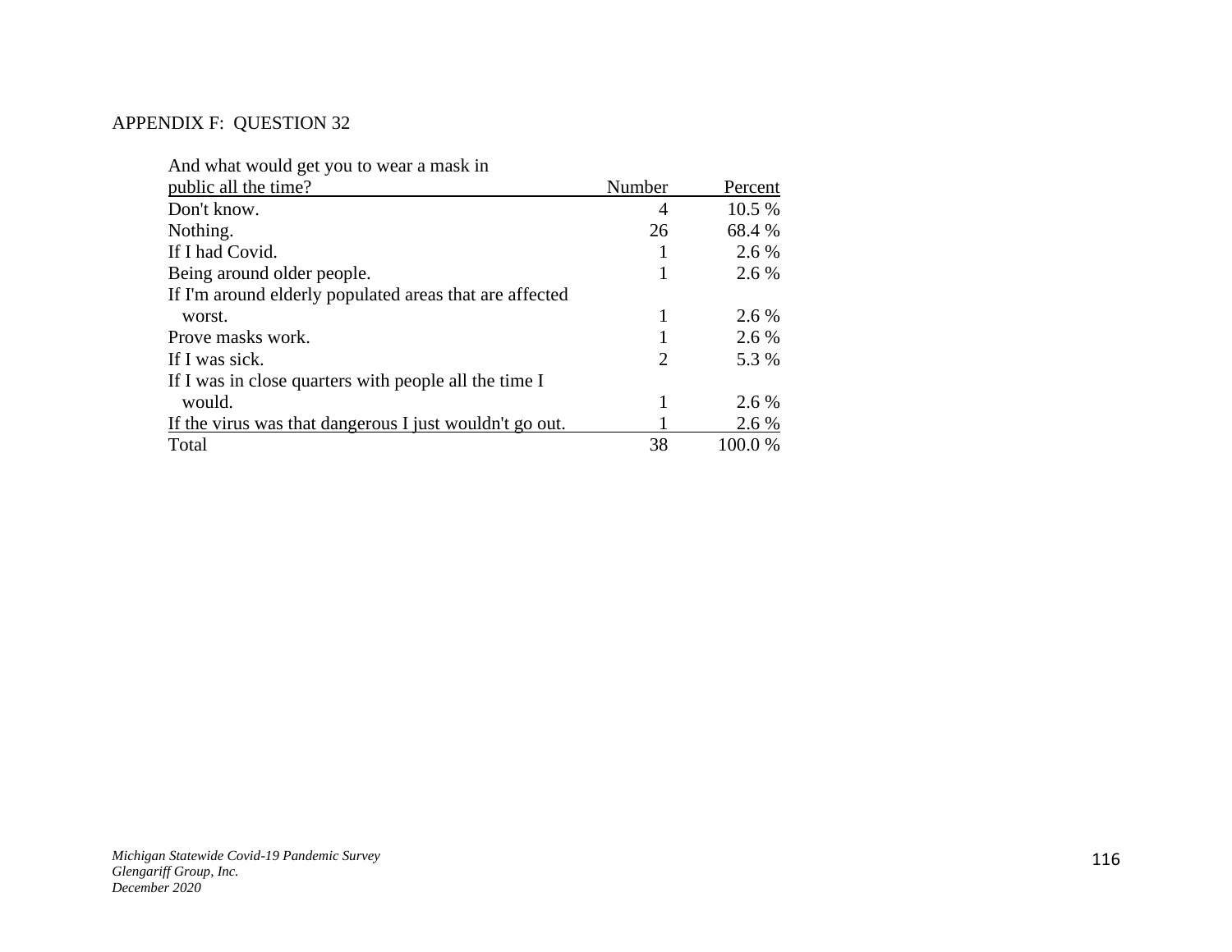APPENDIX F: QUESTION 32

| And what would get you to wear a mask in public all the time? | Number | Percent |
|---|---|---|
| Don't know. | 4 | 10.5 % |
| Nothing. | 26 | 68.4 % |
| If I had Covid. | 1 | 2.6 % |
| Being around older people. | 1 | 2.6 % |
| If I'm around elderly populated areas that are affected worst. | 1 | 2.6 % |
| Prove masks work. | 1 | 2.6 % |
| If I was sick. | 2 | 5.3 % |
| If I was in close quarters with people all the time I would. | 1 | 2.6 % |
| If the virus was that dangerous I just wouldn't go out. | 1 | 2.6 % |
| Total | 38 | 100.0 % |

*Michigan Statewide Covid-19 Pandemic Survey*
*Glengariff Group, Inc.*
*December 2020*